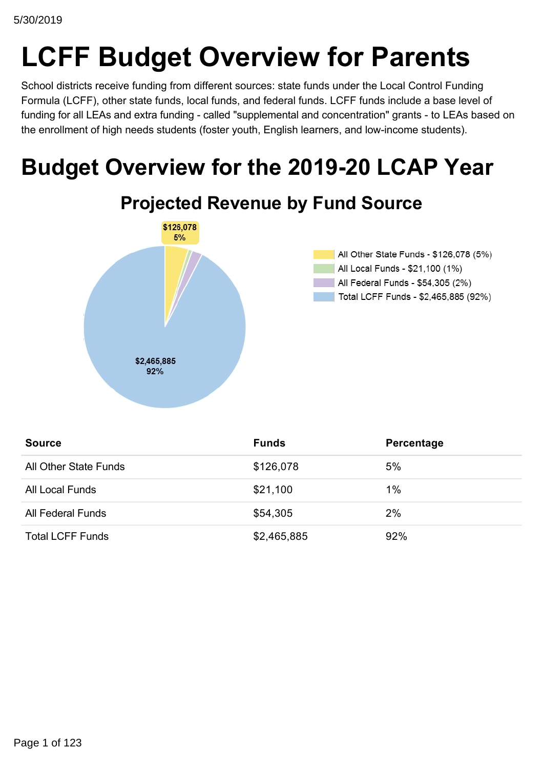# LCFF Budget Overview for Parents

School districts receive funding from different sources: state funds under the Local Control Funding Formula (LCFF), other state funds, local funds, and federal funds. LCFF funds include a base level of funding for all LEAs and extra funding - called "supplemental and concentration" grants - to LEAs based on the enrollment of high needs students (foster youth, English learners, and low-income students).

# Budget Overview for the 2019-20 LCAP Year

## Projected Revenue by Fund Source

| Source | Funds | Percentage |
| --- | --- | --- |
| All Other State Funds | $126,078 | 5% |
| All Local Funds | $21,100 | 1% |
| All Federal Funds | $54,305 | 2% |
| Total LCFF Funds | $2,465,885 | 92% |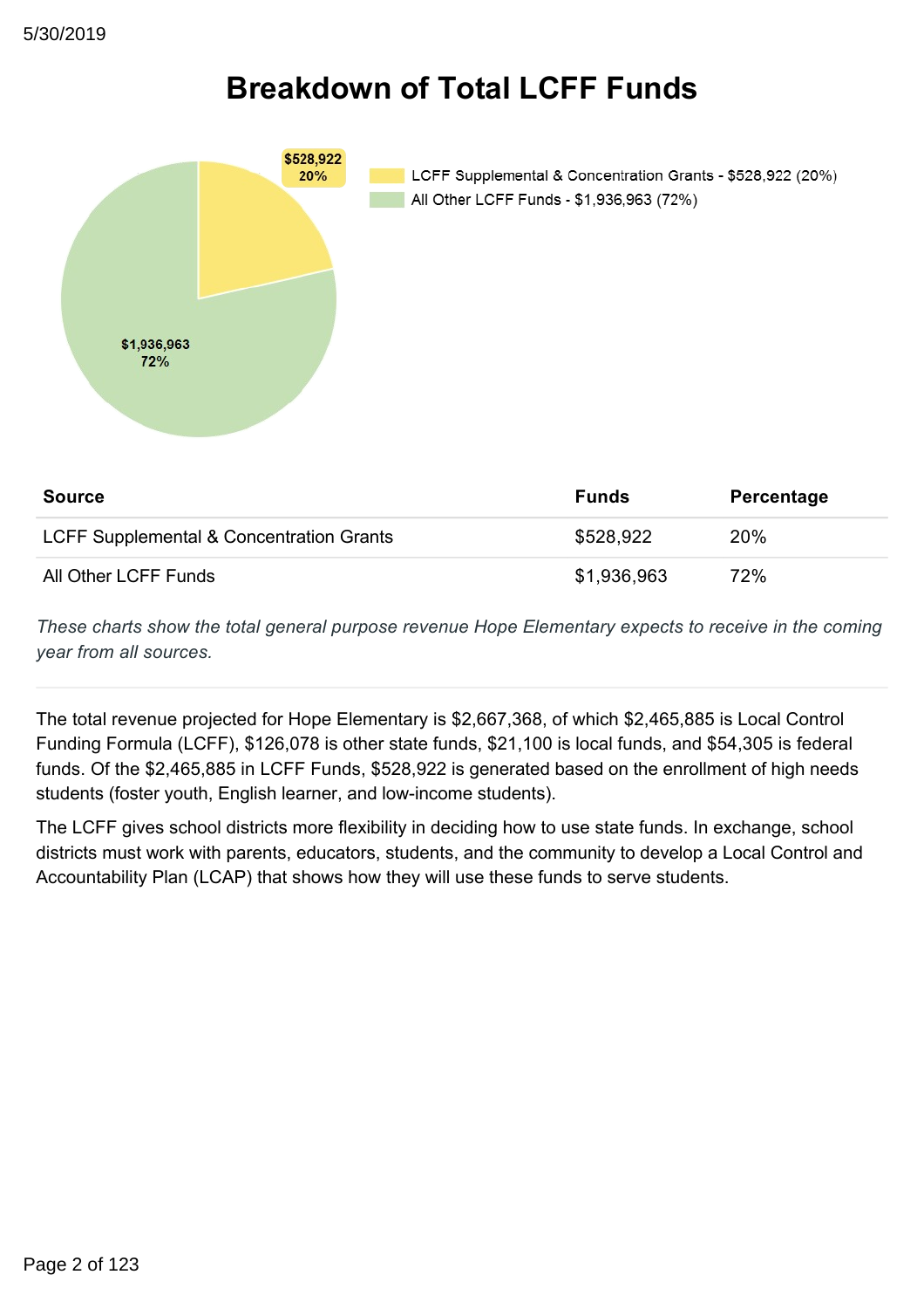# Breakdown of Total LCFF Funds

| Source | Funds | Percentage |
|---|---|---|
| LCFF Supplemental & Concentration Grants | $528,922 | 20% |
| All Other LCFF Funds | $1,936,963 | 72% |

*These charts show the total general purpose revenue Hope Elementary expects to receive in the coming year from all sources.*

The total revenue projected for Hope Elementary is $2,667,368, of which $2,465,885 is Local Control Funding Formula (LCFF), $126,078 is other state funds, $21,100 is local funds, and $54,305 is federal funds. Of the $2,465,885 in LCFF Funds, $528,922 is generated based on the enrollment of high needs students (foster youth, English learner, and low-income students).

The LCFF gives school districts more flexibility in deciding how to use state funds. In exchange, school districts must work with parents, educators, students, and the community to develop a Local Control and Accountability Plan (LCAP) that shows how they will use these funds to serve students.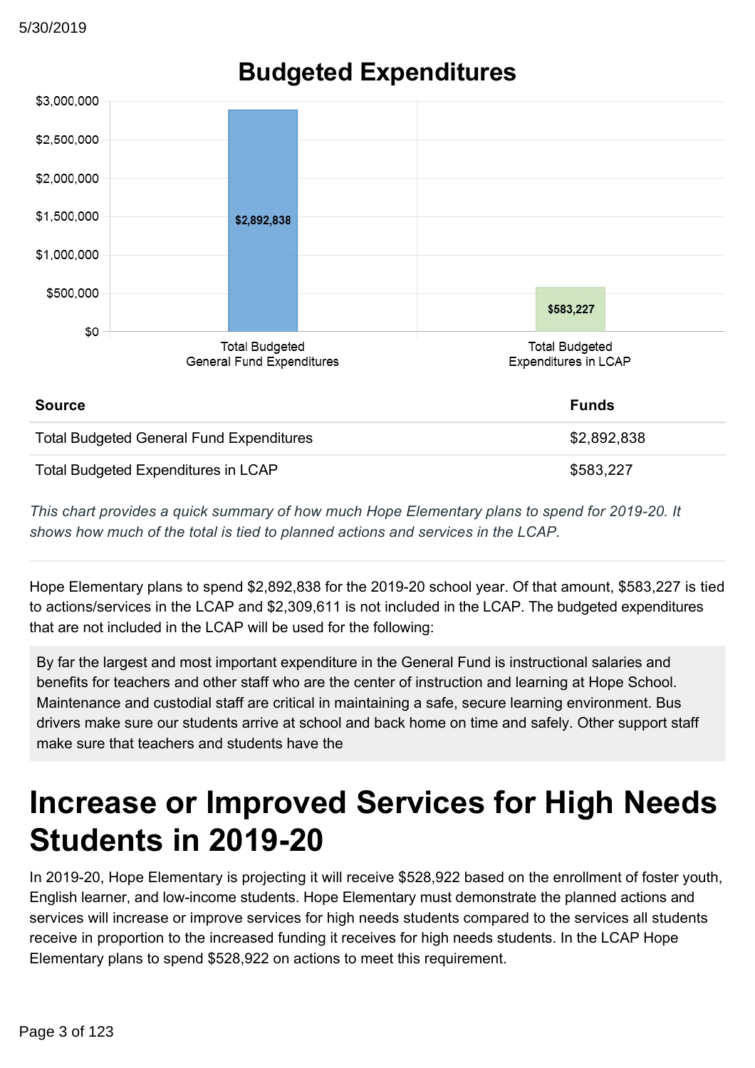## Budgeted Expenditures

| Source | Funds |
|---|---|
| Total Budgeted General Fund Expenditures | $2,892,838 |
| Total Budgeted Expenditures in LCAP | $583,227 |

*This chart provides a quick summary of how much Hope Elementary plans to spend for 2019-20. It shows how much of the total is tied to planned actions and services in the LCAP.*

Hope Elementary plans to spend $2,892,838 for the 2019-20 school year. Of that amount, $583,227 is tied to actions/services in the LCAP and $2,309,611 is not included in the LCAP. The budgeted expenditures that are not included in the LCAP will be used for the following:

By far the largest and most important expenditure in the General Fund is instructional salaries and benefits for teachers and other staff who are the center of instruction and learning at Hope School. Maintenance and custodial staff are critical in maintaining a safe, secure learning environment. Bus drivers make sure our students arrive at school and back home on time and safely. Other support staff make sure that teachers and students have the

# Increase or Improved Services for High Needs Students in 2019-20

In 2019-20, Hope Elementary is projecting it will receive $528,922 based on the enrollment of foster youth, English learner, and low-income students. Hope Elementary must demonstrate the planned actions and services will increase or improve services for high needs students compared to the services all students receive in proportion to the increased funding it receives for high needs students. In the LCAP Hope Elementary plans to spend $528,922 on actions to meet this requirement.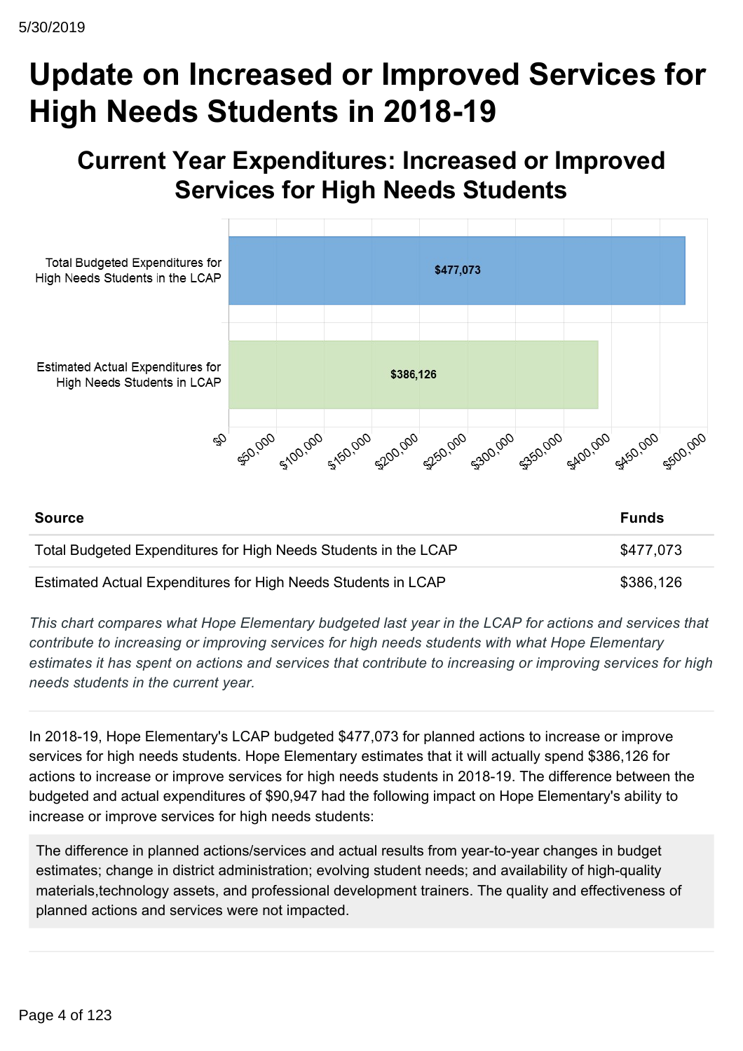# Update on Increased or Improved Services for High Needs Students in 2018-19

## Current Year Expenditures: Increased or Improved Services for High Needs Students

| Source | Funds |
|---|---|
| Total Budgeted Expenditures for High Needs Students in the LCAP | $477,073 |
| Estimated Actual Expenditures for High Needs Students in LCAP | $386,126 |

*This chart compares what Hope Elementary budgeted last year in the LCAP for actions and services that contribute to increasing or improving services for high needs students with what Hope Elementary estimates it has spent on actions and services that contribute to increasing or improving services for high needs students in the current year.*

In 2018-19, Hope Elementary's LCAP budgeted $477,073 for planned actions to increase or improve services for high needs students. Hope Elementary estimates that it will actually spend $386,126 for actions to increase or improve services for high needs students in 2018-19. The difference between the budgeted and actual expenditures of $90,947 had the following impact on Hope Elementary's ability to increase or improve services for high needs students:

The difference in planned actions/services and actual results from year-to-year changes in budget estimates; change in district administration; evolving student needs; and availability of high-quality materials,technology assets, and professional development trainers. The quality and effectiveness of planned actions and services were not impacted.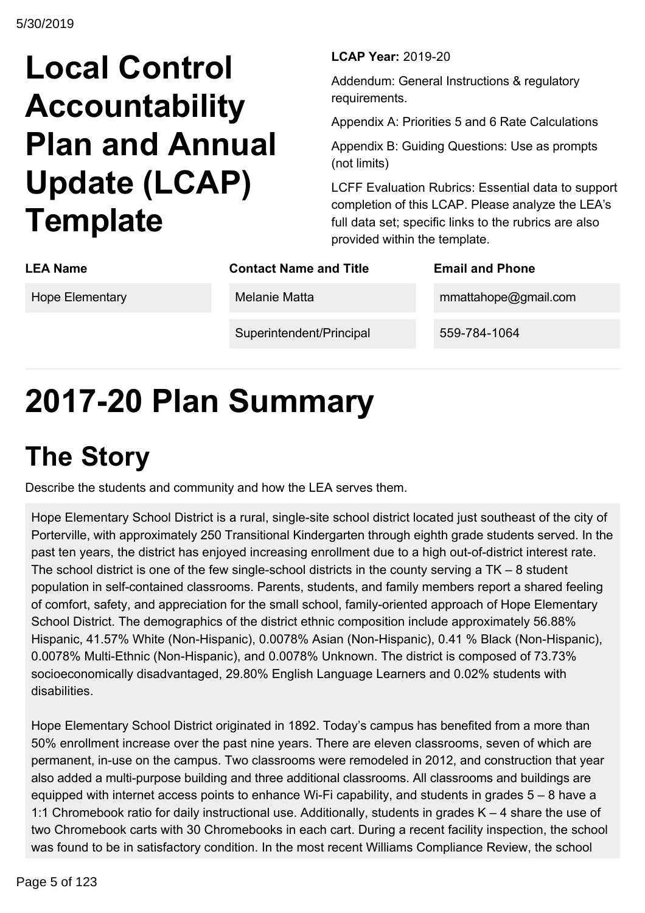# Local Control Accountability Plan and Annual Update (LCAP) Template

**LCAP Year:** 2019-20

Addendum: General Instructions & regulatory requirements.

Appendix A: Priorities 5 and 6 Rate Calculations

Appendix B: Guiding Questions: Use as prompts (not limits)

LCFF Evaluation Rubrics: Essential data to support completion of this LCAP. Please analyze the LEA's full data set; specific links to the rubrics are also provided within the template.

| LEA Name | Contact Name and Title | Email and Phone |
| --- | --- | --- |
| Hope Elementary | Melanie Matta | mmattahope@gmail.com |
| | Superintendent/Principal | 559-784-1064 |

# 2017-20 Plan Summary

## The Story

Describe the students and community and how the LEA serves them.

Hope Elementary School District is a rural, single-site school district located just southeast of the city of Porterville, with approximately 250 Transitional Kindergarten through eighth grade students served. In the past ten years, the district has enjoyed increasing enrollment due to a high out-of-district interest rate. The school district is one of the few single-school districts in the county serving a TK – 8 student population in self-contained classrooms. Parents, students, and family members report a shared feeling of comfort, safety, and appreciation for the small school, family-oriented approach of Hope Elementary School District. The demographics of the district ethnic composition include approximately 56.88% Hispanic, 41.57% White (Non-Hispanic), 0.0078% Asian (Non-Hispanic), 0.41 % Black (Non-Hispanic), 0.0078% Multi-Ethnic (Non-Hispanic), and 0.0078% Unknown. The district is composed of 73.73% socioeconomically disadvantaged, 29.80% English Language Learners and 0.02% students with disabilities.

Hope Elementary School District originated in 1892. Today's campus has benefited from a more than 50% enrollment increase over the past nine years. There are eleven classrooms, seven of which are permanent, in-use on the campus. Two classrooms were remodeled in 2012, and construction that year also added a multi-purpose building and three additional classrooms. All classrooms and buildings are equipped with internet access points to enhance Wi-Fi capability, and students in grades 5 – 8 have a 1:1 Chromebook ratio for daily instructional use. Additionally, students in grades K – 4 share the use of two Chromebook carts with 30 Chromebooks in each cart. During a recent facility inspection, the school was found to be in satisfactory condition. In the most recent Williams Compliance Review, the school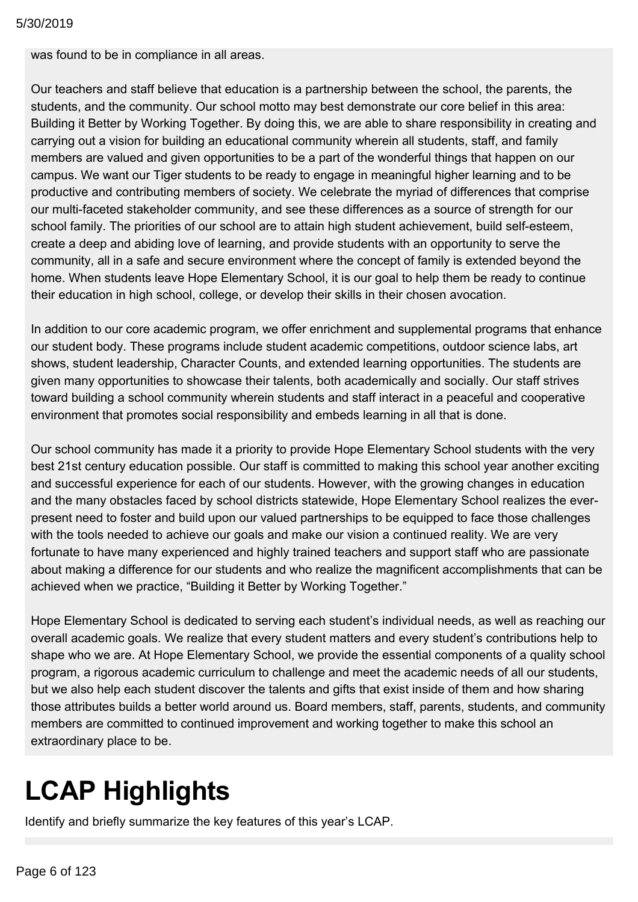was found to be in compliance in all areas.

Our teachers and staff believe that education is a partnership between the school, the parents, the students, and the community. Our school motto may best demonstrate our core belief in this area: Building it Better by Working Together. By doing this, we are able to share responsibility in creating and carrying out a vision for building an educational community wherein all students, staff, and family members are valued and given opportunities to be a part of the wonderful things that happen on our campus. We want our Tiger students to be ready to engage in meaningful higher learning and to be productive and contributing members of society. We celebrate the myriad of differences that comprise our multi-faceted stakeholder community, and see these differences as a source of strength for our school family. The priorities of our school are to attain high student achievement, build self-esteem, create a deep and abiding love of learning, and provide students with an opportunity to serve the community, all in a safe and secure environment where the concept of family is extended beyond the home. When students leave Hope Elementary School, it is our goal to help them be ready to continue their education in high school, college, or develop their skills in their chosen avocation.

In addition to our core academic program, we offer enrichment and supplemental programs that enhance our student body. These programs include student academic competitions, outdoor science labs, art shows, student leadership, Character Counts, and extended learning opportunities. The students are given many opportunities to showcase their talents, both academically and socially. Our staff strives toward building a school community wherein students and staff interact in a peaceful and cooperative environment that promotes social responsibility and embeds learning in all that is done.

Our school community has made it a priority to provide Hope Elementary School students with the very best 21st century education possible. Our staff is committed to making this school year another exciting and successful experience for each of our students. However, with the growing changes in education and the many obstacles faced by school districts statewide, Hope Elementary School realizes the ever-present need to foster and build upon our valued partnerships to be equipped to face those challenges with the tools needed to achieve our goals and make our vision a continued reality. We are very fortunate to have many experienced and highly trained teachers and support staff who are passionate about making a difference for our students and who realize the magnificent accomplishments that can be achieved when we practice, "Building it Better by Working Together."

Hope Elementary School is dedicated to serving each student's individual needs, as well as reaching our overall academic goals. We realize that every student matters and every student's contributions help to shape who we are. At Hope Elementary School, we provide the essential components of a quality school program, a rigorous academic curriculum to challenge and meet the academic needs of all our students, but we also help each student discover the talents and gifts that exist inside of them and how sharing those attributes builds a better world around us. Board members, staff, parents, students, and community members are committed to continued improvement and working together to make this school an extraordinary place to be.

# LCAP Highlights

Identify and briefly summarize the key features of this year's LCAP.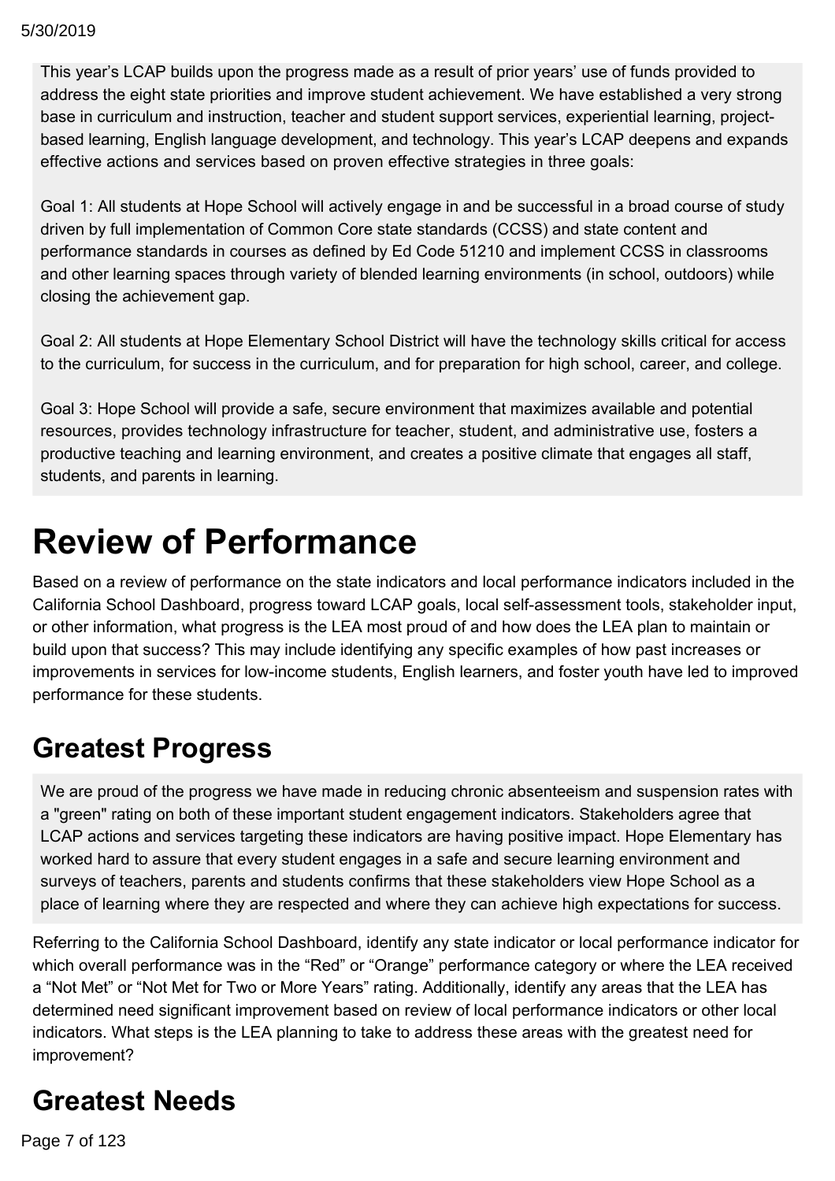This year's LCAP builds upon the progress made as a result of prior years' use of funds provided to address the eight state priorities and improve student achievement. We have established a very strong base in curriculum and instruction, teacher and student support services, experiential learning, project-based learning, English language development, and technology. This year's LCAP deepens and expands effective actions and services based on proven effective strategies in three goals:

Goal 1: All students at Hope School will actively engage in and be successful in a broad course of study driven by full implementation of Common Core state standards (CCSS) and state content and performance standards in courses as defined by Ed Code 51210 and implement CCSS in classrooms and other learning spaces through variety of blended learning environments (in school, outdoors) while closing the achievement gap.

Goal 2: All students at Hope Elementary School District will have the technology skills critical for access to the curriculum, for success in the curriculum, and for preparation for high school, career, and college.

Goal 3: Hope School will provide a safe, secure environment that maximizes available and potential resources, provides technology infrastructure for teacher, student, and administrative use, fosters a productive teaching and learning environment, and creates a positive climate that engages all staff, students, and parents in learning.

# Review of Performance

Based on a review of performance on the state indicators and local performance indicators included in the California School Dashboard, progress toward LCAP goals, local self-assessment tools, stakeholder input, or other information, what progress is the LEA most proud of and how does the LEA plan to maintain or build upon that success? This may include identifying any specific examples of how past increases or improvements in services for low-income students, English learners, and foster youth have led to improved performance for these students.

## Greatest Progress

We are proud of the progress we have made in reducing chronic absenteeism and suspension rates with a "green" rating on both of these important student engagement indicators. Stakeholders agree that LCAP actions and services targeting these indicators are having positive impact. Hope Elementary has worked hard to assure that every student engages in a safe and secure learning environment and surveys of teachers, parents and students confirms that these stakeholders view Hope School as a place of learning where they are respected and where they can achieve high expectations for success.

Referring to the California School Dashboard, identify any state indicator or local performance indicator for which overall performance was in the "Red" or "Orange" performance category or where the LEA received a "Not Met" or "Not Met for Two or More Years" rating. Additionally, identify any areas that the LEA has determined need significant improvement based on review of local performance indicators or other local indicators. What steps is the LEA planning to take to address these areas with the greatest need for improvement?

## Greatest Needs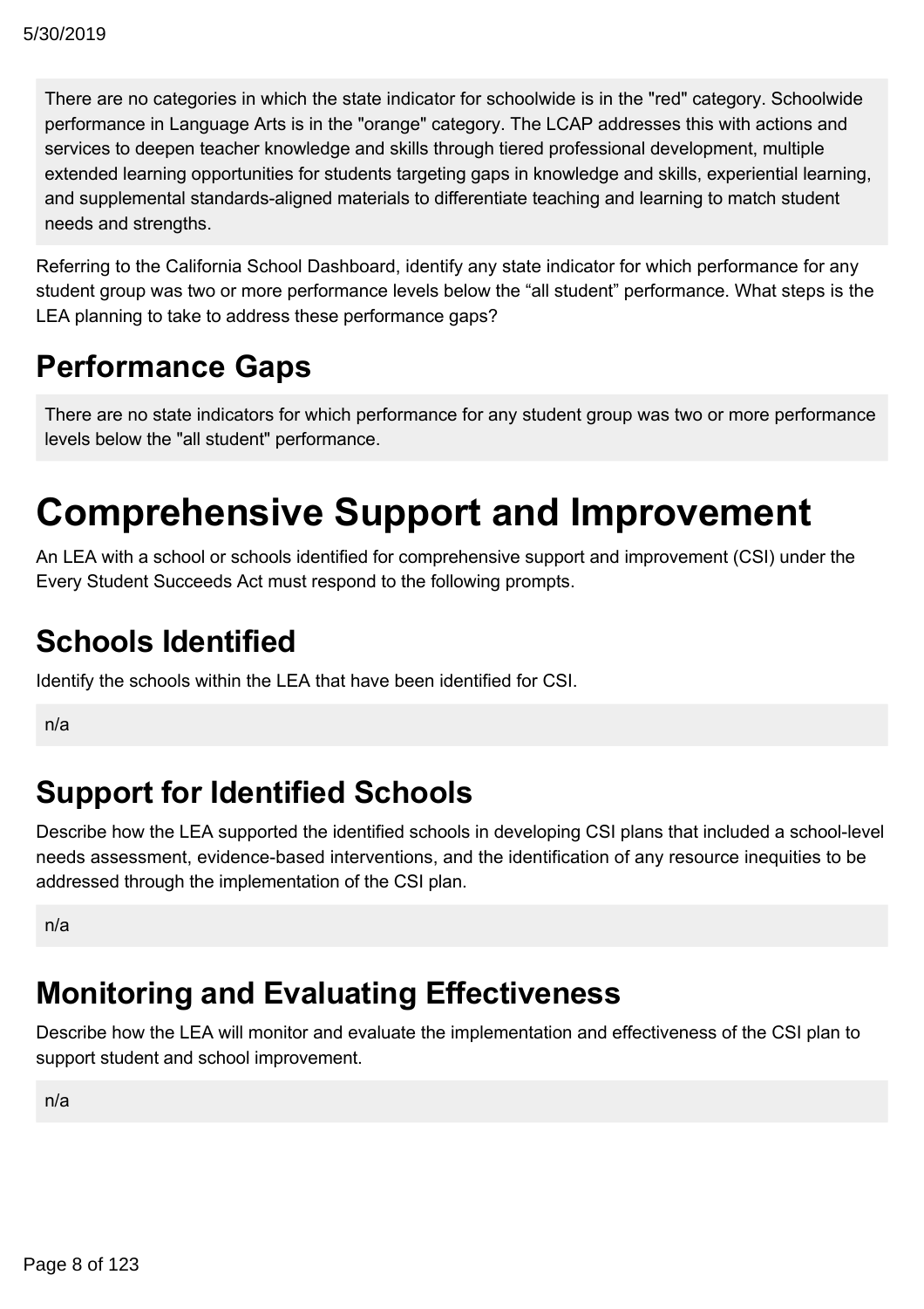There are no categories in which the state indicator for schoolwide is in the "red" category. Schoolwide performance in Language Arts is in the "orange" category. The LCAP addresses this with actions and services to deepen teacher knowledge and skills through tiered professional development, multiple extended learning opportunities for students targeting gaps in knowledge and skills, experiential learning, and supplemental standards-aligned materials to differentiate teaching and learning to match student needs and strengths.

Referring to the California School Dashboard, identify any state indicator for which performance for any student group was two or more performance levels below the “all student” performance. What steps is the LEA planning to take to address these performance gaps?

## Performance Gaps

There are no state indicators for which performance for any student group was two or more performance levels below the "all student" performance.

# Comprehensive Support and Improvement

An LEA with a school or schools identified for comprehensive support and improvement (CSI) under the Every Student Succeeds Act must respond to the following prompts.

## Schools Identified

Identify the schools within the LEA that have been identified for CSI.

n/a

## Support for Identified Schools

Describe how the LEA supported the identified schools in developing CSI plans that included a school-level needs assessment, evidence-based interventions, and the identification of any resource inequities to be addressed through the implementation of the CSI plan.

n/a

## Monitoring and Evaluating Effectiveness

Describe how the LEA will monitor and evaluate the implementation and effectiveness of the CSI plan to support student and school improvement.

n/a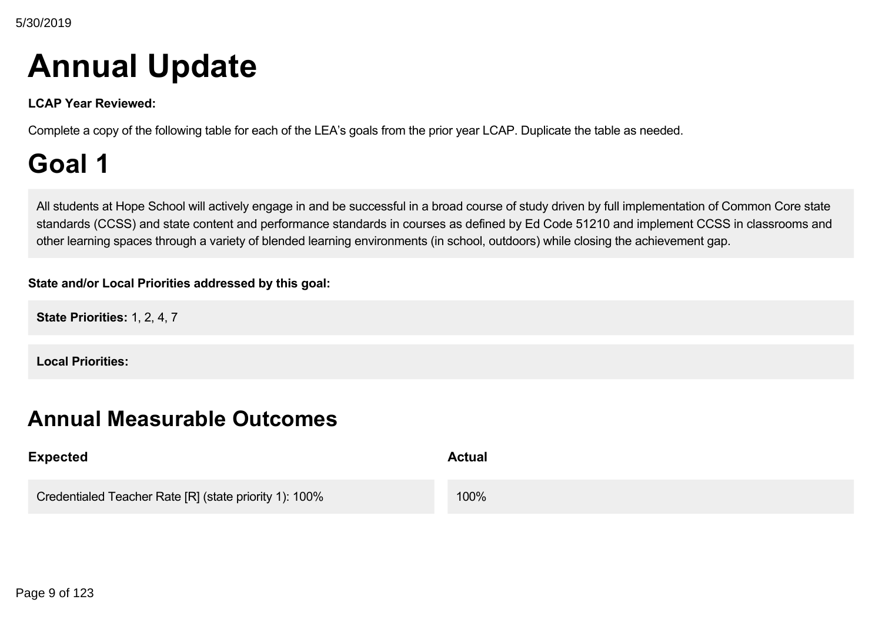# Annual Update

**LCAP Year Reviewed:**

Complete a copy of the following table for each of the LEA's goals from the prior year LCAP. Duplicate the table as needed.

# Goal 1

All students at Hope School will actively engage in and be successful in a broad course of study driven by full implementation of Common Core state standards (CCSS) and state content and performance standards in courses as defined by Ed Code 51210 and implement CCSS in classrooms and other learning spaces through a variety of blended learning environments (in school, outdoors) while closing the achievement gap.

**State and/or Local Priorities addressed by this goal:**

**State Priorities:** 1, 2, 4, 7

**Local Priorities:**

## Annual Measurable Outcomes

| Expected | Actual |
| --- | --- |
| Credentialed Teacher Rate [R] (state priority 1): 100% | 100% |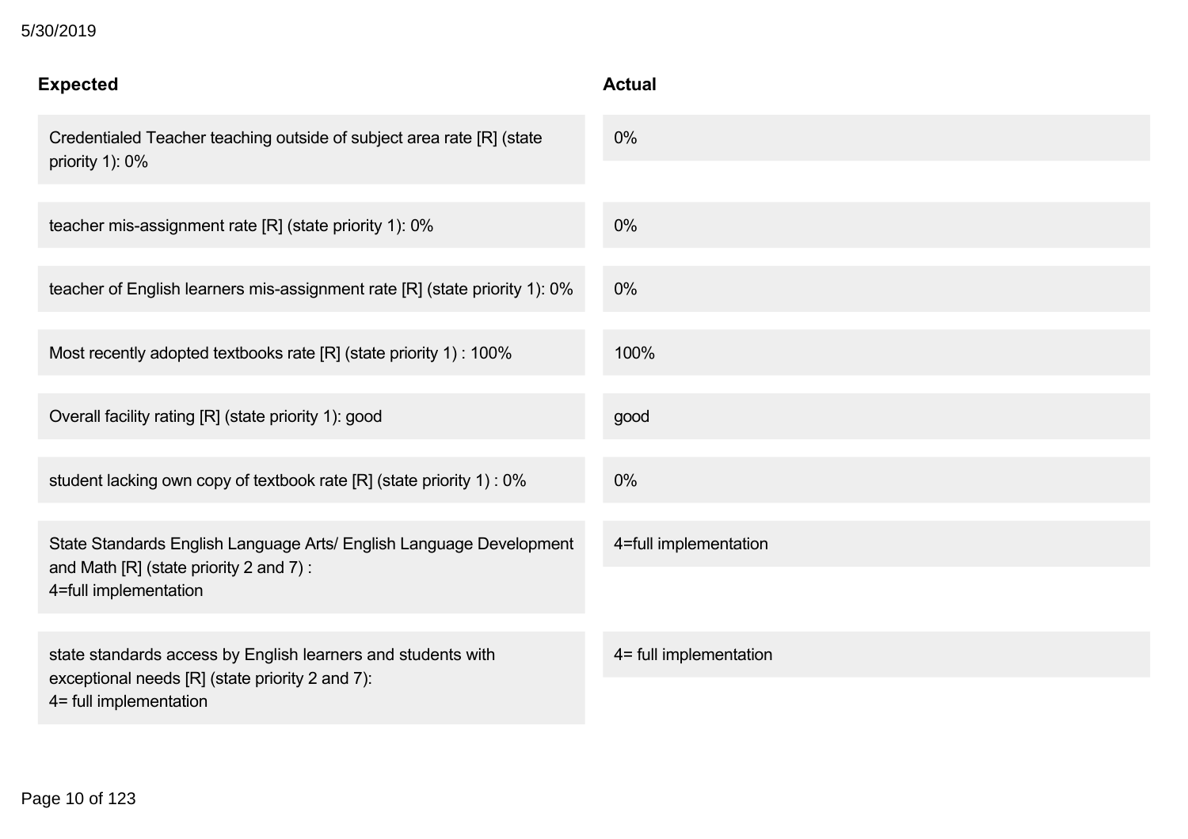| Expected | Actual |
|---|---|
| Credentialed Teacher teaching outside of subject area rate [R] (state priority 1): 0% | 0% |
| teacher mis-assignment rate [R] (state priority 1): 0% | 0% |
| teacher of English learners mis-assignment rate [R] (state priority 1): 0% | 0% |
| Most recently adopted textbooks rate [R] (state priority 1) : 100% | 100% |
| Overall facility rating [R] (state priority 1): good | good |
| student lacking own copy of textbook rate [R] (state priority 1) : 0% | 0% |
| State Standards English Language Arts/ English Language Development and Math [R] (state priority 2 and 7) : 4=full implementation | 4=full implementation |
| state standards access by English learners and students with exceptional needs [R] (state priority 2 and 7): 4= full implementation | 4= full implementation |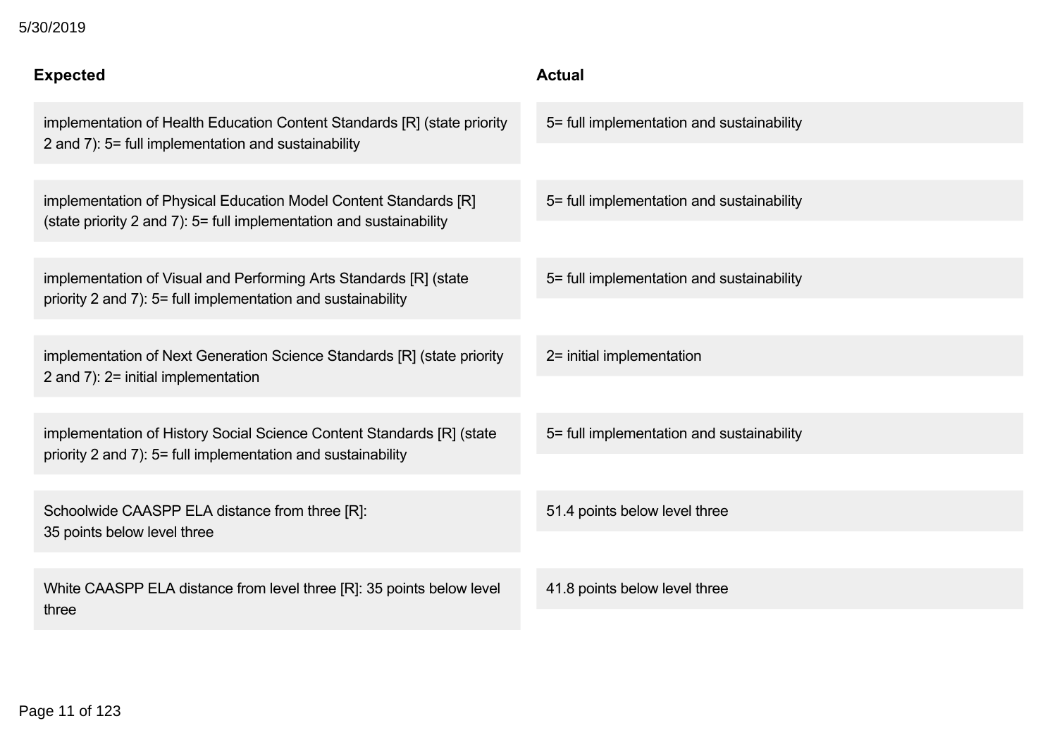| Expected | Actual |
| --- | --- |
| implementation of Health Education Content Standards [R] (state priority 2 and 7): 5= full implementation and sustainability | 5= full implementation and sustainability |
| implementation of Physical Education Model Content Standards [R] (state priority 2 and 7): 5= full implementation and sustainability | 5= full implementation and sustainability |
| implementation of Visual and Performing Arts Standards [R] (state priority 2 and 7): 5= full implementation and sustainability | 5= full implementation and sustainability |
| implementation of Next Generation Science Standards [R] (state priority 2 and 7): 2= initial implementation | 2= initial implementation |
| implementation of History Social Science Content Standards [R] (state priority 2 and 7): 5= full implementation and sustainability | 5= full implementation and sustainability |
| Schoolwide CAASPP ELA distance from three [R]: 35 points below level three | 51.4 points below level three |
| White CAASPP ELA distance from level three [R]: 35 points below level three | 41.8 points below level three |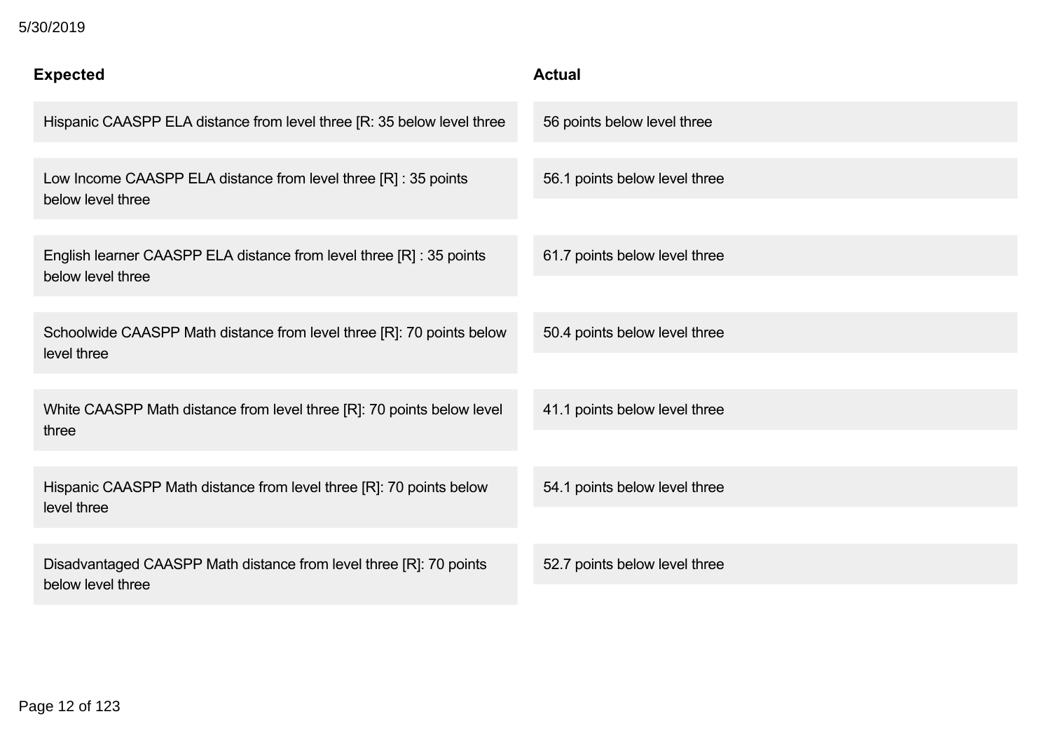| Expected | Actual |
| --- | --- |
| Hispanic CAASPP ELA distance from level three [R: 35 below level three | 56 points below level three |
| Low Income CAASPP ELA distance from level three [R] : 35 points below level three | 56.1 points below level three |
| English learner CAASPP ELA distance from level three [R] : 35 points below level three | 61.7 points below level three |
| Schoolwide CAASPP Math distance from level three [R]: 70 points below level three | 50.4 points below level three |
| White CAASPP Math distance from level three [R]: 70 points below level three | 41.1 points below level three |
| Hispanic CAASPP Math distance from level three [R]: 70 points below level three | 54.1 points below level three |
| Disadvantaged CAASPP Math distance from level three [R]: 70 points below level three | 52.7 points below level three |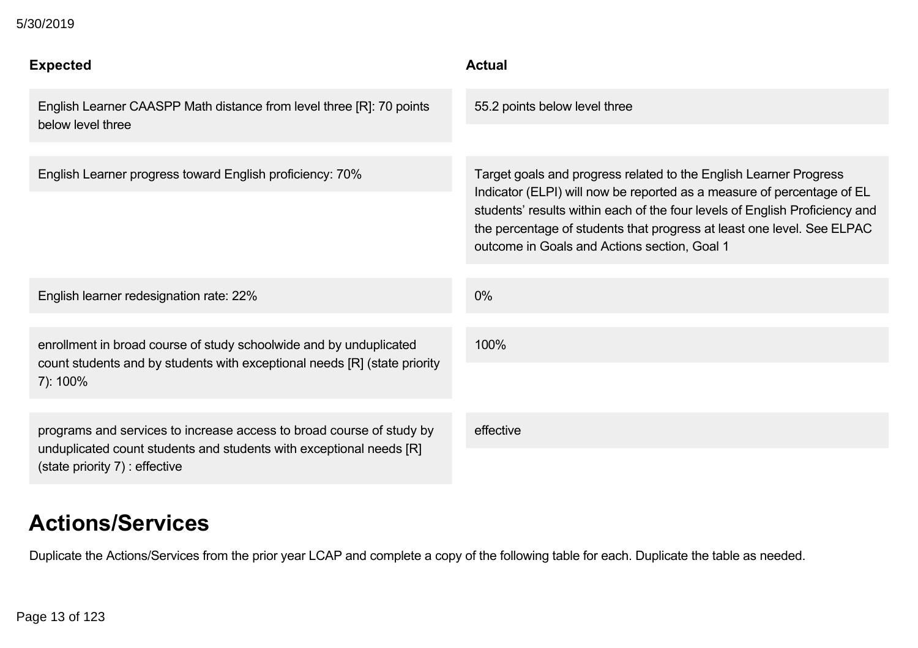| Expected | Actual |
|---|---|
| English Learner CAASPP Math distance from level three [R]: 70 points below level three | 55.2 points below level three |
| English Learner progress toward English proficiency: 70% | Target goals and progress related to the English Learner Progress Indicator (ELPI) will now be reported as a measure of percentage of EL students' results within each of the four levels of English Proficiency and the percentage of students that progress at least one level. See ELPAC outcome in Goals and Actions section, Goal 1 |
| English learner redesignation rate: 22% | 0% |
| enrollment in broad course of study schoolwide and by unduplicated count students and by students with exceptional needs [R] (state priority 7): 100% | 100% |
| programs and services to increase access to broad course of study by unduplicated count students and students with exceptional needs [R] (state priority 7) : effective | effective |

# Actions/Services

Duplicate the Actions/Services from the prior year LCAP and complete a copy of the following table for each. Duplicate the table as needed.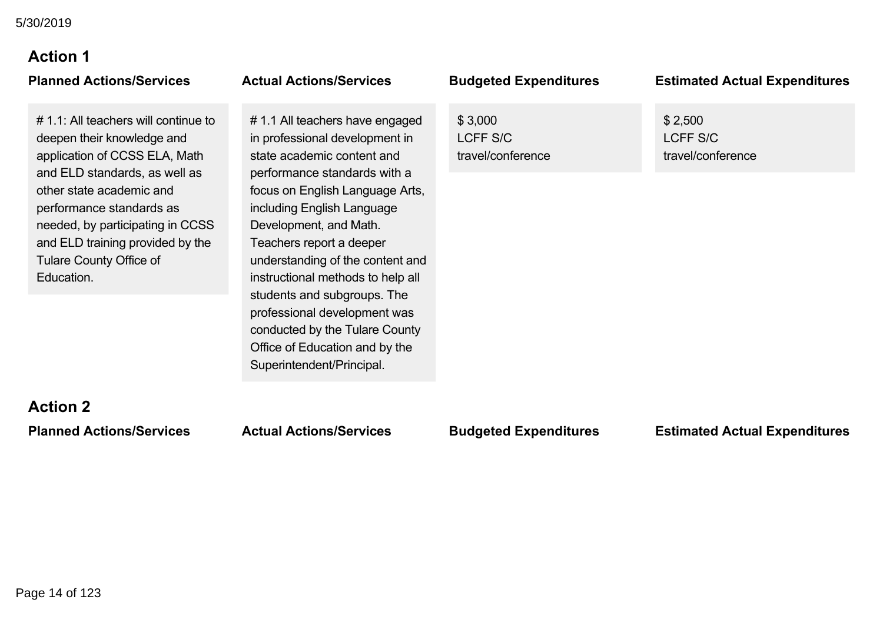### Action 1

| Planned Actions/Services | Actual Actions/Services | Budgeted Expenditures | Estimated Actual Expenditures |
| --- | --- | --- | --- |
| # 1.1: All teachers will continue to deepen their knowledge and application of CCSS ELA, Math and ELD standards, as well as other state academic and performance standards as needed, by participating in CCSS and ELD training provided by the Tulare County Office of Education. | # 1.1 All teachers have engaged in professional development in state academic content and performance standards with a focus on English Language Arts, including English Language Development, and Math. Teachers report a deeper understanding of the content and instructional methods to help all students and subgroups. The professional development was conducted by the Tulare County Office of Education and by the Superintendent/Principal. | $ 3,000<br>LCFF S/C<br>travel/conference | $ 2,500<br>LCFF S/C<br>travel/conference |

### Action 2

| Planned Actions/Services | Actual Actions/Services | Budgeted Expenditures | Estimated Actual Expenditures |
| --- | --- | --- | --- |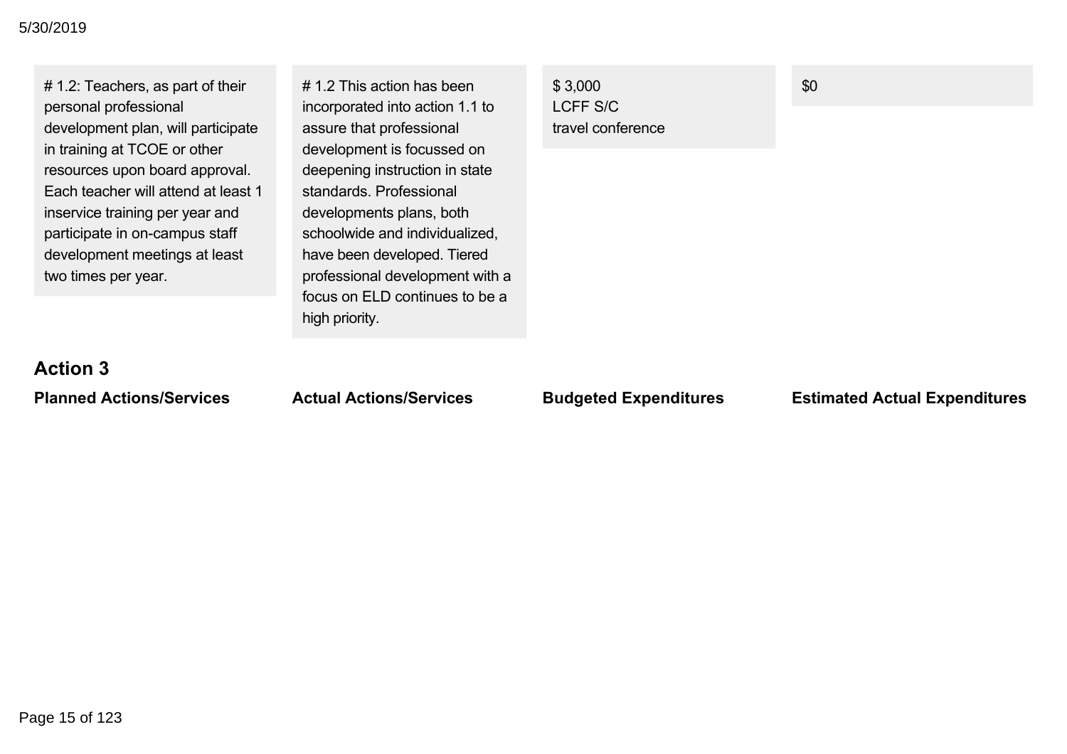| Planned Actions/Services | Actual Actions/Services | Budgeted Expenditures | Estimated Actual Expenditures |
| --- | --- | --- | --- |
| # 1.2: Teachers, as part of their personal professional development plan, will participate in training at TCOE or other resources upon board approval. Each teacher will attend at least 1 inservice training per year and participate in on-campus staff development meetings at least two times per year. | # 1.2 This action has been incorporated into action 1.1 to assure that professional development is focussed on deepening instruction in state standards. Professional developments plans, both schoolwide and individualized, have been developed. Tiered professional development with a focus on ELD continues to be a high priority. | $ 3,000<br>LCFF S/C<br>travel conference | $0 |

### Action 3

| Planned Actions/Services | Actual Actions/Services | Budgeted Expenditures | Estimated Actual Expenditures |
| --- | --- | --- | --- |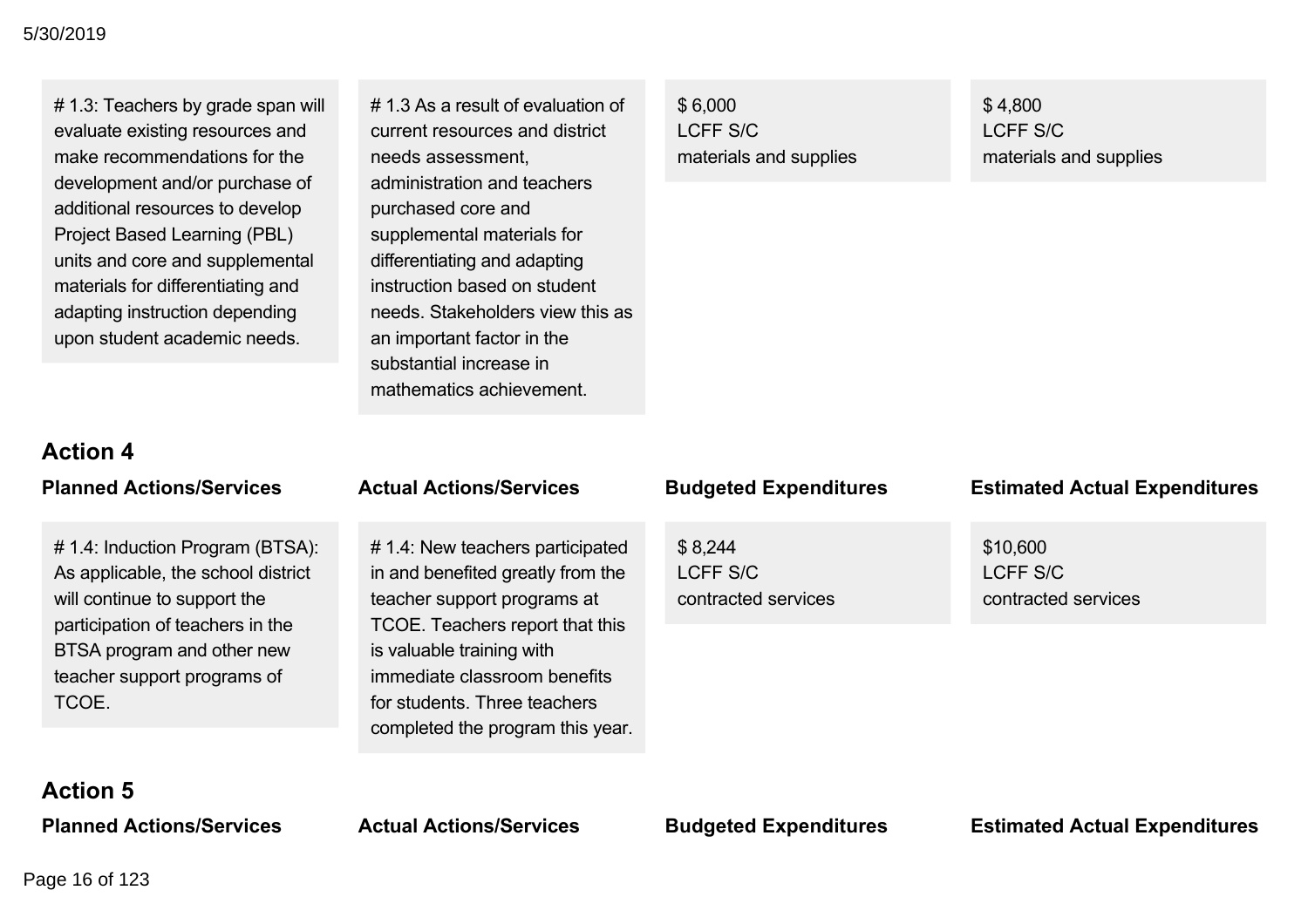| Planned Actions/Services | Actual Actions/Services | Budgeted Expenditures | Estimated Actual Expenditures |
| --- | --- | --- | --- |
| # 1.3: Teachers by grade span will evaluate existing resources and make recommendations for the development and/or purchase of additional resources to develop Project Based Learning (PBL) units and core and supplemental materials for differentiating and adapting instruction depending upon student academic needs. | # 1.3 As a result of evaluation of current resources and district needs assessment, administration and teachers purchased core and supplemental materials for differentiating and adapting instruction based on student needs. Stakeholders view this as an important factor in the substantial increase in mathematics achievement. | $ 6,000<br>LCFF S/C<br>materials and supplies | $ 4,800<br>LCFF S/C<br>materials and supplies |

### Action 4

| Planned Actions/Services | Actual Actions/Services | Budgeted Expenditures | Estimated Actual Expenditures |
| --- | --- | --- | --- |
| # 1.4: Induction Program (BTSA): As applicable, the school district will continue to support the participation of teachers in the BTSA program and other new teacher support programs of TCOE. | # 1.4: New teachers participated in and benefited greatly from the teacher support programs at TCOE. Teachers report that this is valuable training with immediate classroom benefits for students. Three teachers completed the program this year. | $ 8,244<br>LCFF S/C<br>contracted services | $10,600<br>LCFF S/C<br>contracted services |

### Action 5

| Planned Actions/Services | Actual Actions/Services | Budgeted Expenditures | Estimated Actual Expenditures |
| --- | --- | --- | --- |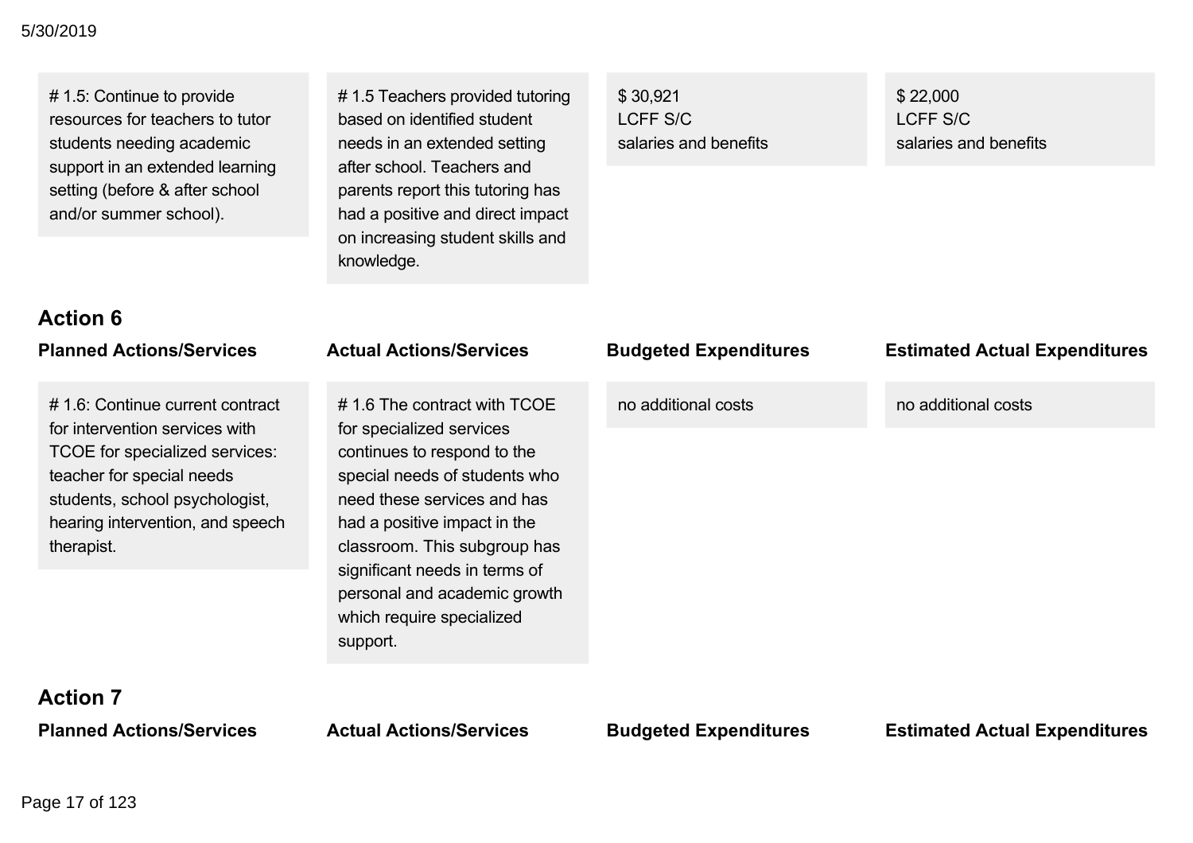| Planned Actions/Services | Actual Actions/Services | Budgeted Expenditures | Estimated Actual Expenditures |
|---|---|---|---|
| # 1.5: Continue to provide resources for teachers to tutor students needing academic support in an extended learning setting (before & after school and/or summer school). | # 1.5 Teachers provided tutoring based on identified student needs in an extended setting after school. Teachers and parents report this tutoring has had a positive and direct impact on increasing student skills and knowledge. | $ 30,921 LCFF S/C salaries and benefits | $ 22,000 LCFF S/C salaries and benefits |

### Action 6

| Planned Actions/Services | Actual Actions/Services | Budgeted Expenditures | Estimated Actual Expenditures |
|---|---|---|---|
| # 1.6: Continue current contract for intervention services with TCOE for specialized services: teacher for special needs students, school psychologist, hearing intervention, and speech therapist. | # 1.6 The contract with TCOE for specialized services continues to respond to the special needs of students who need these services and has had a positive impact in the classroom. This subgroup has significant needs in terms of personal and academic growth which require specialized support. | no additional costs | no additional costs |

### Action 7

| Planned Actions/Services | Actual Actions/Services | Budgeted Expenditures | Estimated Actual Expenditures |
|---|---|---|---|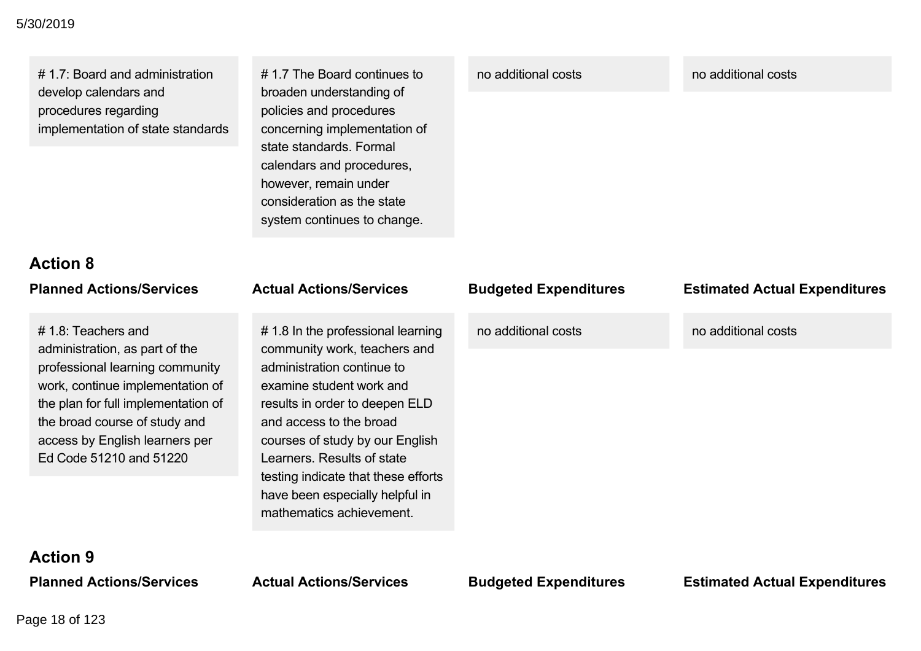| Planned Actions/Services | Actual Actions/Services | Budgeted Expenditures | Estimated Actual Expenditures |
|---|---|---|---|
| # 1.7: Board and administration develop calendars and procedures regarding implementation of state standards | # 1.7 The Board continues to broaden understanding of policies and procedures concerning implementation of state standards. Formal calendars and procedures, however, remain under consideration as the state system continues to change. | no additional costs | no additional costs |

### Action 8

| Planned Actions/Services | Actual Actions/Services | Budgeted Expenditures | Estimated Actual Expenditures |
|---|---|---|---|
| # 1.8: Teachers and administration, as part of the professional learning community work, continue implementation of the plan for full implementation of the broad course of study and access by English learners per Ed Code 51210 and 51220 | # 1.8 In the professional learning community work, teachers and administration continue to examine student work and results in order to deepen ELD and access to the broad courses of study by our English Learners. Results of state testing indicate that these efforts have been especially helpful in mathematics achievement. | no additional costs | no additional costs |

### Action 9

| Planned Actions/Services | Actual Actions/Services | Budgeted Expenditures | Estimated Actual Expenditures |
|---|---|---|---|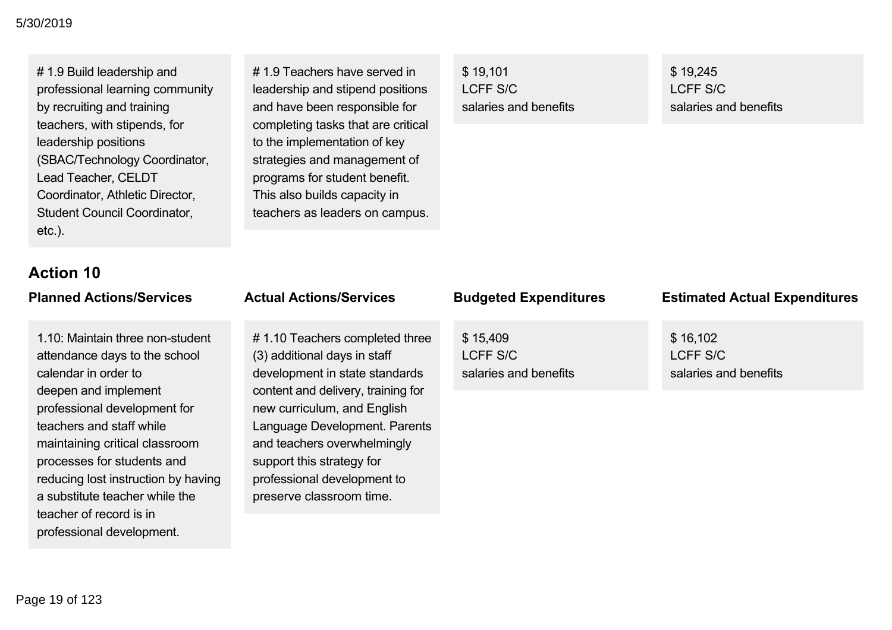| | | | |
|---|---|---|---|
| # 1.9 Build leadership and professional learning community by recruiting and training teachers, with stipends, for leadership positions (SBAC/Technology Coordinator, Lead Teacher, CELDT Coordinator, Athletic Director, Student Council Coordinator, etc.). | # 1.9 Teachers have served in leadership and stipend positions and have been responsible for completing tasks that are critical to the implementation of key strategies and management of programs for student benefit. This also builds capacity in teachers as leaders on campus. | $ 19,101<br>LCFF S/C<br>salaries and benefits | $ 19,245<br>LCFF S/C<br>salaries and benefits |

## Action 10

| Planned Actions/Services | Actual Actions/Services | Budgeted Expenditures | Estimated Actual Expenditures |
|---|---|---|---|
| 1.10: Maintain three non-student attendance days to the school calendar in order to deepen and implement professional development for teachers and staff while maintaining critical classroom processes for students and reducing lost instruction by having a substitute teacher while the teacher of record is in professional development. | # 1.10 Teachers completed three (3) additional days in staff development in state standards content and delivery, training for new curriculum, and English Language Development. Parents and teachers overwhelmingly support this strategy for professional development to preserve classroom time. | $ 15,409<br>LCFF S/C<br>salaries and benefits | $ 16,102<br>LCFF S/C<br>salaries and benefits |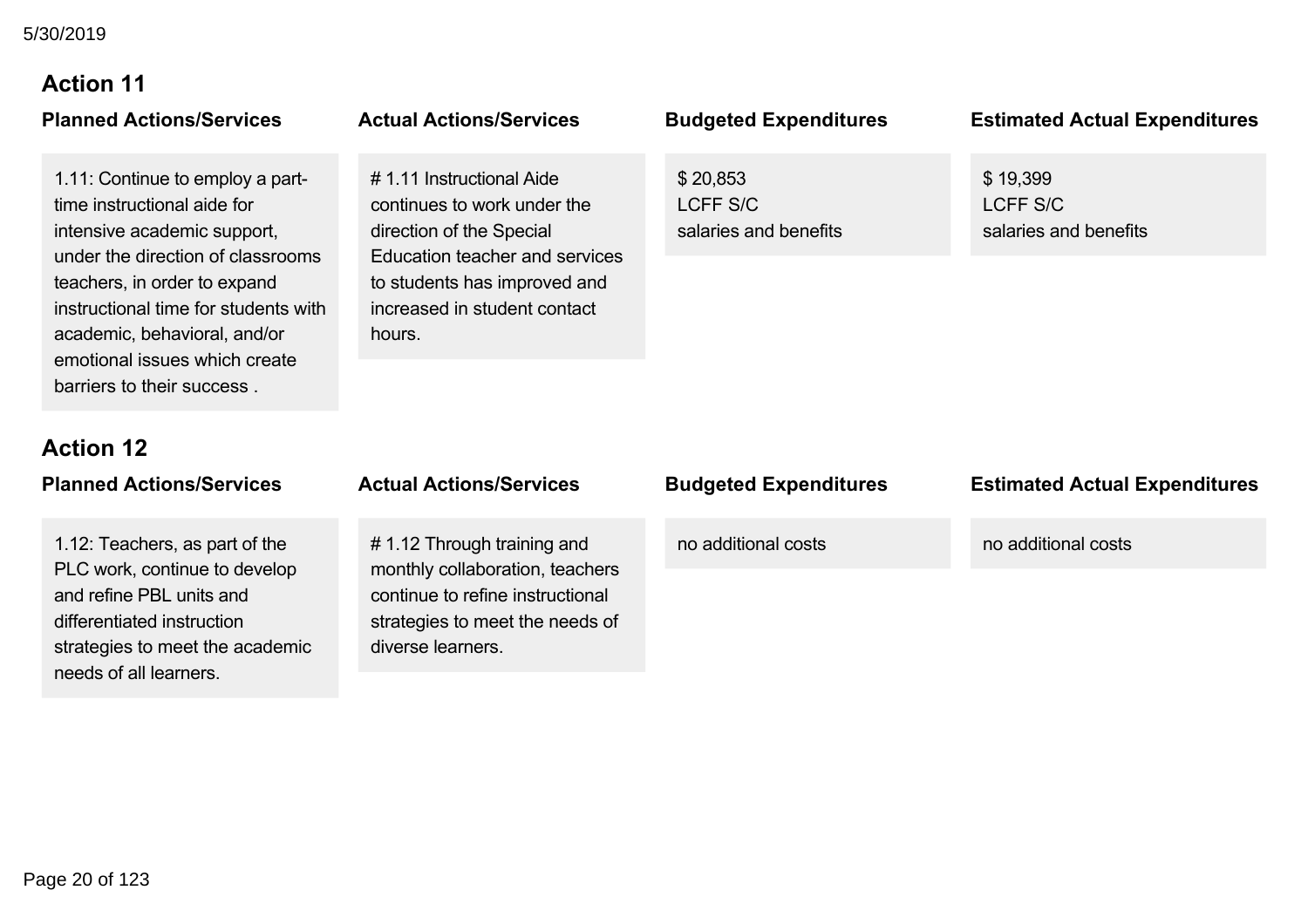### Action 11

| Planned Actions/Services | Actual Actions/Services | Budgeted Expenditures | Estimated Actual Expenditures |
| --- | --- | --- | --- |
| 1.11: Continue to employ a part-time instructional aide for intensive academic support, under the direction of classrooms teachers, in order to expand instructional time for students with academic, behavioral, and/or emotional issues which create barriers to their success . | # 1.11 Instructional Aide continues to work under the direction of the Special Education teacher and services to students has improved and increased in student contact hours. | $ 20,853<br>LCFF S/C<br>salaries and benefits | $ 19,399<br>LCFF S/C<br>salaries and benefits |

### Action 12

| Planned Actions/Services | Actual Actions/Services | Budgeted Expenditures | Estimated Actual Expenditures |
| --- | --- | --- | --- |
| 1.12: Teachers, as part of the PLC work, continue to develop and refine PBL units and differentiated instruction strategies to meet the academic needs of all learners. | # 1.12 Through training and monthly collaboration, teachers continue to refine instructional strategies to meet the needs of diverse learners. | no additional costs | no additional costs |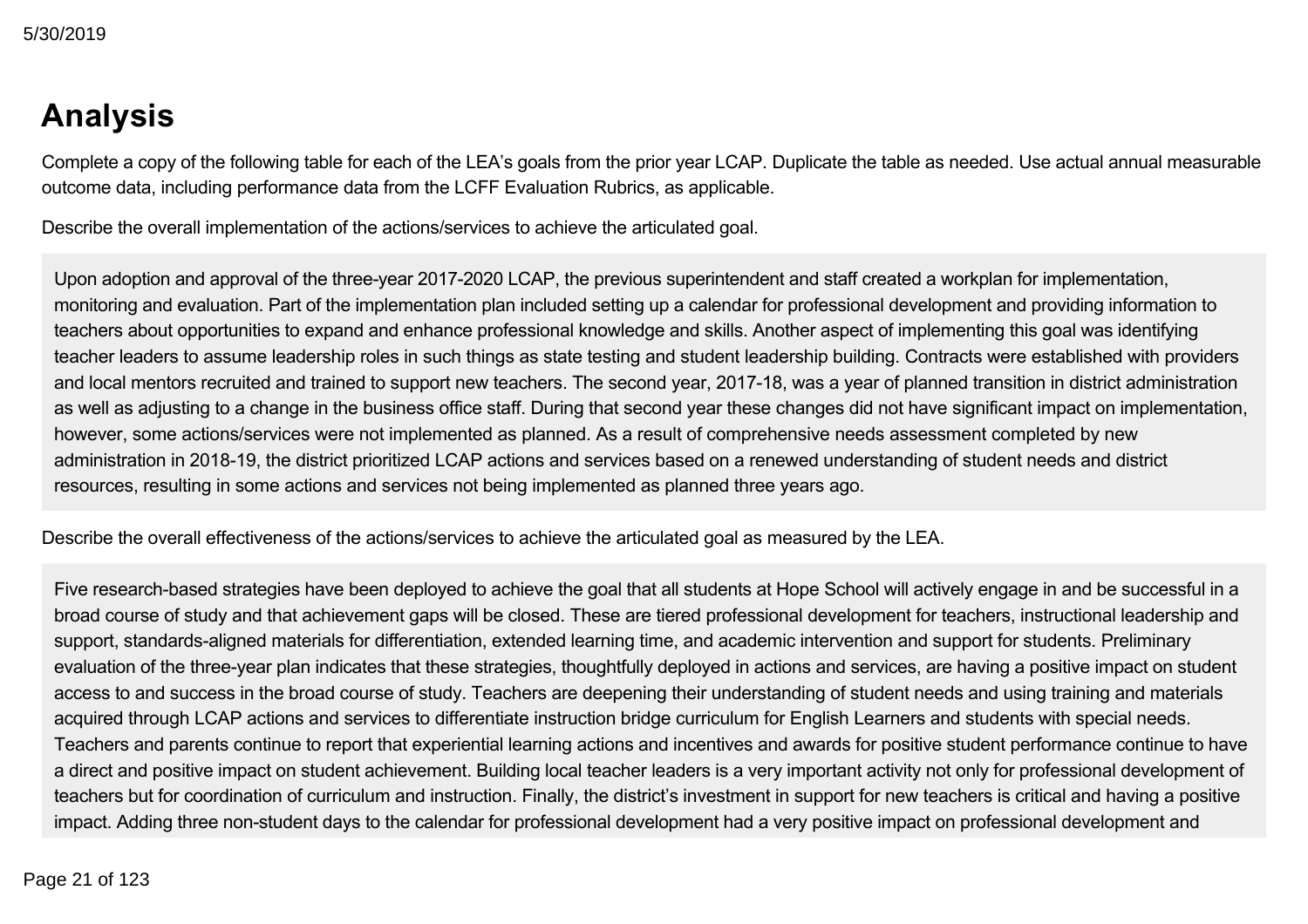# Analysis

Complete a copy of the following table for each of the LEA's goals from the prior year LCAP. Duplicate the table as needed. Use actual annual measurable outcome data, including performance data from the LCFF Evaluation Rubrics, as applicable.

Describe the overall implementation of the actions/services to achieve the articulated goal.

Upon adoption and approval of the three-year 2017-2020 LCAP, the previous superintendent and staff created a workplan for implementation, monitoring and evaluation. Part of the implementation plan included setting up a calendar for professional development and providing information to teachers about opportunities to expand and enhance professional knowledge and skills. Another aspect of implementing this goal was identifying teacher leaders to assume leadership roles in such things as state testing and student leadership building. Contracts were established with providers and local mentors recruited and trained to support new teachers. The second year, 2017-18, was a year of planned transition in district administration as well as adjusting to a change in the business office staff. During that second year these changes did not have significant impact on implementation, however, some actions/services were not implemented as planned. As a result of comprehensive needs assessment completed by new administration in 2018-19, the district prioritized LCAP actions and services based on a renewed understanding of student needs and district resources, resulting in some actions and services not being implemented as planned three years ago.

Describe the overall effectiveness of the actions/services to achieve the articulated goal as measured by the LEA.

Five research-based strategies have been deployed to achieve the goal that all students at Hope School will actively engage in and be successful in a broad course of study and that achievement gaps will be closed. These are tiered professional development for teachers, instructional leadership and support, standards-aligned materials for differentiation, extended learning time, and academic intervention and support for students. Preliminary evaluation of the three-year plan indicates that these strategies, thoughtfully deployed in actions and services, are having a positive impact on student access to and success in the broad course of study. Teachers are deepening their understanding of student needs and using training and materials acquired through LCAP actions and services to differentiate instruction bridge curriculum for English Learners and students with special needs. Teachers and parents continue to report that experiential learning actions and incentives and awards for positive student performance continue to have a direct and positive impact on student achievement. Building local teacher leaders is a very important activity not only for professional development of teachers but for coordination of curriculum and instruction. Finally, the district's investment in support for new teachers is critical and having a positive impact. Adding three non-student days to the calendar for professional development had a very positive impact on professional development and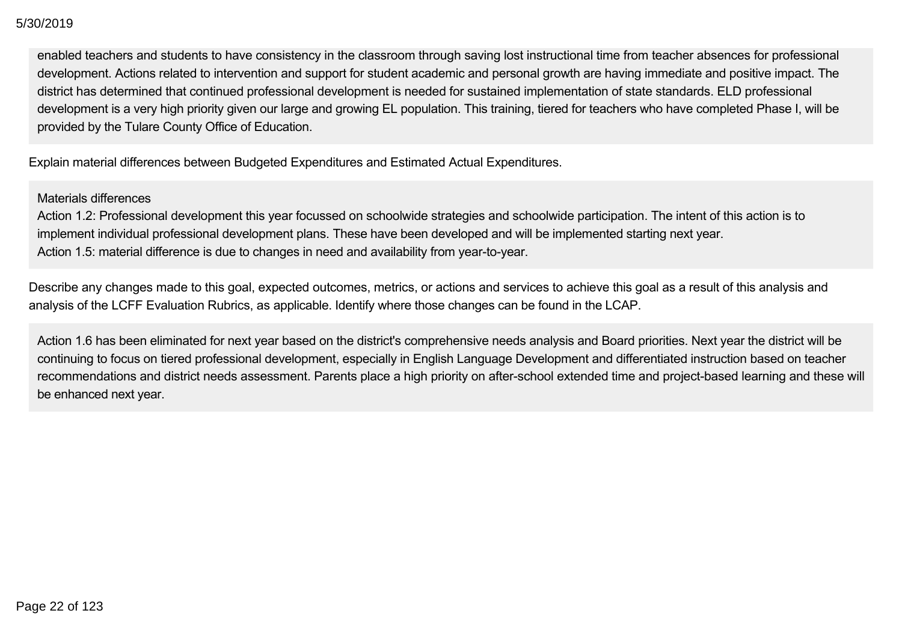enabled teachers and students to have consistency in the classroom through saving lost instructional time from teacher absences for professional development. Actions related to intervention and support for student academic and personal growth are having immediate and positive impact. The district has determined that continued professional development is needed for sustained implementation of state standards. ELD professional development is a very high priority given our large and growing EL population. This training, tiered for teachers who have completed Phase I, will be provided by the Tulare County Office of Education.

Explain material differences between Budgeted Expenditures and Estimated Actual Expenditures.

Materials differences
Action 1.2: Professional development this year focussed on schoolwide strategies and schoolwide participation. The intent of this action is to implement individual professional development plans. These have been developed and will be implemented starting next year.
Action 1.5: material difference is due to changes in need and availability from year-to-year.

Describe any changes made to this goal, expected outcomes, metrics, or actions and services to achieve this goal as a result of this analysis and analysis of the LCFF Evaluation Rubrics, as applicable. Identify where those changes can be found in the LCAP.

Action 1.6 has been eliminated for next year based on the district's comprehensive needs analysis and Board priorities. Next year the district will be continuing to focus on tiered professional development, especially in English Language Development and differentiated instruction based on teacher recommendations and district needs assessment. Parents place a high priority on after-school extended time and project-based learning and these will be enhanced next year.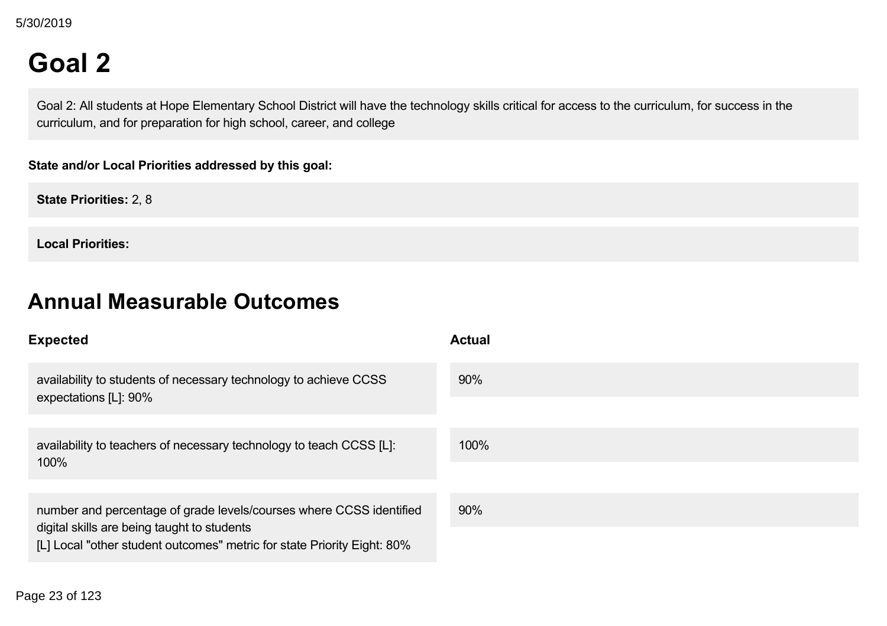# Goal 2

Goal 2: All students at Hope Elementary School District will have the technology skills critical for access to the curriculum, for success in the curriculum, and for preparation for high school, career, and college

**State and/or Local Priorities addressed by this goal:**

**State Priorities:** 2, 8

**Local Priorities:**

# Annual Measurable Outcomes

| Expected | Actual |
|---|---|
| availability to students of necessary technology to achieve CCSS expectations [L]: 90% | 90% |
| availability to teachers of necessary technology to teach CCSS [L]: 100% | 100% |
| number and percentage of grade levels/courses where CCSS identified digital skills are being taught to students<br>[L] Local "other student outcomes" metric for state Priority Eight: 80% | 90% |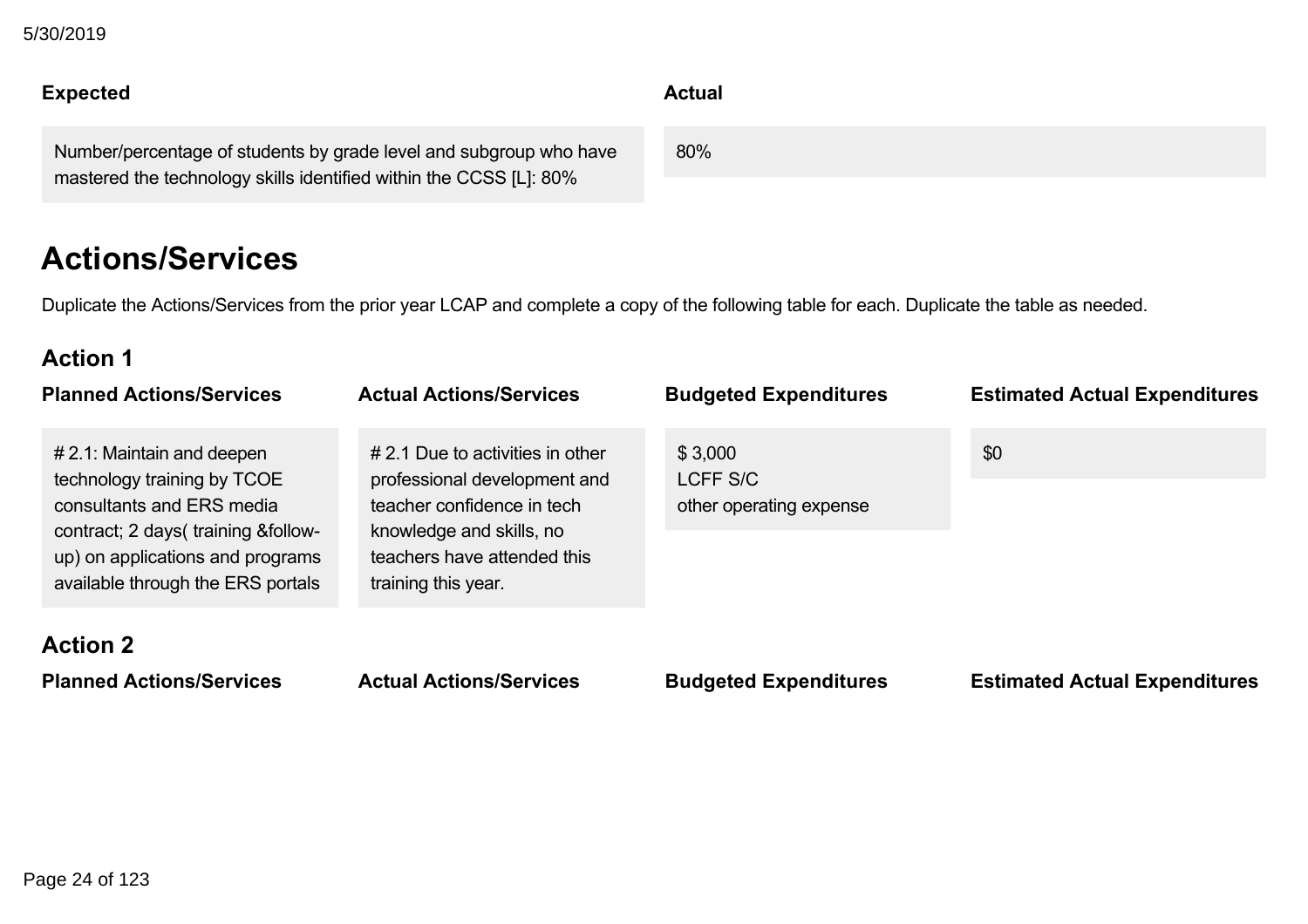| Expected | Actual |
| --- | --- |
| Number/percentage of students by grade level and subgroup who have mastered the technology skills identified within the CCSS [L]: 80% | 80% |

# Actions/Services

Duplicate the Actions/Services from the prior year LCAP and complete a copy of the following table for each. Duplicate the table as needed.

## Action 1

| Planned Actions/Services | Actual Actions/Services | Budgeted Expenditures | Estimated Actual Expenditures |
| --- | --- | --- | --- |
| # 2.1: Maintain and deepen technology training by TCOE consultants and ERS media contract; 2 days( training &follow-up) on applications and programs available through the ERS portals | # 2.1 Due to activities in other professional development and teacher confidence in tech knowledge and skills, no teachers have attended this training this year. | $ 3,000<br>LCFF S/C<br>other operating expense | $0 |

## Action 2

| Planned Actions/Services | Actual Actions/Services | Budgeted Expenditures | Estimated Actual Expenditures |
| --- | --- | --- | --- |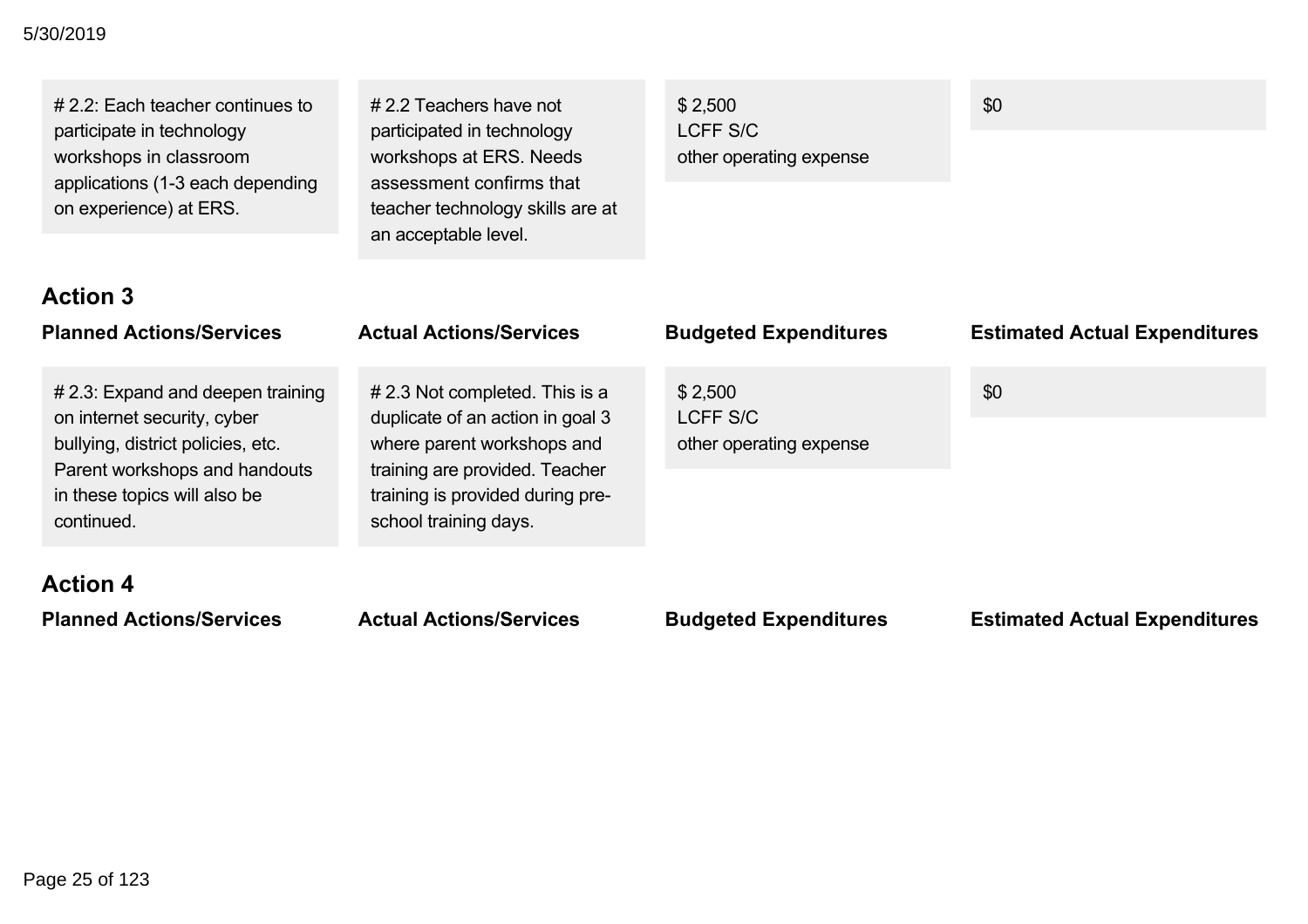| Planned Actions/Services | Actual Actions/Services | Budgeted Expenditures | Estimated Actual Expenditures |
|---|---|---|---|
| # 2.2: Each teacher continues to participate in technology workshops in classroom applications (1-3 each depending on experience) at ERS. | # 2.2 Teachers have not participated in technology workshops at ERS. Needs assessment confirms that teacher technology skills are at an acceptable level. | $ 2,500 LCFF S/C other operating expense | $0 |

### Action 3

| Planned Actions/Services | Actual Actions/Services | Budgeted Expenditures | Estimated Actual Expenditures |
|---|---|---|---|
| # 2.3: Expand and deepen training on internet security, cyber bullying, district policies, etc. Parent workshops and handouts in these topics will also be continued. | # 2.3 Not completed. This is a duplicate of an action in goal 3 where parent workshops and training are provided. Teacher training is provided during pre-school training days. | $ 2,500 LCFF S/C other operating expense | $0 |

### Action 4

| Planned Actions/Services | Actual Actions/Services | Budgeted Expenditures | Estimated Actual Expenditures |
|---|---|---|---|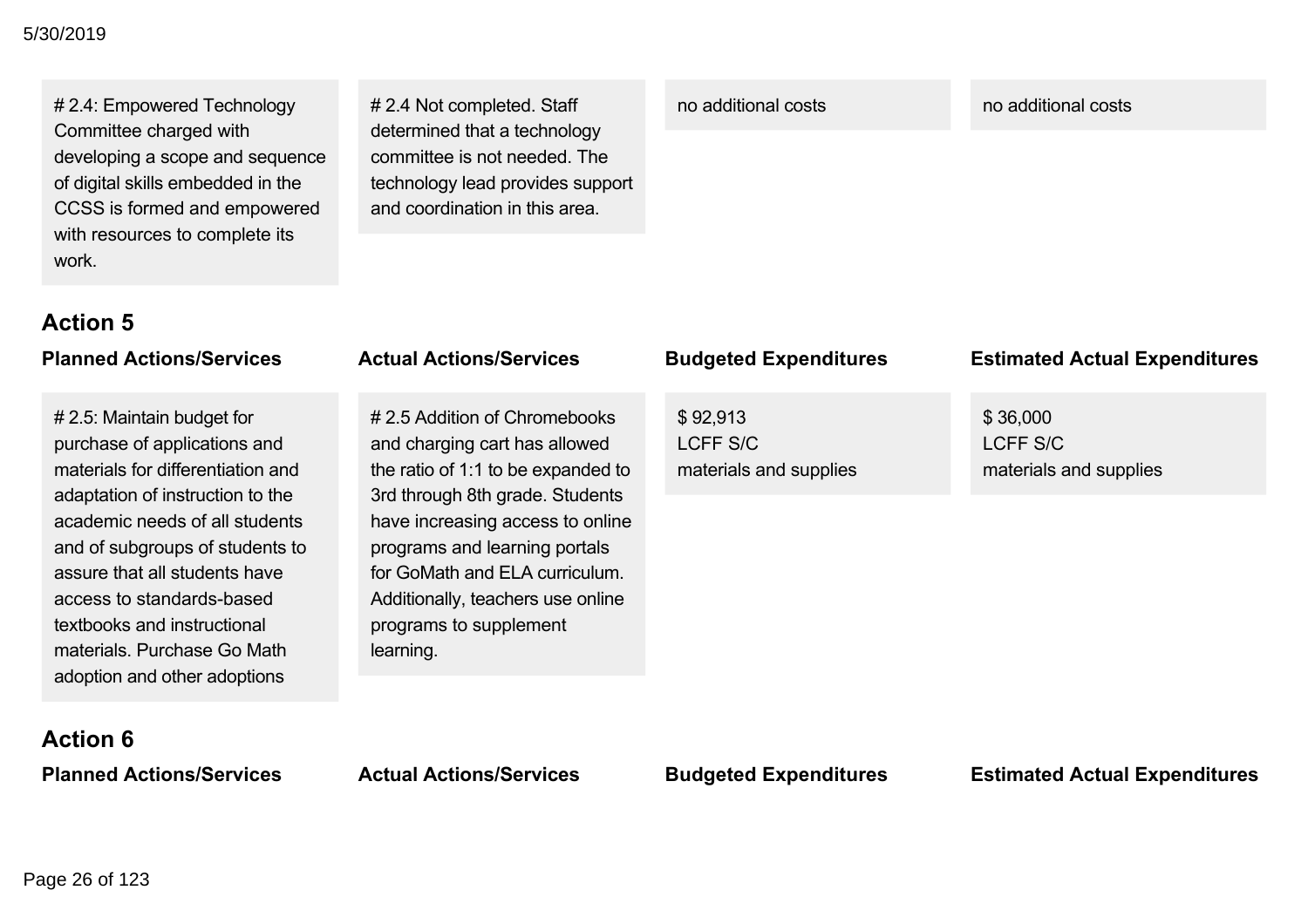| Planned Actions/Services | Actual Actions/Services | Budgeted Expenditures | Estimated Actual Expenditures |
| --- | --- | --- | --- |
| # 2.4: Empowered Technology Committee charged with developing a scope and sequence of digital skills embedded in the CCSS is formed and empowered with resources to complete its work. | # 2.4 Not completed. Staff determined that a technology committee is not needed. The technology lead provides support and coordination in this area. | no additional costs | no additional costs |

### Action 5

| Planned Actions/Services | Actual Actions/Services | Budgeted Expenditures | Estimated Actual Expenditures |
| --- | --- | --- | --- |
| # 2.5: Maintain budget for purchase of applications and materials for differentiation and adaptation of instruction to the academic needs of all students and of subgroups of students to assure that all students have access to standards-based textbooks and instructional materials. Purchase Go Math adoption and other adoptions | # 2.5 Addition of Chromebooks and charging cart has allowed the ratio of 1:1 to be expanded to 3rd through 8th grade. Students have increasing access to online programs and learning portals for GoMath and ELA curriculum. Additionally, teachers use online programs to supplement learning. | $ 92,913<br>LCFF S/C<br>materials and supplies | $ 36,000<br>LCFF S/C<br>materials and supplies |

### Action 6

| Planned Actions/Services | Actual Actions/Services | Budgeted Expenditures | Estimated Actual Expenditures |
| --- | --- | --- | --- |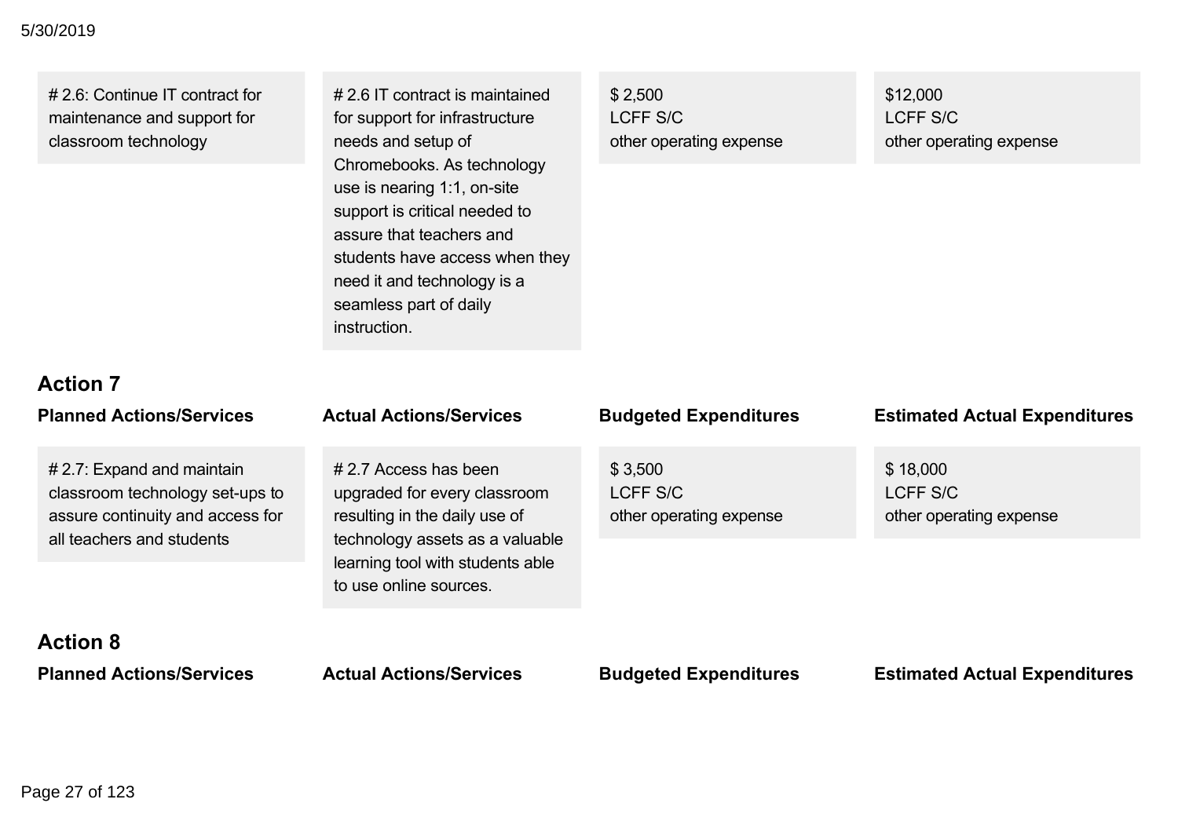| Planned Actions/Services | Actual Actions/Services | Budgeted Expenditures | Estimated Actual Expenditures |
|---|---|---|---|
| # 2.6: Continue IT contract for maintenance and support for classroom technology | # 2.6 IT contract is maintained for support for infrastructure needs and setup of Chromebooks. As technology use is nearing 1:1, on-site support is critical needed to assure that teachers and students have access when they need it and technology is a seamless part of daily instruction. | $ 2,500 LCFF S/C other operating expense | $12,000 LCFF S/C other operating expense |

### Action 7

| Planned Actions/Services | Actual Actions/Services | Budgeted Expenditures | Estimated Actual Expenditures |
|---|---|---|---|
| # 2.7: Expand and maintain classroom technology set-ups to assure continuity and access for all teachers and students | # 2.7 Access has been upgraded for every classroom resulting in the daily use of technology assets as a valuable learning tool with students able to use online sources. | $ 3,500 LCFF S/C other operating expense | $ 18,000 LCFF S/C other operating expense |

### Action 8

| Planned Actions/Services | Actual Actions/Services | Budgeted Expenditures | Estimated Actual Expenditures |
|---|---|---|---|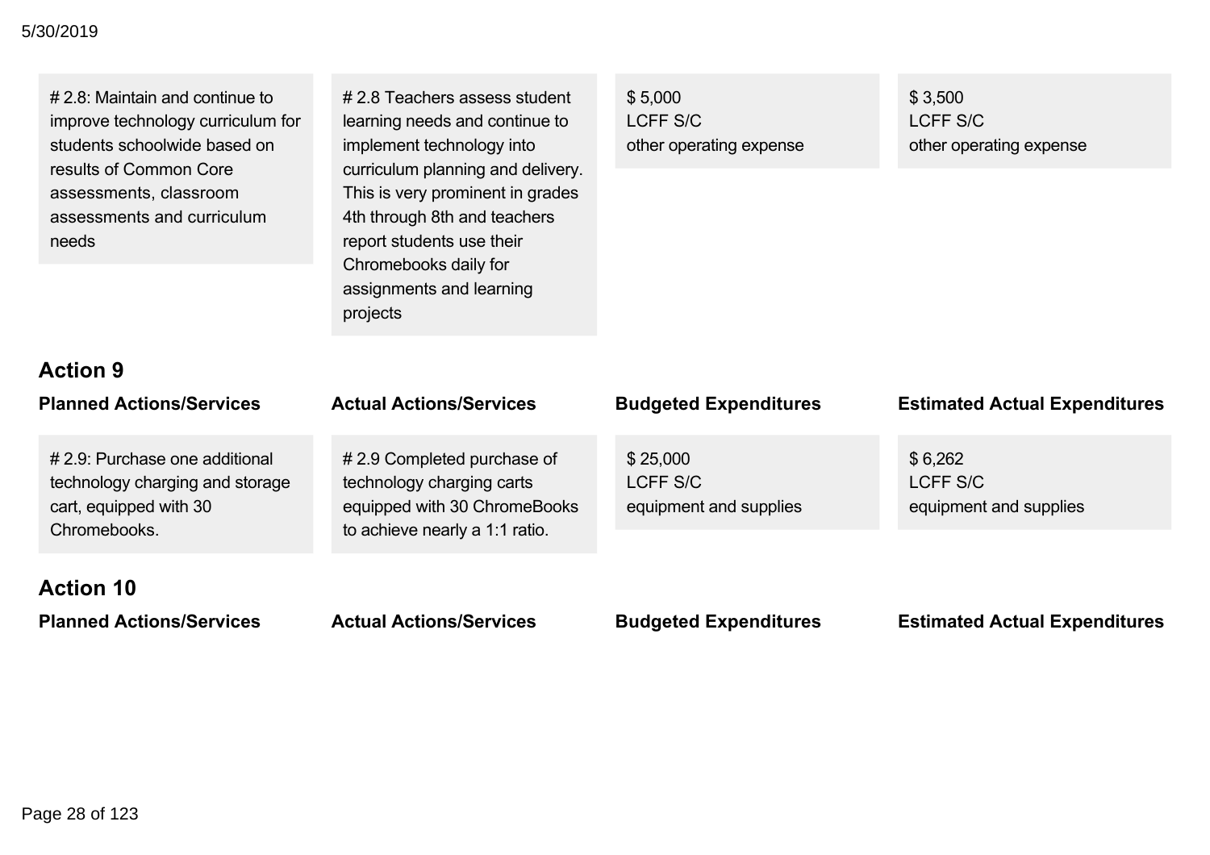| Planned Actions/Services | Actual Actions/Services | Budgeted Expenditures | Estimated Actual Expenditures |
|---|---|---|---|
| # 2.8: Maintain and continue to improve technology curriculum for students schoolwide based on results of Common Core assessments, classroom assessments and curriculum needs | # 2.8 Teachers assess student learning needs and continue to implement technology into curriculum planning and delivery. This is very prominent in grades 4th through 8th and teachers report students use their Chromebooks daily for assignments and learning projects | $ 5,000<br>LCFF S/C<br>other operating expense | $ 3,500<br>LCFF S/C<br>other operating expense |

### Action 9

| Planned Actions/Services | Actual Actions/Services | Budgeted Expenditures | Estimated Actual Expenditures |
|---|---|---|---|
| # 2.9: Purchase one additional technology charging and storage cart, equipped with 30 Chromebooks. | # 2.9 Completed purchase of technology charging carts equipped with 30 ChromeBooks to achieve nearly a 1:1 ratio. | $ 25,000<br>LCFF S/C<br>equipment and supplies | $ 6,262<br>LCFF S/C<br>equipment and supplies |

### Action 10

| Planned Actions/Services | Actual Actions/Services | Budgeted Expenditures | Estimated Actual Expenditures |
|---|---|---|---|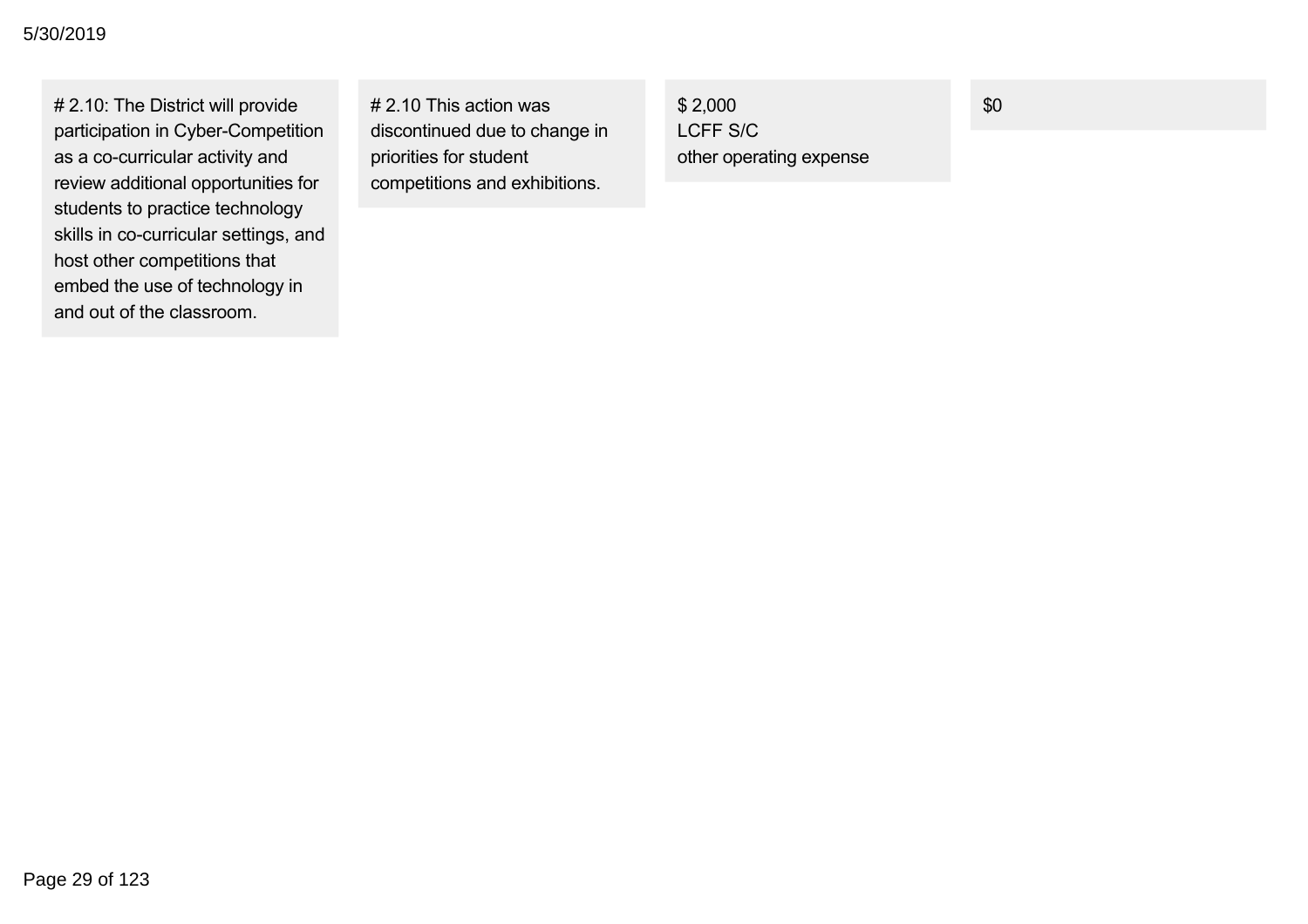| | | | |
|---|---|---|---|
| # 2.10: The District will provide participation in Cyber-Competition as a co-curricular activity and review additional opportunities for students to practice technology skills in co-curricular settings, and host other competitions that embed the use of technology in and out of the classroom. | # 2.10 This action was discontinued due to change in priorities for student competitions and exhibitions. | $ 2,000<br>LCFF S/C<br>other operating expense | $0 |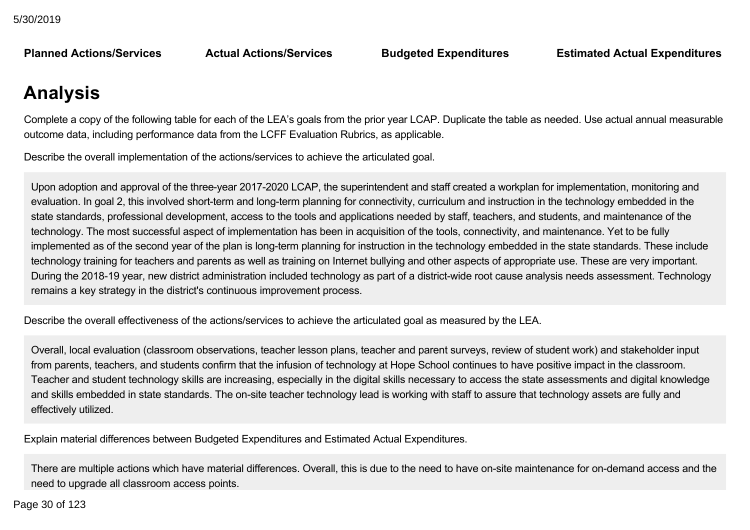| Planned Actions/Services | Actual Actions/Services | Budgeted Expenditures | Estimated Actual Expenditures |
|---|---|---|---|

# Analysis

Complete a copy of the following table for each of the LEA's goals from the prior year LCAP. Duplicate the table as needed. Use actual annual measurable outcome data, including performance data from the LCFF Evaluation Rubrics, as applicable.

Describe the overall implementation of the actions/services to achieve the articulated goal.

Upon adoption and approval of the three-year 2017-2020 LCAP, the superintendent and staff created a workplan for implementation, monitoring and evaluation. In goal 2, this involved short-term and long-term planning for connectivity, curriculum and instruction in the technology embedded in the state standards, professional development, access to the tools and applications needed by staff, teachers, and students, and maintenance of the technology. The most successful aspect of implementation has been in acquisition of the tools, connectivity, and maintenance. Yet to be fully implemented as of the second year of the plan is long-term planning for instruction in the technology embedded in the state standards. These include technology training for teachers and parents as well as training on Internet bullying and other aspects of appropriate use. These are very important. During the 2018-19 year, new district administration included technology as part of a district-wide root cause analysis needs assessment. Technology remains a key strategy in the district's continuous improvement process.

Describe the overall effectiveness of the actions/services to achieve the articulated goal as measured by the LEA.

Overall, local evaluation (classroom observations, teacher lesson plans, teacher and parent surveys, review of student work) and stakeholder input from parents, teachers, and students confirm that the infusion of technology at Hope School continues to have positive impact in the classroom. Teacher and student technology skills are increasing, especially in the digital skills necessary to access the state assessments and digital knowledge and skills embedded in state standards. The on-site teacher technology lead is working with staff to assure that technology assets are fully and effectively utilized.

Explain material differences between Budgeted Expenditures and Estimated Actual Expenditures.

There are multiple actions which have material differences. Overall, this is due to the need to have on-site maintenance for on-demand access and the need to upgrade all classroom access points.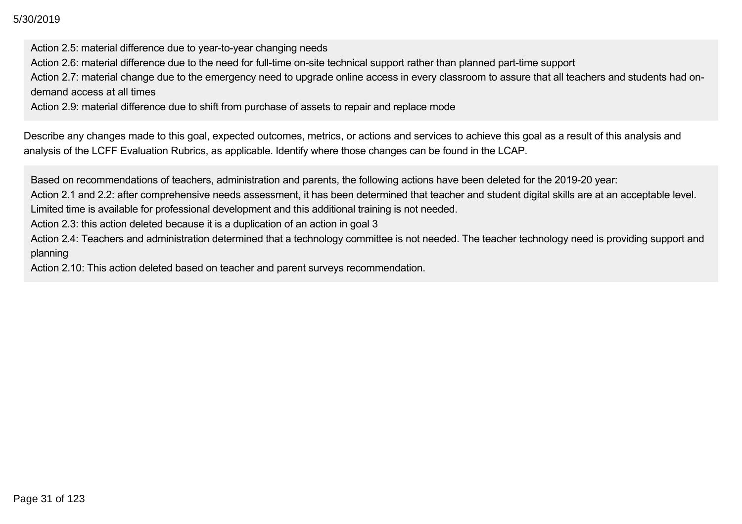Action 2.5: material difference due to year-to-year changing needs
Action 2.6: material difference due to the need for full-time on-site technical support rather than planned part-time support
Action 2.7: material change due to the emergency need to upgrade online access in every classroom to assure that all teachers and students had on-demand access at all times
Action 2.9: material difference due to shift from purchase of assets to repair and replace mode

Describe any changes made to this goal, expected outcomes, metrics, or actions and services to achieve this goal as a result of this analysis and analysis of the LCFF Evaluation Rubrics, as applicable. Identify where those changes can be found in the LCAP.

Based on recommendations of teachers, administration and parents, the following actions have been deleted for the 2019-20 year:
Action 2.1 and 2.2: after comprehensive needs assessment, it has been determined that teacher and student digital skills are at an acceptable level. Limited time is available for professional development and this additional training is not needed.
Action 2.3: this action deleted because it is a duplication of an action in goal 3
Action 2.4: Teachers and administration determined that a technology committee is not needed. The teacher technology need is providing support and planning
Action 2.10: This action deleted based on teacher and parent surveys recommendation.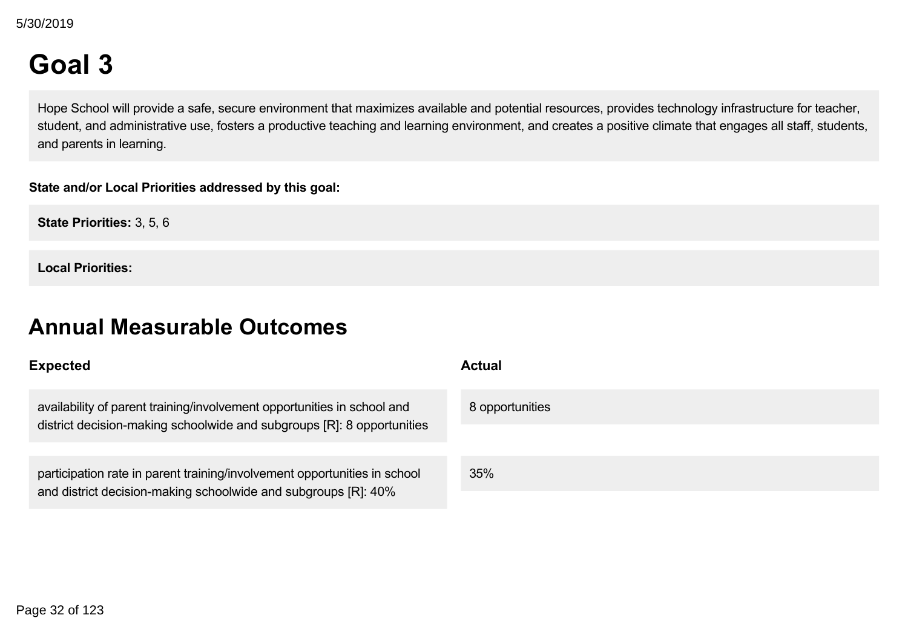# Goal 3

Hope School will provide a safe, secure environment that maximizes available and potential resources, provides technology infrastructure for teacher, student, and administrative use, fosters a productive teaching and learning environment, and creates a positive climate that engages all staff, students, and parents in learning.

**State and/or Local Priorities addressed by this goal:**

**State Priorities:** 3, 5, 6

**Local Priorities:**

# Annual Measurable Outcomes

| Expected | Actual |
| --- | --- |
| availability of parent training/involvement opportunities in school and district decision-making schoolwide and subgroups [R]: 8 opportunities | 8 opportunities |
| participation rate in parent training/involvement opportunities in school and district decision-making schoolwide and subgroups [R]: 40% | 35% |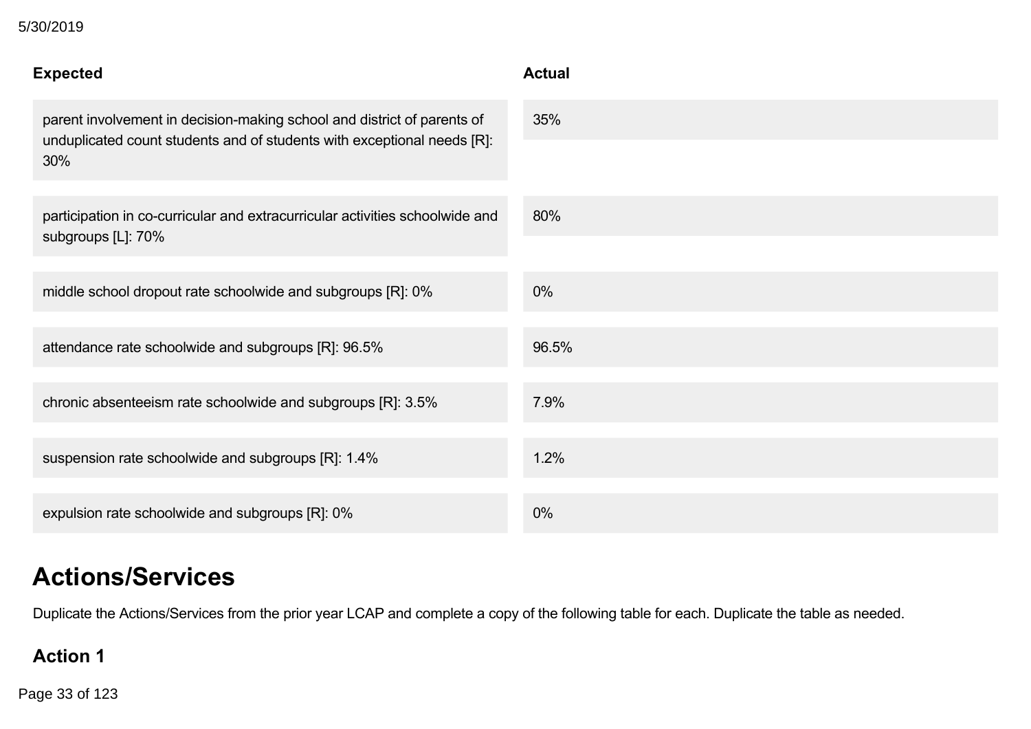| Expected | Actual |
|---|---|
| parent involvement in decision-making school and district of parents of unduplicated count students and of students with exceptional needs [R]: 30% | 35% |
| participation in co-curricular and extracurricular activities schoolwide and subgroups [L]: 70% | 80% |
| middle school dropout rate schoolwide and subgroups [R]: 0% | 0% |
| attendance rate schoolwide and subgroups [R]: 96.5% | 96.5% |
| chronic absenteeism rate schoolwide and subgroups [R]: 3.5% | 7.9% |
| suspension rate schoolwide and subgroups [R]: 1.4% | 1.2% |
| expulsion rate schoolwide and subgroups [R]: 0% | 0% |

# Actions/Services

Duplicate the Actions/Services from the prior year LCAP and complete a copy of the following table for each. Duplicate the table as needed.

### Action 1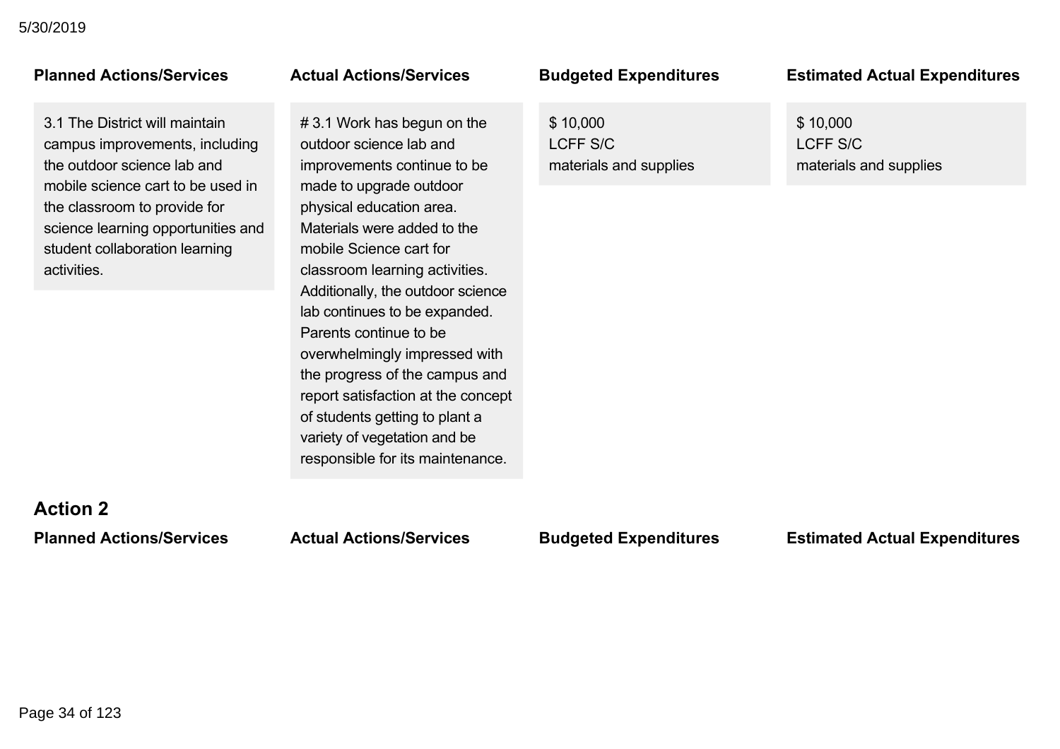| Planned Actions/Services | Actual Actions/Services | Budgeted Expenditures | Estimated Actual Expenditures |
| --- | --- | --- | --- |
| 3.1 The District will maintain campus improvements, including the outdoor science lab and mobile science cart to be used in the classroom to provide for science learning opportunities and student collaboration learning activities. | # 3.1 Work has begun on the outdoor science lab and improvements continue to be made to upgrade outdoor physical education area. Materials were added to the mobile Science cart for classroom learning activities. Additionally, the outdoor science lab continues to be expanded. Parents continue to be overwhelmingly impressed with the progress of the campus and report satisfaction at the concept of students getting to plant a variety of vegetation and be responsible for its maintenance. | $ 10,000<br>LCFF S/C<br>materials and supplies | $ 10,000<br>LCFF S/C<br>materials and supplies |

## Action 2

| Planned Actions/Services | Actual Actions/Services | Budgeted Expenditures | Estimated Actual Expenditures |
| --- | --- | --- | --- |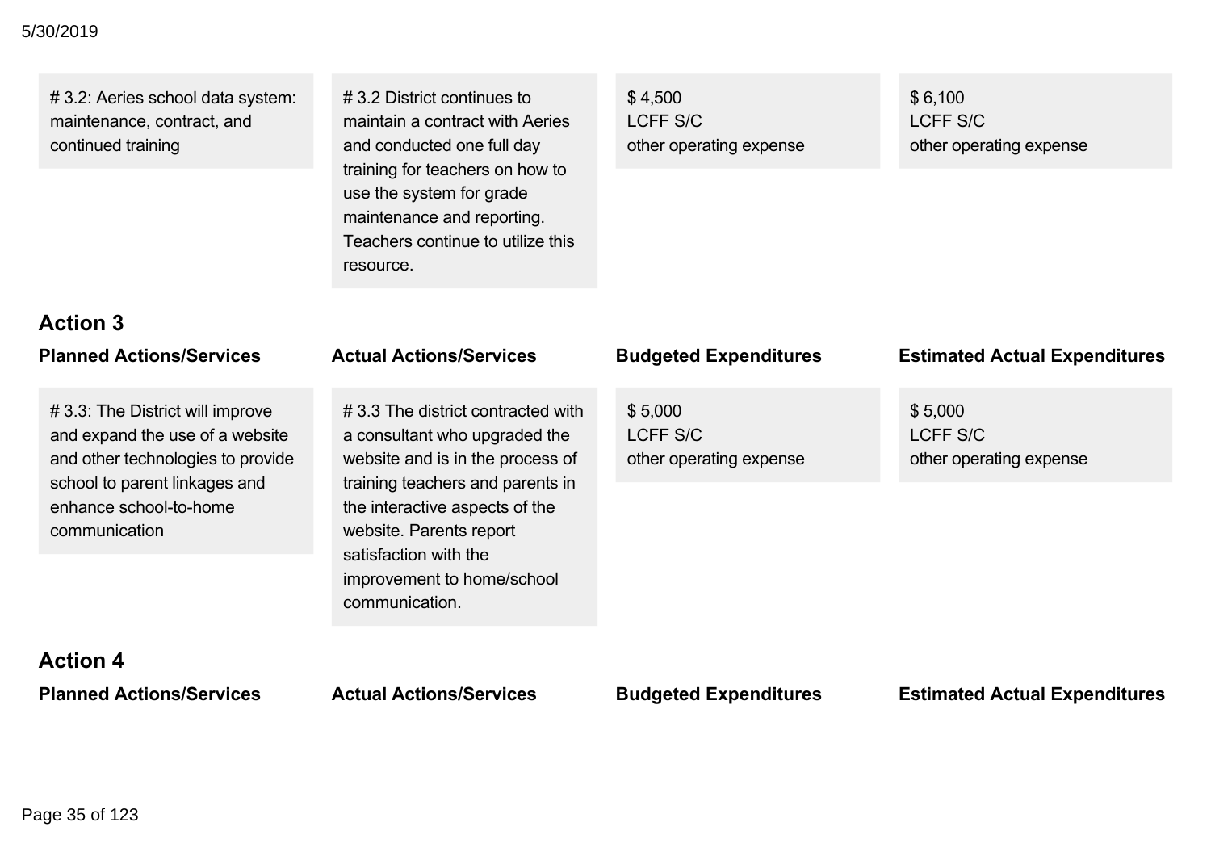| Planned Actions/Services | Actual Actions/Services | Budgeted Expenditures | Estimated Actual Expenditures |
|---|---|---|---|
| # 3.2: Aeries school data system: maintenance, contract, and continued training | # 3.2 District continues to maintain a contract with Aeries and conducted one full day training for teachers on how to use the system for grade maintenance and reporting. Teachers continue to utilize this resource. | $ 4,500 LCFF S/C other operating expense | $ 6,100 LCFF S/C other operating expense |

### Action 3

| Planned Actions/Services | Actual Actions/Services | Budgeted Expenditures | Estimated Actual Expenditures |
|---|---|---|---|
| # 3.3: The District will improve and expand the use of a website and other technologies to provide school to parent linkages and enhance school-to-home communication | # 3.3 The district contracted with a consultant who upgraded the website and is in the process of training teachers and parents in the interactive aspects of the website. Parents report satisfaction with the improvement to home/school communication. | $ 5,000 LCFF S/C other operating expense | $ 5,000 LCFF S/C other operating expense |

### Action 4

| Planned Actions/Services | Actual Actions/Services | Budgeted Expenditures | Estimated Actual Expenditures |
|---|---|---|---|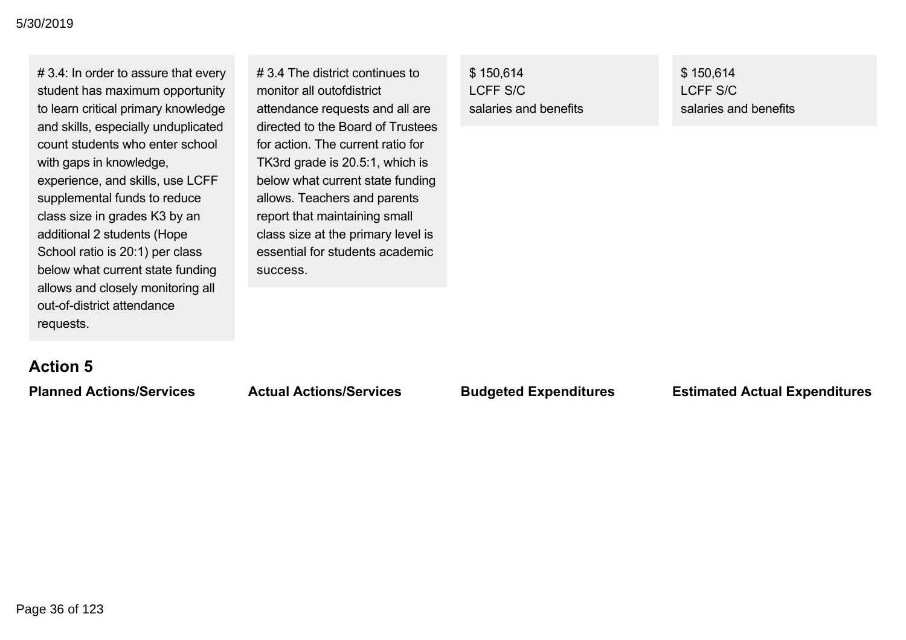| Planned Actions/Services | Actual Actions/Services | Budgeted Expenditures | Estimated Actual Expenditures |
|---|---|---|---|
| # 3.4: In order to assure that every student has maximum opportunity to learn critical primary knowledge and skills, especially unduplicated count students who enter school with gaps in knowledge, experience, and skills, use LCFF supplemental funds to reduce class size in grades K3 by an additional 2 students (Hope School ratio is 20:1) per class below what current state funding allows and closely monitoring all out-of-district attendance requests. | # 3.4 The district continues to monitor all outofdistrict attendance requests and all are directed to the Board of Trustees for action. The current ratio for TK3rd grade is 20.5:1, which is below what current state funding allows. Teachers and parents report that maintaining small class size at the primary level is essential for students academic success. | $ 150,614<br>LCFF S/C<br>salaries and benefits | $ 150,614<br>LCFF S/C<br>salaries and benefits |

## Action 5

| Planned Actions/Services | Actual Actions/Services | Budgeted Expenditures | Estimated Actual Expenditures |
|---|---|---|---|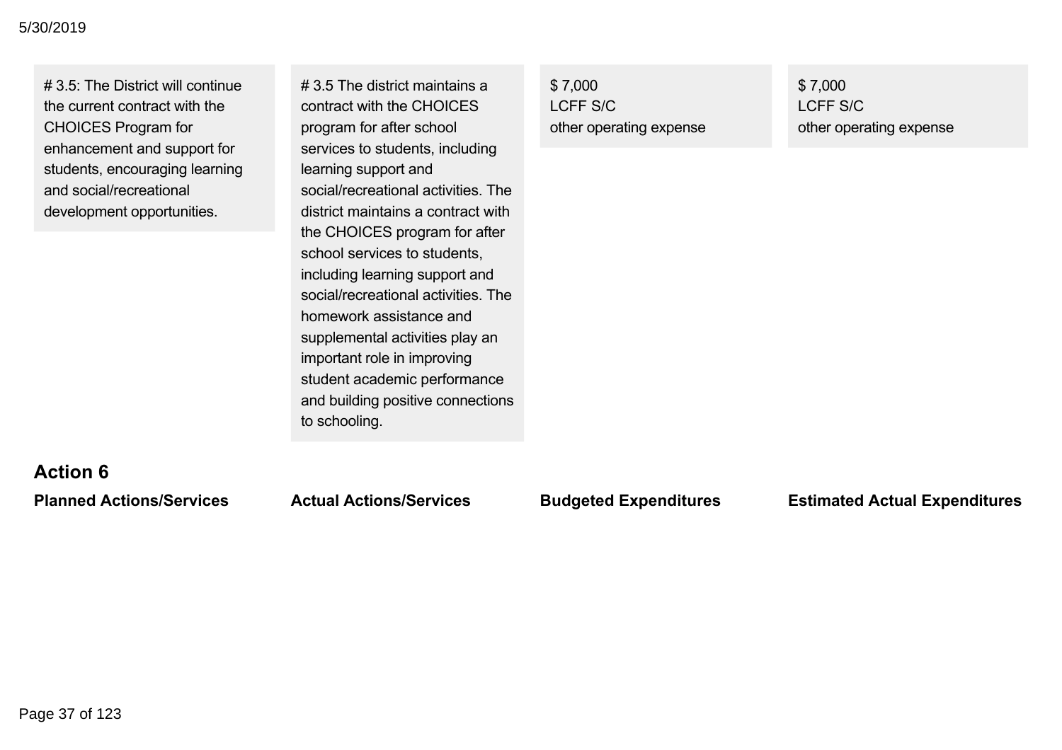| Planned Actions/Services | Actual Actions/Services | Budgeted Expenditures | Estimated Actual Expenditures |
| --- | --- | --- | --- |
| # 3.5: The District will continue the current contract with the CHOICES Program for enhancement and support for students, encouraging learning and social/recreational development opportunities. | # 3.5 The district maintains a contract with the CHOICES program for after school services to students, including learning support and social/recreational activities. The district maintains a contract with the CHOICES program for after school services to students, including learning support and social/recreational activities. The homework assistance and supplemental activities play an important role in improving student academic performance and building positive connections to schooling. | $ 7,000 LCFF S/C other operating expense | $ 7,000 LCFF S/C other operating expense |

## Action 6

| Planned Actions/Services | Actual Actions/Services | Budgeted Expenditures | Estimated Actual Expenditures |
| --- | --- | --- | --- |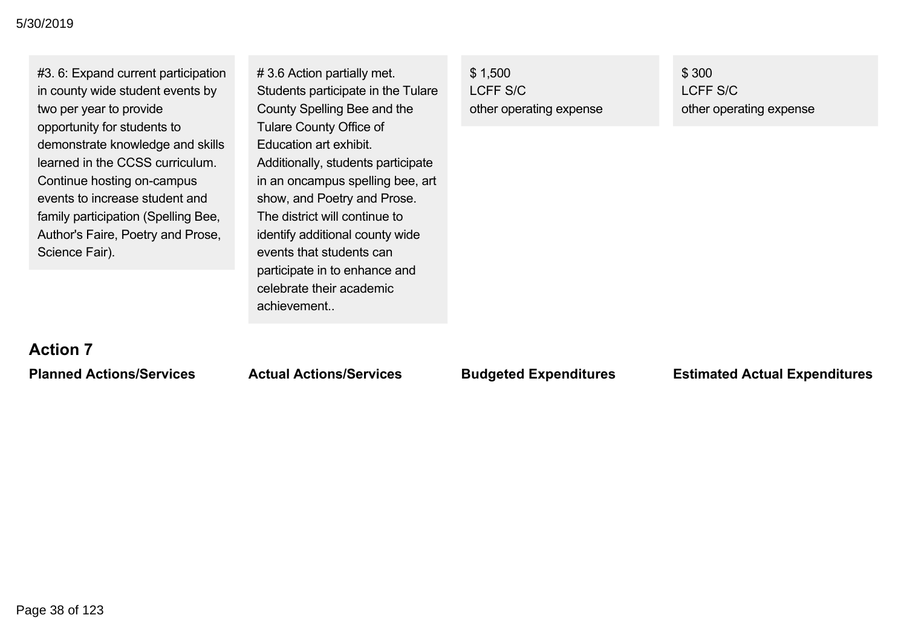| | | | |
|---|---|---|---|
| #3. 6: Expand current participation in county wide student events by two per year to provide opportunity for students to demonstrate knowledge and skills learned in the CCSS curriculum. Continue hosting on-campus events to increase student and family participation (Spelling Bee, Author's Faire, Poetry and Prose, Science Fair). | # 3.6 Action partially met. Students participate in the Tulare County Spelling Bee and the Tulare County Office of Education art exhibit. Additionally, students participate in an oncampus spelling bee, art show, and Poetry and Prose. The district will continue to identify additional county wide events that students can participate in to enhance and celebrate their academic achievement.. | $ 1,500<br>LCFF S/C<br>other operating expense | $ 300<br>LCFF S/C<br>other operating expense |

## Action 7

| Planned Actions/Services | Actual Actions/Services | Budgeted Expenditures | Estimated Actual Expenditures |
|---|---|---|---|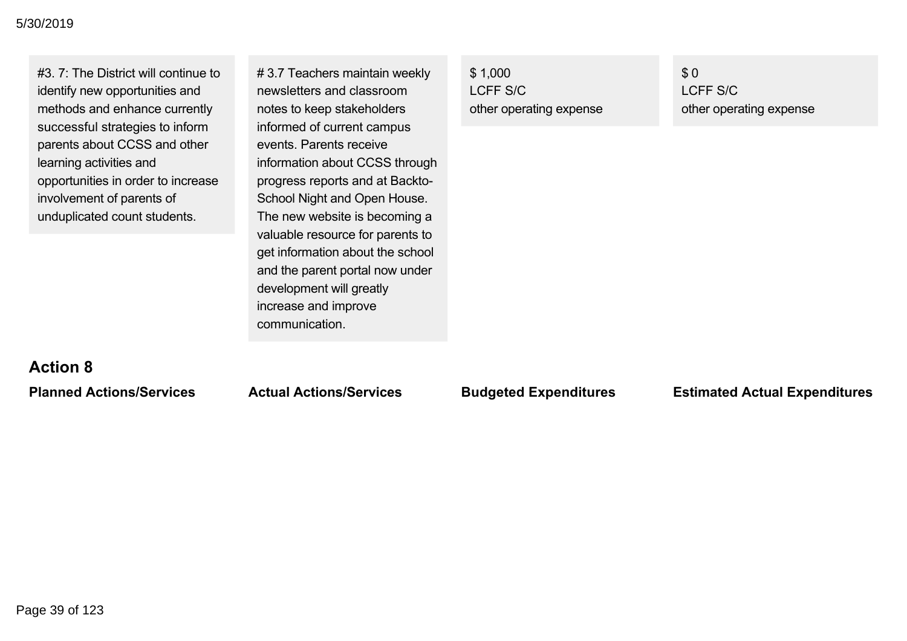| Planned Actions/Services | Actual Actions/Services | Budgeted Expenditures | Estimated Actual Expenditures |
|---|---|---|---|
| #3. 7: The District will continue to identify new opportunities and methods and enhance currently successful strategies to inform parents about CCSS and other learning activities and opportunities in order to increase involvement of parents of unduplicated count students. | # 3.7 Teachers maintain weekly newsletters and classroom notes to keep stakeholders informed of current campus events. Parents receive information about CCSS through progress reports and at Backto-School Night and Open House. The new website is becoming a valuable resource for parents to get information about the school and the parent portal now under development will greatly increase and improve communication. | $ 1,000<br>LCFF S/C<br>other operating expense | $ 0<br>LCFF S/C<br>other operating expense |

## Action 8

| Planned Actions/Services | Actual Actions/Services | Budgeted Expenditures | Estimated Actual Expenditures |
|---|---|---|---|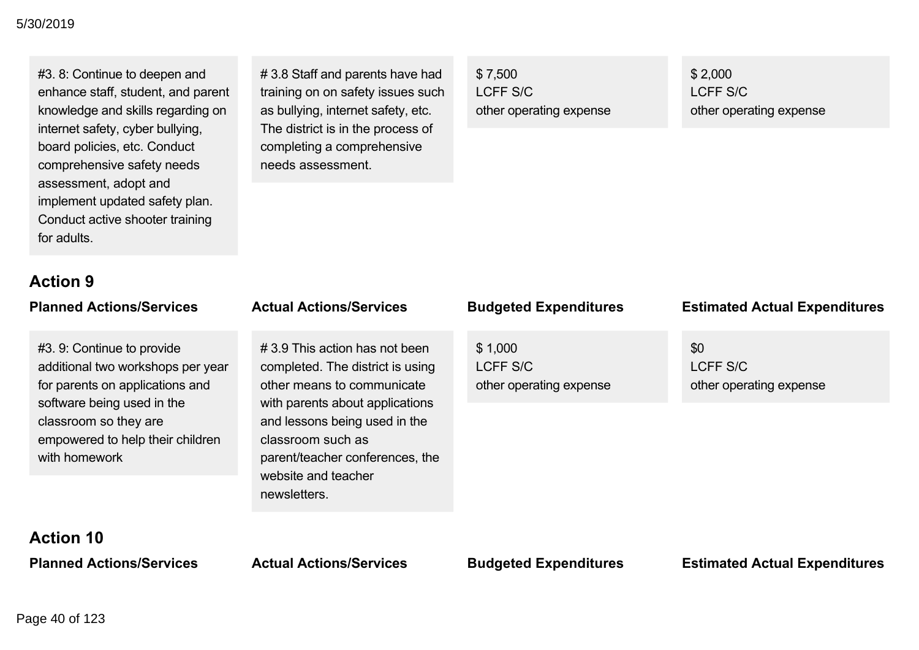| Planned Actions/Services | Actual Actions/Services | Budgeted Expenditures | Estimated Actual Expenditures |
|---|---|---|---|
| #3. 8: Continue to deepen and enhance staff, student, and parent knowledge and skills regarding on internet safety, cyber bullying, board policies, etc. Conduct comprehensive safety needs assessment, adopt and implement updated safety plan. Conduct active shooter training for adults. | # 3.8 Staff and parents have had training on on safety issues such as bullying, internet safety, etc. The district is in the process of completing a comprehensive needs assessment. | $ 7,500<br>LCFF S/C<br>other operating expense | $ 2,000<br>LCFF S/C<br>other operating expense |

### Action 9

| Planned Actions/Services | Actual Actions/Services | Budgeted Expenditures | Estimated Actual Expenditures |
|---|---|---|---|
| #3. 9: Continue to provide additional two workshops per year for parents on applications and software being used in the classroom so they are empowered to help their children with homework | # 3.9 This action has not been completed. The district is using other means to communicate with parents about applications and lessons being used in the classroom such as parent/teacher conferences, the website and teacher newsletters. | $ 1,000<br>LCFF S/C<br>other operating expense | $0<br>LCFF S/C<br>other operating expense |

### Action 10

| Planned Actions/Services | Actual Actions/Services | Budgeted Expenditures | Estimated Actual Expenditures |
|---|---|---|---|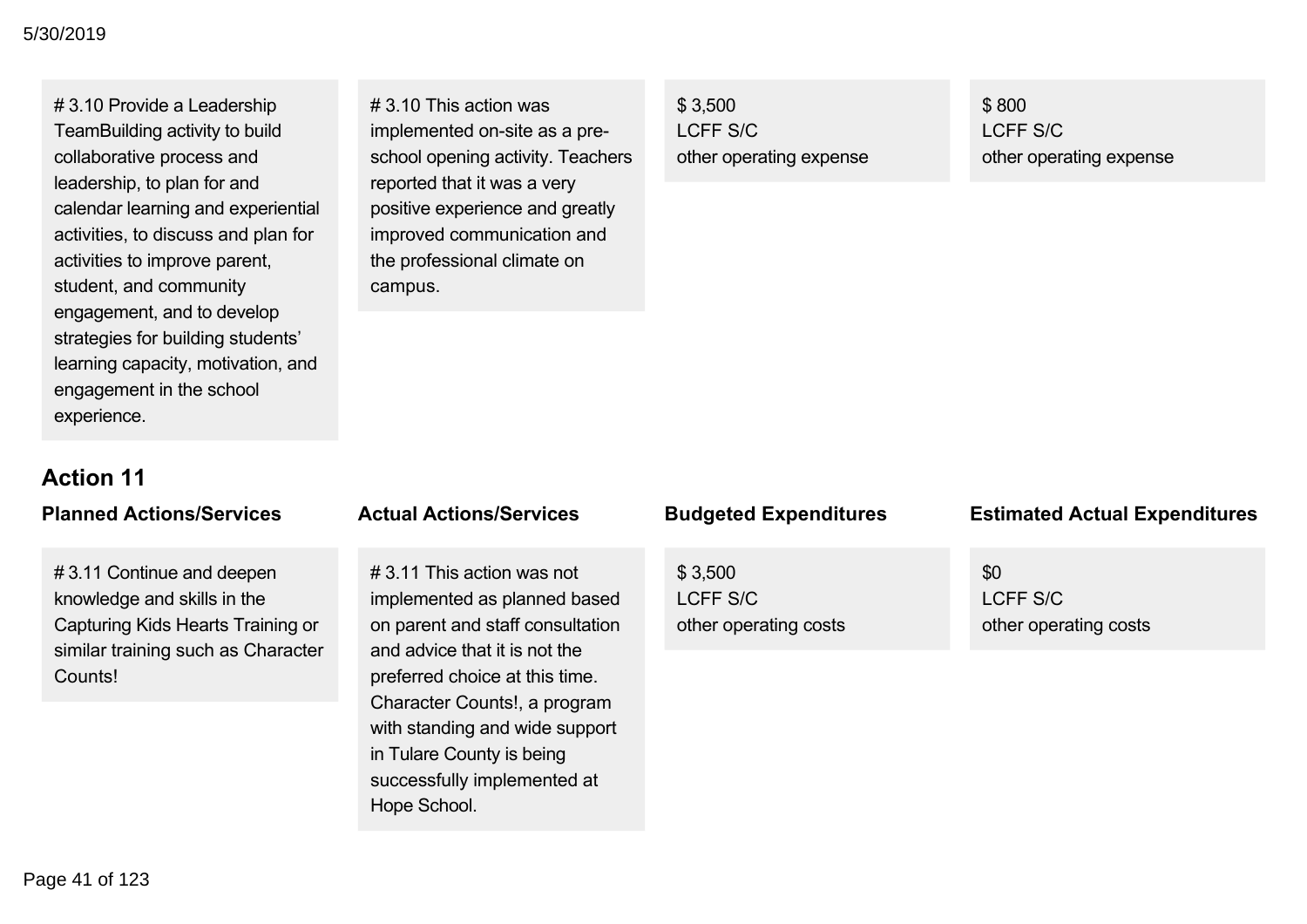| Planned Actions/Services | Actual Actions/Services | Budgeted Expenditures | Estimated Actual Expenditures |
|---|---|---|---|
| # 3.10 Provide a Leadership TeamBuilding activity to build collaborative process and leadership, to plan for and calendar learning and experiential activities, to discuss and plan for activities to improve parent, student, and community engagement, and to develop strategies for building students' learning capacity, motivation, and engagement in the school experience. | # 3.10 This action was implemented on-site as a pre-school opening activity. Teachers reported that it was a very positive experience and greatly improved communication and the professional climate on campus. | $ 3,500<br>LCFF S/C<br>other operating expense | $ 800<br>LCFF S/C<br>other operating expense |

### Action 11

| Planned Actions/Services | Actual Actions/Services | Budgeted Expenditures | Estimated Actual Expenditures |
|---|---|---|---|
| # 3.11 Continue and deepen knowledge and skills in the Capturing Kids Hearts Training or similar training such as Character Counts! | # 3.11 This action was not implemented as planned based on parent and staff consultation and advice that it is not the preferred choice at this time. Character Counts!, a program with standing and wide support in Tulare County is being successfully implemented at Hope School. | $ 3,500<br>LCFF S/C<br>other operating costs | $0<br>LCFF S/C<br>other operating costs |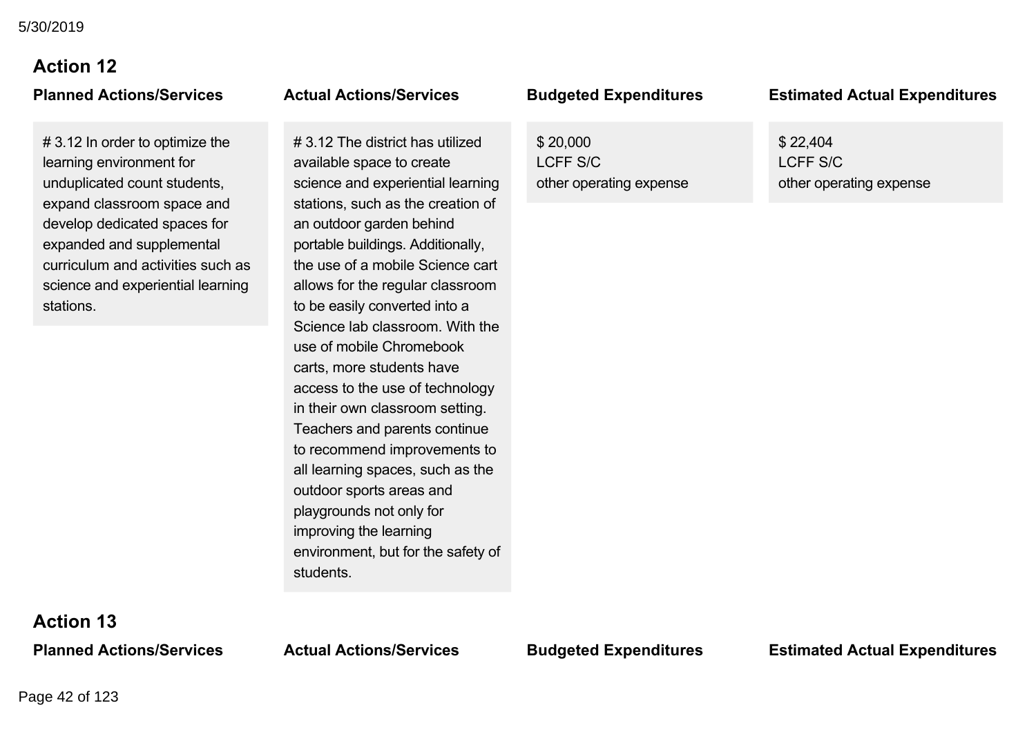### Action 12

| Planned Actions/Services | Actual Actions/Services | Budgeted Expenditures | Estimated Actual Expenditures |
| --- | --- | --- | --- |
| # 3.12 In order to optimize the learning environment for unduplicated count students, expand classroom space and develop dedicated spaces for expanded and supplemental curriculum and activities such as science and experiential learning stations. | # 3.12 The district has utilized available space to create science and experiential learning stations, such as the creation of an outdoor garden behind portable buildings. Additionally, the use of a mobile Science cart allows for the regular classroom to be easily converted into a Science lab classroom. With the use of mobile Chromebook carts, more students have access to the use of technology in their own classroom setting. Teachers and parents continue to recommend improvements to all learning spaces, such as the outdoor sports areas and playgrounds not only for improving the learning environment, but for the safety of students. | $ 20,000<br>LCFF S/C<br>other operating expense | $ 22,404<br>LCFF S/C<br>other operating expense |

### Action 13

| Planned Actions/Services | Actual Actions/Services | Budgeted Expenditures | Estimated Actual Expenditures |
| --- | --- | --- | --- |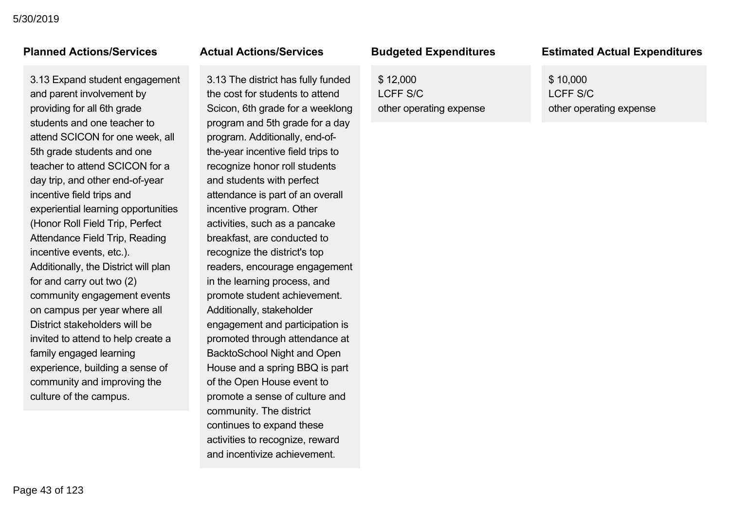| Planned Actions/Services | Actual Actions/Services | Budgeted Expenditures | Estimated Actual Expenditures |
| --- | --- | --- | --- |
| 3.13 Expand student engagement and parent involvement by providing for all 6th grade students and one teacher to attend SCICON for one week, all 5th grade students and one teacher to attend SCICON for a day trip, and other end-of-year incentive field trips and experiential learning opportunities (Honor Roll Field Trip, Perfect Attendance Field Trip, Reading incentive events, etc.). Additionally, the District will plan for and carry out two (2) community engagement events on campus per year where all District stakeholders will be invited to attend to help create a family engaged learning experience, building a sense of community and improving the culture of the campus. | 3.13 The district has fully funded the cost for students to attend Scicon, 6th grade for a weeklong program and 5th grade for a day program. Additionally, end-of-the-year incentive field trips to recognize honor roll students and students with perfect attendance is part of an overall incentive program. Other activities, such as a pancake breakfast, are conducted to recognize the district's top readers, encourage engagement in the learning process, and promote student achievement. Additionally, stakeholder engagement and participation is promoted through attendance at BacktoSchool Night and Open House and a spring BBQ is part of the Open House event to promote a sense of culture and community. The district continues to expand these activities to recognize, reward and incentivize achievement. | $ 12,000<br>LCFF S/C<br>other operating expense | $ 10,000<br>LCFF S/C<br>other operating expense |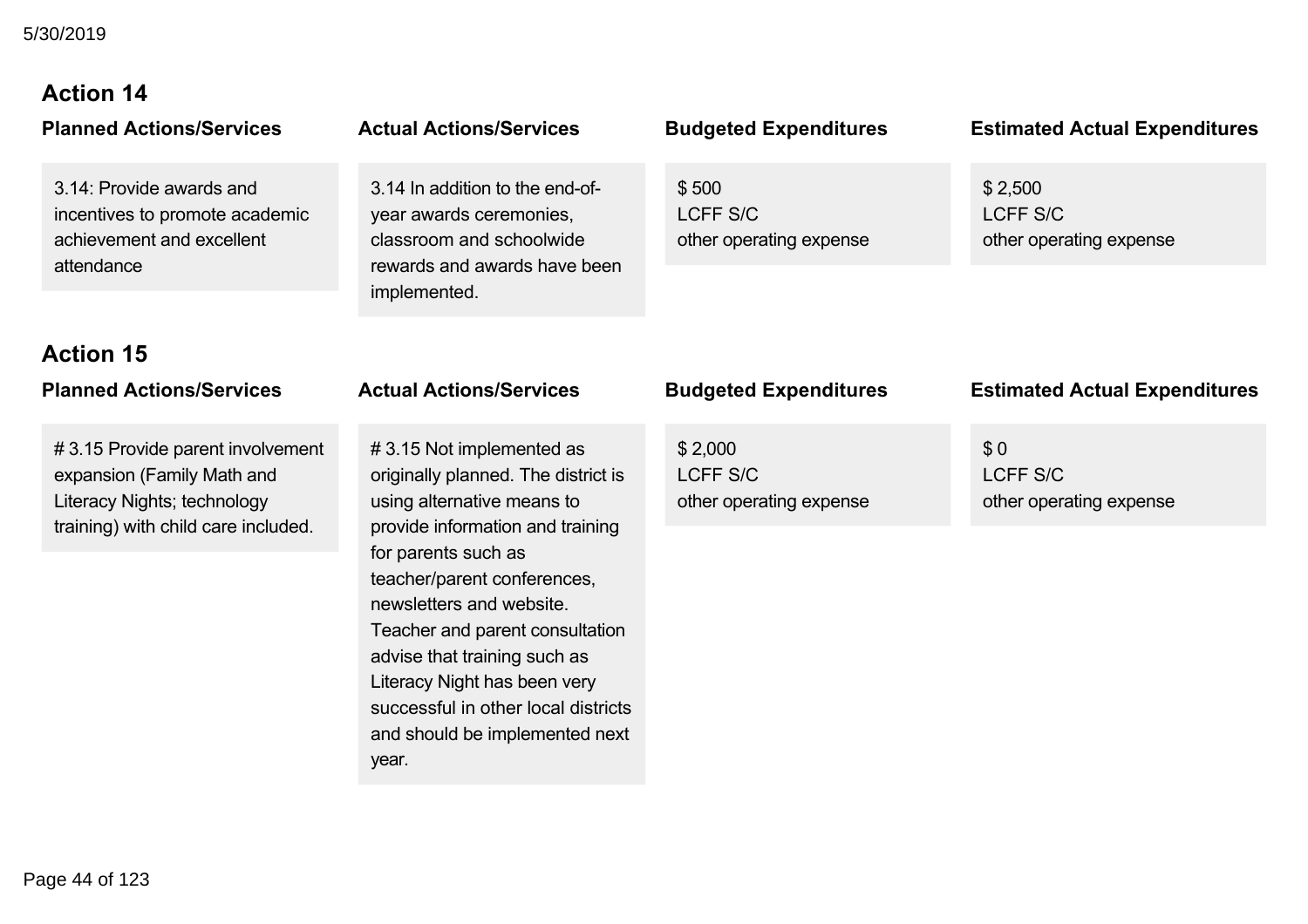## Action 14

| Planned Actions/Services | Actual Actions/Services | Budgeted Expenditures | Estimated Actual Expenditures |
| --- | --- | --- | --- |
| 3.14: Provide awards and incentives to promote academic achievement and excellent attendance | 3.14 In addition to the end-of-year awards ceremonies, classroom and schoolwide rewards and awards have been implemented. | $ 500<br>LCFF S/C<br>other operating expense | $ 2,500<br>LCFF S/C<br>other operating expense |

## Action 15

| Planned Actions/Services | Actual Actions/Services | Budgeted Expenditures | Estimated Actual Expenditures |
| --- | --- | --- | --- |
| # 3.15 Provide parent involvement expansion (Family Math and Literacy Nights; technology training) with child care included. | # 3.15 Not implemented as originally planned. The district is using alternative means to provide information and training for parents such as teacher/parent conferences, newsletters and website. Teacher and parent consultation advise that training such as Literacy Night has been very successful in other local districts and should be implemented next year. | $ 2,000<br>LCFF S/C<br>other operating expense | $ 0<br>LCFF S/C<br>other operating expense |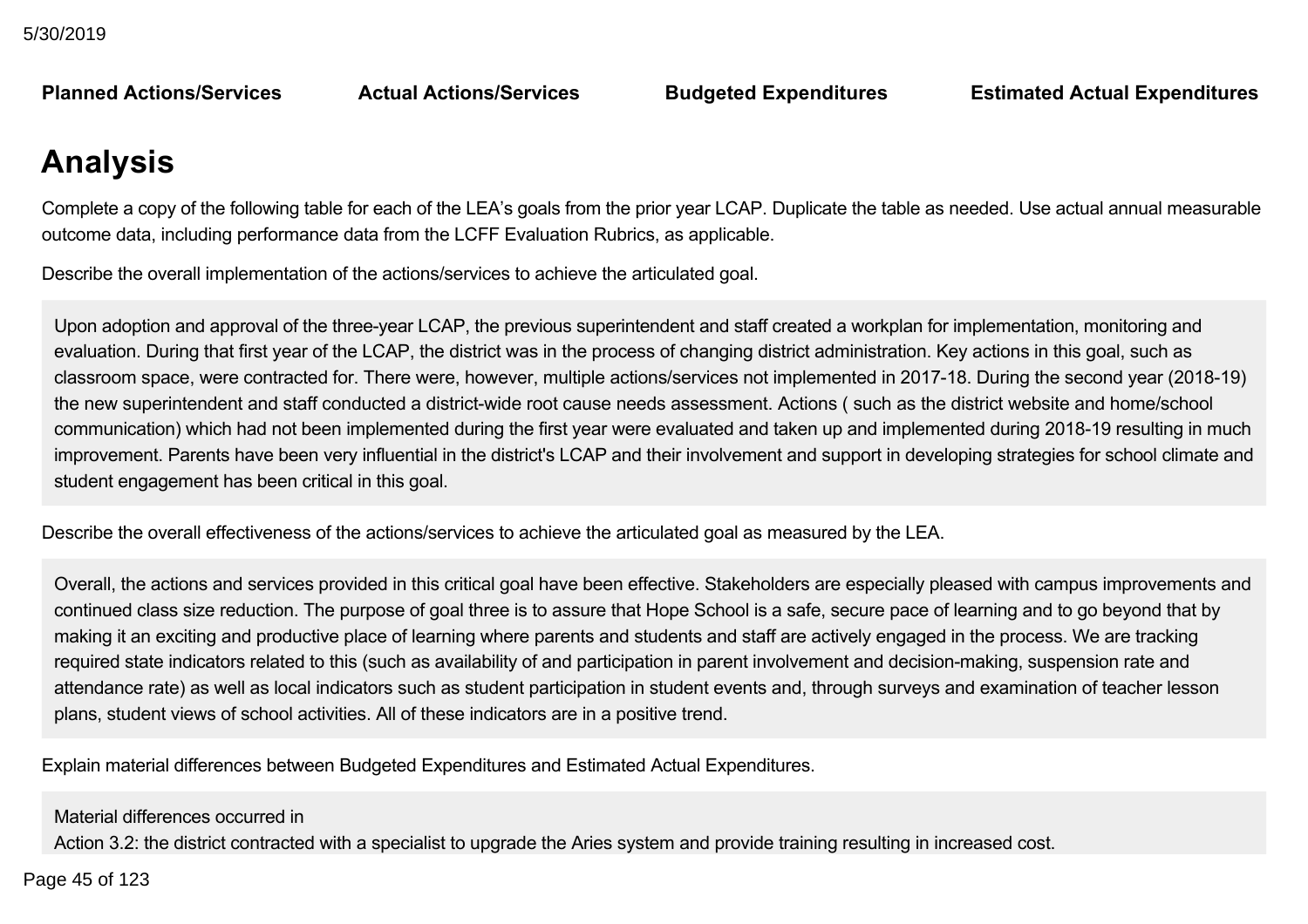| Planned Actions/Services | Actual Actions/Services | Budgeted Expenditures | Estimated Actual Expenditures |
| --- | --- | --- | --- |

# Analysis

Complete a copy of the following table for each of the LEA's goals from the prior year LCAP. Duplicate the table as needed. Use actual annual measurable outcome data, including performance data from the LCFF Evaluation Rubrics, as applicable.

Describe the overall implementation of the actions/services to achieve the articulated goal.

Upon adoption and approval of the three-year LCAP, the previous superintendent and staff created a workplan for implementation, monitoring and evaluation. During that first year of the LCAP, the district was in the process of changing district administration. Key actions in this goal, such as classroom space, were contracted for. There were, however, multiple actions/services not implemented in 2017-18. During the second year (2018-19) the new superintendent and staff conducted a district-wide root cause needs assessment. Actions ( such as the district website and home/school communication) which had not been implemented during the first year were evaluated and taken up and implemented during 2018-19 resulting in much improvement. Parents have been very influential in the district's LCAP and their involvement and support in developing strategies for school climate and student engagement has been critical in this goal.

Describe the overall effectiveness of the actions/services to achieve the articulated goal as measured by the LEA.

Overall, the actions and services provided in this critical goal have been effective. Stakeholders are especially pleased with campus improvements and continued class size reduction. The purpose of goal three is to assure that Hope School is a safe, secure pace of learning and to go beyond that by making it an exciting and productive place of learning where parents and students and staff are actively engaged in the process. We are tracking required state indicators related to this (such as availability of and participation in parent involvement and decision-making, suspension rate and attendance rate) as well as local indicators such as student participation in student events and, through surveys and examination of teacher lesson plans, student views of school activities. All of these indicators are in a positive trend.

Explain material differences between Budgeted Expenditures and Estimated Actual Expenditures.

Material differences occurred in
Action 3.2: the district contracted with a specialist to upgrade the Aries system and provide training resulting in increased cost.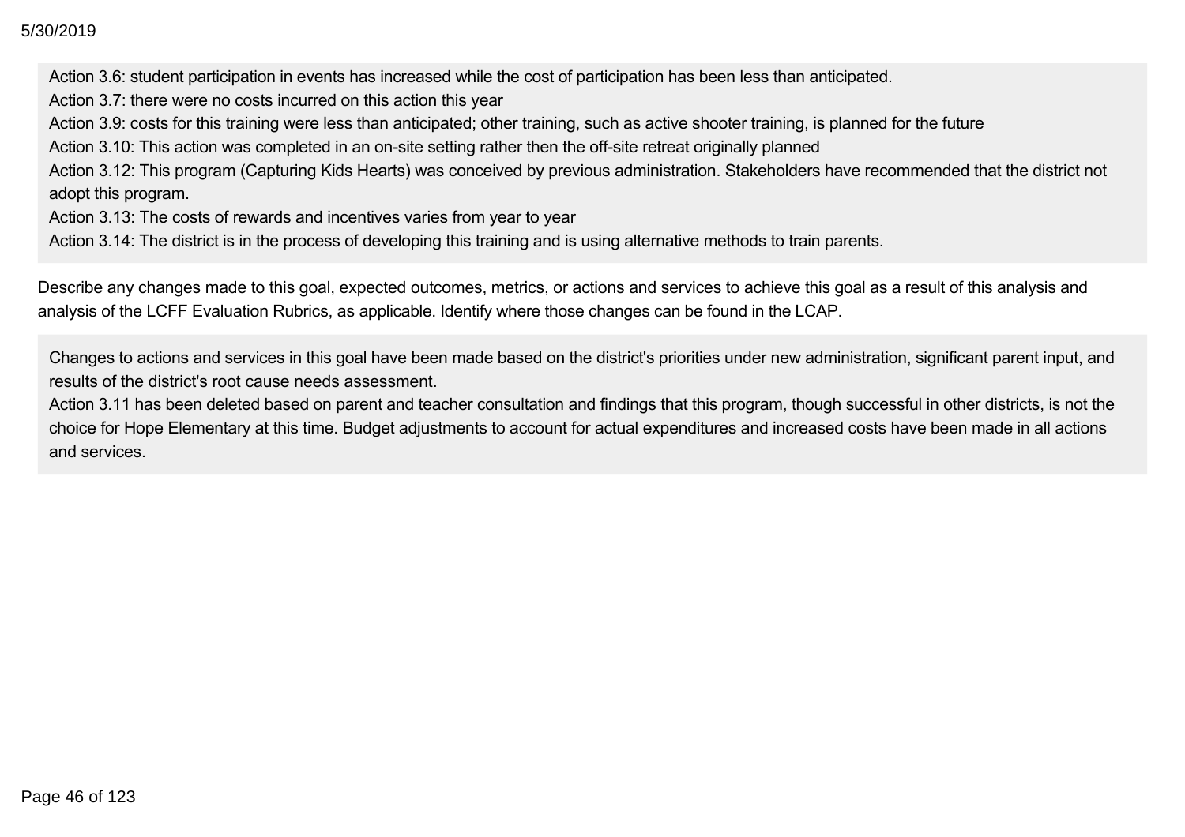Action 3.6: student participation in events has increased while the cost of participation has been less than anticipated.
Action 3.7: there were no costs incurred on this action this year
Action 3.9: costs for this training were less than anticipated; other training, such as active shooter training, is planned for the future
Action 3.10: This action was completed in an on-site setting rather then the off-site retreat originally planned
Action 3.12: This program (Capturing Kids Hearts) was conceived by previous administration. Stakeholders have recommended that the district not adopt this program.
Action 3.13: The costs of rewards and incentives varies from year to year
Action 3.14: The district is in the process of developing this training and is using alternative methods to train parents.

Describe any changes made to this goal, expected outcomes, metrics, or actions and services to achieve this goal as a result of this analysis and analysis of the LCFF Evaluation Rubrics, as applicable. Identify where those changes can be found in the LCAP.

Changes to actions and services in this goal have been made based on the district's priorities under new administration, significant parent input, and results of the district's root cause needs assessment.
Action 3.11 has been deleted based on parent and teacher consultation and findings that this program, though successful in other districts, is not the choice for Hope Elementary at this time. Budget adjustments to account for actual expenditures and increased costs have been made in all actions and services.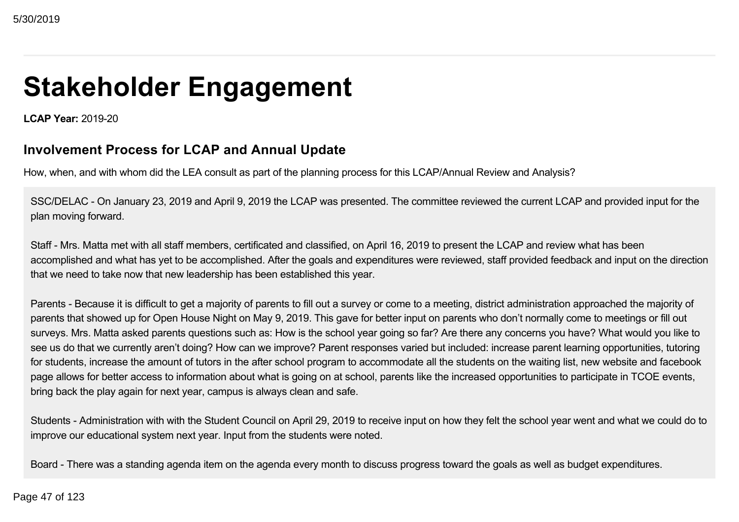# Stakeholder Engagement

**LCAP Year:** 2019-20

## Involvement Process for LCAP and Annual Update

How, when, and with whom did the LEA consult as part of the planning process for this LCAP/Annual Review and Analysis?

SSC/DELAC - On January 23, 2019 and April 9, 2019 the LCAP was presented. The committee reviewed the current LCAP and provided input for the plan moving forward.

Staff - Mrs. Matta met with all staff members, certificated and classified, on April 16, 2019 to present the LCAP and review what has been accomplished and what has yet to be accomplished. After the goals and expenditures were reviewed, staff provided feedback and input on the direction that we need to take now that new leadership has been established this year.

Parents - Because it is difficult to get a majority of parents to fill out a survey or come to a meeting, district administration approached the majority of parents that showed up for Open House Night on May 9, 2019. This gave for better input on parents who don't normally come to meetings or fill out surveys. Mrs. Matta asked parents questions such as: How is the school year going so far? Are there any concerns you have? What would you like to see us do that we currently aren't doing? How can we improve? Parent responses varied but included: increase parent learning opportunities, tutoring for students, increase the amount of tutors in the after school program to accommodate all the students on the waiting list, new website and facebook page allows for better access to information about what is going on at school, parents like the increased opportunities to participate in TCOE events, bring back the play again for next year, campus is always clean and safe.

Students - Administration with with the Student Council on April 29, 2019 to receive input on how they felt the school year went and what we could do to improve our educational system next year. Input from the students were noted.

Board - There was a standing agenda item on the agenda every month to discuss progress toward the goals as well as budget expenditures.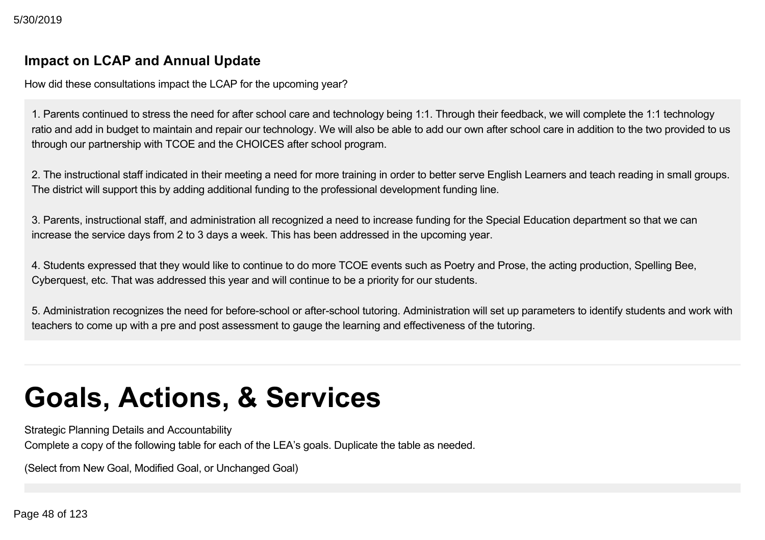## Impact on LCAP and Annual Update

How did these consultations impact the LCAP for the upcoming year?

1. Parents continued to stress the need for after school care and technology being 1:1. Through their feedback, we will complete the 1:1 technology ratio and add in budget to maintain and repair our technology. We will also be able to add our own after school care in addition to the two provided to us through our partnership with TCOE and the CHOICES after school program.

2. The instructional staff indicated in their meeting a need for more training in order to better serve English Learners and teach reading in small groups. The district will support this by adding additional funding to the professional development funding line.

3. Parents, instructional staff, and administration all recognized a need to increase funding for the Special Education department so that we can increase the service days from 2 to 3 days a week. This has been addressed in the upcoming year.

4. Students expressed that they would like to continue to do more TCOE events such as Poetry and Prose, the acting production, Spelling Bee, Cyberquest, etc. That was addressed this year and will continue to be a priority for our students.

5. Administration recognizes the need for before-school or after-school tutoring. Administration will set up parameters to identify students and work with teachers to come up with a pre and post assessment to gauge the learning and effectiveness of the tutoring.

---

# Goals, Actions, & Services

Strategic Planning Details and Accountability

Complete a copy of the following table for each of the LEA's goals. Duplicate the table as needed.

(Select from New Goal, Modified Goal, or Unchanged Goal)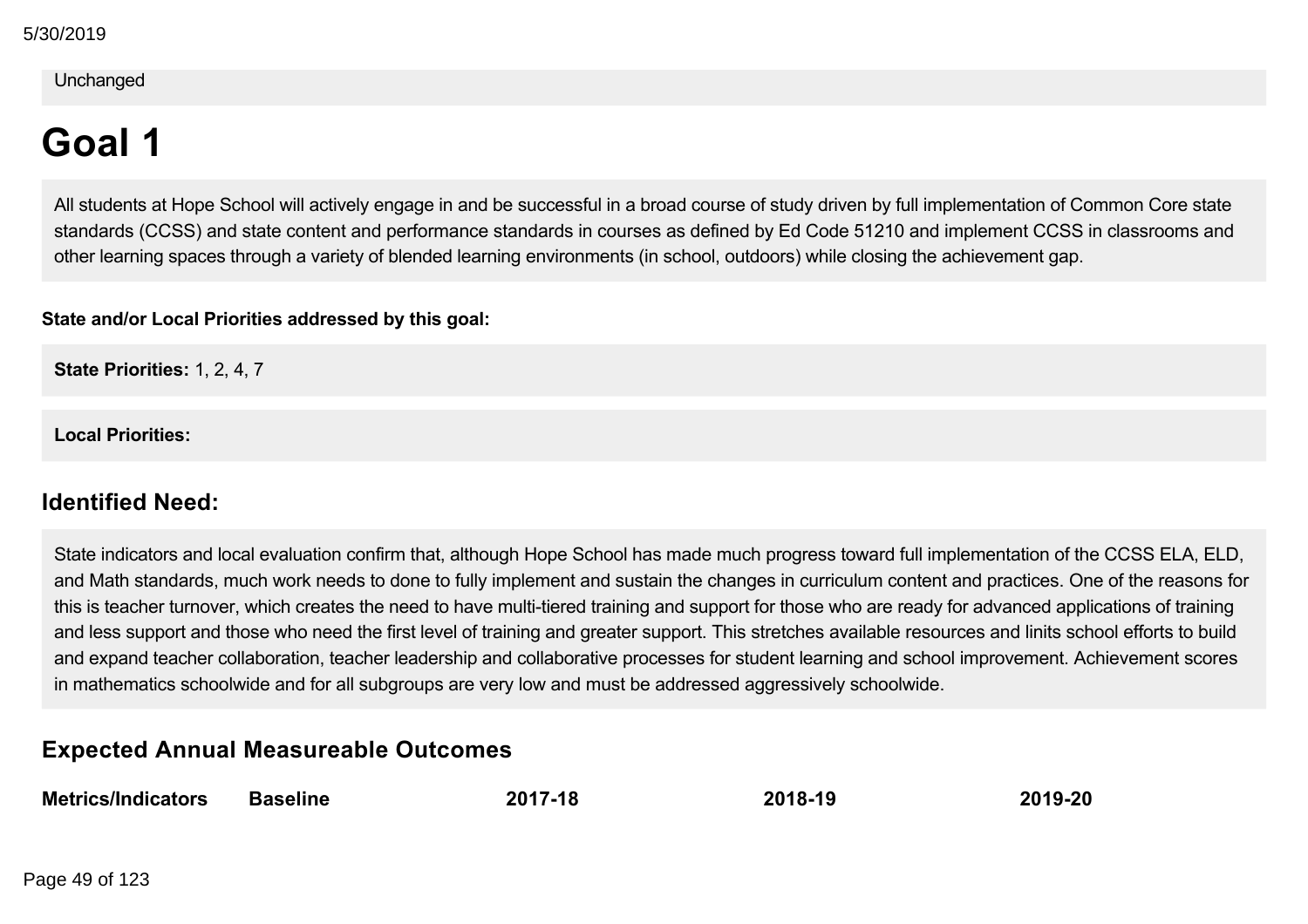Unchanged

# Goal 1

All students at Hope School will actively engage in and be successful in a broad course of study driven by full implementation of Common Core state standards (CCSS) and state content and performance standards in courses as defined by Ed Code 51210 and implement CCSS in classrooms and other learning spaces through a variety of blended learning environments (in school, outdoors) while closing the achievement gap.

**State and/or Local Priorities addressed by this goal:**

**State Priorities:** 1, 2, 4, 7

**Local Priorities:**

## Identified Need:

State indicators and local evaluation confirm that, although Hope School has made much progress toward full implementation of the CCSS ELA, ELD, and Math standards, much work needs to done to fully implement and sustain the changes in curriculum content and practices. One of the reasons for this is teacher turnover, which creates the need to have multi-tiered training and support for those who are ready for advanced applications of training and less support and those who need the first level of training and greater support. This stretches available resources and linits school efforts to build and expand teacher collaboration, teacher leadership and collaborative processes for student learning and school improvement. Achievement scores in mathematics schoolwide and for all subgroups are very low and must be addressed aggressively schoolwide.

## Expected Annual Measureable Outcomes

| Metrics/Indicators | Baseline | 2017-18 | 2018-19 | 2019-20 |
|---|---|---|---|---|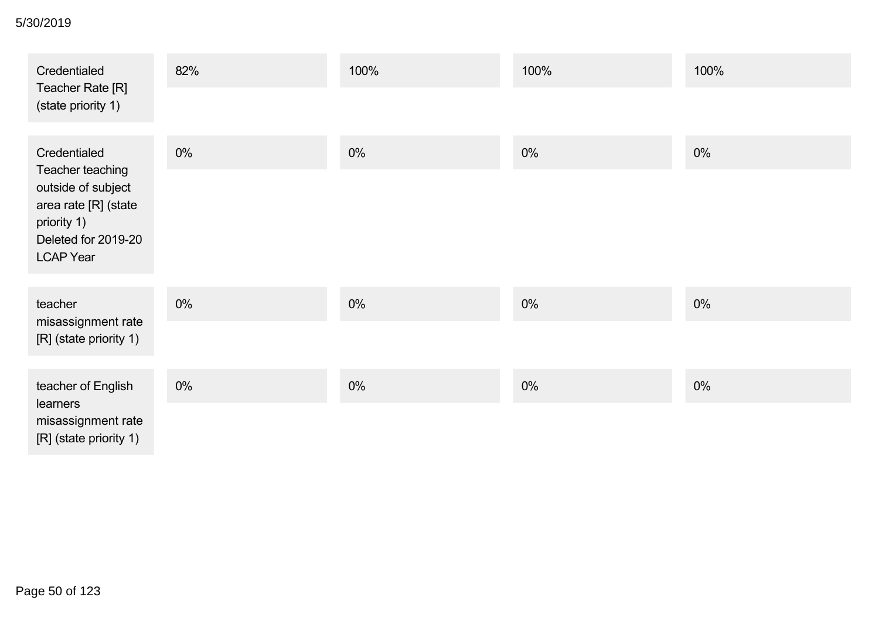| | | | | |
|---|---|---|---|---|
| Credentialed Teacher Rate [R] (state priority 1) | 82% | 100% | 100% | 100% |
| Credentialed Teacher teaching outside of subject area rate [R] (state priority 1) Deleted for 2019-20 LCAP Year | 0% | 0% | 0% | 0% |
| teacher misassignment rate [R] (state priority 1) | 0% | 0% | 0% | 0% |
| teacher of English learners misassignment rate [R] (state priority 1) | 0% | 0% | 0% | 0% |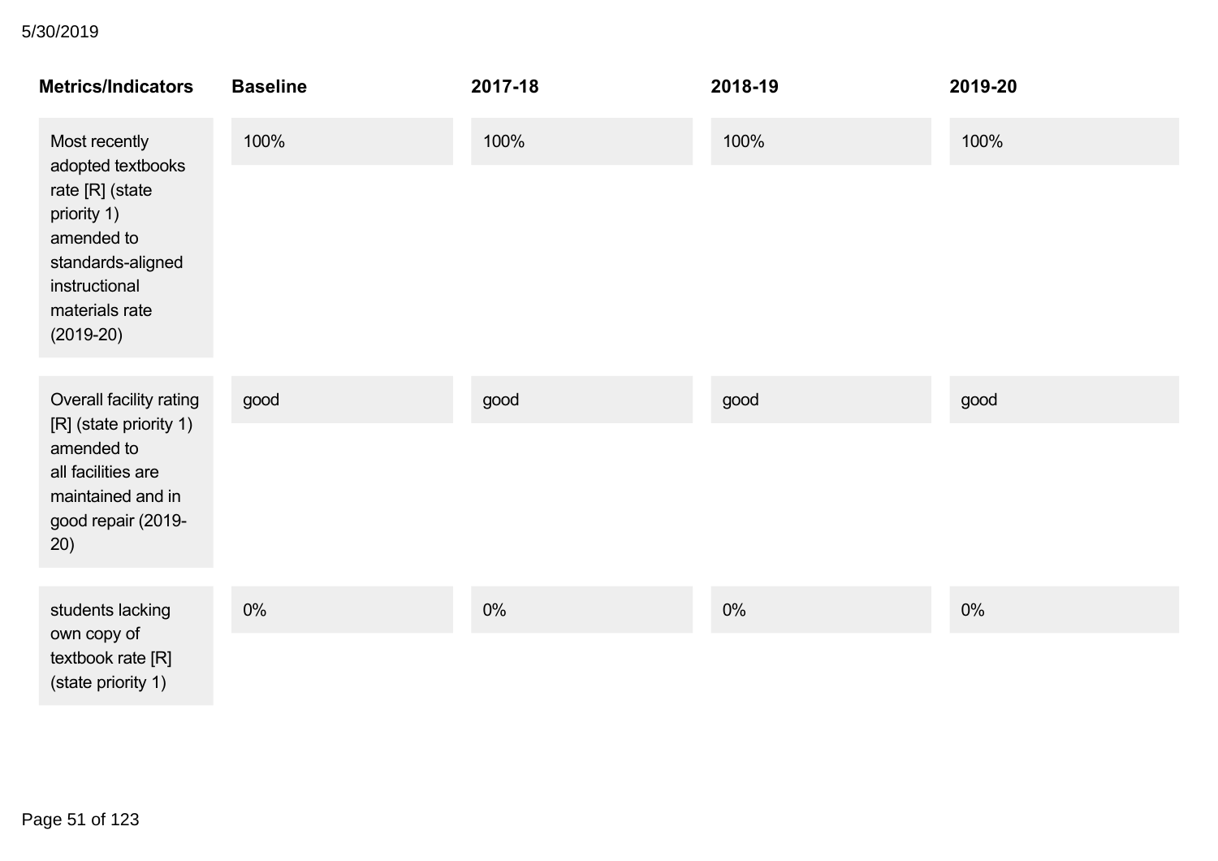| Metrics/Indicators | Baseline | 2017-18 | 2018-19 | 2019-20 |
| --- | --- | --- | --- | --- |
| Most recently adopted textbooks rate [R] (state priority 1) amended to standards-aligned instructional materials rate (2019-20) | 100% | 100% | 100% | 100% |
| Overall facility rating [R] (state priority 1) amended to all facilities are maintained and in good repair (2019-20) | good | good | good | good |
| students lacking own copy of textbook rate [R] (state priority 1) | 0% | 0% | 0% | 0% |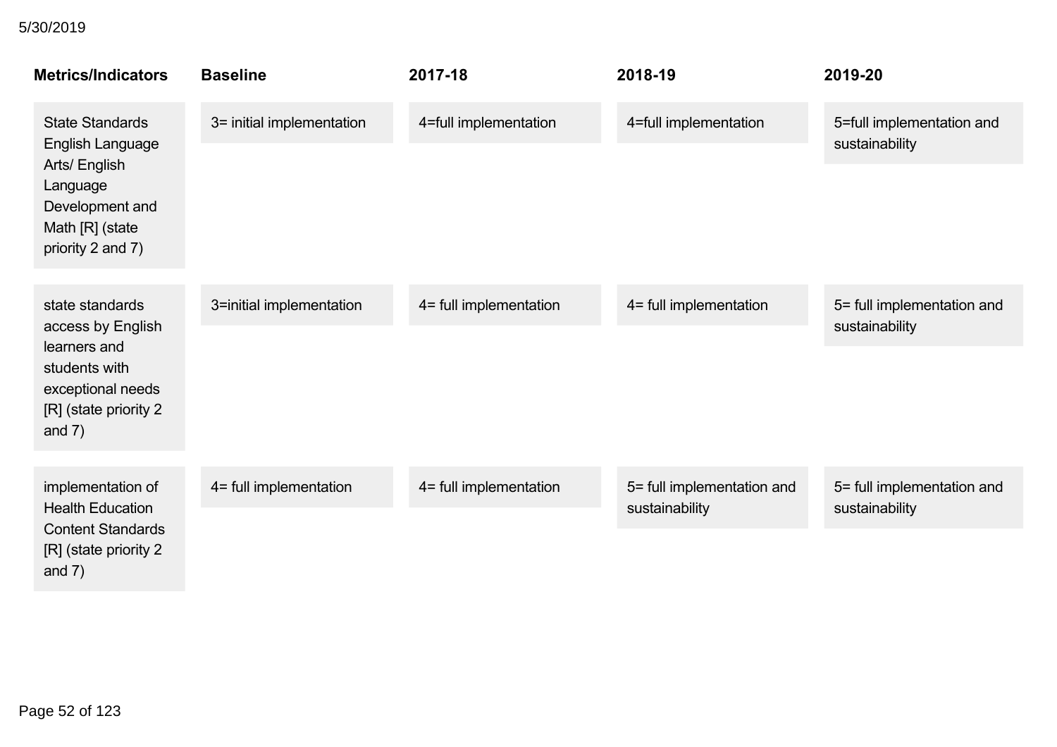| Metrics/Indicators | Baseline | 2017-18 | 2018-19 | 2019-20 |
| --- | --- | --- | --- | --- |
| State Standards English Language Arts/ English Language Development and Math [R] (state priority 2 and 7) | 3= initial implementation | 4=full implementation | 4=full implementation | 5=full implementation and sustainability |
| state standards access by English learners and students with exceptional needs [R] (state priority 2 and 7) | 3=initial implementation | 4= full implementation | 4= full implementation | 5= full implementation and sustainability |
| implementation of Health Education Content Standards [R] (state priority 2 and 7) | 4= full implementation | 4= full implementation | 5= full implementation and sustainability | 5= full implementation and sustainability |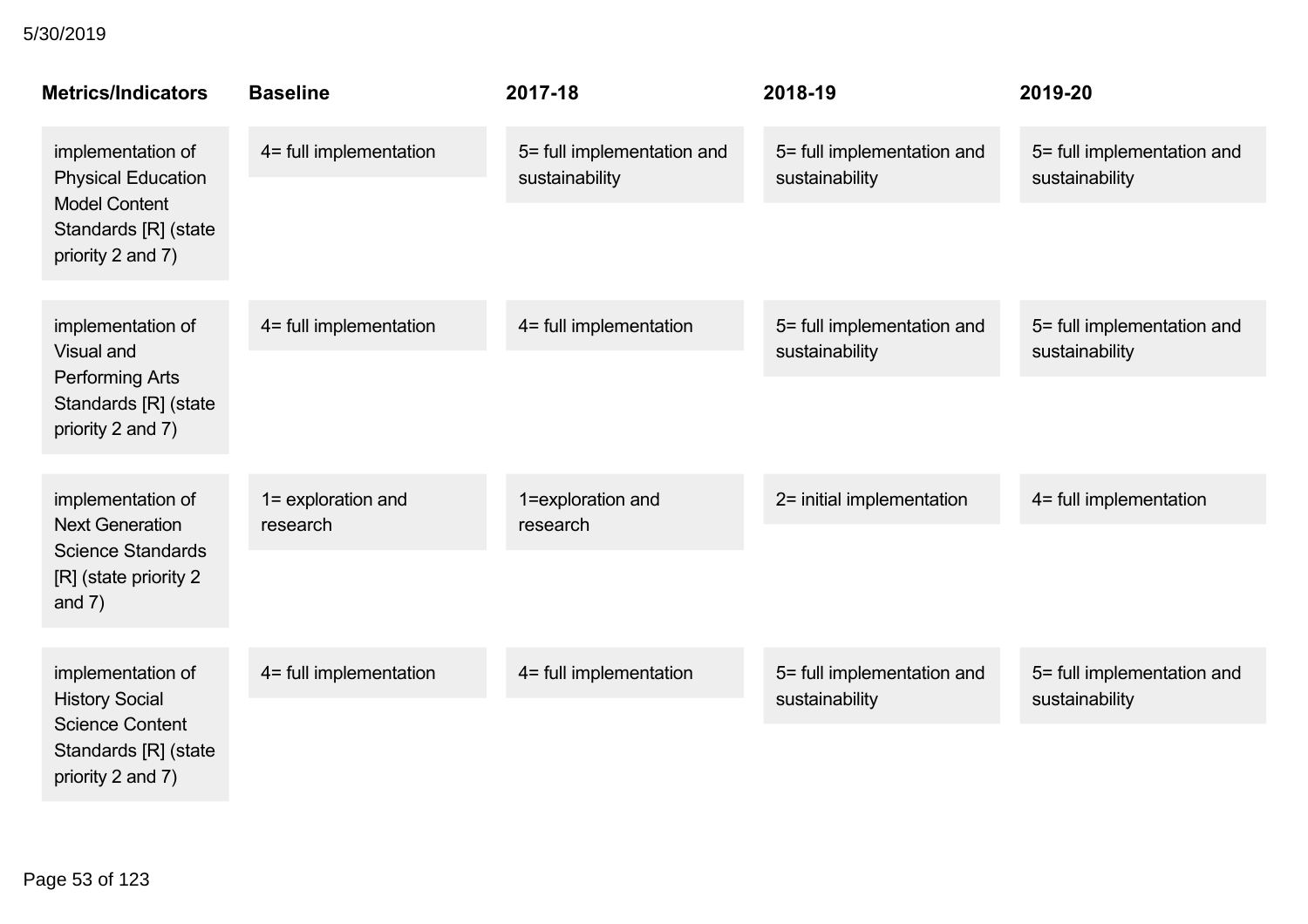| Metrics/Indicators | Baseline | 2017-18 | 2018-19 | 2019-20 |
| --- | --- | --- | --- | --- |
| implementation of Physical Education Model Content Standards [R] (state priority 2 and 7) | 4= full implementation | 5= full implementation and sustainability | 5= full implementation and sustainability | 5= full implementation and sustainability |
| implementation of Visual and Performing Arts Standards [R] (state priority 2 and 7) | 4= full implementation | 4= full implementation | 5= full implementation and sustainability | 5= full implementation and sustainability |
| implementation of Next Generation Science Standards [R] (state priority 2 and 7) | 1= exploration and research | 1=exploration and research | 2= initial implementation | 4= full implementation |
| implementation of History Social Science Content Standards [R] (state priority 2 and 7) | 4= full implementation | 4= full implementation | 5= full implementation and sustainability | 5= full implementation and sustainability |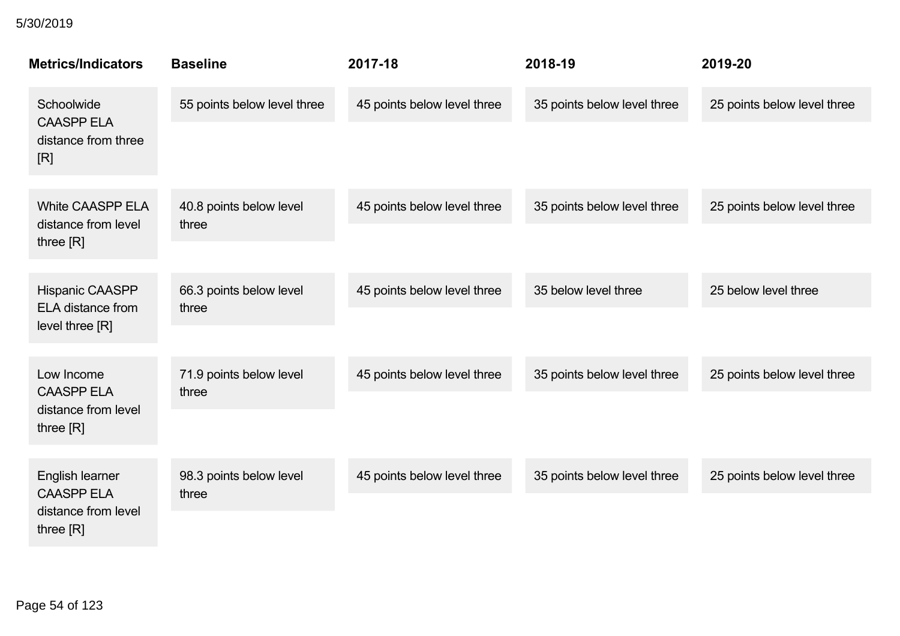| Metrics/Indicators | Baseline | 2017-18 | 2018-19 | 2019-20 |
|---|---|---|---|---|
| Schoolwide CAASPP ELA distance from three [R] | 55 points below level three | 45 points below level three | 35 points below level three | 25 points below level three |
| White CAASPP ELA distance from level three [R] | 40.8 points below level three | 45 points below level three | 35 points below level three | 25 points below level three |
| Hispanic CAASPP ELA distance from level three [R] | 66.3 points below level three | 45 points below level three | 35 below level three | 25 below level three |
| Low Income CAASPP ELA distance from level three [R] | 71.9 points below level three | 45 points below level three | 35 points below level three | 25 points below level three |
| English learner CAASPP ELA distance from level three [R] | 98.3 points below level three | 45 points below level three | 35 points below level three | 25 points below level three |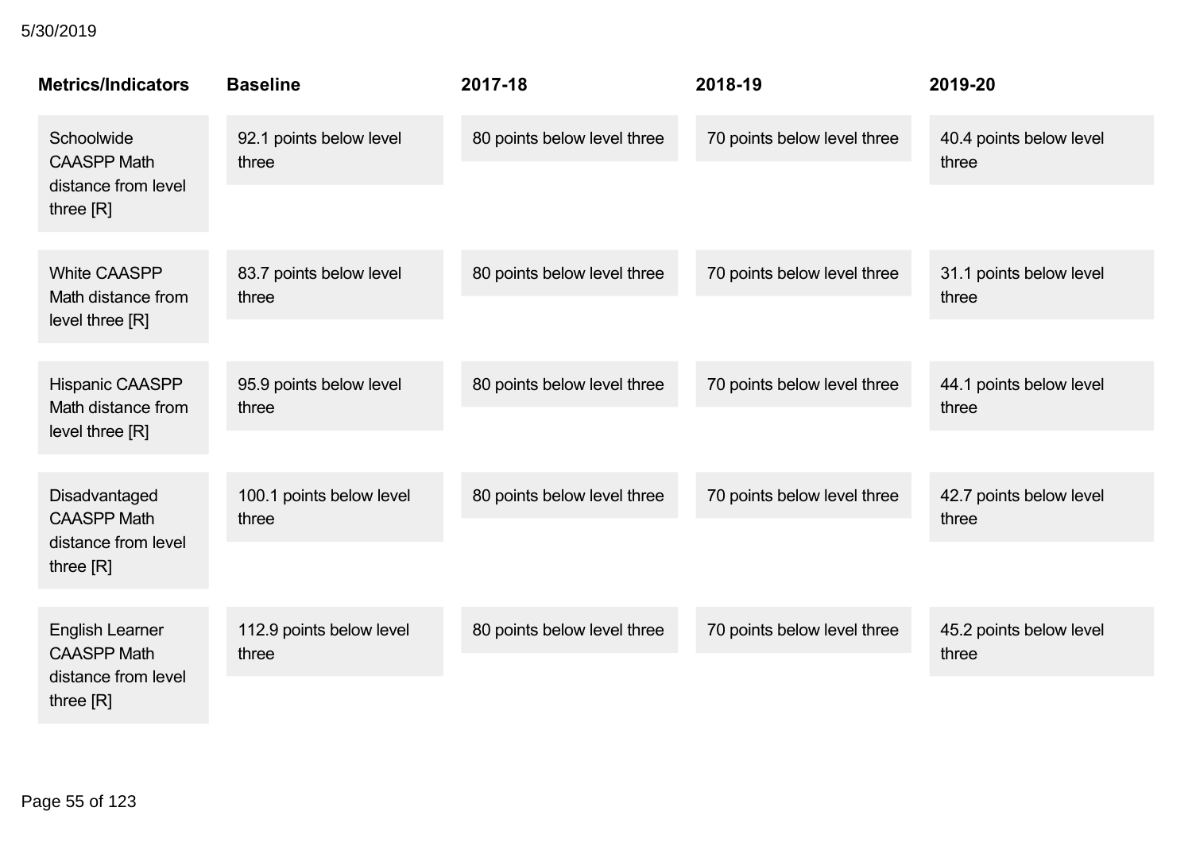| Metrics/Indicators | Baseline | 2017-18 | 2018-19 | 2019-20 |
|---|---|---|---|---|
| Schoolwide CAASPP Math distance from level three [R] | 92.1 points below level three | 80 points below level three | 70 points below level three | 40.4 points below level three |
| White CAASPP Math distance from level three [R] | 83.7 points below level three | 80 points below level three | 70 points below level three | 31.1 points below level three |
| Hispanic CAASPP Math distance from level three [R] | 95.9 points below level three | 80 points below level three | 70 points below level three | 44.1 points below level three |
| Disadvantaged CAASPP Math distance from level three [R] | 100.1 points below level three | 80 points below level three | 70 points below level three | 42.7 points below level three |
| English Learner CAASPP Math distance from level three [R] | 112.9 points below level three | 80 points below level three | 70 points below level three | 45.2 points below level three |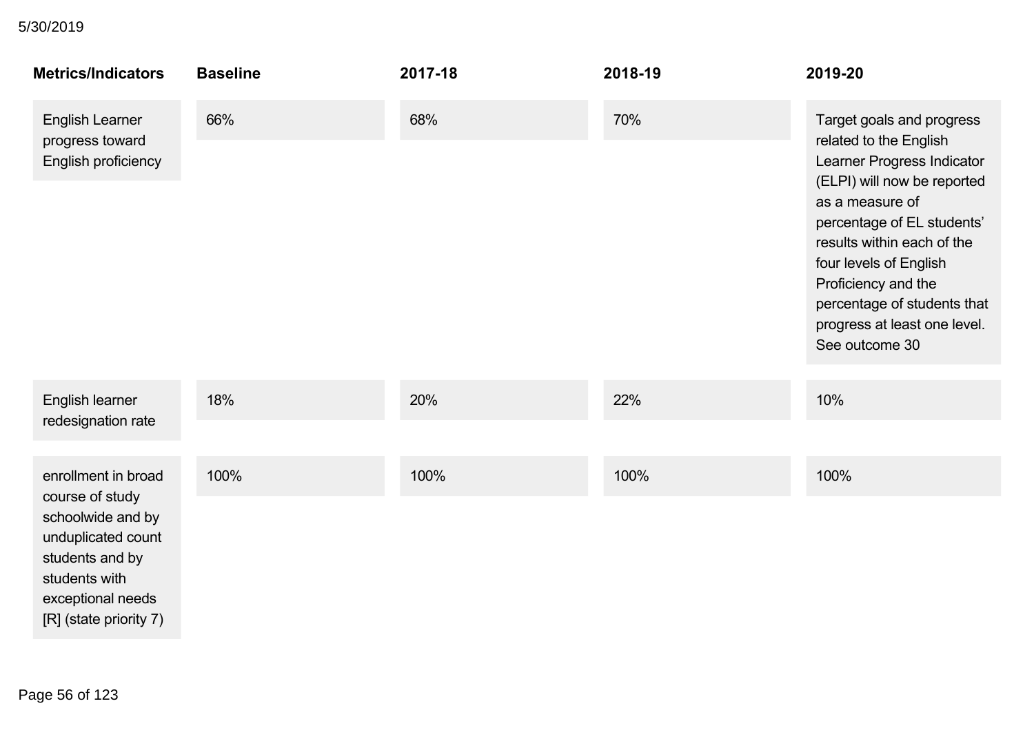| Metrics/Indicators | Baseline | 2017-18 | 2018-19 | 2019-20 |
|---|---|---|---|---|
| English Learner progress toward English proficiency | 66% | 68% | 70% | Target goals and progress related to the English Learner Progress Indicator (ELPI) will now be reported as a measure of percentage of EL students' results within each of the four levels of English Proficiency and the percentage of students that progress at least one level. See outcome 30 |
| English learner redesignation rate | 18% | 20% | 22% | 10% |
| enrollment in broad course of study schoolwide and by unduplicated count students and by students with exceptional needs [R] (state priority 7) | 100% | 100% | 100% | 100% |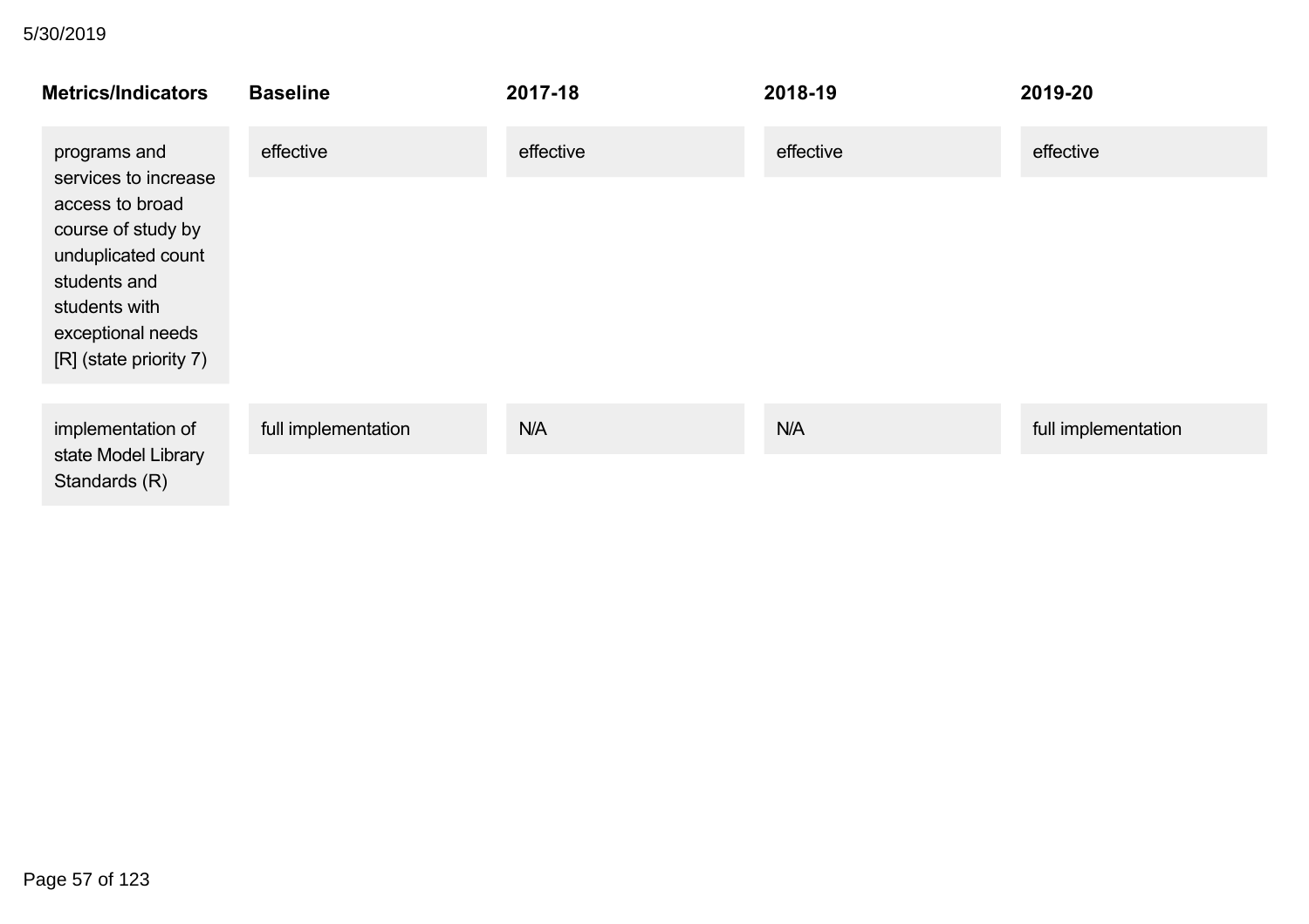| Metrics/Indicators | Baseline | 2017-18 | 2018-19 | 2019-20 |
| --- | --- | --- | --- | --- |
| programs and services to increase access to broad course of study by unduplicated count students and students with exceptional needs [R] (state priority 7) | effective | effective | effective | effective |
| implementation of state Model Library Standards (R) | full implementation | N/A | N/A | full implementation |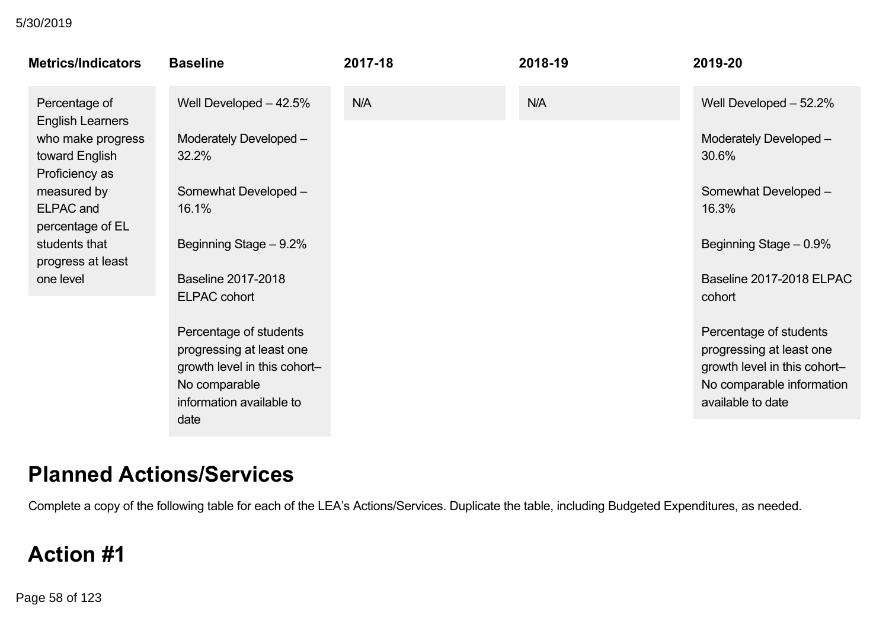| Metrics/Indicators | Baseline | 2017-18 | 2018-19 | 2019-20 |
|---|---|---|---|---|
| Percentage of English Learners who make progress toward English Proficiency as measured by ELPAC and percentage of EL students that progress at least one level | Well Developed – 42.5%<br><br>Moderately Developed – 32.2%<br><br>Somewhat Developed – 16.1%<br><br>Beginning Stage – 9.2%<br><br>Baseline 2017-2018 ELPAC cohort<br><br>Percentage of students progressing at least one growth level in this cohort– No comparable information available to date | N/A | N/A | Well Developed – 52.2%<br><br>Moderately Developed – 30.6%<br><br>Somewhat Developed – 16.3%<br><br>Beginning Stage – 0.9%<br><br>Baseline 2017-2018 ELPAC cohort<br><br>Percentage of students progressing at least one growth level in this cohort– No comparable information available to date |

# Planned Actions/Services

Complete a copy of the following table for each of the LEA's Actions/Services. Duplicate the table, including Budgeted Expenditures, as needed.

# Action #1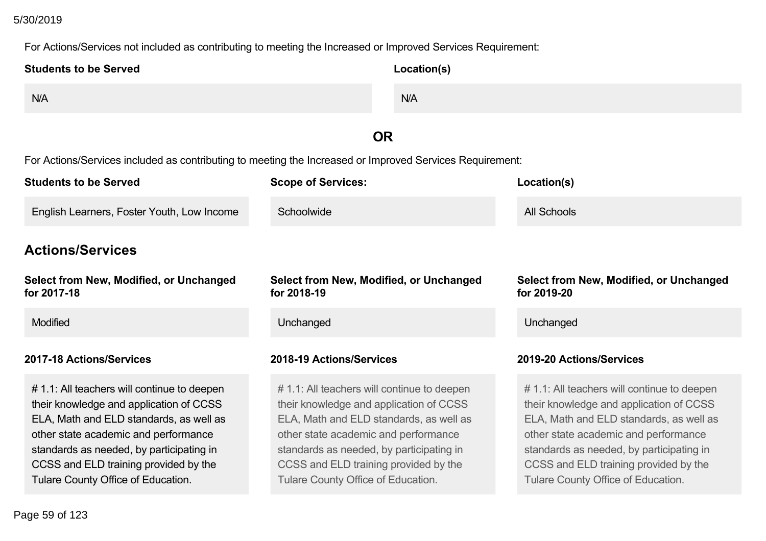For Actions/Services not included as contributing to meeting the Increased or Improved Services Requirement:

| Students to be Served | Location(s) |
|---|---|
| N/A | N/A |

**OR**

For Actions/Services included as contributing to meeting the Increased or Improved Services Requirement:

| Students to be Served | Scope of Services: | Location(s) |
|---|---|---|
| English Learners, Foster Youth, Low Income | Schoolwide | All Schools |

## Actions/Services

| Select from New, Modified, or Unchanged for 2017-18 | Select from New, Modified, or Unchanged for 2018-19 | Select from New, Modified, or Unchanged for 2019-20 |
|---|---|---|
| Modified | Unchanged | Unchanged |

| 2017-18 Actions/Services | 2018-19 Actions/Services | 2019-20 Actions/Services |
|---|---|---|
| # 1.1: All teachers will continue to deepen their knowledge and application of CCSS ELA, Math and ELD standards, as well as other state academic and performance standards as needed, by participating in CCSS and ELD training provided by the Tulare County Office of Education. | # 1.1: All teachers will continue to deepen their knowledge and application of CCSS ELA, Math and ELD standards, as well as other state academic and performance standards as needed, by participating in CCSS and ELD training provided by the Tulare County Office of Education. | # 1.1: All teachers will continue to deepen their knowledge and application of CCSS ELA, Math and ELD standards, as well as other state academic and performance standards as needed, by participating in CCSS and ELD training provided by the Tulare County Office of Education. |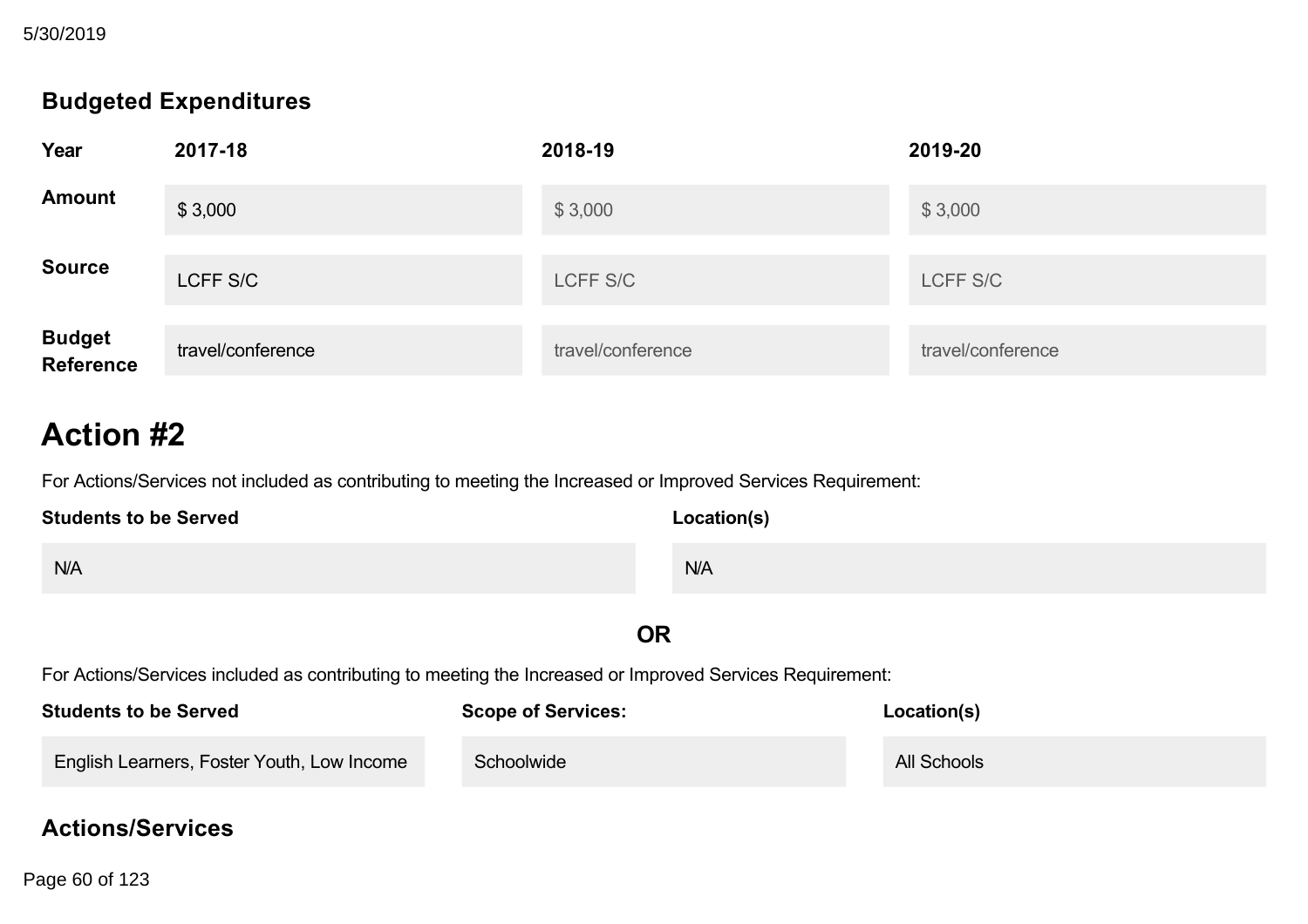### Budgeted Expenditures

| Year | 2017-18 | 2018-19 | 2019-20 |
| --- | --- | --- | --- |
| Amount | $ 3,000 | $ 3,000 | $ 3,000 |
| Source | LCFF S/C | LCFF S/C | LCFF S/C |
| Budget Reference | travel/conference | travel/conference | travel/conference |

# Action #2

For Actions/Services not included as contributing to meeting the Increased or Improved Services Requirement:

| Students to be Served | Location(s) |
| --- | --- |
| N/A | N/A |

**OR**

For Actions/Services included as contributing to meeting the Increased or Improved Services Requirement:

| Students to be Served | Scope of Services: | Location(s) |
| --- | --- | --- |
| English Learners, Foster Youth, Low Income | Schoolwide | All Schools |

### Actions/Services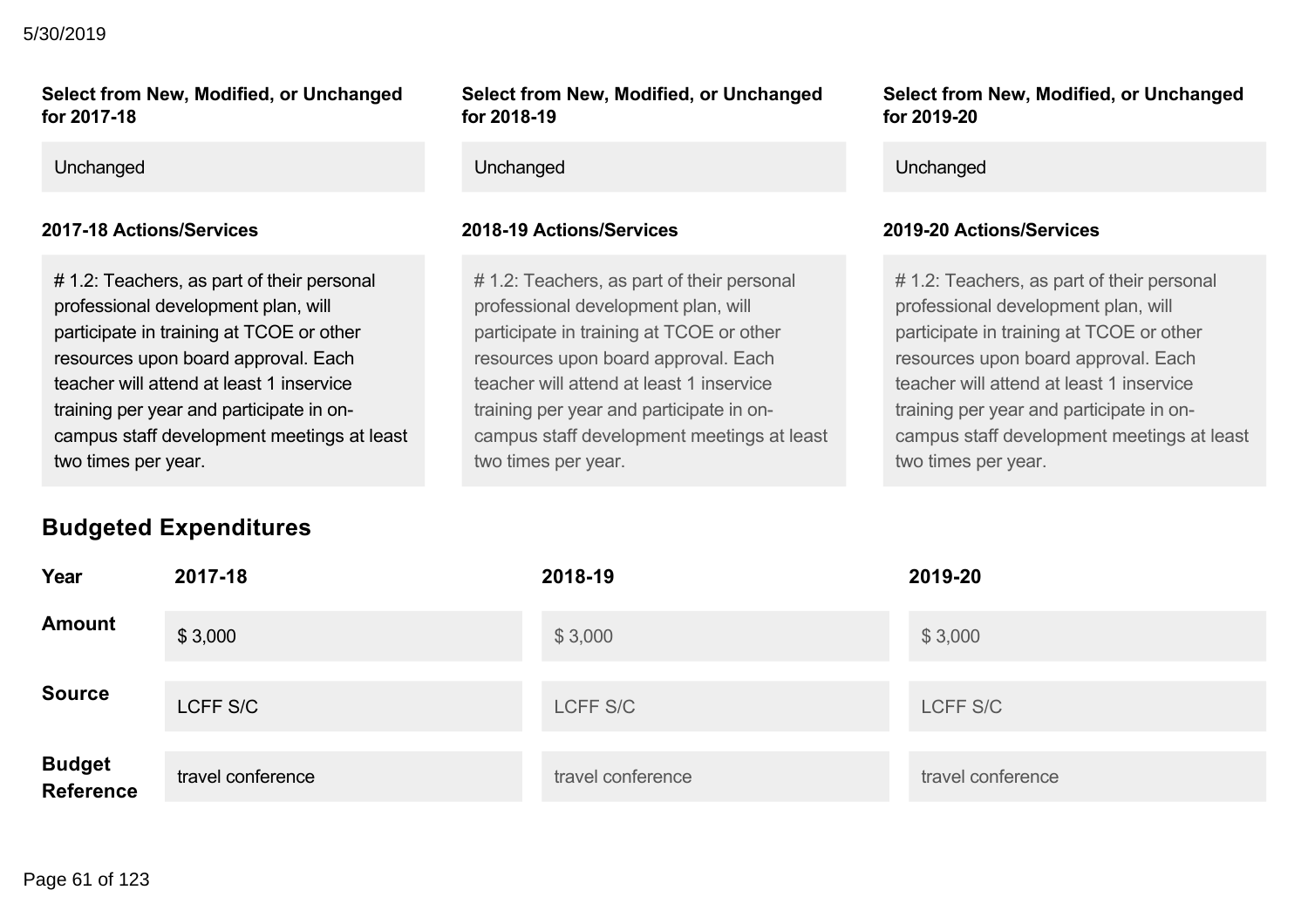| Select from New, Modified, or Unchanged for 2017-18 | Select from New, Modified, or Unchanged for 2018-19 | Select from New, Modified, or Unchanged for 2019-20 |
| --- | --- | --- |
| Unchanged | Unchanged | Unchanged |

| 2017-18 Actions/Services | 2018-19 Actions/Services | 2019-20 Actions/Services |
| --- | --- | --- |
| # 1.2: Teachers, as part of their personal professional development plan, will participate in training at TCOE or other resources upon board approval. Each teacher will attend at least 1 inservice training per year and participate in on-campus staff development meetings at least two times per year. | # 1.2: Teachers, as part of their personal professional development plan, will participate in training at TCOE or other resources upon board approval. Each teacher will attend at least 1 inservice training per year and participate in on-campus staff development meetings at least two times per year. | # 1.2: Teachers, as part of their personal professional development plan, will participate in training at TCOE or other resources upon board approval. Each teacher will attend at least 1 inservice training per year and participate in on-campus staff development meetings at least two times per year. |

## Budgeted Expenditures

| Year | 2017-18 | 2018-19 | 2019-20 |
| --- | --- | --- | --- |
| Amount | $ 3,000 | $ 3,000 | $ 3,000 |
| Source | LCFF S/C | LCFF S/C | LCFF S/C |
| Budget Reference | travel conference | travel conference | travel conference |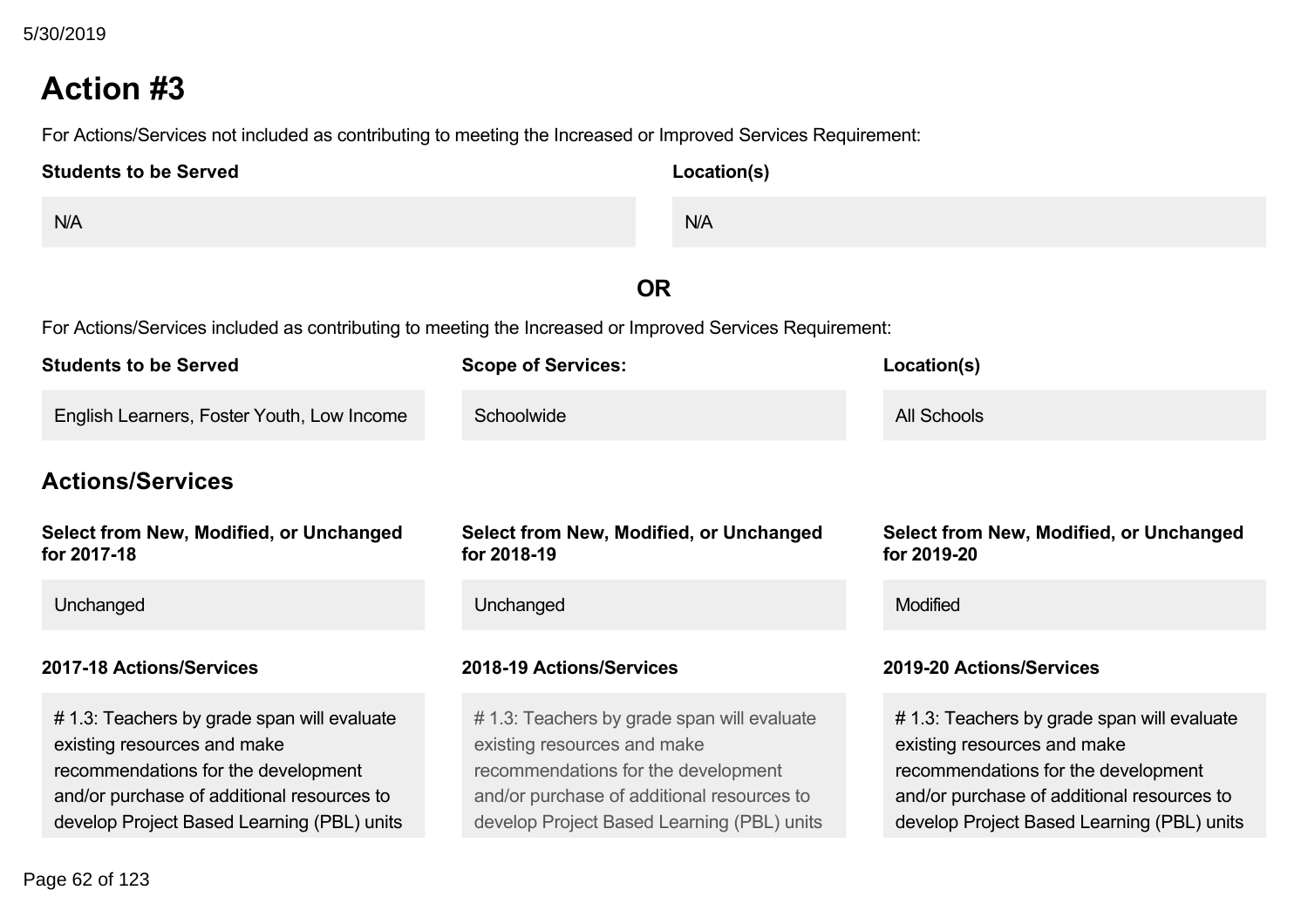# Action #3

For Actions/Services not included as contributing to meeting the Increased or Improved Services Requirement:

| Students to be Served | Location(s) |
|---|---|
| N/A | N/A |

**OR**

For Actions/Services included as contributing to meeting the Increased or Improved Services Requirement:

| Students to be Served | Scope of Services: | Location(s) |
|---|---|---|
| English Learners, Foster Youth, Low Income | Schoolwide | All Schools |

## Actions/Services

| Select from New, Modified, or Unchanged for 2017-18 | Select from New, Modified, or Unchanged for 2018-19 | Select from New, Modified, or Unchanged for 2019-20 |
|---|---|---|
| Unchanged | Unchanged | Modified |

| 2017-18 Actions/Services | 2018-19 Actions/Services | 2019-20 Actions/Services |
|---|---|---|
| # 1.3: Teachers by grade span will evaluate existing resources and make recommendations for the development and/or purchase of additional resources to develop Project Based Learning (PBL) units | # 1.3: Teachers by grade span will evaluate existing resources and make recommendations for the development and/or purchase of additional resources to develop Project Based Learning (PBL) units | # 1.3: Teachers by grade span will evaluate existing resources and make recommendations for the development and/or purchase of additional resources to develop Project Based Learning (PBL) units |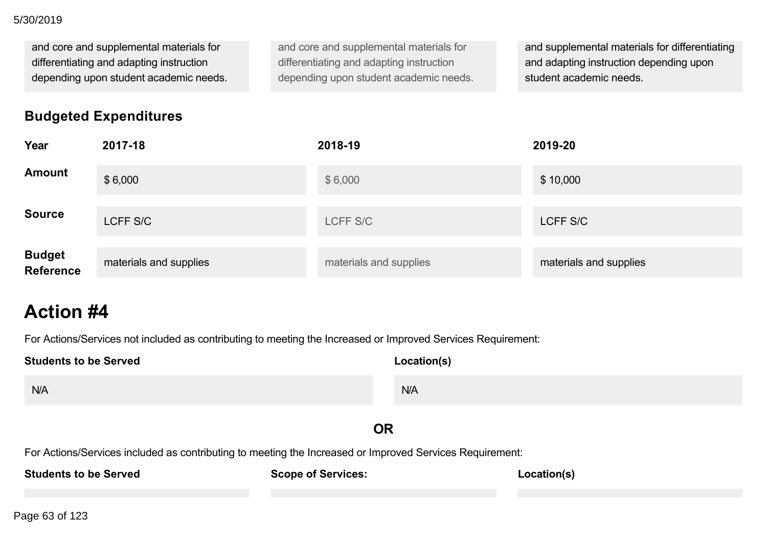| | | |
|---|---|---|
| and core and supplemental materials for differentiating and adapting instruction depending upon student academic needs. | and core and supplemental materials for differentiating and adapting instruction depending upon student academic needs. | and supplemental materials for differentiating and adapting instruction depending upon student academic needs. |

### Budgeted Expenditures

| Year | 2017-18 | 2018-19 | 2019-20 |
|---|---|---|---|
| Amount | $ 6,000 | $ 6,000 | $ 10,000 |
| Source | LCFF S/C | LCFF S/C | LCFF S/C |
| Budget Reference | materials and supplies | materials and supplies | materials and supplies |

# Action #4

For Actions/Services not included as contributing to meeting the Increased or Improved Services Requirement:

| Students to be Served | Location(s) |
|---|---|
| N/A | N/A |

**OR**

For Actions/Services included as contributing to meeting the Increased or Improved Services Requirement:

| Students to be Served | Scope of Services: | Location(s) |
|---|---|---|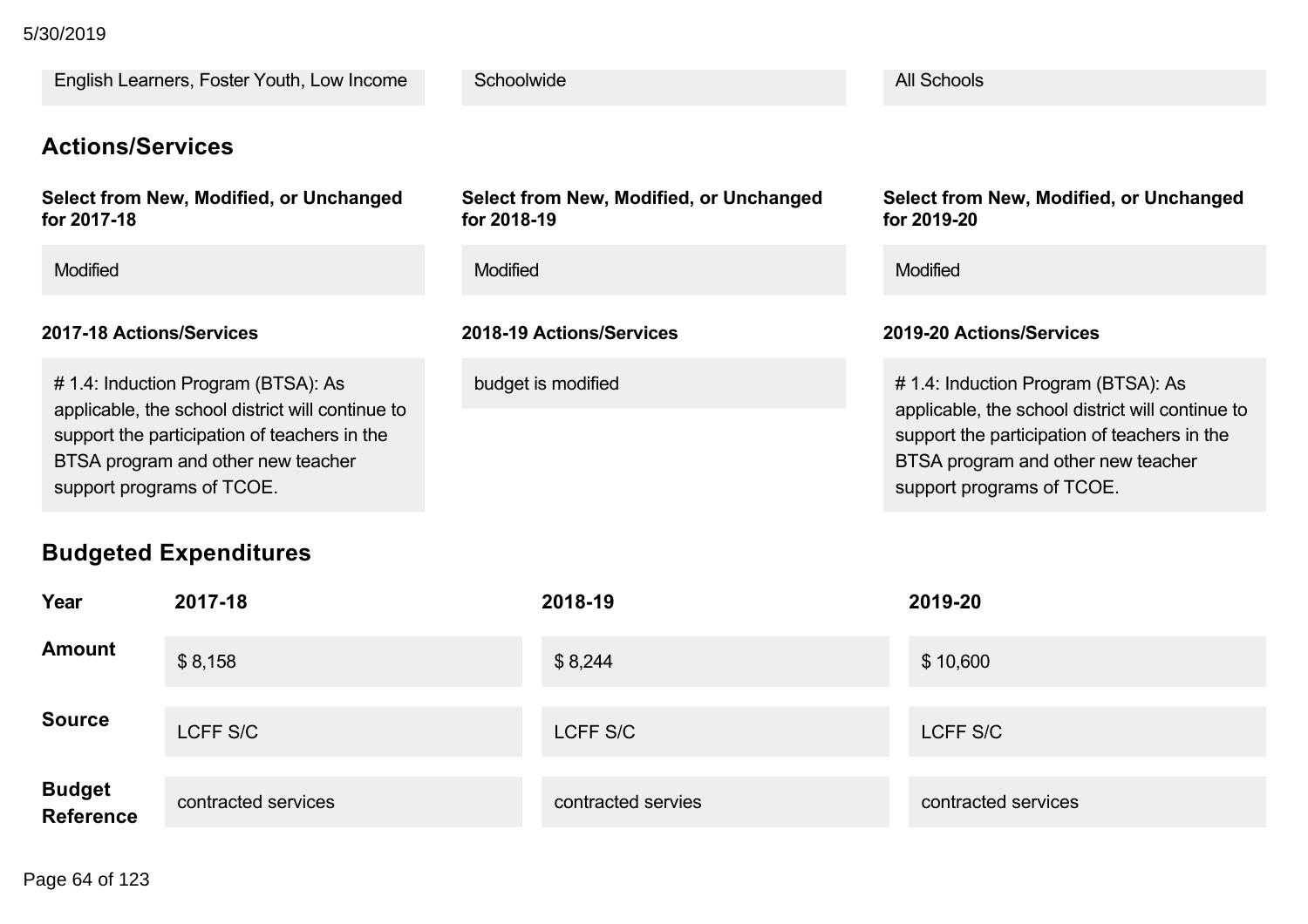| | | |
|---|---|---|
| English Learners, Foster Youth, Low Income | Schoolwide | All Schools |

## Actions/Services

| Select from New, Modified, or Unchanged for 2017-18 | Select from New, Modified, or Unchanged for 2018-19 | Select from New, Modified, or Unchanged for 2019-20 |
|---|---|---|
| Modified | Modified | Modified |

| 2017-18 Actions/Services | 2018-19 Actions/Services | 2019-20 Actions/Services |
|---|---|---|
| # 1.4: Induction Program (BTSA): As applicable, the school district will continue to support the participation of teachers in the BTSA program and other new teacher support programs of TCOE. | budget is modified | # 1.4: Induction Program (BTSA): As applicable, the school district will continue to support the participation of teachers in the BTSA program and other new teacher support programs of TCOE. |

## Budgeted Expenditures

| Year | 2017-18 | 2018-19 | 2019-20 |
|---|---|---|---|
| Amount | $ 8,158 | $ 8,244 | $ 10,600 |
| Source | LCFF S/C | LCFF S/C | LCFF S/C |
| Budget Reference | contracted services | contracted servies | contracted services |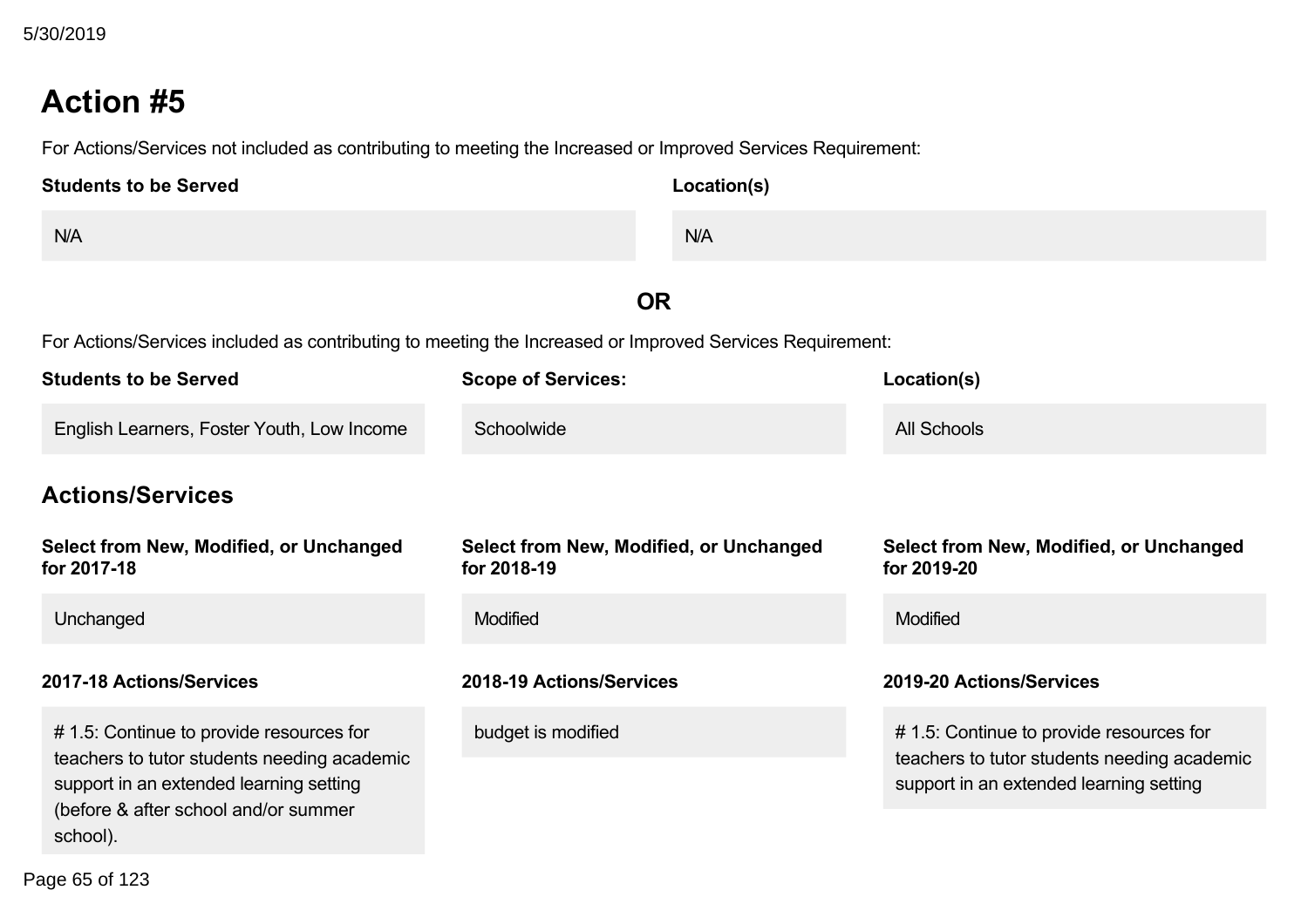## Action #5

For Actions/Services not included as contributing to meeting the Increased or Improved Services Requirement:

| Students to be Served | Location(s) |
| --- | --- |
| N/A | N/A |

**OR**

For Actions/Services included as contributing to meeting the Increased or Improved Services Requirement:

| Students to be Served | Scope of Services: | Location(s) |
| --- | --- | --- |
| English Learners, Foster Youth, Low Income | Schoolwide | All Schools |

### Actions/Services

| Select from New, Modified, or Unchanged for 2017-18 | Select from New, Modified, or Unchanged for 2018-19 | Select from New, Modified, or Unchanged for 2019-20 |
| --- | --- | --- |
| Unchanged | Modified | Modified |

| 2017-18 Actions/Services | 2018-19 Actions/Services | 2019-20 Actions/Services |
| --- | --- | --- |
| # 1.5: Continue to provide resources for teachers to tutor students needing academic support in an extended learning setting (before & after school and/or summer school). | budget is modified | # 1.5: Continue to provide resources for teachers to tutor students needing academic support in an extended learning setting |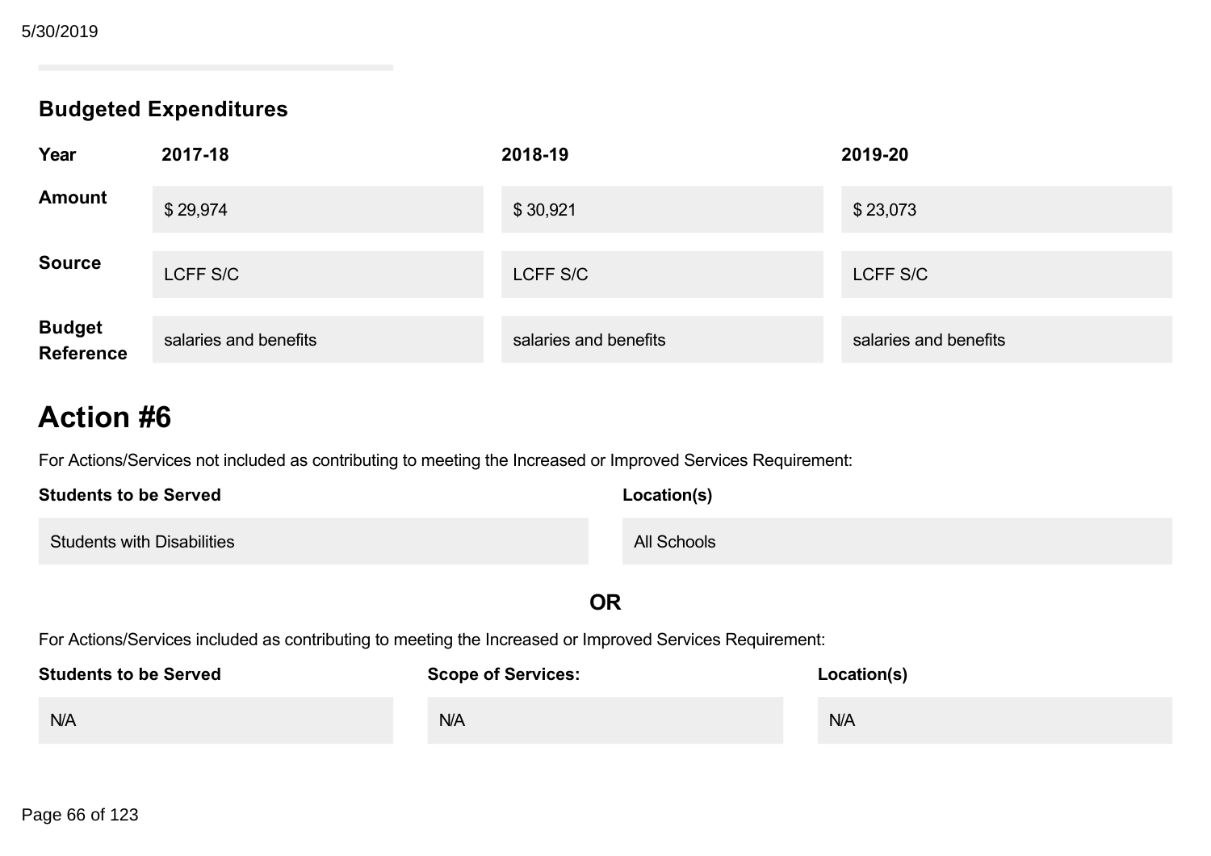### Budgeted Expenditures

| Year | 2017-18 | 2018-19 | 2019-20 |
| --- | --- | --- | --- |
| Amount | $ 29,974 | $ 30,921 | $ 23,073 |
| Source | LCFF S/C | LCFF S/C | LCFF S/C |
| Budget Reference | salaries and benefits | salaries and benefits | salaries and benefits |

# Action #6

For Actions/Services not included as contributing to meeting the Increased or Improved Services Requirement:

| Students to be Served | Location(s) |
| --- | --- |
| Students with Disabilities | All Schools |

**OR**

For Actions/Services included as contributing to meeting the Increased or Improved Services Requirement:

| Students to be Served | Scope of Services: | Location(s) |
| --- | --- | --- |
| N/A | N/A | N/A |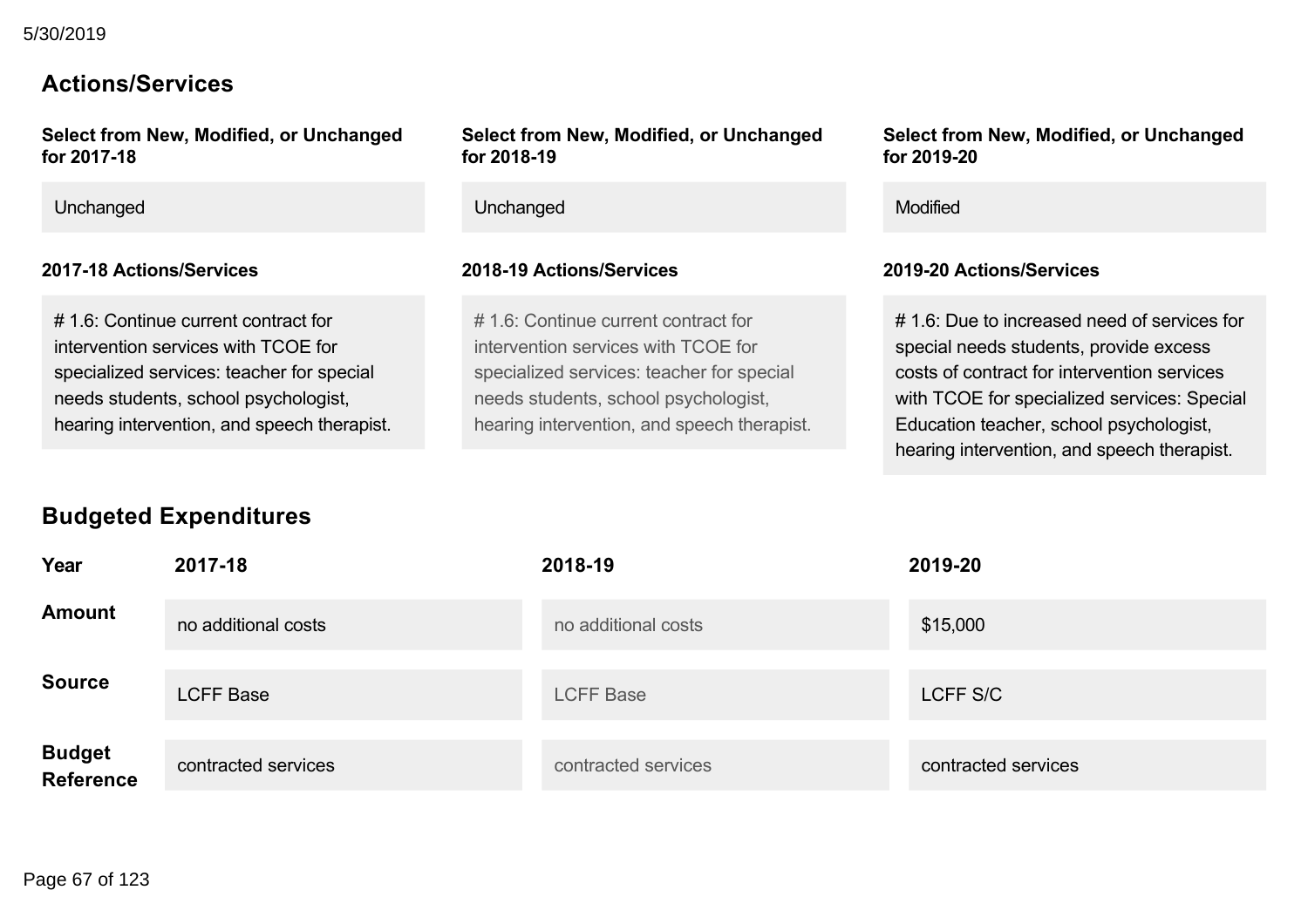## Actions/Services

| Select from New, Modified, or Unchanged for 2017-18 | Select from New, Modified, or Unchanged for 2018-19 | Select from New, Modified, or Unchanged for 2019-20 |
|---|---|---|
| Unchanged | Unchanged | Modified |

| 2017-18 Actions/Services | 2018-19 Actions/Services | 2019-20 Actions/Services |
|---|---|---|
| # 1.6: Continue current contract for intervention services with TCOE for specialized services: teacher for special needs students, school psychologist, hearing intervention, and speech therapist. | # 1.6: Continue current contract for intervention services with TCOE for specialized services: teacher for special needs students, school psychologist, hearing intervention, and speech therapist. | # 1.6: Due to increased need of services for special needs students, provide excess costs of contract for intervention services with TCOE for specialized services: Special Education teacher, school psychologist, hearing intervention, and speech therapist. |

## Budgeted Expenditures

| Year | 2017-18 | 2018-19 | 2019-20 |
|---|---|---|---|
| **Amount** | no additional costs | no additional costs | $15,000 |
| **Source** | LCFF Base | LCFF Base | LCFF S/C |
| **Budget Reference** | contracted services | contracted services | contracted services |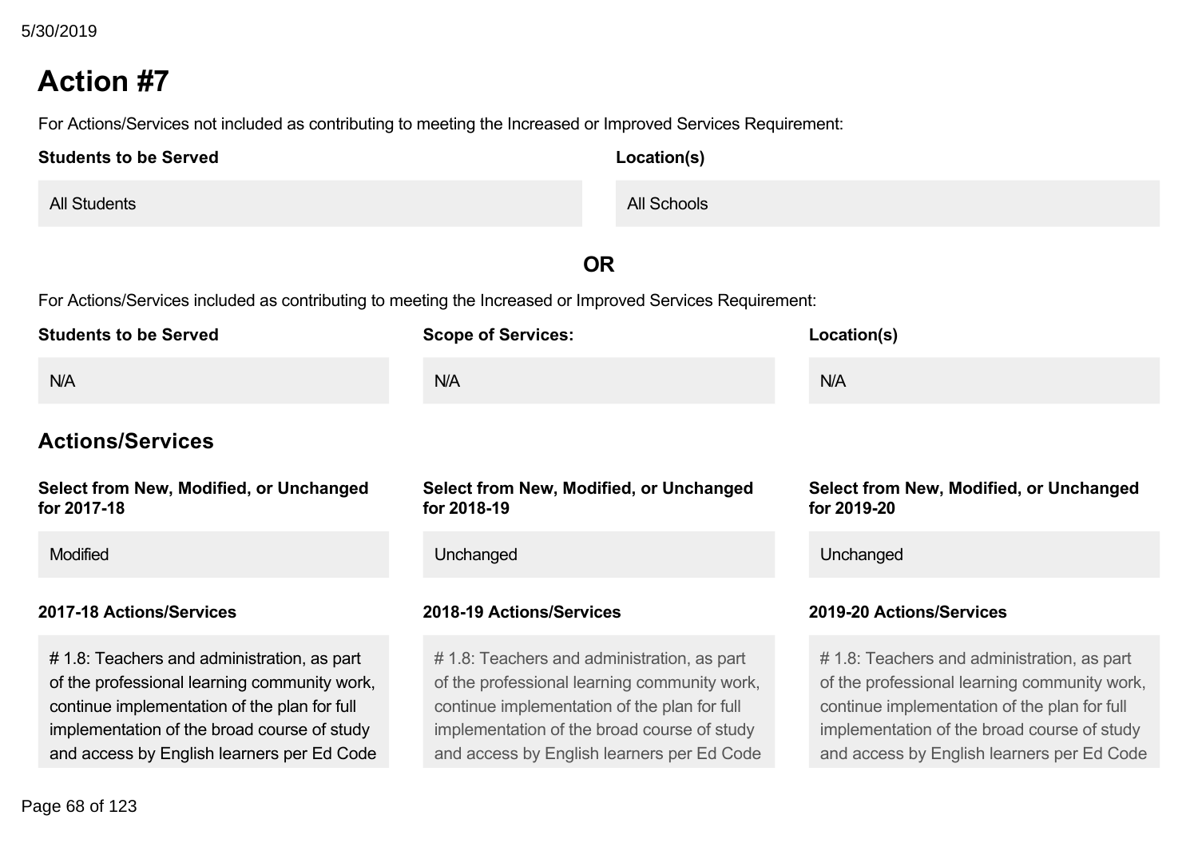# Action #7

For Actions/Services not included as contributing to meeting the Increased or Improved Services Requirement:

| Students to be Served | Location(s) |
| --- | --- |
| All Students | All Schools |

**OR**

For Actions/Services included as contributing to meeting the Increased or Improved Services Requirement:

| Students to be Served | Scope of Services: | Location(s) |
| --- | --- | --- |
| N/A | N/A | N/A |

## Actions/Services

| Select from New, Modified, or Unchanged for 2017-18 | Select from New, Modified, or Unchanged for 2018-19 | Select from New, Modified, or Unchanged for 2019-20 |
| --- | --- | --- |
| Modified | Unchanged | Unchanged |

| 2017-18 Actions/Services | 2018-19 Actions/Services | 2019-20 Actions/Services |
| --- | --- | --- |
| # 1.8: Teachers and administration, as part of the professional learning community work, continue implementation of the plan for full implementation of the broad course of study and access by English learners per Ed Code | # 1.8: Teachers and administration, as part of the professional learning community work, continue implementation of the plan for full implementation of the broad course of study and access by English learners per Ed Code | # 1.8: Teachers and administration, as part of the professional learning community work, continue implementation of the plan for full implementation of the broad course of study and access by English learners per Ed Code |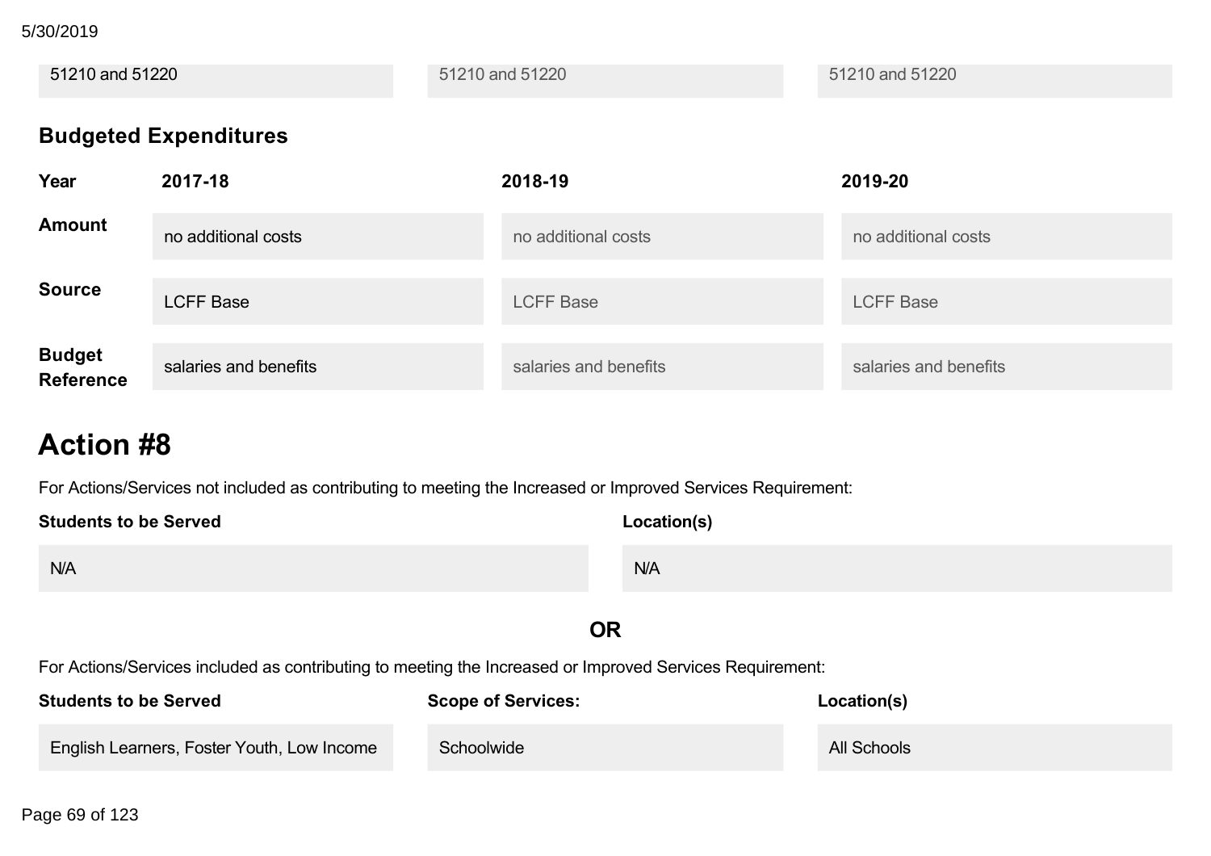| 51210 and 51220 | 51210 and 51220 | 51210 and 51220 |
|---|---|---|

**Budgeted Expenditures**

| Year | 2017-18 | 2018-19 | 2019-20 |
|---|---|---|---|
| **Amount** | no additional costs | no additional costs | no additional costs |
| **Source** | LCFF Base | LCFF Base | LCFF Base |
| **Budget Reference** | salaries and benefits | salaries and benefits | salaries and benefits |

# Action #8

For Actions/Services not included as contributing to meeting the Increased or Improved Services Requirement:

| Students to be Served | Location(s) |
|---|---|
| N/A | N/A |

**OR**

For Actions/Services included as contributing to meeting the Increased or Improved Services Requirement:

| Students to be Served | Scope of Services: | Location(s) |
|---|---|---|
| English Learners, Foster Youth, Low Income | Schoolwide | All Schools |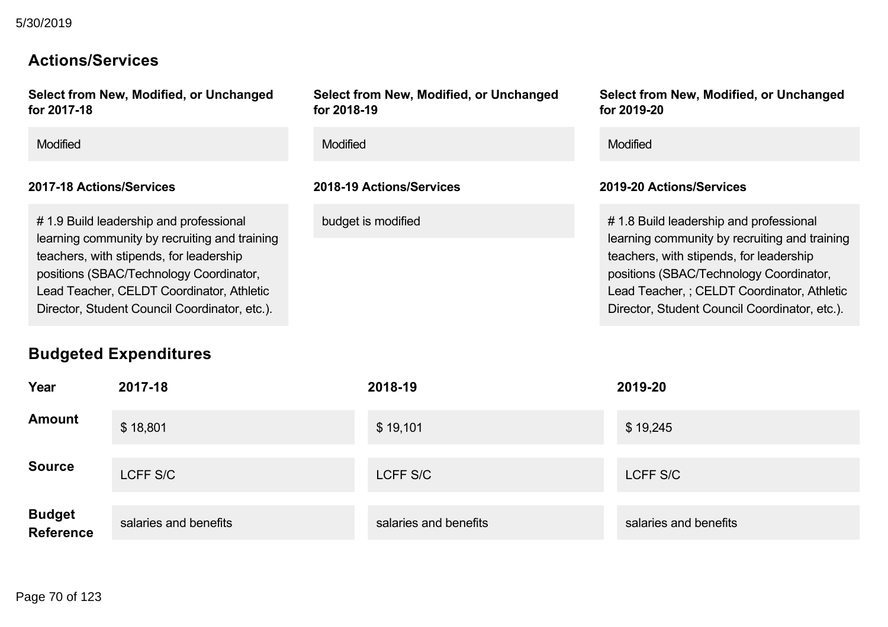## Actions/Services

| Select from New, Modified, or Unchanged for 2017-18 | Select from New, Modified, or Unchanged for 2018-19 | Select from New, Modified, or Unchanged for 2019-20 |
|---|---|---|
| Modified | Modified | Modified |

| 2017-18 Actions/Services | 2018-19 Actions/Services | 2019-20 Actions/Services |
|---|---|---|
| # 1.9 Build leadership and professional learning community by recruiting and training teachers, with stipends, for leadership positions (SBAC/Technology Coordinator, Lead Teacher, CELDT Coordinator, Athletic Director, Student Council Coordinator, etc.). | budget is modified | # 1.8 Build leadership and professional learning community by recruiting and training teachers, with stipends, for leadership positions (SBAC/Technology Coordinator, Lead Teacher, ; CELDT Coordinator, Athletic Director, Student Council Coordinator, etc.). |

## Budgeted Expenditures

| Year | 2017-18 | 2018-19 | 2019-20 |
|---|---|---|---|
| **Amount** | $ 18,801 | $ 19,101 | $ 19,245 |
| **Source** | LCFF S/C | LCFF S/C | LCFF S/C |
| **Budget Reference** | salaries and benefits | salaries and benefits | salaries and benefits |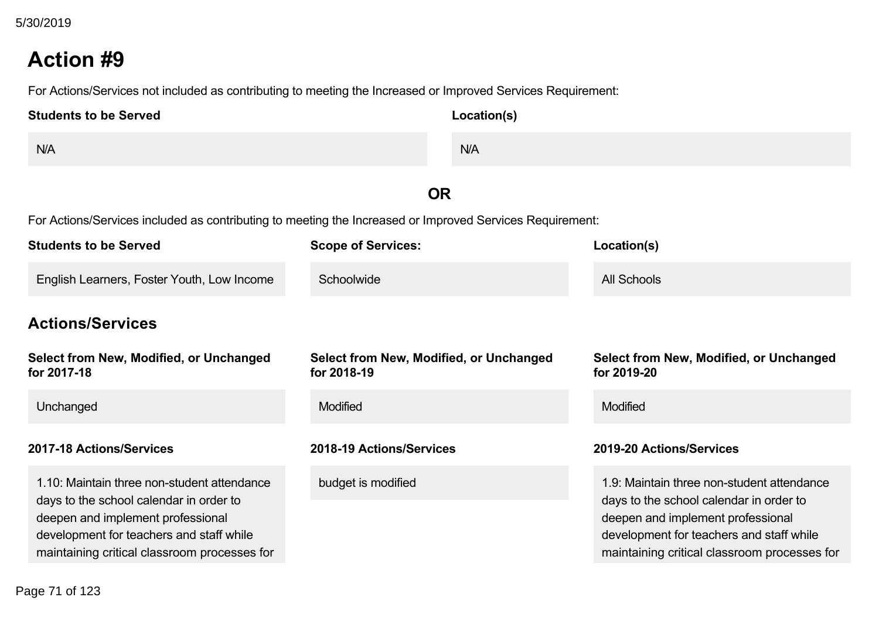## Action #9

For Actions/Services not included as contributing to meeting the Increased or Improved Services Requirement:

| Students to be Served | Location(s) |
|---|---|
| N/A | N/A |

**OR**

For Actions/Services included as contributing to meeting the Increased or Improved Services Requirement:

| Students to be Served | Scope of Services: | Location(s) |
|---|---|---|
| English Learners, Foster Youth, Low Income | Schoolwide | All Schools |

### Actions/Services

| Select from New, Modified, or Unchanged for 2017-18 | Select from New, Modified, or Unchanged for 2018-19 | Select from New, Modified, or Unchanged for 2019-20 |
|---|---|---|
| Unchanged | Modified | Modified |

| 2017-18 Actions/Services | 2018-19 Actions/Services | 2019-20 Actions/Services |
|---|---|---|
| 1.10: Maintain three non-student attendance days to the school calendar in order to deepen and implement professional development for teachers and staff while maintaining critical classroom processes for | budget is modified | 1.9: Maintain three non-student attendance days to the school calendar in order to deepen and implement professional development for teachers and staff while maintaining critical classroom processes for |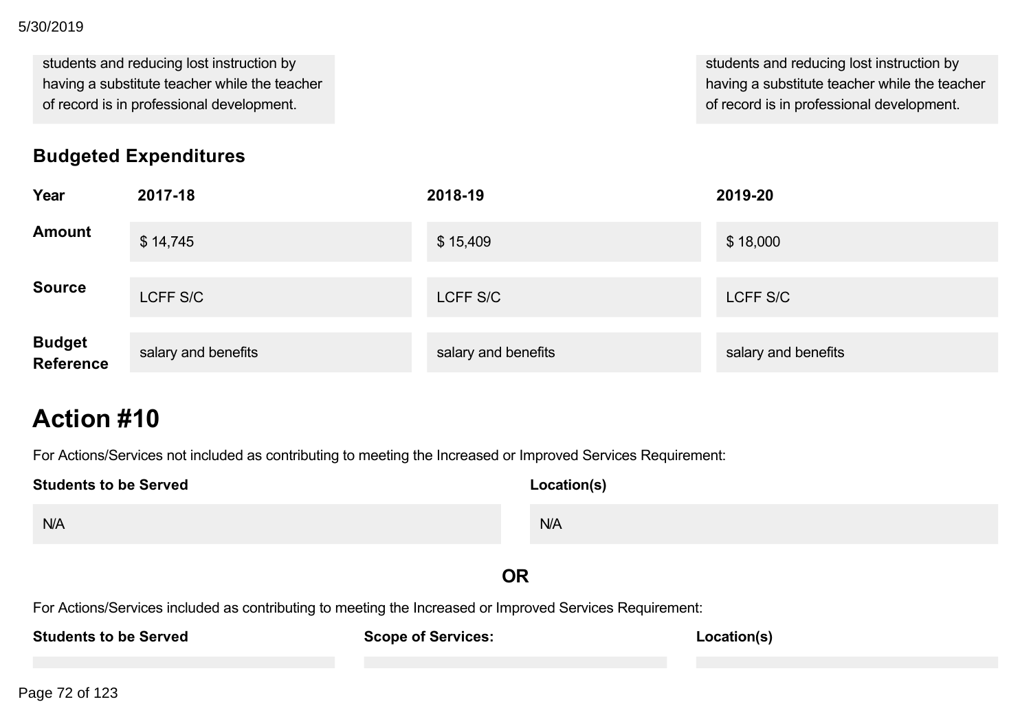students and reducing lost instruction by having a substitute teacher while the teacher of record is in professional development.

students and reducing lost instruction by having a substitute teacher while the teacher of record is in professional development.

### Budgeted Expenditures

| Year | 2017-18 | 2018-19 | 2019-20 |
|---|---|---|---|
| Amount | $ 14,745 | $ 15,409 | $ 18,000 |
| Source | LCFF S/C | LCFF S/C | LCFF S/C |
| Budget Reference | salary and benefits | salary and benefits | salary and benefits |

# Action #10

For Actions/Services not included as contributing to meeting the Increased or Improved Services Requirement:

| Students to be Served | Location(s) |
|---|---|
| N/A | N/A |

**OR**

For Actions/Services included as contributing to meeting the Increased or Improved Services Requirement:

| Students to be Served | Scope of Services: | Location(s) |
|---|---|---|
| | | |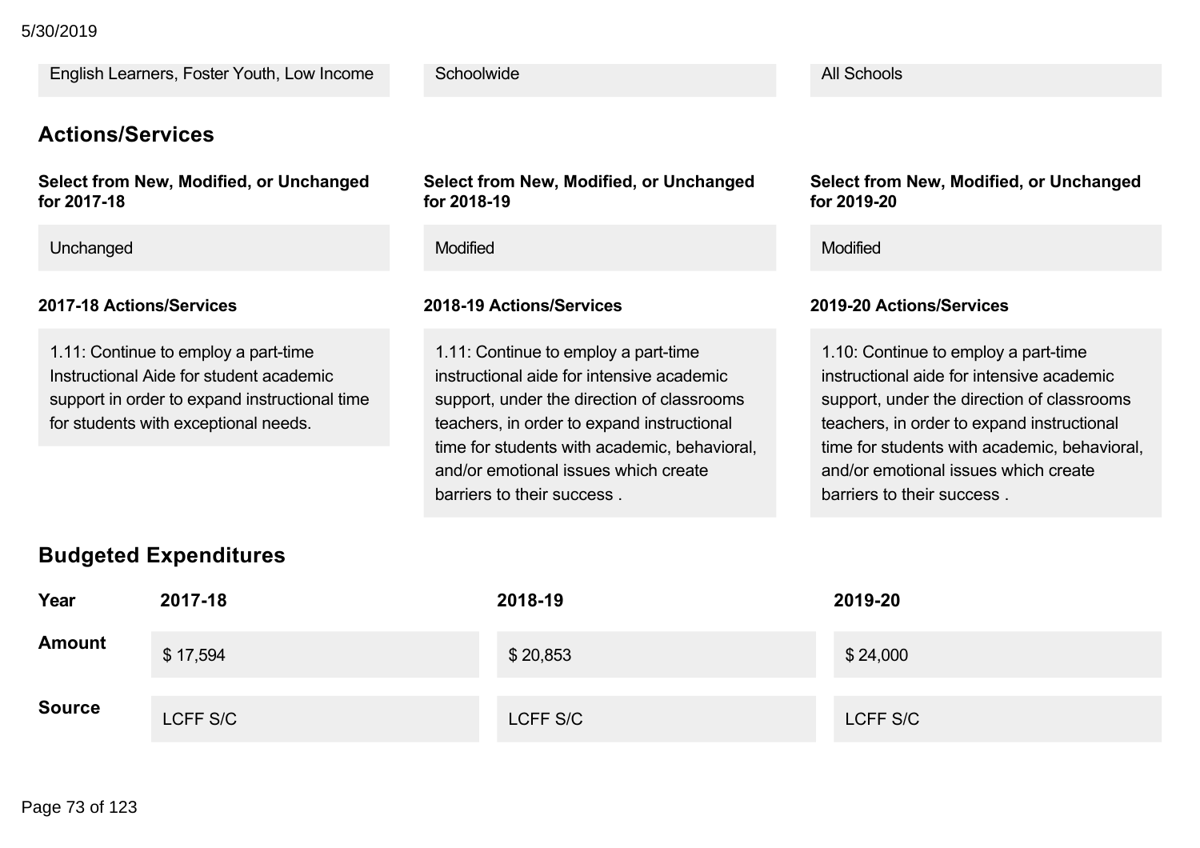| English Learners, Foster Youth, Low Income | Schoolwide | All Schools |
|---|---|---|

## Actions/Services

| Select from New, Modified, or Unchanged for 2017-18 | Select from New, Modified, or Unchanged for 2018-19 | Select from New, Modified, or Unchanged for 2019-20 |
|---|---|---|
| Unchanged | Modified | Modified |

| 2017-18 Actions/Services | 2018-19 Actions/Services | 2019-20 Actions/Services |
|---|---|---|
| 1.11: Continue to employ a part-time Instructional Aide for student academic support in order to expand instructional time for students with exceptional needs. | 1.11: Continue to employ a part-time instructional aide for intensive academic support, under the direction of classrooms teachers, in order to expand instructional time for students with academic, behavioral, and/or emotional issues which create barriers to their success . | 1.10: Continue to employ a part-time instructional aide for intensive academic support, under the direction of classrooms teachers, in order to expand instructional time for students with academic, behavioral, and/or emotional issues which create barriers to their success . |

## Budgeted Expenditures

| Year | 2017-18 | 2018-19 | 2019-20 |
|---|---|---|---|
| Amount | $ 17,594 | $ 20,853 | $ 24,000 |
| Source | LCFF S/C | LCFF S/C | LCFF S/C |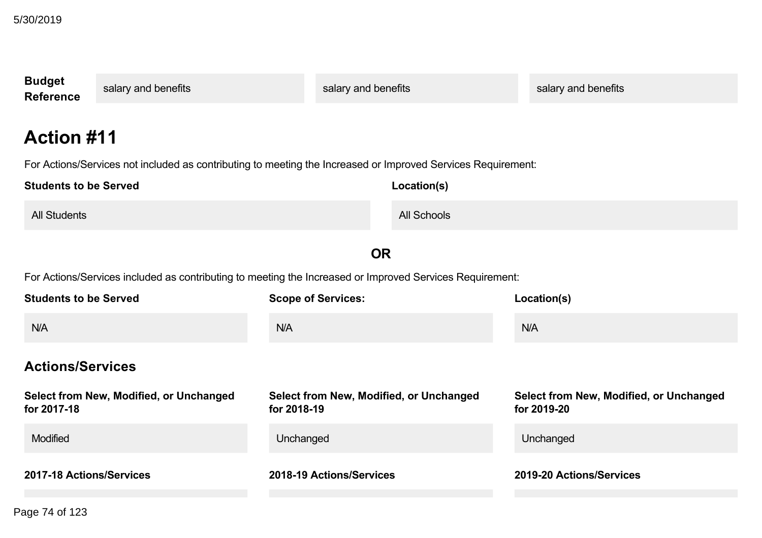| **Budget Reference** | salary and benefits | salary and benefits | salary and benefits |
|---|---|---|---|

## Action #11

For Actions/Services not included as contributing to meeting the Increased or Improved Services Requirement:

| **Students to be Served** | **Location(s)** |
|---|---|
| All Students | All Schools |

**OR**

For Actions/Services included as contributing to meeting the Increased or Improved Services Requirement:

| **Students to be Served** | **Scope of Services:** | **Location(s)** |
|---|---|---|
| N/A | N/A | N/A |

### Actions/Services

| **Select from New, Modified, or Unchanged for 2017-18** | **Select from New, Modified, or Unchanged for 2018-19** | **Select from New, Modified, or Unchanged for 2019-20** |
|---|---|---|
| Modified | Unchanged | Unchanged |

| **2017-18 Actions/Services** | **2018-19 Actions/Services** | **2019-20 Actions/Services** |
|---|---|---|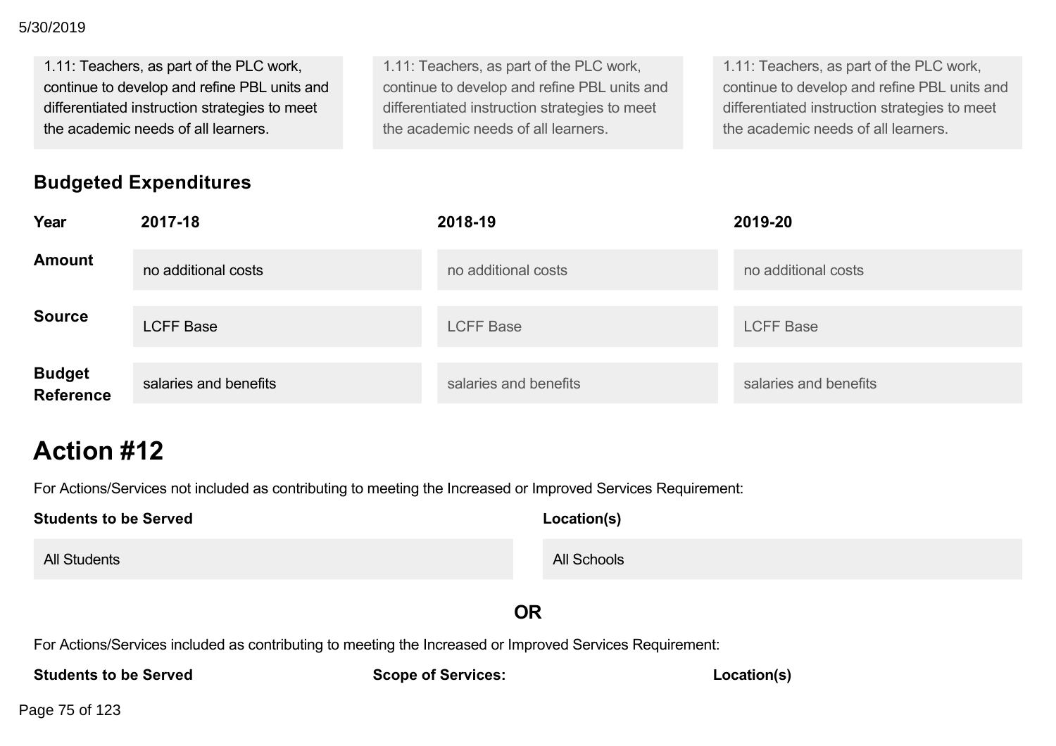| 1.11: Teachers, as part of the PLC work, continue to develop and refine PBL units and differentiated instruction strategies to meet the academic needs of all learners. | 1.11: Teachers, as part of the PLC work, continue to develop and refine PBL units and differentiated instruction strategies to meet the academic needs of all learners. | 1.11: Teachers, as part of the PLC work, continue to develop and refine PBL units and differentiated instruction strategies to meet the academic needs of all learners. |
|---|---|---|

## Budgeted Expenditures

| Year | 2017-18 | 2018-19 | 2019-20 |
|---|---|---|---|
| Amount | no additional costs | no additional costs | no additional costs |
| Source | LCFF Base | LCFF Base | LCFF Base |
| Budget Reference | salaries and benefits | salaries and benefits | salaries and benefits |

# Action #12

For Actions/Services not included as contributing to meeting the Increased or Improved Services Requirement:

| Students to be Served | Location(s) |
|---|---|
| All Students | All Schools |

**OR**

For Actions/Services included as contributing to meeting the Increased or Improved Services Requirement:

| Students to be Served | Scope of Services: | Location(s) |
|---|---|---|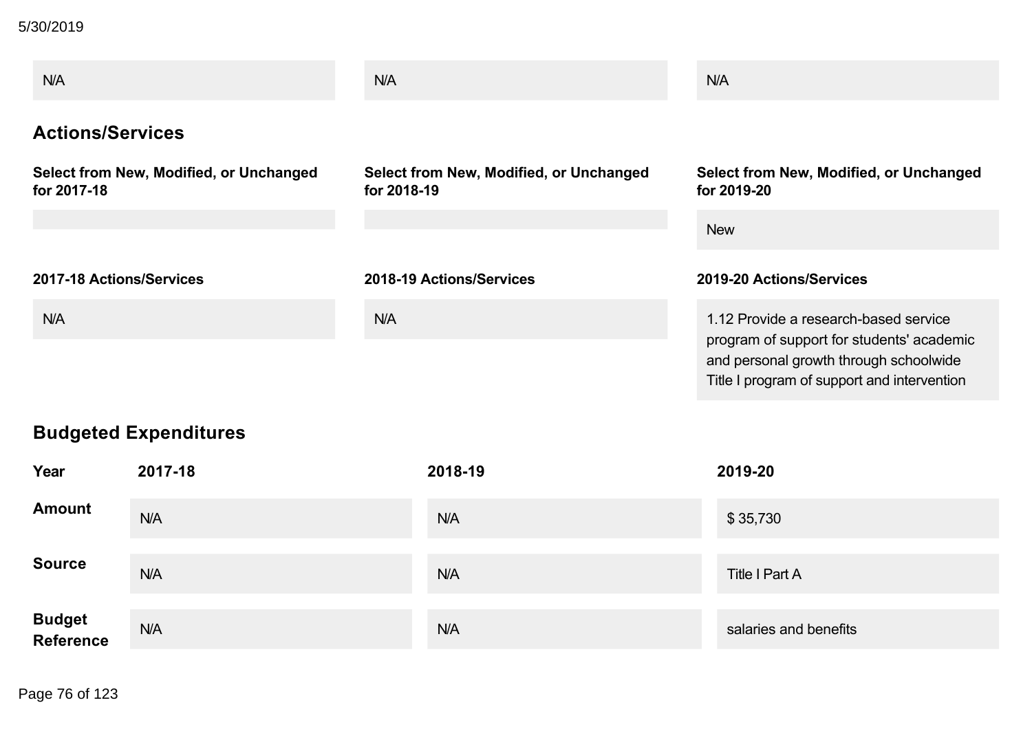| N/A | N/A | N/A |
|---|---|---|

## Actions/Services

| Select from New, Modified, or Unchanged for 2017-18 | Select from New, Modified, or Unchanged for 2018-19 | Select from New, Modified, or Unchanged for 2019-20 |
|---|---|---|
| | | New |

| 2017-18 Actions/Services | 2018-19 Actions/Services | 2019-20 Actions/Services |
|---|---|---|
| N/A | N/A | 1.12 Provide a research-based service program of support for students' academic and personal growth through schoolwide Title I program of support and intervention |

## Budgeted Expenditures

| Year | 2017-18 | 2018-19 | 2019-20 |
|---|---|---|---|
| Amount | N/A | N/A | $ 35,730 |
| Source | N/A | N/A | Title I Part A |
| Budget Reference | N/A | N/A | salaries and benefits |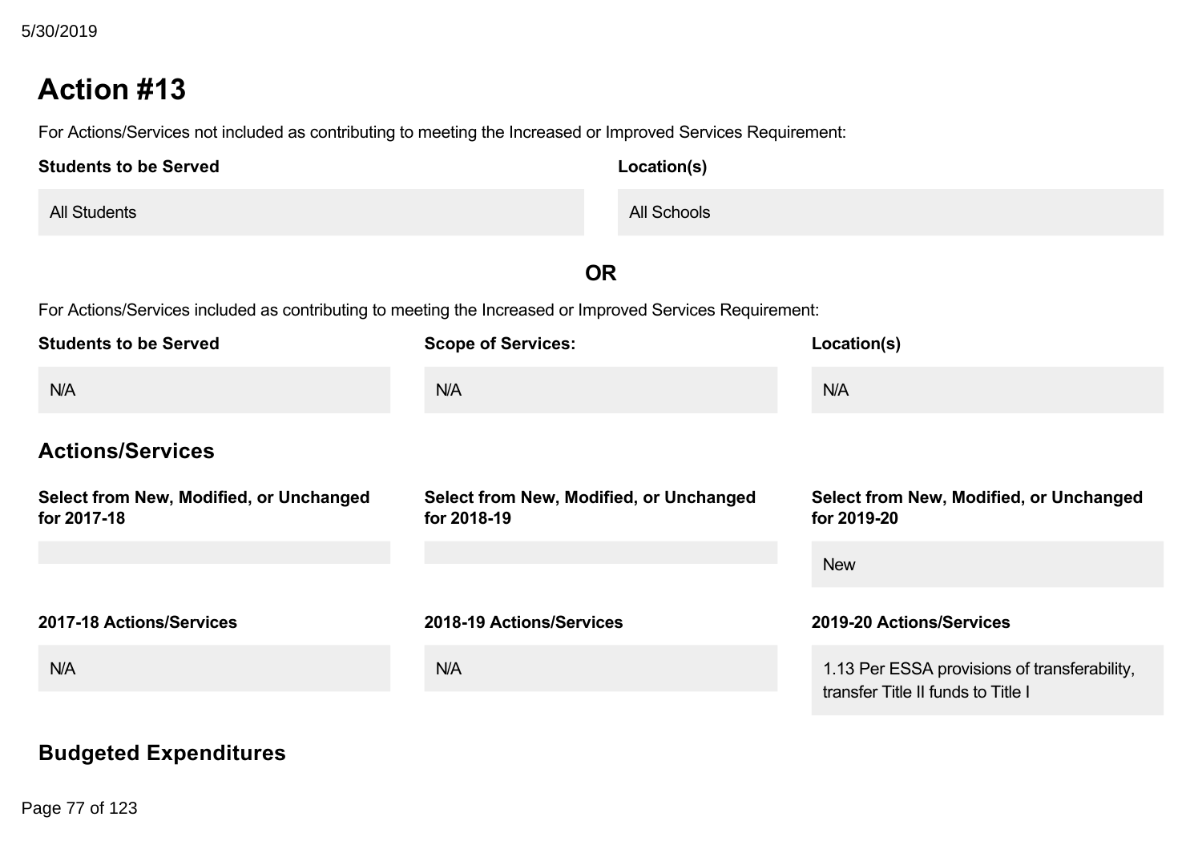# Action #13

For Actions/Services not included as contributing to meeting the Increased or Improved Services Requirement:

| Students to be Served | Location(s) |
| --- | --- |
| All Students | All Schools |

**OR**

For Actions/Services included as contributing to meeting the Increased or Improved Services Requirement:

| Students to be Served | Scope of Services: | Location(s) |
| --- | --- | --- |
| N/A | N/A | N/A |

## Actions/Services

| Select from New, Modified, or Unchanged for 2017-18 | Select from New, Modified, or Unchanged for 2018-19 | Select from New, Modified, or Unchanged for 2019-20 |
| --- | --- | --- |
| | | New |

| 2017-18 Actions/Services | 2018-19 Actions/Services | 2019-20 Actions/Services |
| --- | --- | --- |
| N/A | N/A | 1.13 Per ESSA provisions of transferability, transfer Title II funds to Title I |

## Budgeted Expenditures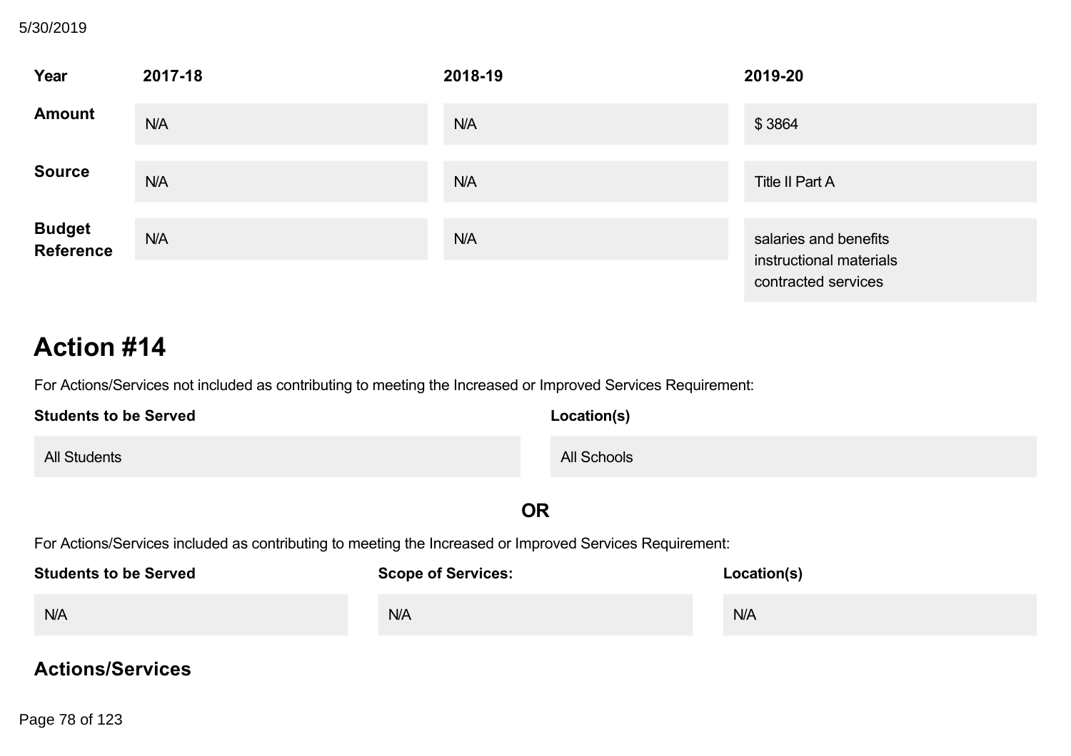| Year | 2017-18 | 2018-19 | 2019-20 |
|---|---|---|---|
| **Amount** | N/A | N/A | $ 3864 |
| **Source** | N/A | N/A | Title II Part A |
| **Budget Reference** | N/A | N/A | salaries and benefits<br>instructional materials<br>contracted services |

## Action #14

For Actions/Services not included as contributing to meeting the Increased or Improved Services Requirement:

| Students to be Served | Location(s) |
|---|---|
| All Students | All Schools |

**OR**

For Actions/Services included as contributing to meeting the Increased or Improved Services Requirement:

| Students to be Served | Scope of Services: | Location(s) |
|---|---|---|
| N/A | N/A | N/A |

### Actions/Services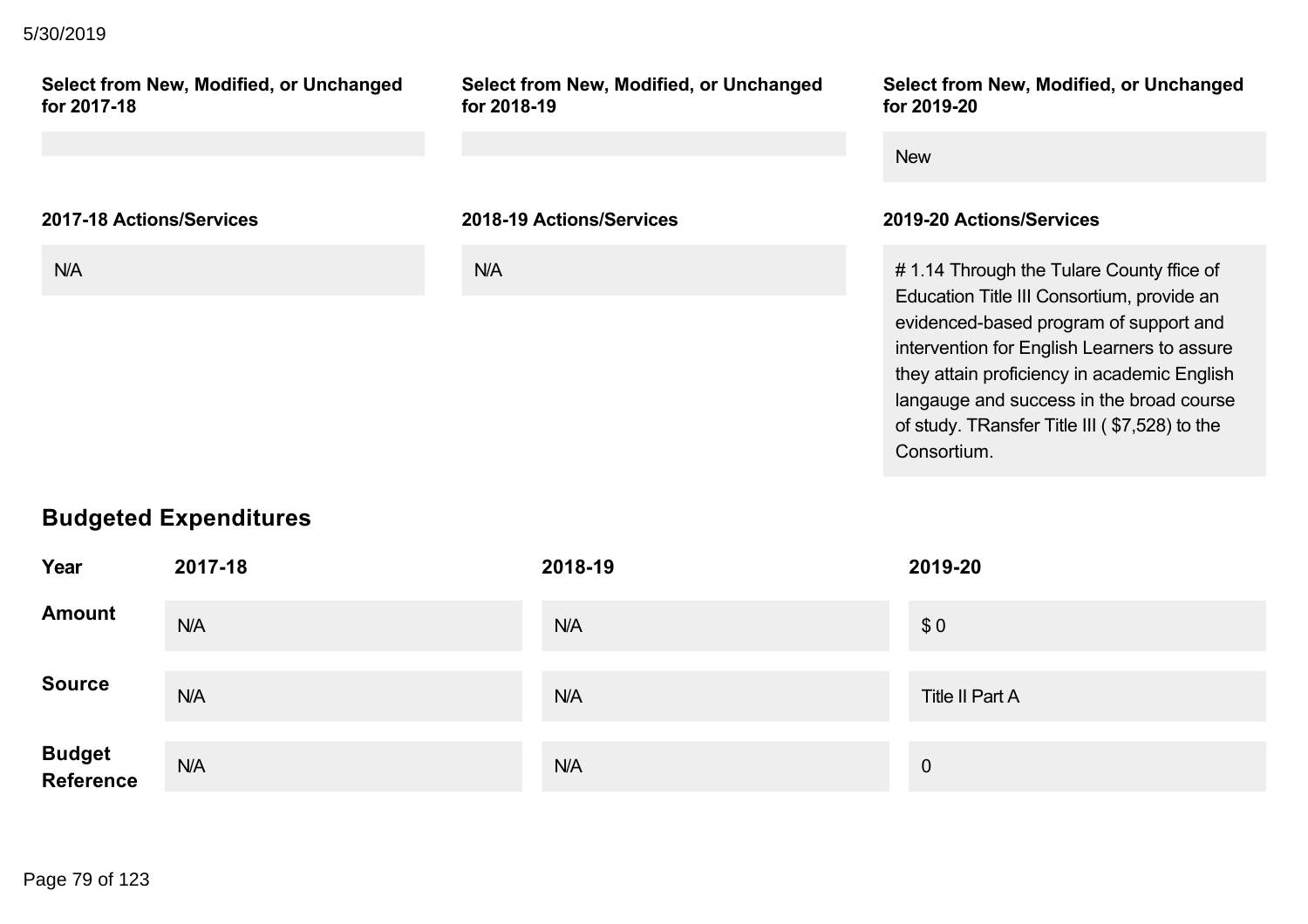| Select from New, Modified, or Unchanged for 2017-18 | Select from New, Modified, or Unchanged for 2018-19 | Select from New, Modified, or Unchanged for 2019-20 |
|---|---|---|
| | | New |

| 2017-18 Actions/Services | 2018-19 Actions/Services | 2019-20 Actions/Services |
|---|---|---|
| N/A | N/A | # 1.14 Through the Tulare County ffice of Education Title III Consortium, provide an evidenced-based program of support and intervention for English Learners to assure they attain proficiency in academic English langauge and success in the broad course of study. TRansfer Title III ( $7,528) to the Consortium. |

## Budgeted Expenditures

| Year | 2017-18 | 2018-19 | 2019-20 |
|---|---|---|---|
| Amount | N/A | N/A | $ 0 |
| Source | N/A | N/A | Title II Part A |
| Budget Reference | N/A | N/A | 0 |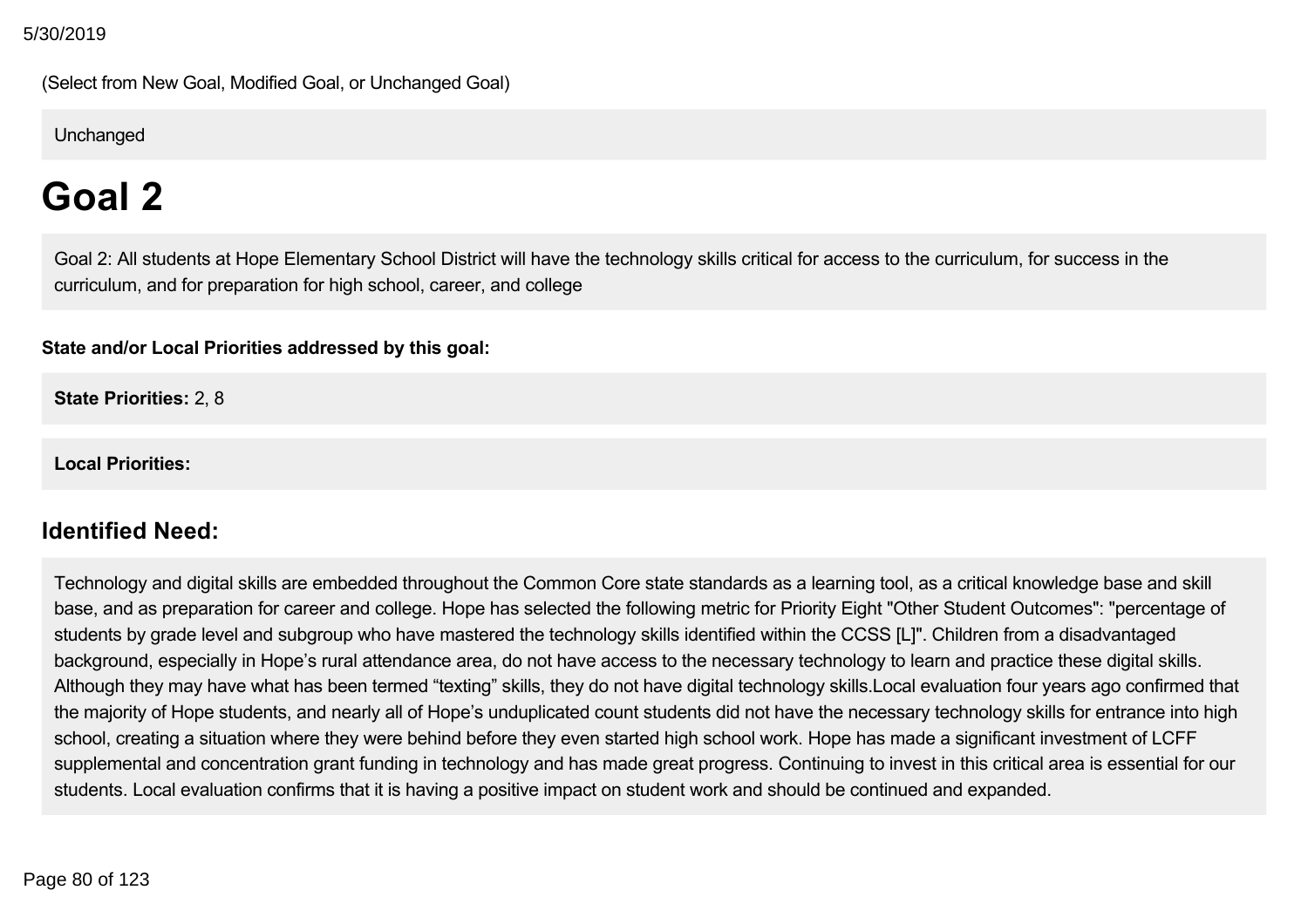(Select from New Goal, Modified Goal, or Unchanged Goal)

Unchanged

# Goal 2

Goal 2: All students at Hope Elementary School District will have the technology skills critical for access to the curriculum, for success in the curriculum, and for preparation for high school, career, and college

**State and/or Local Priorities addressed by this goal:**

**State Priorities:** 2, 8

**Local Priorities:**

## Identified Need:

Technology and digital skills are embedded throughout the Common Core state standards as a learning tool, as a critical knowledge base and skill base, and as preparation for career and college. Hope has selected the following metric for Priority Eight "Other Student Outcomes": "percentage of students by grade level and subgroup who have mastered the technology skills identified within the CCSS [L]". Children from a disadvantaged background, especially in Hope's rural attendance area, do not have access to the necessary technology to learn and practice these digital skills. Although they may have what has been termed "texting" skills, they do not have digital technology skills.Local evaluation four years ago confirmed that the majority of Hope students, and nearly all of Hope's unduplicated count students did not have the necessary technology skills for entrance into high school, creating a situation where they were behind before they even started high school work. Hope has made a significant investment of LCFF supplemental and concentration grant funding in technology and has made great progress. Continuing to invest in this critical area is essential for our students. Local evaluation confirms that it is having a positive impact on student work and should be continued and expanded.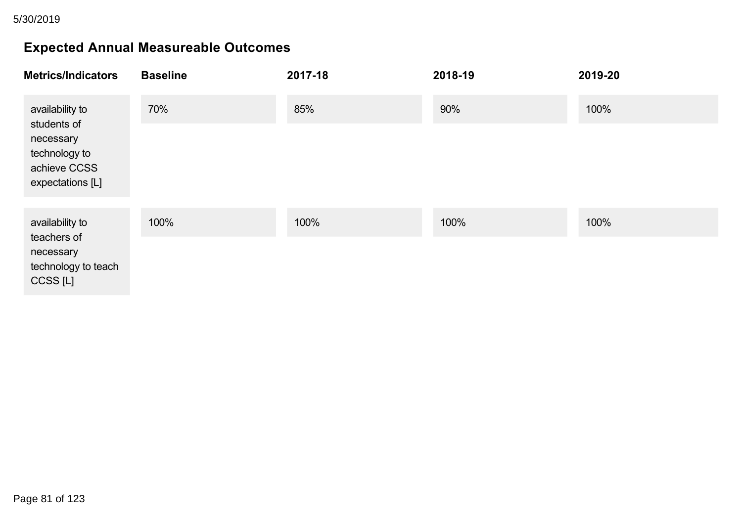### Expected Annual Measureable Outcomes

| Metrics/Indicators | Baseline | 2017-18 | 2018-19 | 2019-20 |
|---|---|---|---|---|
| availability to students of necessary technology to achieve CCSS expectations [L] | 70% | 85% | 90% | 100% |
| availability to teachers of necessary technology to teach CCSS [L] | 100% | 100% | 100% | 100% |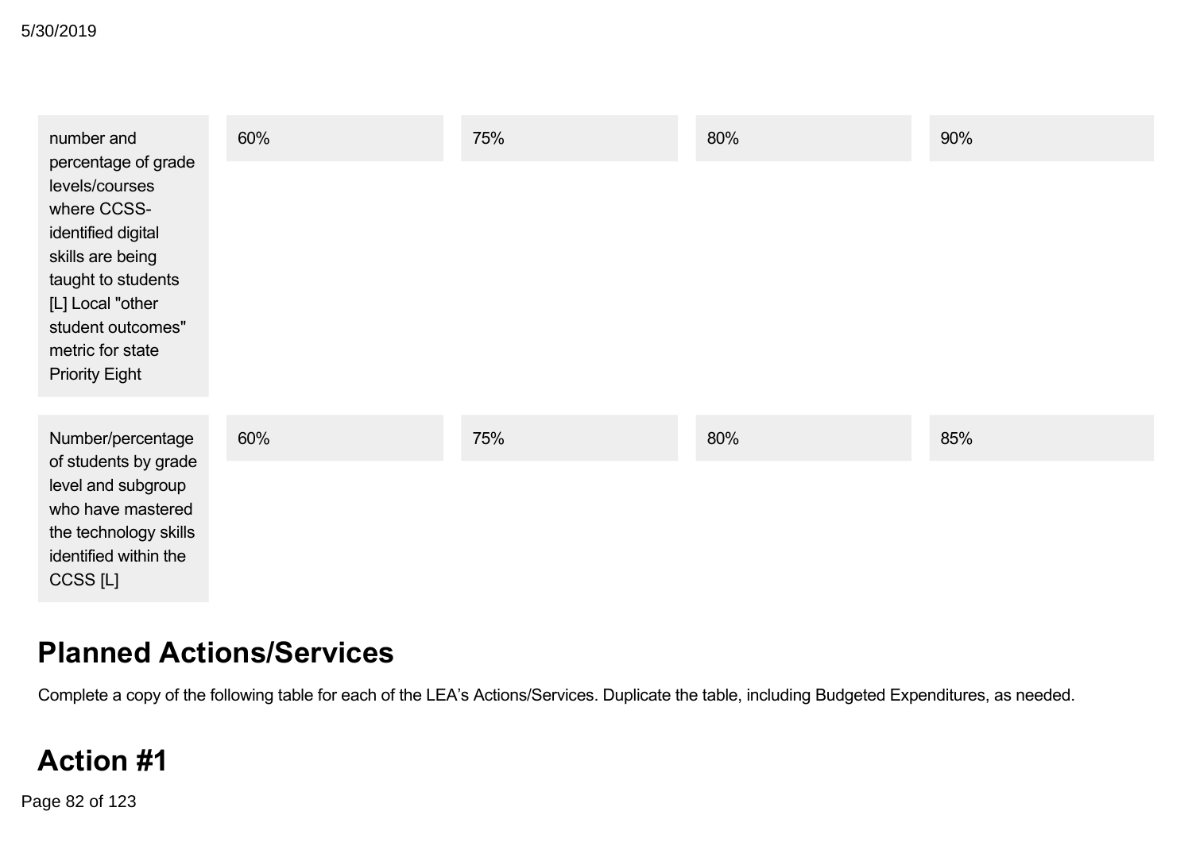| | | | | |
|---|---|---|---|---|
| number and percentage of grade levels/courses where CCSS-identified digital skills are being taught to students [L] Local "other student outcomes" metric for state Priority Eight | 60% | 75% | 80% | 90% |
| Number/percentage of students by grade level and subgroup who have mastered the technology skills identified within the CCSS [L] | 60% | 75% | 80% | 85% |

## Planned Actions/Services

Complete a copy of the following table for each of the LEA's Actions/Services. Duplicate the table, including Budgeted Expenditures, as needed.

## Action #1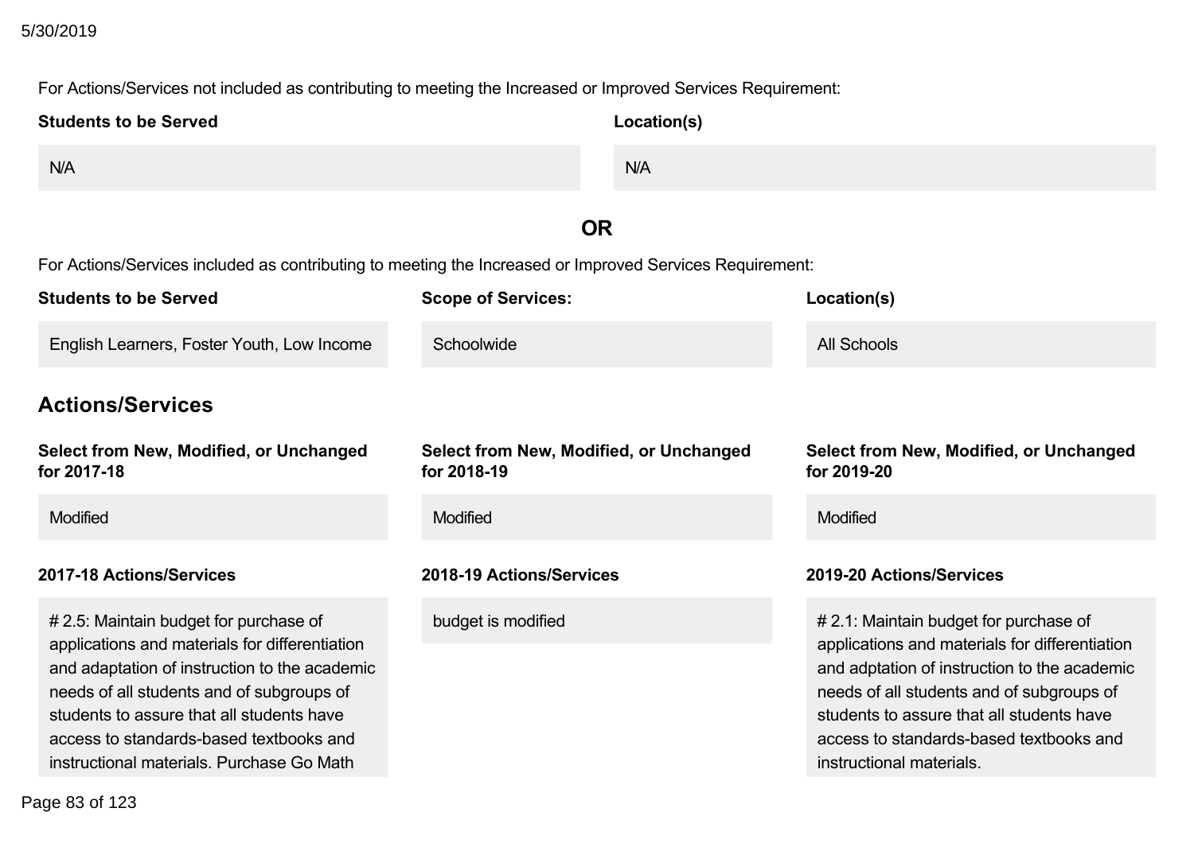For Actions/Services not included as contributing to meeting the Increased or Improved Services Requirement:

| Students to be Served | Location(s) |
| --- | --- |
| N/A | N/A |

**OR**

For Actions/Services included as contributing to meeting the Increased or Improved Services Requirement:

| Students to be Served | Scope of Services: | Location(s) |
| --- | --- | --- |
| English Learners, Foster Youth, Low Income | Schoolwide | All Schools |

## Actions/Services

| Select from New, Modified, or Unchanged for 2017-18 | Select from New, Modified, or Unchanged for 2018-19 | Select from New, Modified, or Unchanged for 2019-20 |
| --- | --- | --- |
| Modified | Modified | Modified |

| 2017-18 Actions/Services | 2018-19 Actions/Services | 2019-20 Actions/Services |
| --- | --- | --- |
| # 2.5: Maintain budget for purchase of applications and materials for differentiation and adaptation of instruction to the academic needs of all students and of subgroups of students to assure that all students have access to standards-based textbooks and instructional materials. Purchase Go Math | budget is modified | # 2.1: Maintain budget for purchase of applications and materials for differentiation and adptation of instruction to the academic needs of all students and of subgroups of students to assure that all students have access to standards-based textbooks and instructional materials. |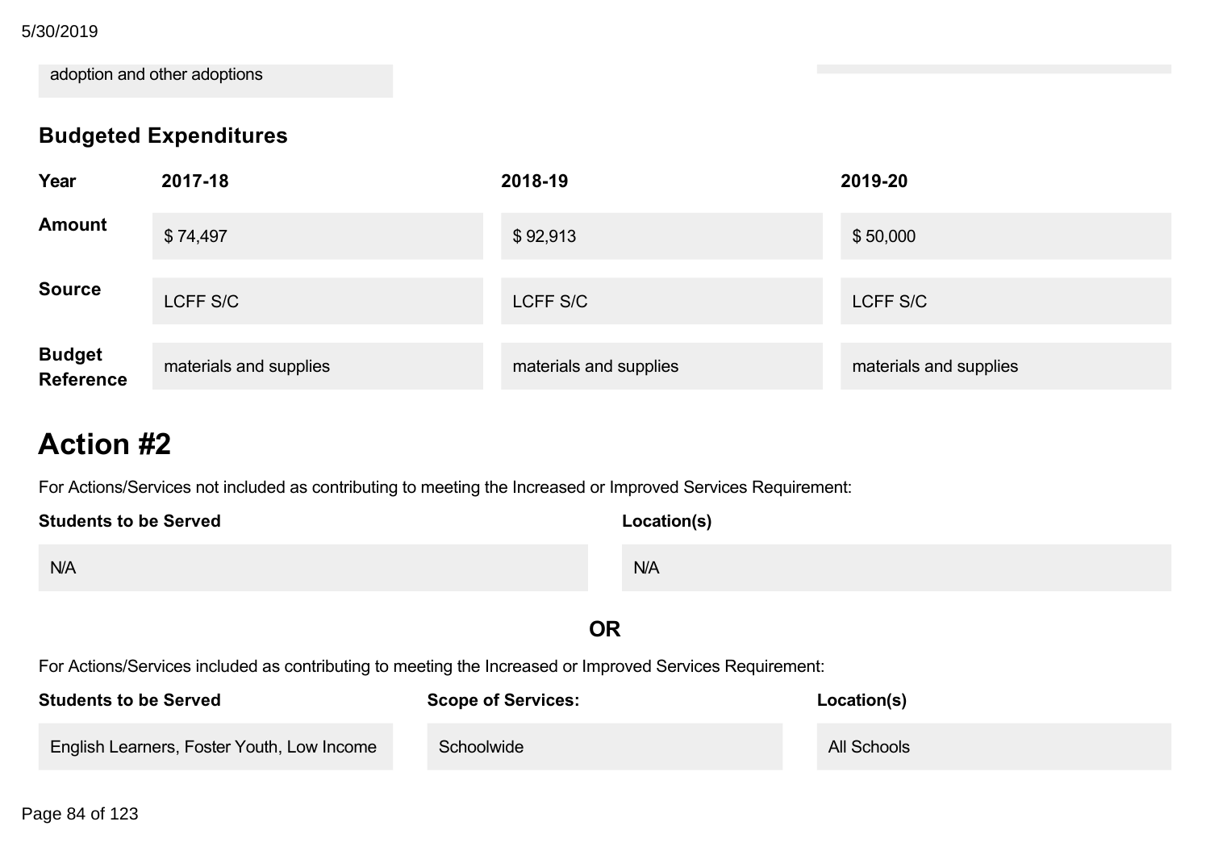adoption and other adoptions

### Budgeted Expenditures

| Year | 2017-18 | 2018-19 | 2019-20 |
| --- | --- | --- | --- |
| Amount | $ 74,497 | $ 92,913 | $ 50,000 |
| Source | LCFF S/C | LCFF S/C | LCFF S/C |
| Budget Reference | materials and supplies | materials and supplies | materials and supplies |

# Action #2

For Actions/Services not included as contributing to meeting the Increased or Improved Services Requirement:

| Students to be Served | Location(s) |
| --- | --- |
| N/A | N/A |

**OR**

For Actions/Services included as contributing to meeting the Increased or Improved Services Requirement:

| Students to be Served | Scope of Services: | Location(s) |
| --- | --- | --- |
| English Learners, Foster Youth, Low Income | Schoolwide | All Schools |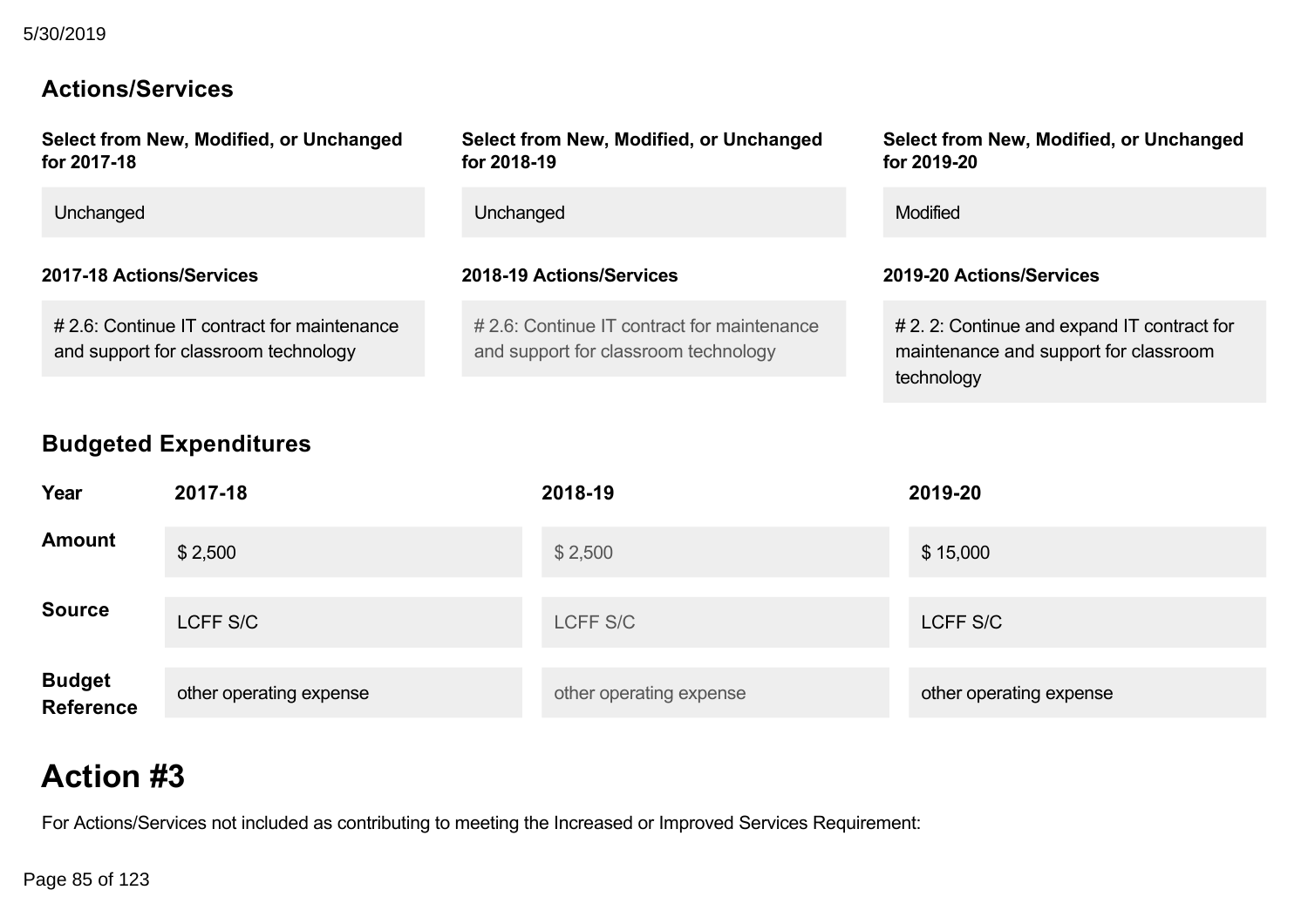### Actions/Services

| Select from New, Modified, or Unchanged for 2017-18 | Select from New, Modified, or Unchanged for 2018-19 | Select from New, Modified, or Unchanged for 2019-20 |
|---|---|---|
| Unchanged | Unchanged | Modified |

| 2017-18 Actions/Services | 2018-19 Actions/Services | 2019-20 Actions/Services |
|---|---|---|
| # 2.6: Continue IT contract for maintenance and support for classroom technology | # 2.6: Continue IT contract for maintenance and support for classroom technology | # 2. 2: Continue and expand IT contract for maintenance and support for classroom technology |

### Budgeted Expenditures

| Year | 2017-18 | 2018-19 | 2019-20 |
|---|---|---|---|
| Amount | $ 2,500 | $ 2,500 | $ 15,000 |
| Source | LCFF S/C | LCFF S/C | LCFF S/C |
| Budget Reference | other operating expense | other operating expense | other operating expense |

# Action #3

For Actions/Services not included as contributing to meeting the Increased or Improved Services Requirement: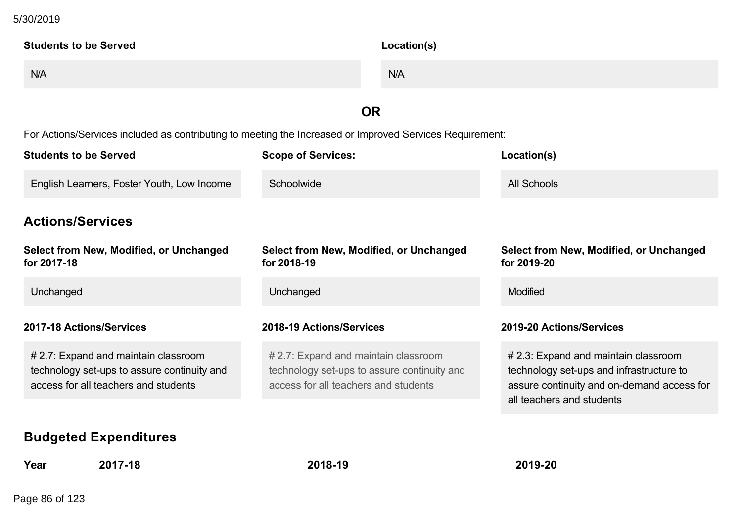| Students to be Served | Location(s) |
| --- | --- |
| N/A | N/A |

**OR**

For Actions/Services included as contributing to meeting the Increased or Improved Services Requirement:

| Students to be Served | Scope of Services: | Location(s) |
| --- | --- | --- |
| English Learners, Foster Youth, Low Income | Schoolwide | All Schools |

## Actions/Services

| Select from New, Modified, or Unchanged for 2017-18 | Select from New, Modified, or Unchanged for 2018-19 | Select from New, Modified, or Unchanged for 2019-20 |
| --- | --- | --- |
| Unchanged | Unchanged | Modified |

| 2017-18 Actions/Services | 2018-19 Actions/Services | 2019-20 Actions/Services |
| --- | --- | --- |
| # 2.7: Expand and maintain classroom technology set-ups to assure continuity and access for all teachers and students | # 2.7: Expand and maintain classroom technology set-ups to assure continuity and access for all teachers and students | # 2.3: Expand and maintain classroom technology set-ups and infrastructure to assure continuity and on-demand access for all teachers and students |

## Budgeted Expenditures

| Year | 2017-18 | 2018-19 | 2019-20 |
| --- | --- | --- | --- |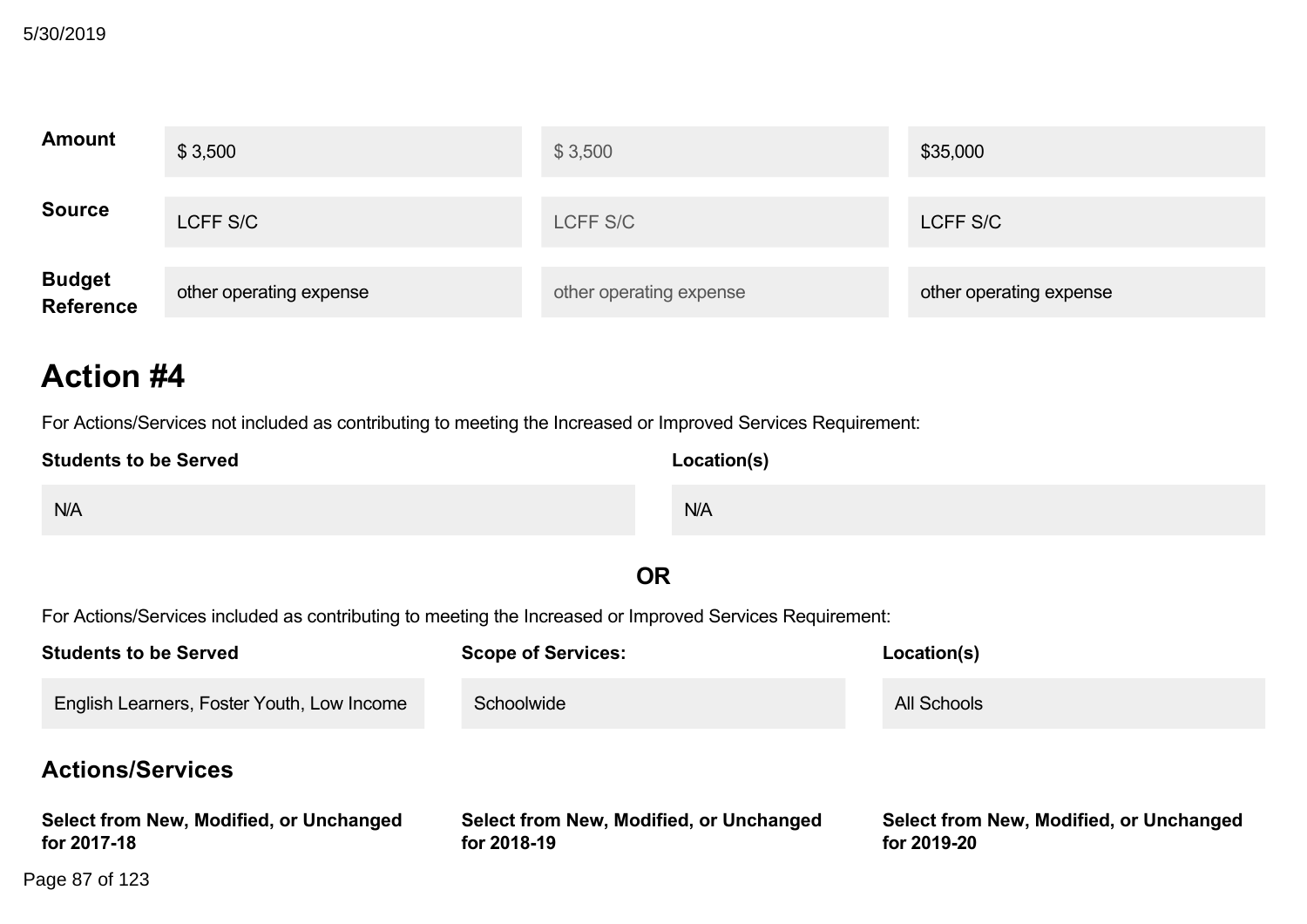| | | | |
|---|---|---|---|
| **Amount** | $ 3,500 | $ 3,500 | $35,000 |
| **Source** | LCFF S/C | LCFF S/C | LCFF S/C |
| **Budget Reference** | other operating expense | other operating expense | other operating expense |

# Action #4

For Actions/Services not included as contributing to meeting the Increased or Improved Services Requirement:

| Students to be Served | Location(s) |
|---|---|
| N/A | N/A |

**OR**

For Actions/Services included as contributing to meeting the Increased or Improved Services Requirement:

| Students to be Served | Scope of Services: | Location(s) |
|---|---|---|
| English Learners, Foster Youth, Low Income | Schoolwide | All Schools |

## Actions/Services

| Select from New, Modified, or Unchanged for 2017-18 | Select from New, Modified, or Unchanged for 2018-19 | Select from New, Modified, or Unchanged for 2019-20 |
|---|---|---|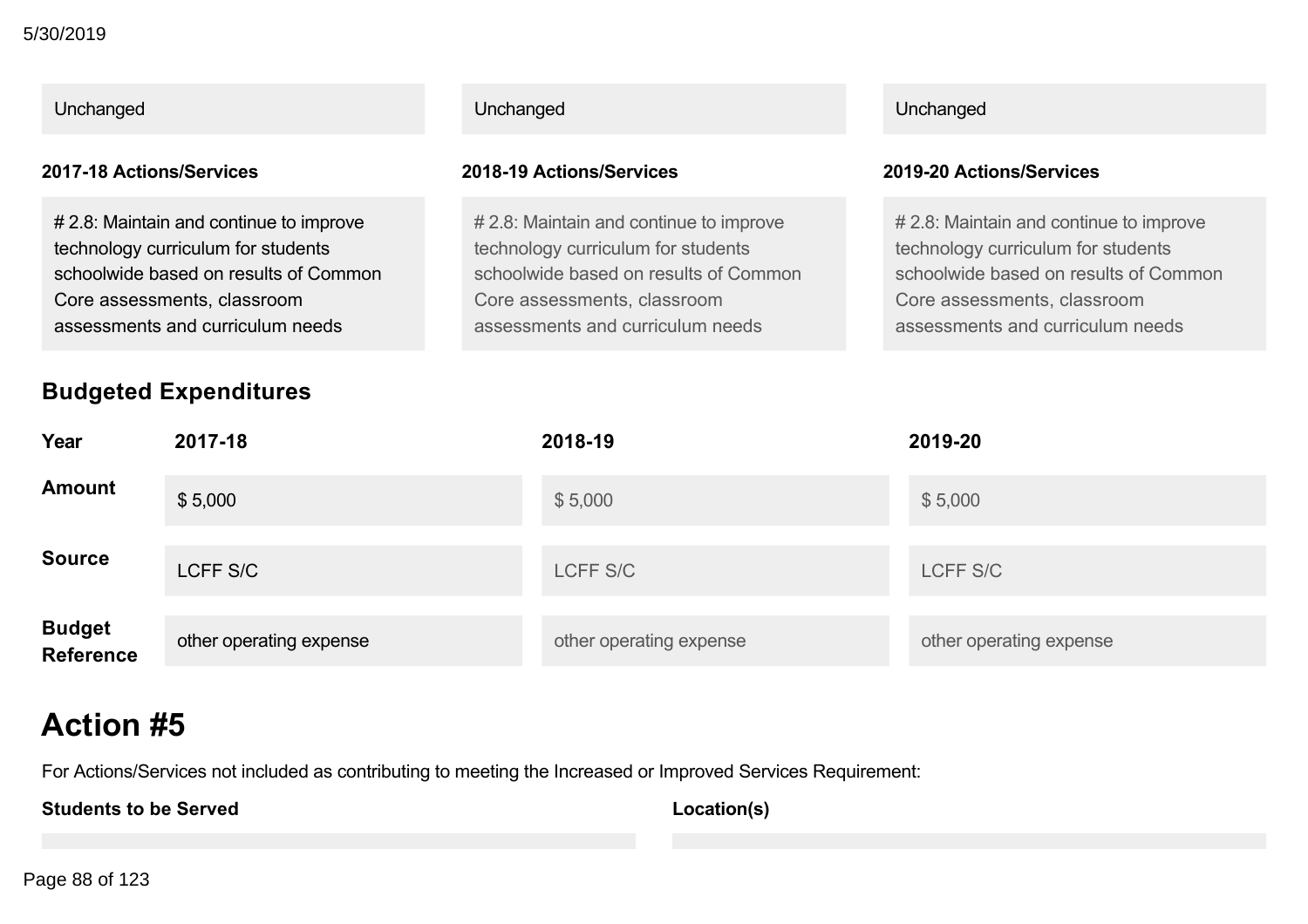| Unchanged | Unchanged | Unchanged |
|---|---|---|

| 2017-18 Actions/Services | 2018-19 Actions/Services | 2019-20 Actions/Services |
|---|---|---|
| # 2.8: Maintain and continue to improve technology curriculum for students schoolwide based on results of Common Core assessments, classroom assessments and curriculum needs | # 2.8: Maintain and continue to improve technology curriculum for students schoolwide based on results of Common Core assessments, classroom assessments and curriculum needs | # 2.8: Maintain and continue to improve technology curriculum for students schoolwide based on results of Common Core assessments, classroom assessments and curriculum needs |

### Budgeted Expenditures

| Year | 2017-18 | 2018-19 | 2019-20 |
|---|---|---|---|
| Amount | $ 5,000 | $ 5,000 | $ 5,000 |
| Source | LCFF S/C | LCFF S/C | LCFF S/C |
| Budget Reference | other operating expense | other operating expense | other operating expense |

# Action #5

For Actions/Services not included as contributing to meeting the Increased or Improved Services Requirement:

| Students to be Served | Location(s) |
|---|---|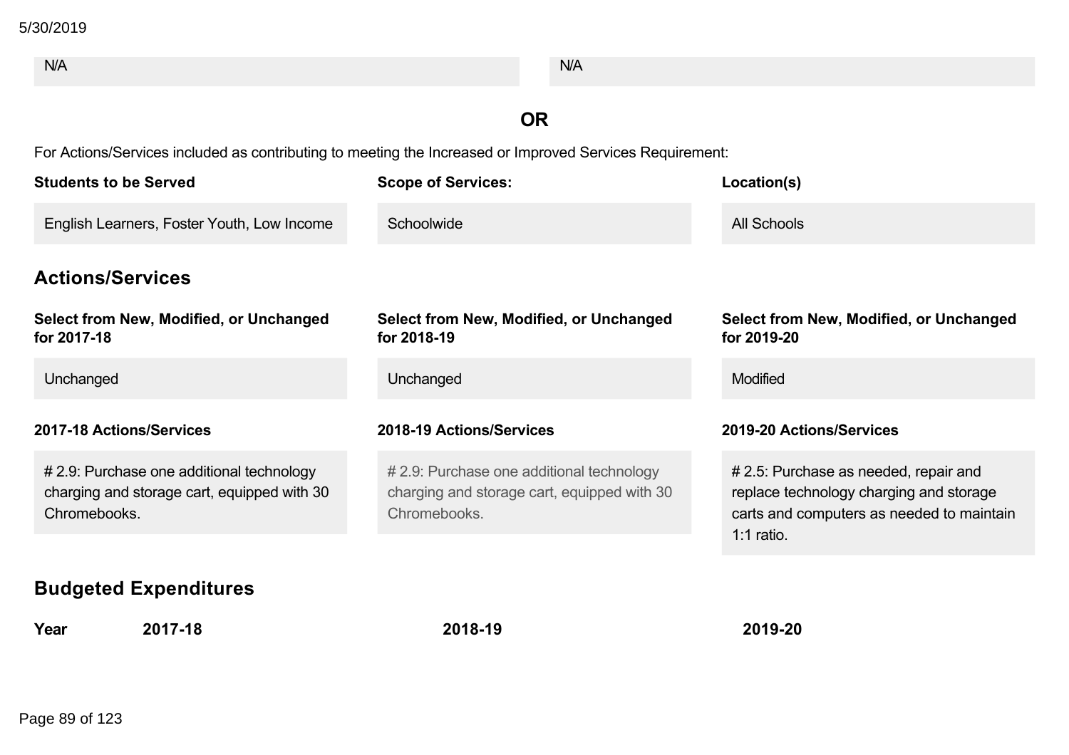| N/A | N/A |
|---|---|

**OR**

For Actions/Services included as contributing to meeting the Increased or Improved Services Requirement:

| Students to be Served | Scope of Services: | Location(s) |
|---|---|---|
| English Learners, Foster Youth, Low Income | Schoolwide | All Schools |

## Actions/Services

| Select from New, Modified, or Unchanged for 2017-18 | Select from New, Modified, or Unchanged for 2018-19 | Select from New, Modified, or Unchanged for 2019-20 |
|---|---|---|
| Unchanged | Unchanged | Modified |

| 2017-18 Actions/Services | 2018-19 Actions/Services | 2019-20 Actions/Services |
|---|---|---|
| # 2.9: Purchase one additional technology charging and storage cart, equipped with 30 Chromebooks. | # 2.9: Purchase one additional technology charging and storage cart, equipped with 30 Chromebooks. | # 2.5: Purchase as needed, repair and replace technology charging and storage carts and computers as needed to maintain 1:1 ratio. |

## Budgeted Expenditures

| Year | 2017-18 | 2018-19 | 2019-20 |
|---|---|---|---|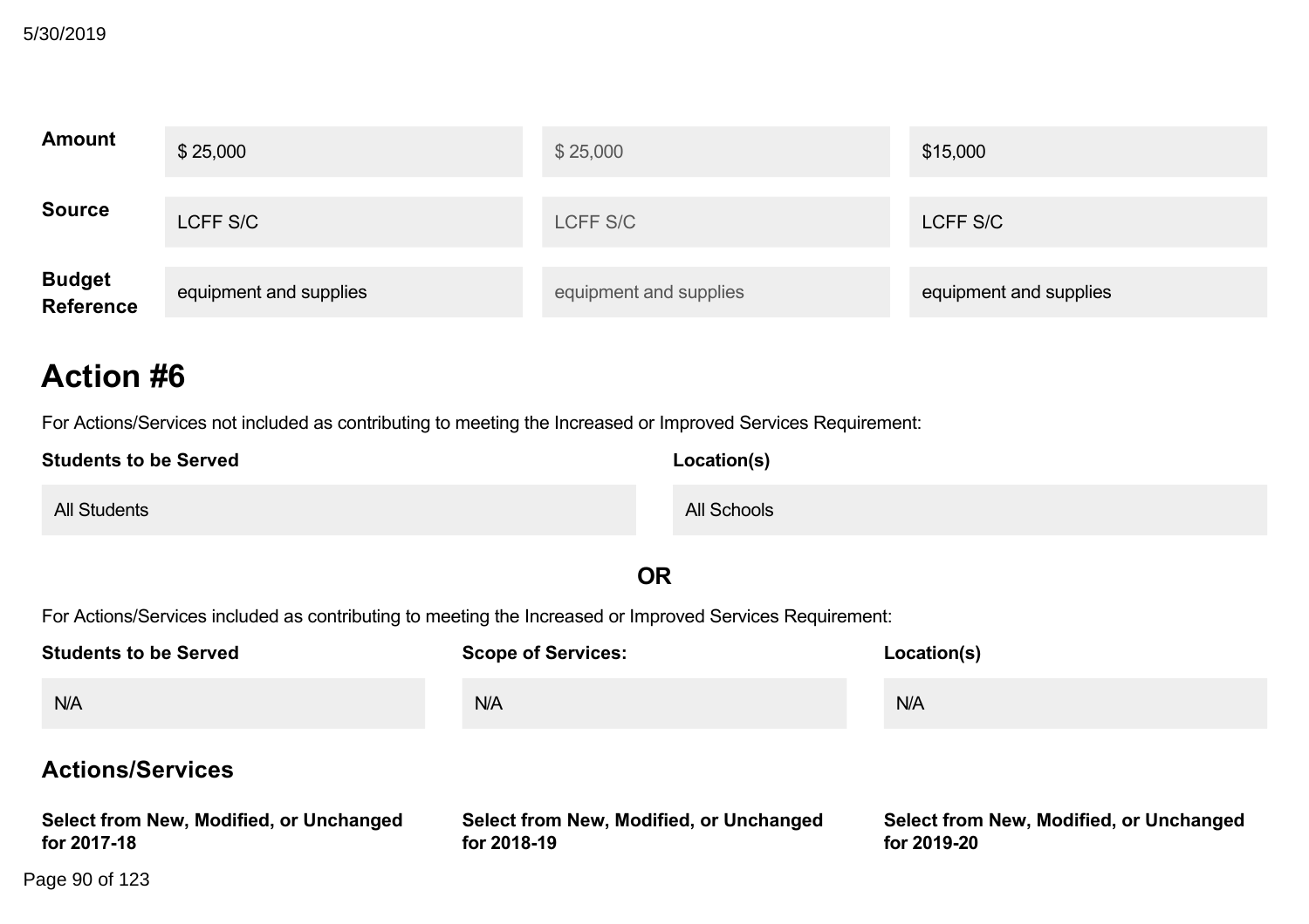| | | | |
|---|---|---|---|
| **Amount** | $ 25,000 | $ 25,000 | $15,000 |
| **Source** | LCFF S/C | LCFF S/C | LCFF S/C |
| **Budget Reference** | equipment and supplies | equipment and supplies | equipment and supplies |

## Action #6

For Actions/Services not included as contributing to meeting the Increased or Improved Services Requirement:

| **Students to be Served** | **Location(s)** |
|---|---|
| All Students | All Schools |

**OR**

For Actions/Services included as contributing to meeting the Increased or Improved Services Requirement:

| **Students to be Served** | **Scope of Services:** | **Location(s)** |
|---|---|---|
| N/A | N/A | N/A |

### Actions/Services

| **Select from New, Modified, or Unchanged for 2017-18** | **Select from New, Modified, or Unchanged for 2018-19** | **Select from New, Modified, or Unchanged for 2019-20** |
|---|---|---|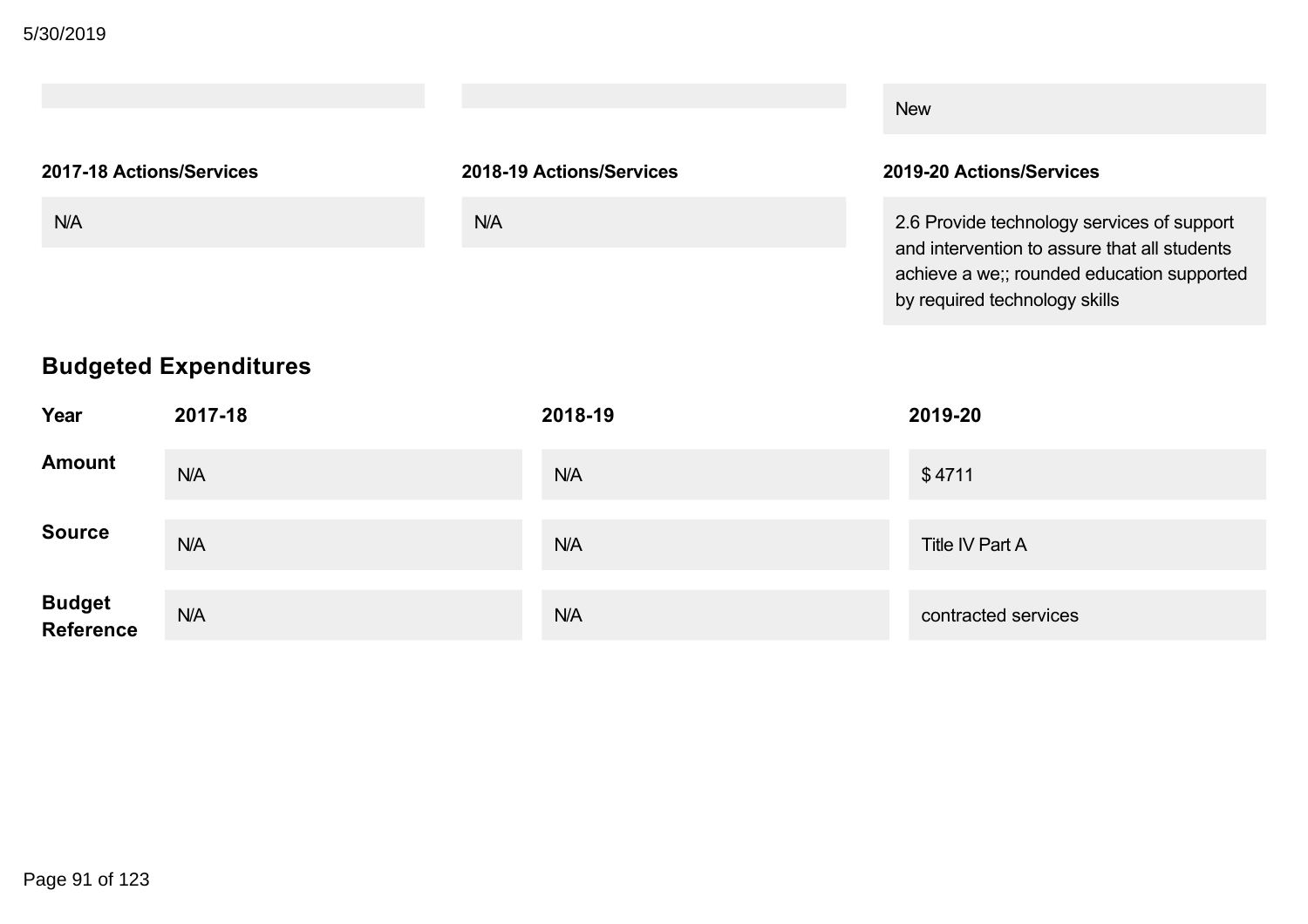| | | New |
|---|---|---|

| 2017-18 Actions/Services | 2018-19 Actions/Services | 2019-20 Actions/Services |
|---|---|---|
| N/A | N/A | 2.6 Provide technology services of support and intervention to assure that all students achieve a we;; rounded education supported by required technology skills |

## Budgeted Expenditures

| Year | 2017-18 | 2018-19 | 2019-20 |
|---|---|---|---|
| **Amount** | N/A | N/A | $ 4711 |
| **Source** | N/A | N/A | Title IV Part A |
| **Budget Reference** | N/A | N/A | contracted services |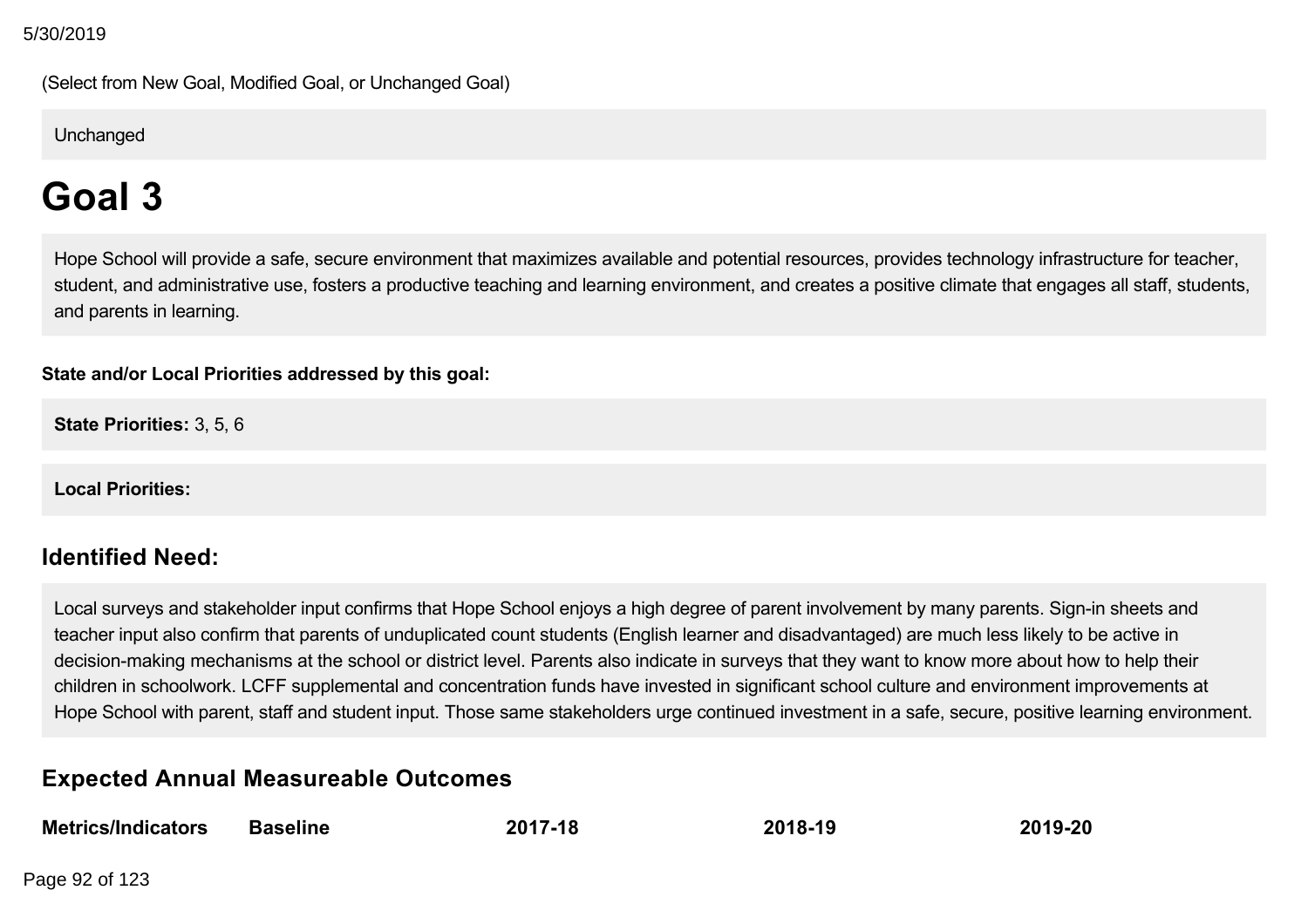(Select from New Goal, Modified Goal, or Unchanged Goal)

Unchanged

# Goal 3

Hope School will provide a safe, secure environment that maximizes available and potential resources, provides technology infrastructure for teacher, student, and administrative use, fosters a productive teaching and learning environment, and creates a positive climate that engages all staff, students, and parents in learning.

**State and/or Local Priorities addressed by this goal:**

**State Priorities:** 3, 5, 6

**Local Priorities:**

## Identified Need:

Local surveys and stakeholder input confirms that Hope School enjoys a high degree of parent involvement by many parents. Sign-in sheets and teacher input also confirm that parents of unduplicated count students (English learner and disadvantaged) are much less likely to be active in decision-making mechanisms at the school or district level. Parents also indicate in surveys that they want to know more about how to help their children in schoolwork. LCFF supplemental and concentration funds have invested in significant school culture and environment improvements at Hope School with parent, staff and student input. Those same stakeholders urge continued investment in a safe, secure, positive learning environment.

## Expected Annual Measureable Outcomes

| Metrics/Indicators | Baseline | 2017-18 | 2018-19 | 2019-20 |
| --- | --- | --- | --- | --- |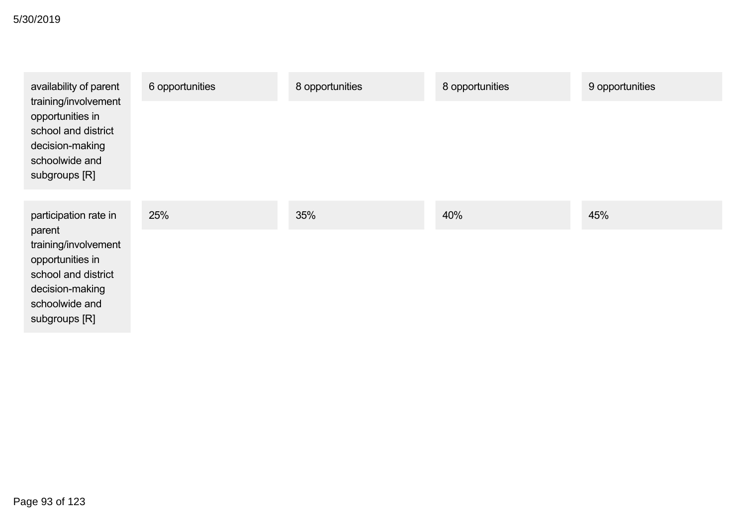| | | | | |
|---|---|---|---|---|
| availability of parent training/involvement opportunities in school and district decision-making schoolwide and subgroups [R] | 6 opportunities | 8 opportunities | 8 opportunities | 9 opportunities |
| participation rate in parent training/involvement opportunities in school and district decision-making schoolwide and subgroups [R] | 25% | 35% | 40% | 45% |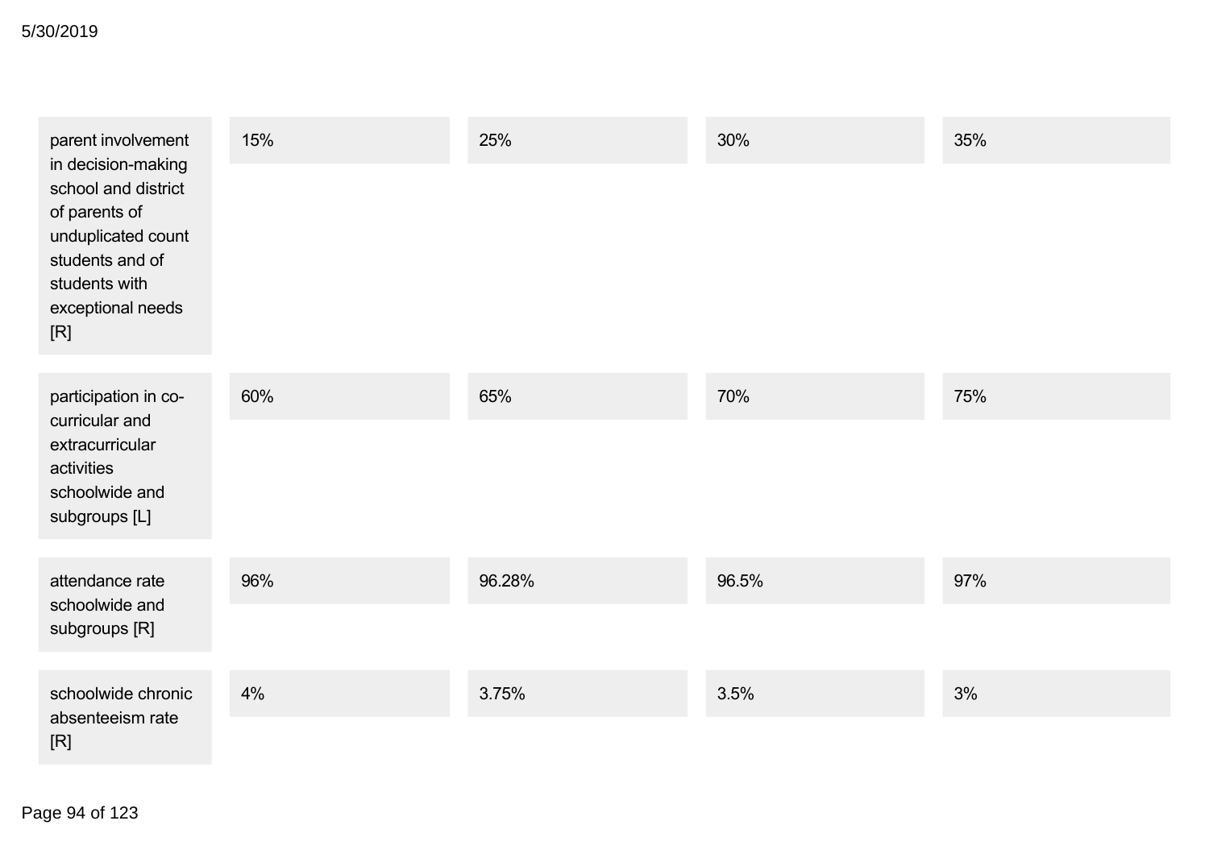| | | | | |
|---|---|---|---|---|
| parent involvement in decision-making school and district of parents of unduplicated count students and of students with exceptional needs [R] | 15% | 25% | 30% | 35% |
| participation in co-curricular and extracurricular activities schoolwide and subgroups [L] | 60% | 65% | 70% | 75% |
| attendance rate schoolwide and subgroups [R] | 96% | 96.28% | 96.5% | 97% |
| schoolwide chronic absenteeism rate [R] | 4% | 3.75% | 3.5% | 3% |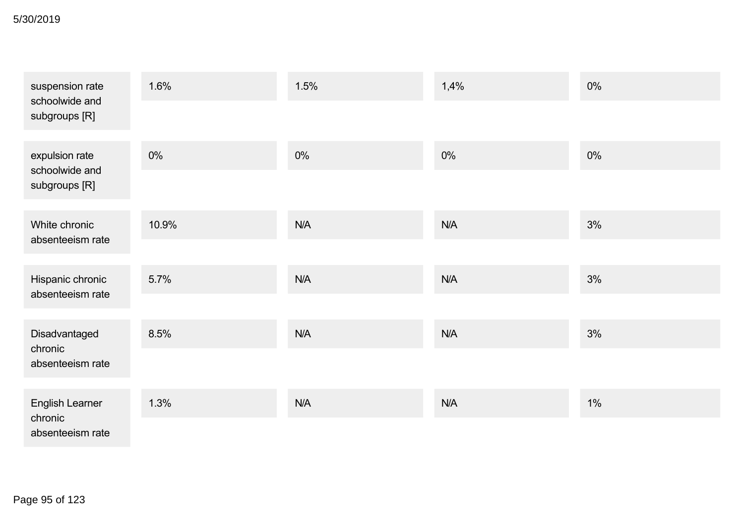| | | | | |
|---|---|---|---|---|
| suspension rate schoolwide and subgroups [R] | 1.6% | 1.5% | 1,4% | 0% |
| expulsion rate schoolwide and subgroups [R] | 0% | 0% | 0% | 0% |
| White chronic absenteeism rate | 10.9% | N/A | N/A | 3% |
| Hispanic chronic absenteeism rate | 5.7% | N/A | N/A | 3% |
| Disadvantaged chronic absenteeism rate | 8.5% | N/A | N/A | 3% |
| English Learner chronic absenteeism rate | 1.3% | N/A | N/A | 1% |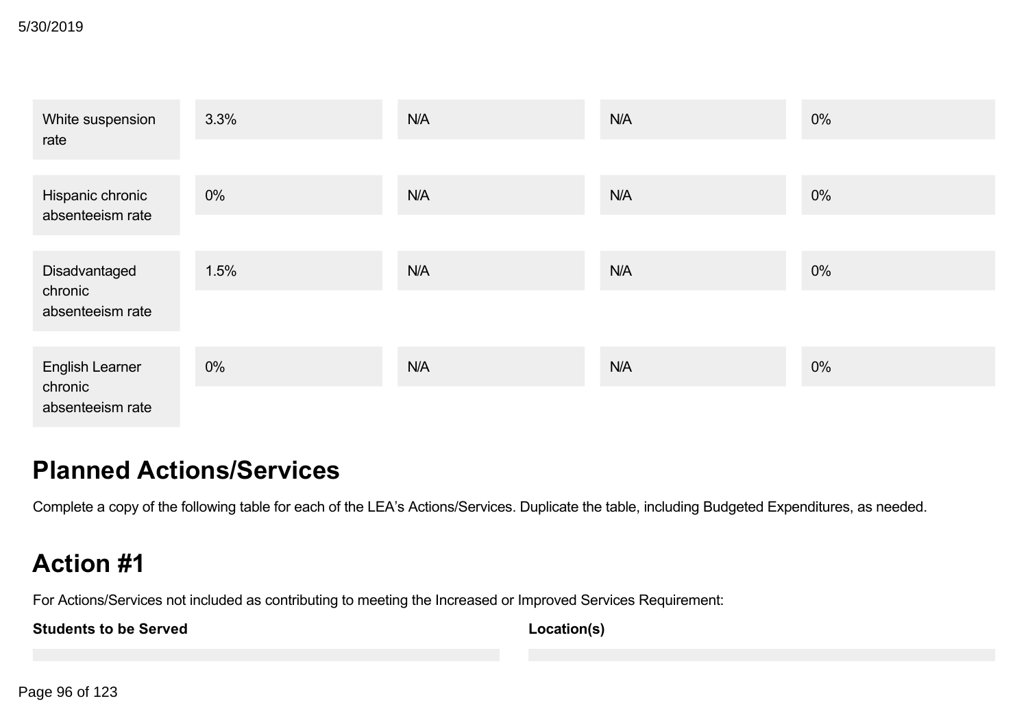| | | | | |
|---|---|---|---|---|
| White suspension rate | 3.3% | N/A | N/A | 0% |
| Hispanic chronic absenteeism rate | 0% | N/A | N/A | 0% |
| Disadvantaged chronic absenteeism rate | 1.5% | N/A | N/A | 0% |
| English Learner chronic absenteeism rate | 0% | N/A | N/A | 0% |

# Planned Actions/Services

Complete a copy of the following table for each of the LEA's Actions/Services. Duplicate the table, including Budgeted Expenditures, as needed.

# Action #1

For Actions/Services not included as contributing to meeting the Increased or Improved Services Requirement:

| **Students to be Served** | **Location(s)** |
|---|---|
| | |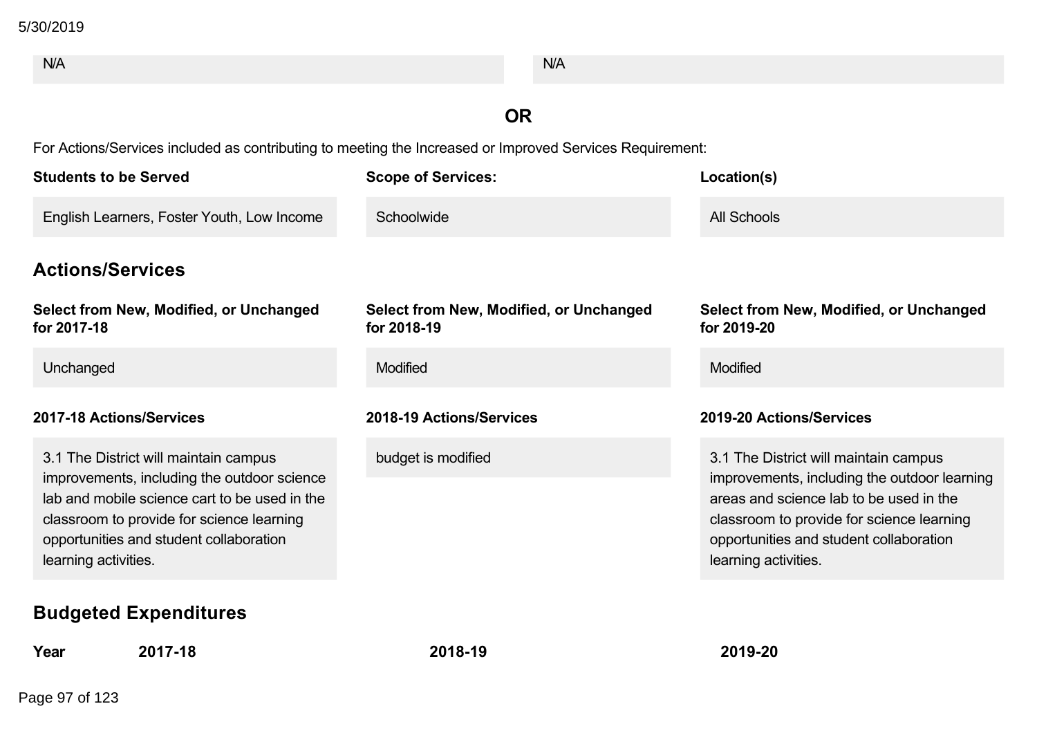| N/A | N/A |
|---|---|

**OR**

For Actions/Services included as contributing to meeting the Increased or Improved Services Requirement:

| Students to be Served | Scope of Services: | Location(s) |
|---|---|---|
| English Learners, Foster Youth, Low Income | Schoolwide | All Schools |

## Actions/Services

| Select from New, Modified, or Unchanged for 2017-18 | Select from New, Modified, or Unchanged for 2018-19 | Select from New, Modified, or Unchanged for 2019-20 |
|---|---|---|
| Unchanged | Modified | Modified |

| 2017-18 Actions/Services | 2018-19 Actions/Services | 2019-20 Actions/Services |
|---|---|---|
| 3.1 The District will maintain campus improvements, including the outdoor science lab and mobile science cart to be used in the classroom to provide for science learning opportunities and student collaboration learning activities. | budget is modified | 3.1 The District will maintain campus improvements, including the outdoor learning areas and science lab to be used in the classroom to provide for science learning opportunities and student collaboration learning activities. |

## Budgeted Expenditures

| Year | 2017-18 | 2018-19 | 2019-20 |
|---|---|---|---|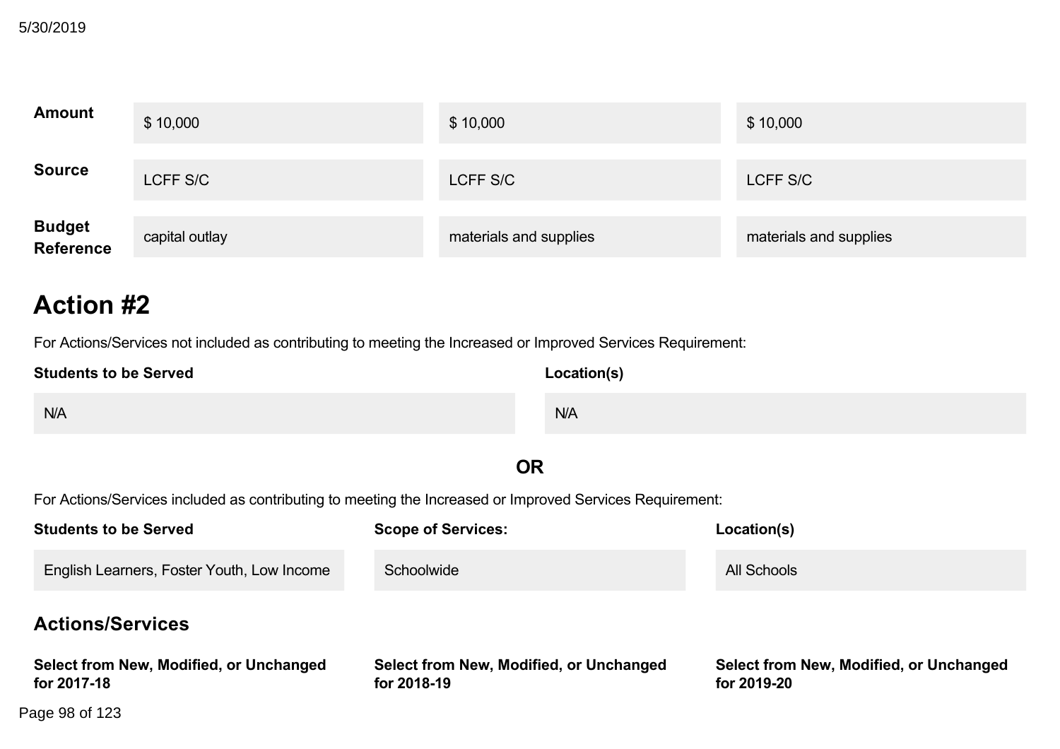| | | | |
|---|---|---|---|
| **Amount** | $ 10,000 | $ 10,000 | $ 10,000 |
| **Source** | LCFF S/C | LCFF S/C | LCFF S/C |
| **Budget Reference** | capital outlay | materials and supplies | materials and supplies |

# Action #2

For Actions/Services not included as contributing to meeting the Increased or Improved Services Requirement:

| **Students to be Served** | **Location(s)** |
|---|---|
| N/A | N/A |

**OR**

For Actions/Services included as contributing to meeting the Increased or Improved Services Requirement:

| **Students to be Served** | **Scope of Services:** | **Location(s)** |
|---|---|---|
| English Learners, Foster Youth, Low Income | Schoolwide | All Schools |

## Actions/Services

| **Select from New, Modified, or Unchanged for 2017-18** | **Select from New, Modified, or Unchanged for 2018-19** | **Select from New, Modified, or Unchanged for 2019-20** |
|---|---|---|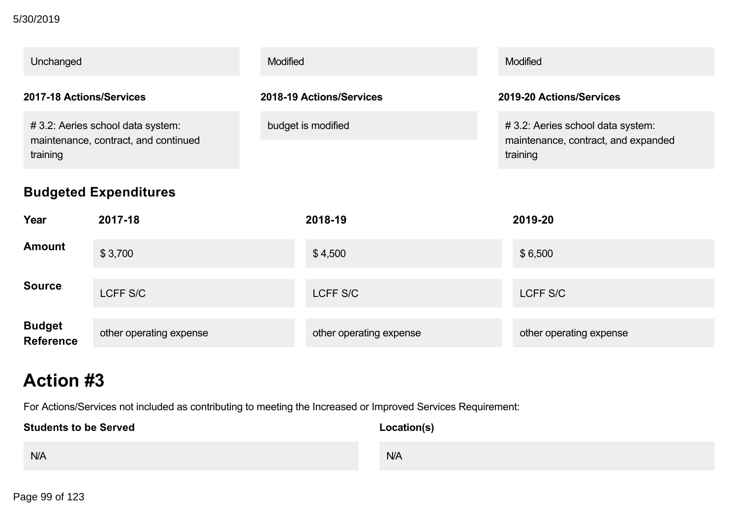| | | |
|---|---|---|
| Unchanged | Modified | Modified |

| 2017-18 Actions/Services | 2018-19 Actions/Services | 2019-20 Actions/Services |
|---|---|---|
| # 3.2: Aeries school data system: maintenance, contract, and continued training | budget is modified | # 3.2: Aeries school data system: maintenance, contract, and expanded training |

### Budgeted Expenditures

| Year | 2017-18 | 2018-19 | 2019-20 |
|---|---|---|---|
| Amount | $ 3,700 | $ 4,500 | $ 6,500 |
| Source | LCFF S/C | LCFF S/C | LCFF S/C |
| Budget Reference | other operating expense | other operating expense | other operating expense |

# Action #3

For Actions/Services not included as contributing to meeting the Increased or Improved Services Requirement:

| Students to be Served | Location(s) |
|---|---|
| N/A | N/A |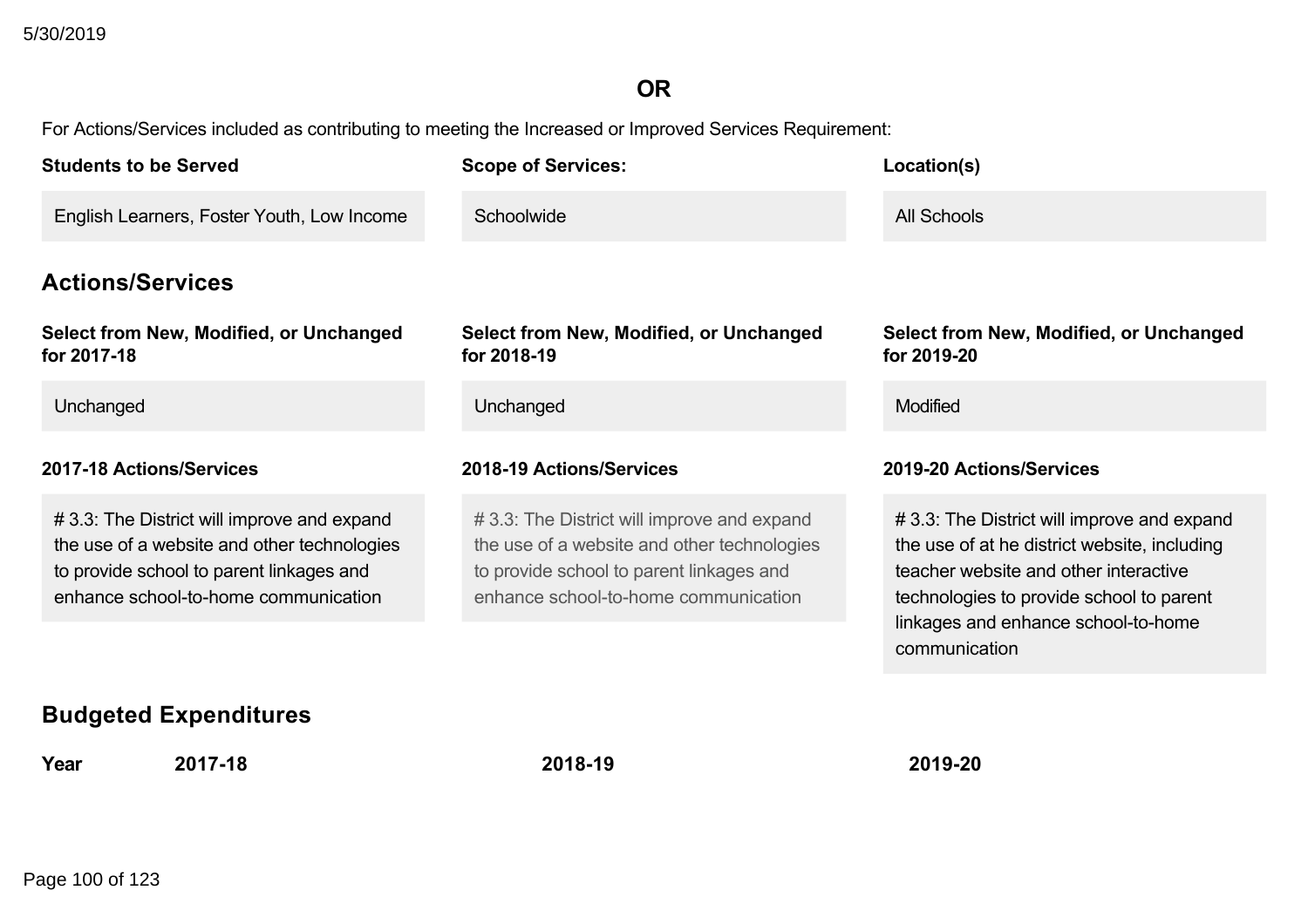**OR**

For Actions/Services included as contributing to meeting the Increased or Improved Services Requirement:

| Students to be Served | Scope of Services: | Location(s) |
| --- | --- | --- |
| English Learners, Foster Youth, Low Income | Schoolwide | All Schools |

## Actions/Services

| Select from New, Modified, or Unchanged for 2017-18 | Select from New, Modified, or Unchanged for 2018-19 | Select from New, Modified, or Unchanged for 2019-20 |
| --- | --- | --- |
| Unchanged | Unchanged | Modified |

| 2017-18 Actions/Services | 2018-19 Actions/Services | 2019-20 Actions/Services |
| --- | --- | --- |
| # 3.3: The District will improve and expand the use of a website and other technologies to provide school to parent linkages and enhance school-to-home communication | # 3.3: The District will improve and expand the use of a website and other technologies to provide school to parent linkages and enhance school-to-home communication | # 3.3: The District will improve and expand the use of at he district website, including teacher website and other interactive technologies to provide school to parent linkages and enhance school-to-home communication |

## Budgeted Expenditures

| Year | 2017-18 | 2018-19 | 2019-20 |
| --- | --- | --- | --- |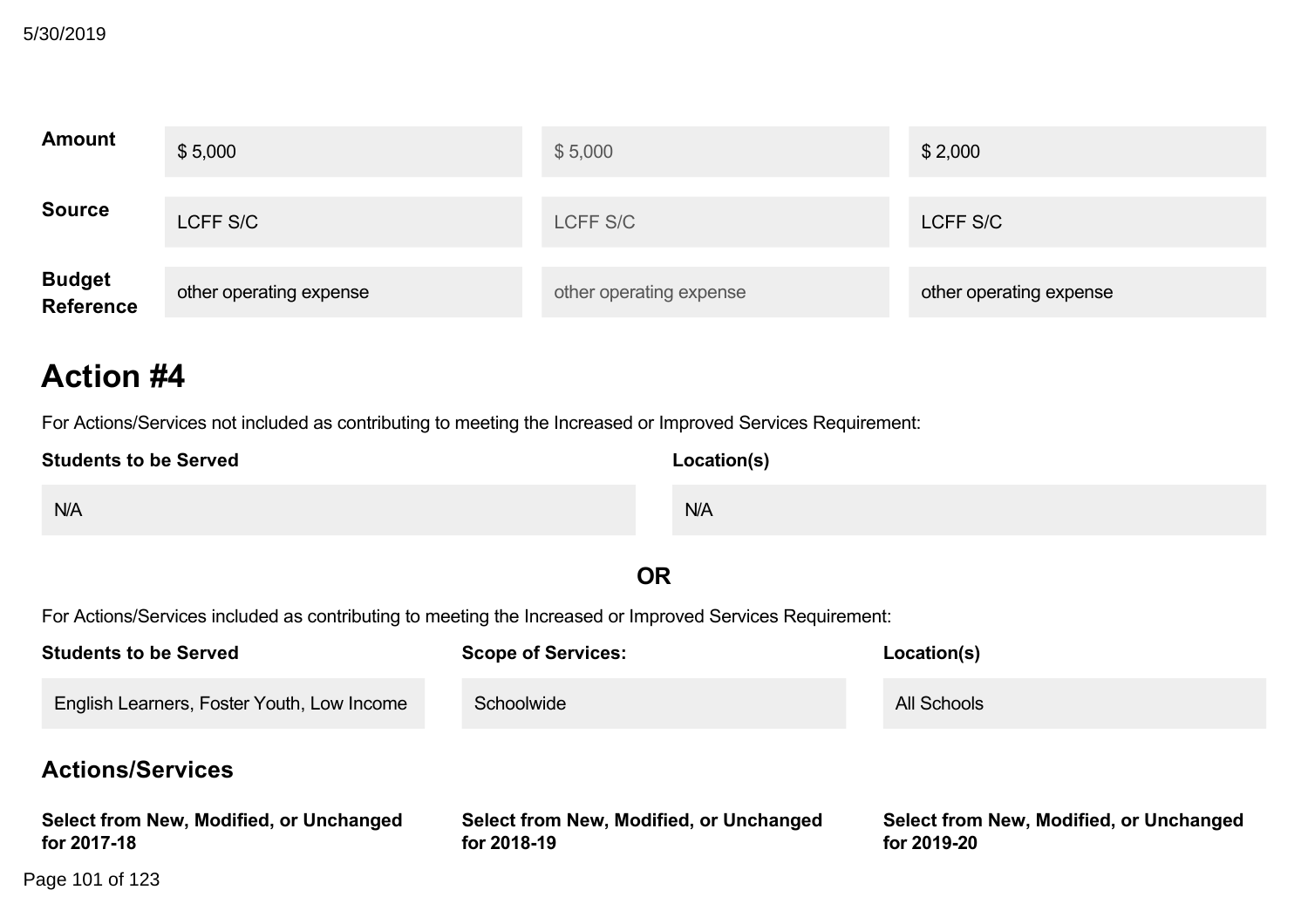| | | | |
|---|---|---|---|
| **Amount** | $ 5,000 | $ 5,000 | $ 2,000 |
| **Source** | LCFF S/C | LCFF S/C | LCFF S/C |
| **Budget Reference** | other operating expense | other operating expense | other operating expense |

## Action #4

For Actions/Services not included as contributing to meeting the Increased or Improved Services Requirement:

| Students to be Served | Location(s) |
|---|---|
| N/A | N/A |

**OR**

For Actions/Services included as contributing to meeting the Increased or Improved Services Requirement:

| Students to be Served | Scope of Services: | Location(s) |
|---|---|---|
| English Learners, Foster Youth, Low Income | Schoolwide | All Schools |

### Actions/Services

| Select from New, Modified, or Unchanged for 2017-18 | Select from New, Modified, or Unchanged for 2018-19 | Select from New, Modified, or Unchanged for 2019-20 |
|---|---|---|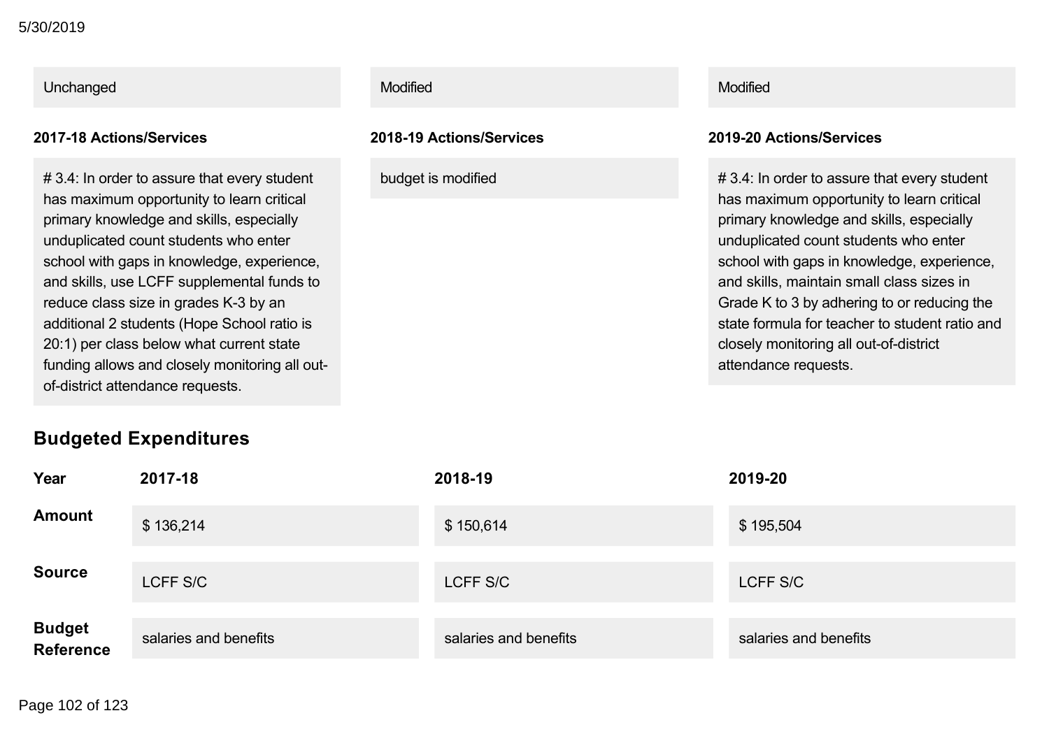| Unchanged | Modified | Modified |
|---|---|---|

| 2017-18 Actions/Services | 2018-19 Actions/Services | 2019-20 Actions/Services |
|---|---|---|
| # 3.4: In order to assure that every student has maximum opportunity to learn critical primary knowledge and skills, especially unduplicated count students who enter school with gaps in knowledge, experience, and skills, use LCFF supplemental funds to reduce class size in grades K-3 by an additional 2 students (Hope School ratio is 20:1) per class below what current state funding allows and closely monitoring all out-of-district attendance requests. | budget is modified | # 3.4: In order to assure that every student has maximum opportunity to learn critical primary knowledge and skills, especially unduplicated count students who enter school with gaps in knowledge, experience, and skills, maintain small class sizes in Grade K to 3 by adhering to or reducing the state formula for teacher to student ratio and closely monitoring all out-of-district attendance requests. |

## Budgeted Expenditures

| Year | 2017-18 | 2018-19 | 2019-20 |
|---|---|---|---|
| **Amount** | $ 136,214 | $ 150,614 | $ 195,504 |
| **Source** | LCFF S/C | LCFF S/C | LCFF S/C |
| **Budget Reference** | salaries and benefits | salaries and benefits | salaries and benefits |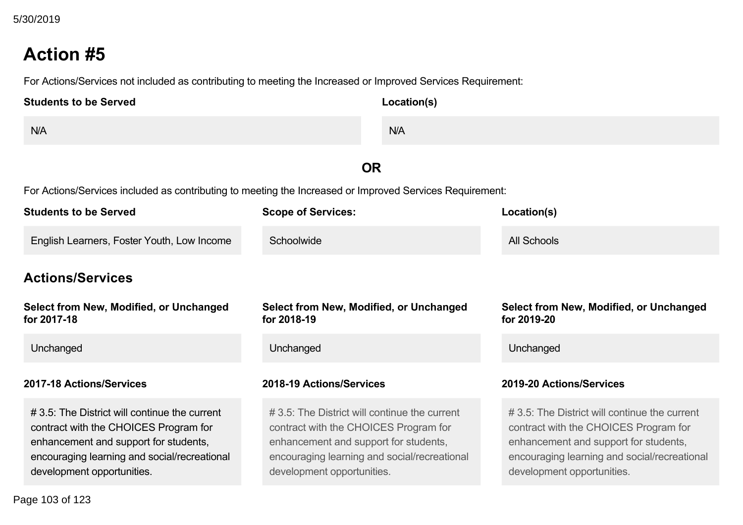## Action #5

For Actions/Services not included as contributing to meeting the Increased or Improved Services Requirement:

| Students to be Served | Location(s) |
| --- | --- |
| N/A | N/A |

**OR**

For Actions/Services included as contributing to meeting the Increased or Improved Services Requirement:

| Students to be Served | Scope of Services: | Location(s) |
| --- | --- | --- |
| English Learners, Foster Youth, Low Income | Schoolwide | All Schools |

### Actions/Services

| Select from New, Modified, or Unchanged for 2017-18 | Select from New, Modified, or Unchanged for 2018-19 | Select from New, Modified, or Unchanged for 2019-20 |
| --- | --- | --- |
| Unchanged | Unchanged | Unchanged |

| 2017-18 Actions/Services | 2018-19 Actions/Services | 2019-20 Actions/Services |
| --- | --- | --- |
| # 3.5: The District will continue the current contract with the CHOICES Program for enhancement and support for students, encouraging learning and social/recreational development opportunities. | # 3.5: The District will continue the current contract with the CHOICES Program for enhancement and support for students, encouraging learning and social/recreational development opportunities. | # 3.5: The District will continue the current contract with the CHOICES Program for enhancement and support for students, encouraging learning and social/recreational development opportunities. |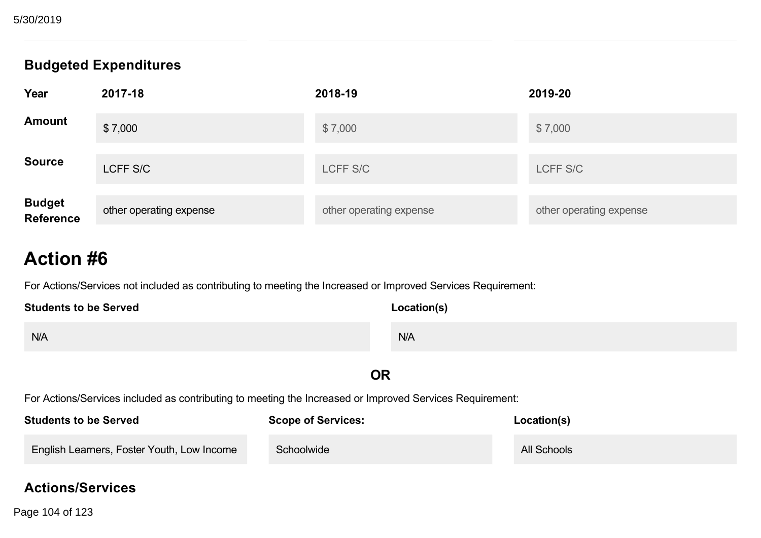### Budgeted Expenditures

| Year | 2017-18 | 2018-19 | 2019-20 |
|---|---|---|---|
| Amount | $ 7,000 | $ 7,000 | $ 7,000 |
| Source | LCFF S/C | LCFF S/C | LCFF S/C |
| Budget Reference | other operating expense | other operating expense | other operating expense |

# Action #6

For Actions/Services not included as contributing to meeting the Increased or Improved Services Requirement:

| Students to be Served | Location(s) |
|---|---|
| N/A | N/A |

**OR**

For Actions/Services included as contributing to meeting the Increased or Improved Services Requirement:

| Students to be Served | Scope of Services: | Location(s) |
|---|---|---|
| English Learners, Foster Youth, Low Income | Schoolwide | All Schools |

### Actions/Services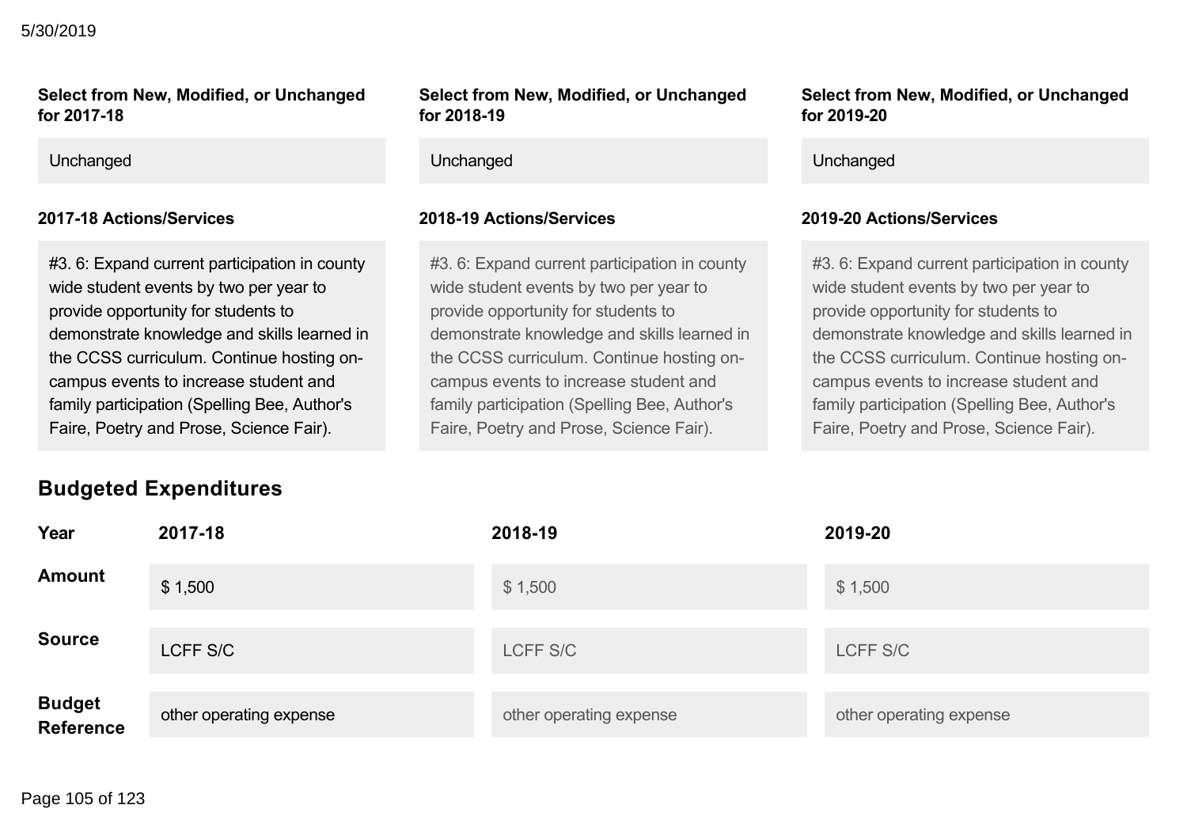| Select from New, Modified, or Unchanged for 2017-18 | Select from New, Modified, or Unchanged for 2018-19 | Select from New, Modified, or Unchanged for 2019-20 |
| --- | --- | --- |
| Unchanged | Unchanged | Unchanged |

| 2017-18 Actions/Services | 2018-19 Actions/Services | 2019-20 Actions/Services |
| --- | --- | --- |
| #3. 6: Expand current participation in county wide student events by two per year to provide opportunity for students to demonstrate knowledge and skills learned in the CCSS curriculum. Continue hosting on-campus events to increase student and family participation (Spelling Bee, Author's Faire, Poetry and Prose, Science Fair). | #3. 6: Expand current participation in county wide student events by two per year to provide opportunity for students to demonstrate knowledge and skills learned in the CCSS curriculum. Continue hosting on-campus events to increase student and family participation (Spelling Bee, Author's Faire, Poetry and Prose, Science Fair). | #3. 6: Expand current participation in county wide student events by two per year to provide opportunity for students to demonstrate knowledge and skills learned in the CCSS curriculum. Continue hosting on-campus events to increase student and family participation (Spelling Bee, Author's Faire, Poetry and Prose, Science Fair). |

## Budgeted Expenditures

| Year | 2017-18 | 2018-19 | 2019-20 |
| --- | --- | --- | --- |
| Amount | $ 1,500 | $ 1,500 | $ 1,500 |
| Source | LCFF S/C | LCFF S/C | LCFF S/C |
| Budget Reference | other operating expense | other operating expense | other operating expense |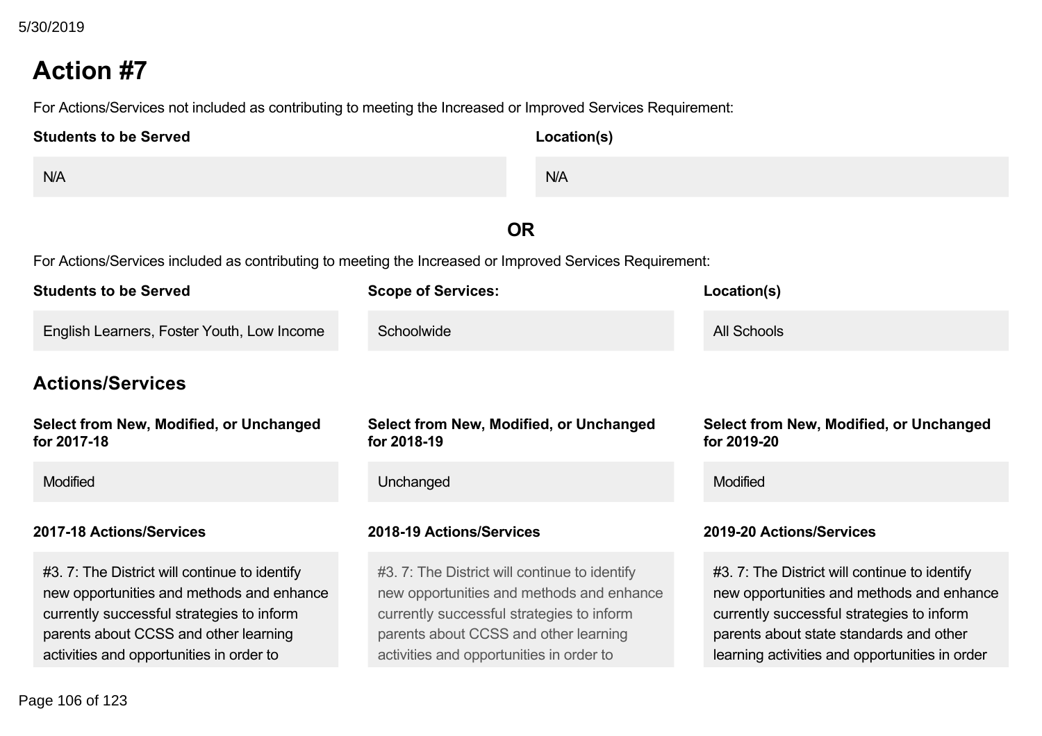## Action #7

For Actions/Services not included as contributing to meeting the Increased or Improved Services Requirement:

| Students to be Served | Location(s) |
|---|---|
| N/A | N/A |

**OR**

For Actions/Services included as contributing to meeting the Increased or Improved Services Requirement:

| Students to be Served | Scope of Services: | Location(s) |
|---|---|---|
| English Learners, Foster Youth, Low Income | Schoolwide | All Schools |

### Actions/Services

| Select from New, Modified, or Unchanged for 2017-18 | Select from New, Modified, or Unchanged for 2018-19 | Select from New, Modified, or Unchanged for 2019-20 |
|---|---|---|
| Modified | Unchanged | Modified |

| 2017-18 Actions/Services | 2018-19 Actions/Services | 2019-20 Actions/Services |
|---|---|---|
| #3. 7: The District will continue to identify new opportunities and methods and enhance currently successful strategies to inform parents about CCSS and other learning activities and opportunities in order to | #3. 7: The District will continue to identify new opportunities and methods and enhance currently successful strategies to inform parents about CCSS and other learning activities and opportunities in order to | #3. 7: The District will continue to identify new opportunities and methods and enhance currently successful strategies to inform parents about state standards and other learning activities and opportunities in order |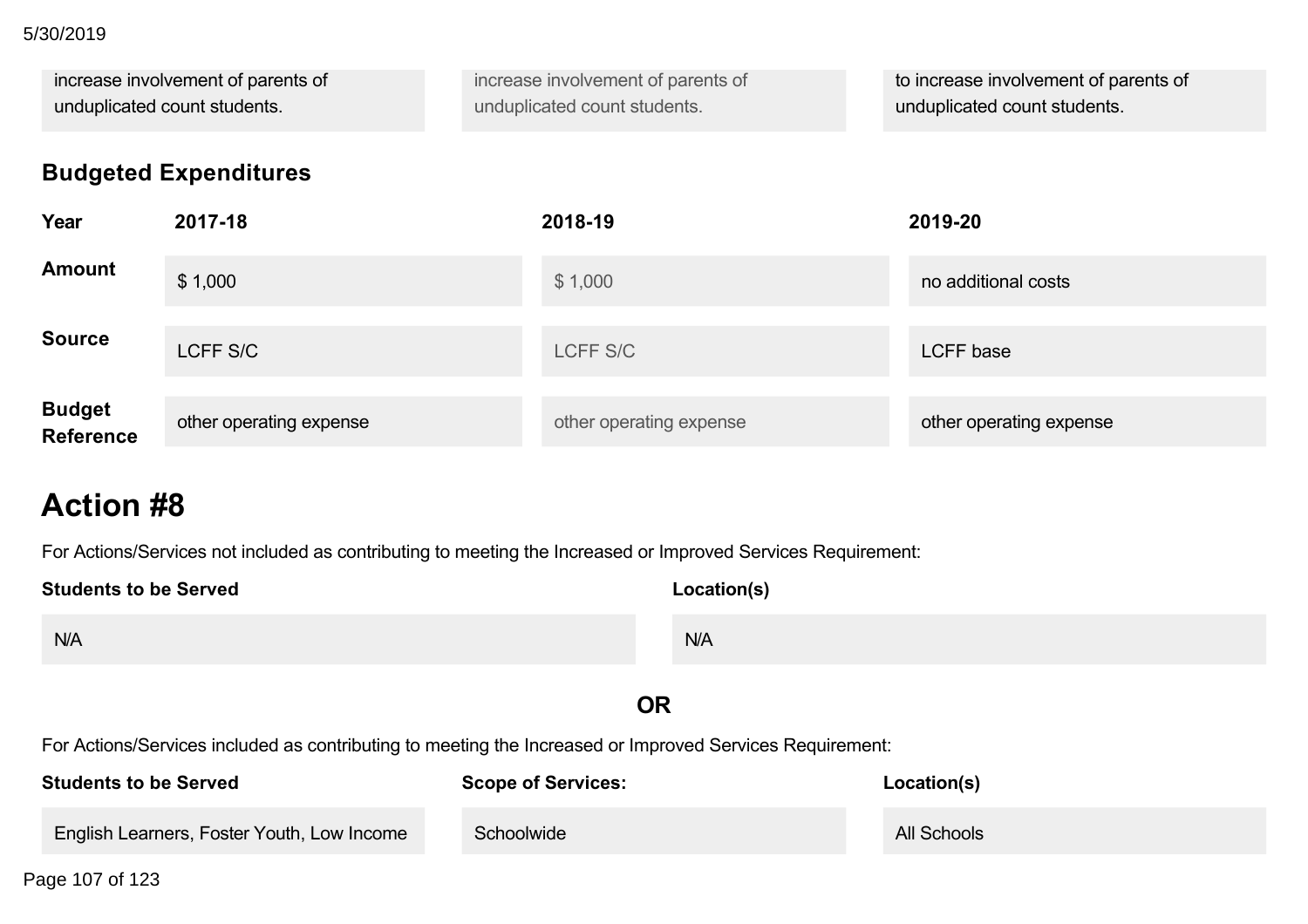| | | |
|---|---|---|
| increase involvement of parents of unduplicated count students. | increase involvement of parents of unduplicated count students. | to increase involvement of parents of unduplicated count students. |

### Budgeted Expenditures

| Year | 2017-18 | 2018-19 | 2019-20 |
|---|---|---|---|
| **Amount** | $ 1,000 | $ 1,000 | no additional costs |
| **Source** | LCFF S/C | LCFF S/C | LCFF base |
| **Budget Reference** | other operating expense | other operating expense | other operating expense |

# Action #8

For Actions/Services not included as contributing to meeting the Increased or Improved Services Requirement:

| Students to be Served | Location(s) |
|---|---|
| N/A | N/A |

**OR**

For Actions/Services included as contributing to meeting the Increased or Improved Services Requirement:

| Students to be Served | Scope of Services: | Location(s) |
|---|---|---|
| English Learners, Foster Youth, Low Income | Schoolwide | All Schools |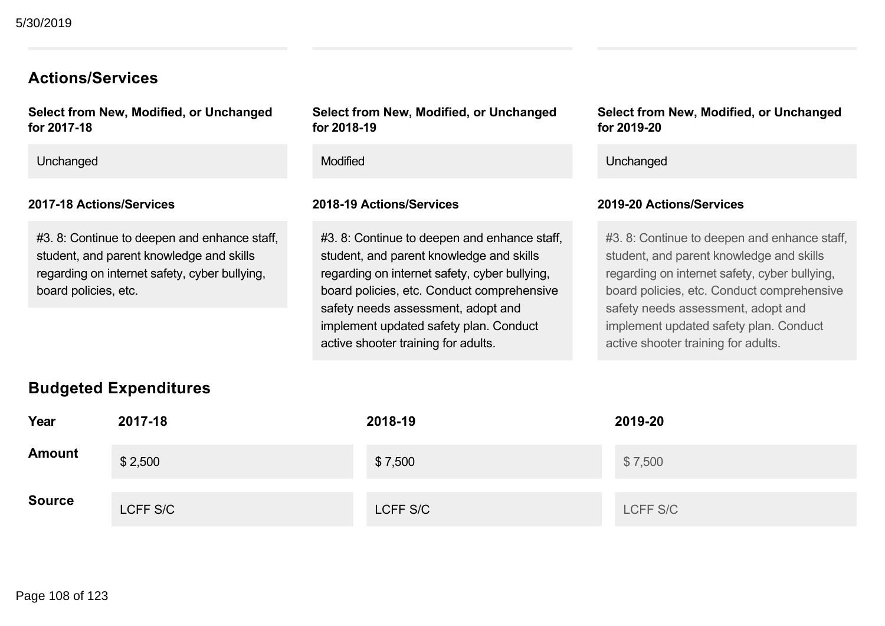## Actions/Services

| Select from New, Modified, or Unchanged for 2017-18 | Select from New, Modified, or Unchanged for 2018-19 | Select from New, Modified, or Unchanged for 2019-20 |
|---|---|---|
| Unchanged | Modified | Unchanged |

| 2017-18 Actions/Services | 2018-19 Actions/Services | 2019-20 Actions/Services |
|---|---|---|
| #3. 8: Continue to deepen and enhance staff, student, and parent knowledge and skills regarding on internet safety, cyber bullying, board policies, etc. | #3. 8: Continue to deepen and enhance staff, student, and parent knowledge and skills regarding on internet safety, cyber bullying, board policies, etc. Conduct comprehensive safety needs assessment, adopt and implement updated safety plan. Conduct active shooter training for adults. | #3. 8: Continue to deepen and enhance staff, student, and parent knowledge and skills regarding on internet safety, cyber bullying, board policies, etc. Conduct comprehensive safety needs assessment, adopt and implement updated safety plan. Conduct active shooter training for adults. |

## Budgeted Expenditures

| Year | 2017-18 | 2018-19 | 2019-20 |
|---|---|---|---|
| Amount | $ 2,500 | $ 7,500 | $ 7,500 |
| Source | LCFF S/C | LCFF S/C | LCFF S/C |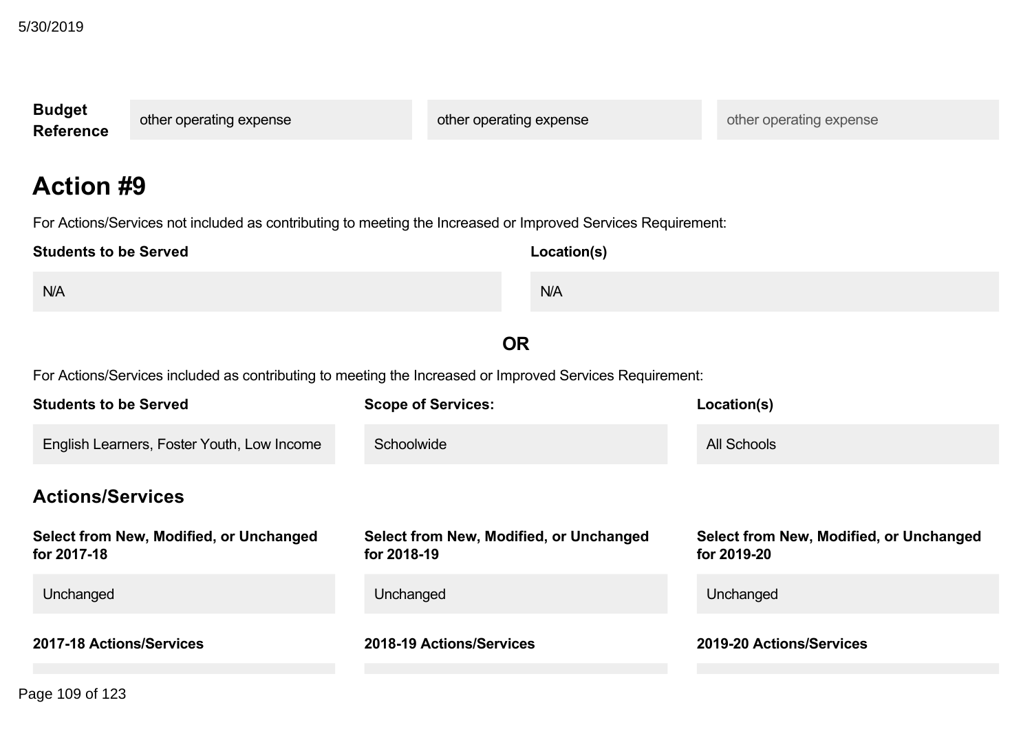| Budget Reference | other operating expense | other operating expense | other operating expense |
|---|---|---|---|

# Action #9

For Actions/Services not included as contributing to meeting the Increased or Improved Services Requirement:

| Students to be Served | Location(s) |
|---|---|
| N/A | N/A |

**OR**

For Actions/Services included as contributing to meeting the Increased or Improved Services Requirement:

| Students to be Served | Scope of Services: | Location(s) |
|---|---|---|
| English Learners, Foster Youth, Low Income | Schoolwide | All Schools |

## Actions/Services

| Select from New, Modified, or Unchanged for 2017-18 | Select from New, Modified, or Unchanged for 2018-19 | Select from New, Modified, or Unchanged for 2019-20 |
|---|---|---|
| Unchanged | Unchanged | Unchanged |

| 2017-18 Actions/Services | 2018-19 Actions/Services | 2019-20 Actions/Services |
|---|---|---|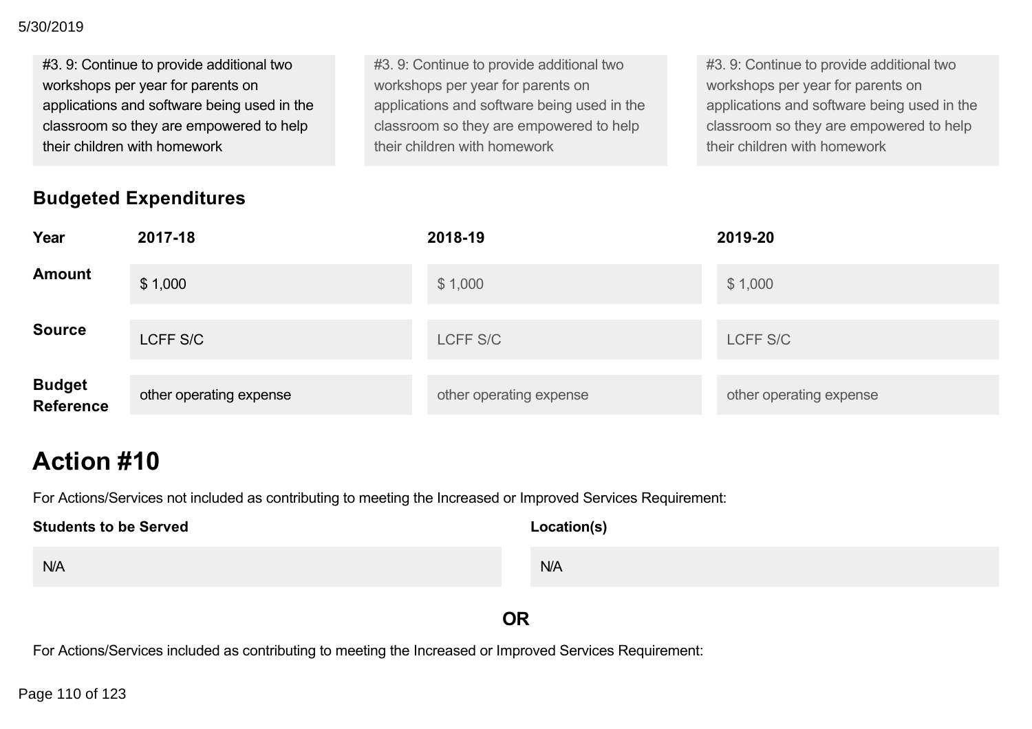| | | |
|---|---|---|
| #3. 9: Continue to provide additional two workshops per year for parents on applications and software being used in the classroom so they are empowered to help their children with homework | #3. 9: Continue to provide additional two workshops per year for parents on applications and software being used in the classroom so they are empowered to help their children with homework | #3. 9: Continue to provide additional two workshops per year for parents on applications and software being used in the classroom so they are empowered to help their children with homework |

### Budgeted Expenditures

| Year | 2017-18 | 2018-19 | 2019-20 |
|---|---|---|---|
| **Amount** | $ 1,000 | $ 1,000 | $ 1,000 |
| **Source** | LCFF S/C | LCFF S/C | LCFF S/C |
| **Budget Reference** | other operating expense | other operating expense | other operating expense |

# Action #10

For Actions/Services not included as contributing to meeting the Increased or Improved Services Requirement:

| Students to be Served | Location(s) |
|---|---|
| N/A | N/A |

**OR**

For Actions/Services included as contributing to meeting the Increased or Improved Services Requirement: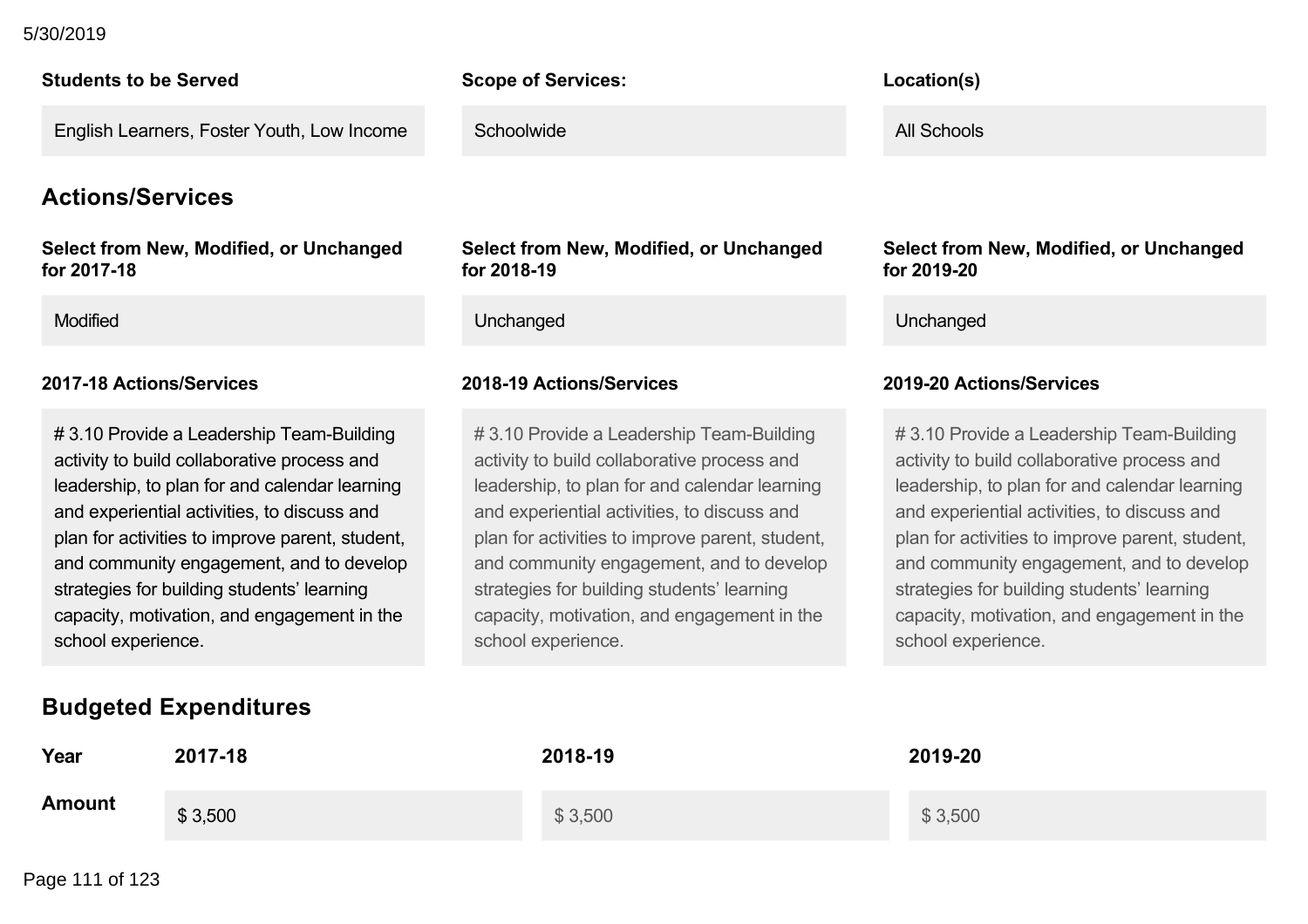| Students to be Served | Scope of Services: | Location(s) |
| --- | --- | --- |
| English Learners, Foster Youth, Low Income | Schoolwide | All Schools |

## Actions/Services

| Select from New, Modified, or Unchanged for 2017-18 | Select from New, Modified, or Unchanged for 2018-19 | Select from New, Modified, or Unchanged for 2019-20 |
| --- | --- | --- |
| Modified | Unchanged | Unchanged |

| 2017-18 Actions/Services | 2018-19 Actions/Services | 2019-20 Actions/Services |
| --- | --- | --- |
| # 3.10 Provide a Leadership Team-Building activity to build collaborative process and leadership, to plan for and calendar learning and experiential activities, to discuss and plan for activities to improve parent, student, and community engagement, and to develop strategies for building students' learning capacity, motivation, and engagement in the school experience. | # 3.10 Provide a Leadership Team-Building activity to build collaborative process and leadership, to plan for and calendar learning and experiential activities, to discuss and plan for activities to improve parent, student, and community engagement, and to develop strategies for building students' learning capacity, motivation, and engagement in the school experience. | # 3.10 Provide a Leadership Team-Building activity to build collaborative process and leadership, to plan for and calendar learning and experiential activities, to discuss and plan for activities to improve parent, student, and community engagement, and to develop strategies for building students' learning capacity, motivation, and engagement in the school experience. |

## Budgeted Expenditures

| Year | 2017-18 | 2018-19 | 2019-20 |
| --- | --- | --- | --- |
| Amount | $ 3,500 | $ 3,500 | $ 3,500 |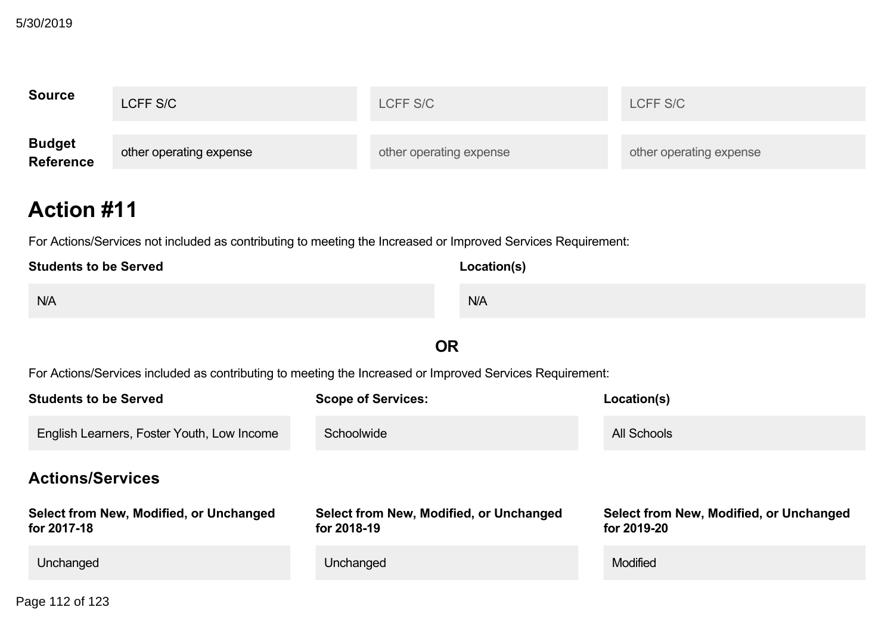| | | | |
|---|---|---|---|
| **Source** | LCFF S/C | LCFF S/C | LCFF S/C |
| **Budget Reference** | other operating expense | other operating expense | other operating expense |

## Action #11

For Actions/Services not included as contributing to meeting the Increased or Improved Services Requirement:

| Students to be Served | Location(s) |
|---|---|
| N/A | N/A |

**OR**

For Actions/Services included as contributing to meeting the Increased or Improved Services Requirement:

| Students to be Served | Scope of Services: | Location(s) |
|---|---|---|
| English Learners, Foster Youth, Low Income | Schoolwide | All Schools |

### Actions/Services

| Select from New, Modified, or Unchanged for 2017-18 | Select from New, Modified, or Unchanged for 2018-19 | Select from New, Modified, or Unchanged for 2019-20 |
|---|---|---|
| Unchanged | Unchanged | Modified |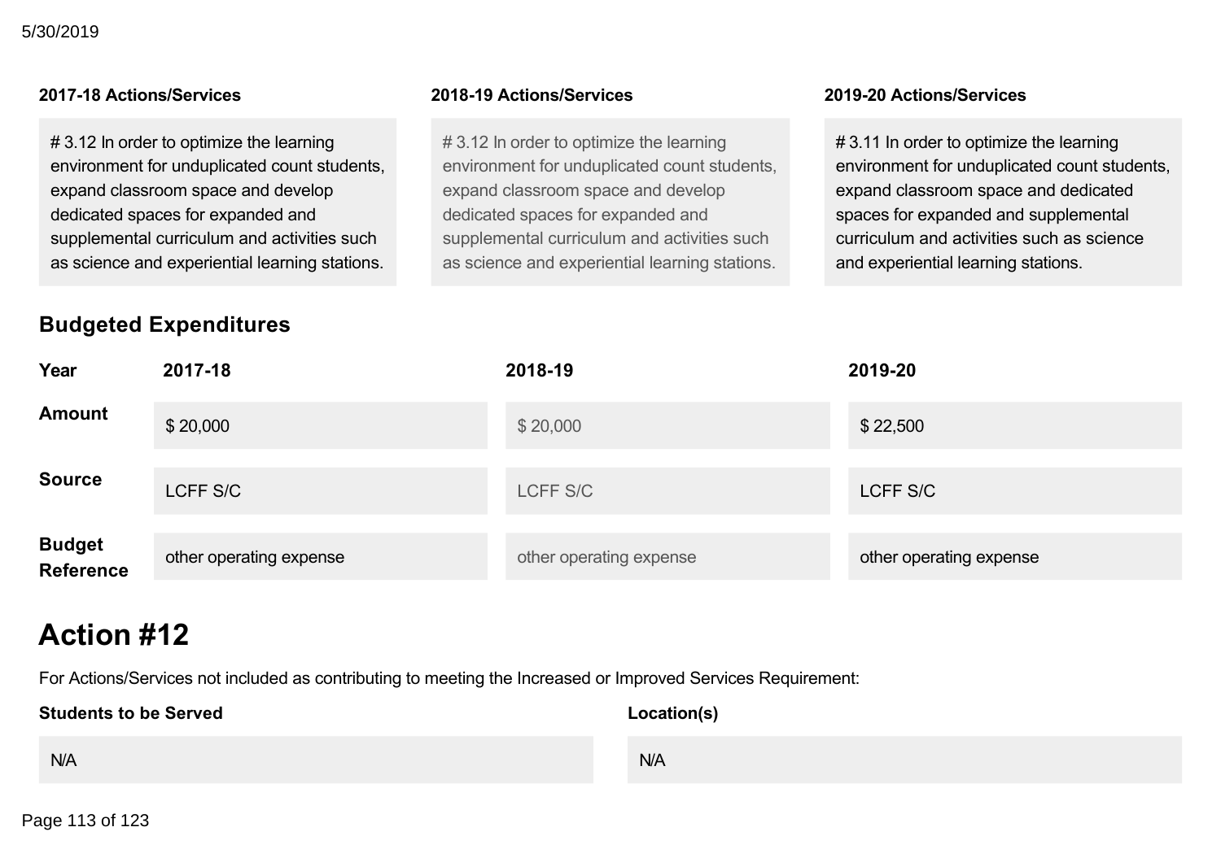| 2017-18 Actions/Services | 2018-19 Actions/Services | 2019-20 Actions/Services |
|---|---|---|
| # 3.12 In order to optimize the learning environment for unduplicated count students, expand classroom space and develop dedicated spaces for expanded and supplemental curriculum and activities such as science and experiential learning stations. | # 3.12 In order to optimize the learning environment for unduplicated count students, expand classroom space and develop dedicated spaces for expanded and supplemental curriculum and activities such as science and experiential learning stations. | # 3.11 In order to optimize the learning environment for unduplicated count students, expand classroom space and dedicated spaces for expanded and supplemental curriculum and activities such as science and experiential learning stations. |

### Budgeted Expenditures

| Year | 2017-18 | 2018-19 | 2019-20 |
|---|---|---|---|
| Amount | $ 20,000 | $ 20,000 | $ 22,500 |
| Source | LCFF S/C | LCFF S/C | LCFF S/C |
| Budget Reference | other operating expense | other operating expense | other operating expense |

# Action #12

For Actions/Services not included as contributing to meeting the Increased or Improved Services Requirement:

| Students to be Served | Location(s) |
|---|---|
| N/A | N/A |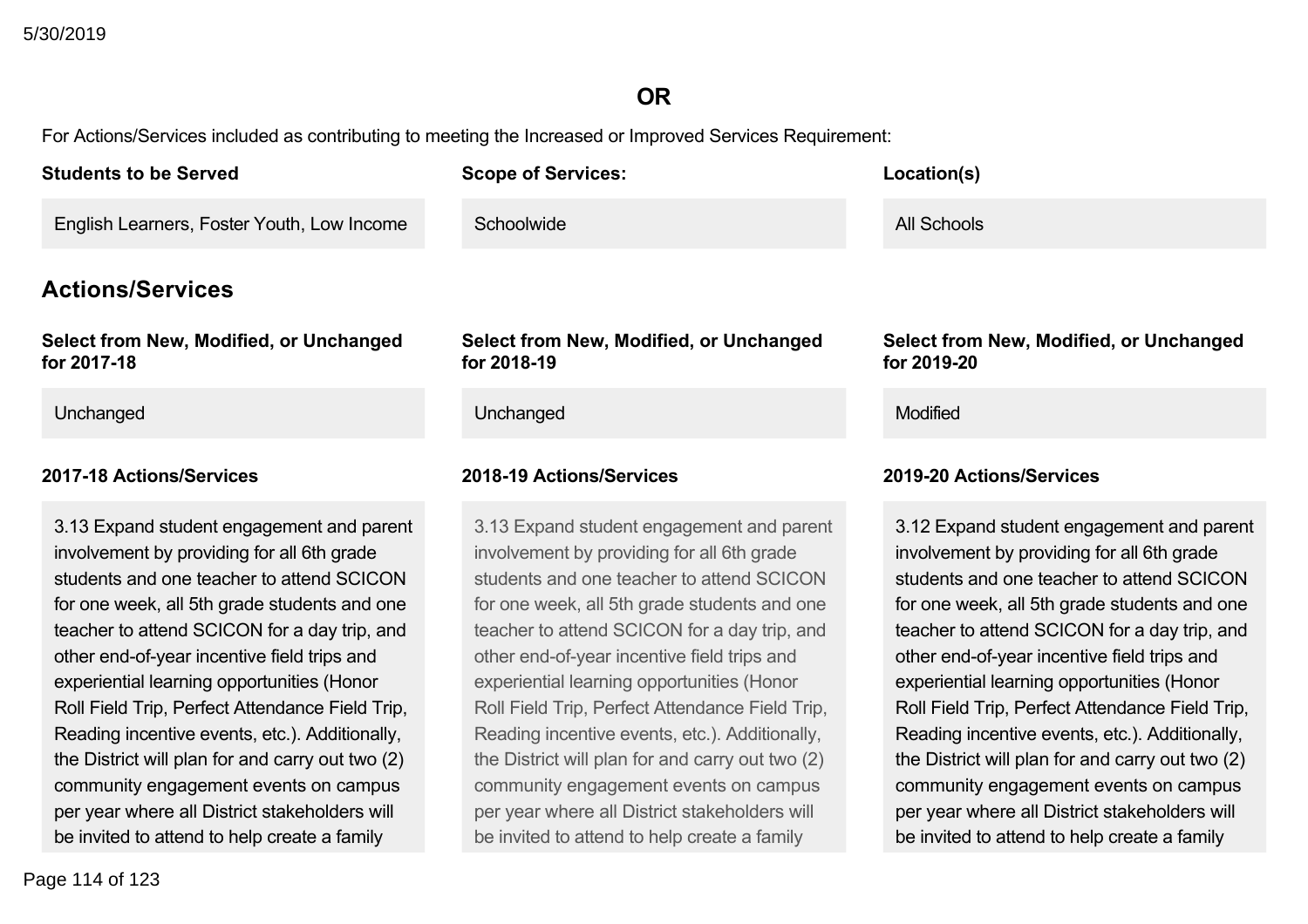**OR**

For Actions/Services included as contributing to meeting the Increased or Improved Services Requirement:

| Students to be Served | Scope of Services: | Location(s) |
|---|---|---|
| English Learners, Foster Youth, Low Income | Schoolwide | All Schools |

## Actions/Services

| Select from New, Modified, or Unchanged for 2017-18 | Select from New, Modified, or Unchanged for 2018-19 | Select from New, Modified, or Unchanged for 2019-20 |
|---|---|---|
| Unchanged | Unchanged | Modified |

| 2017-18 Actions/Services | 2018-19 Actions/Services | 2019-20 Actions/Services |
|---|---|---|
| 3.13 Expand student engagement and parent involvement by providing for all 6th grade students and one teacher to attend SCICON for one week, all 5th grade students and one teacher to attend SCICON for a day trip, and other end-of-year incentive field trips and experiential learning opportunities (Honor Roll Field Trip, Perfect Attendance Field Trip, Reading incentive events, etc.). Additionally, the District will plan for and carry out two (2) community engagement events on campus per year where all District stakeholders will be invited to attend to help create a family | 3.13 Expand student engagement and parent involvement by providing for all 6th grade students and one teacher to attend SCICON for one week, all 5th grade students and one teacher to attend SCICON for a day trip, and other end-of-year incentive field trips and experiential learning opportunities (Honor Roll Field Trip, Perfect Attendance Field Trip, Reading incentive events, etc.). Additionally, the District will plan for and carry out two (2) community engagement events on campus per year where all District stakeholders will be invited to attend to help create a family | 3.12 Expand student engagement and parent involvement by providing for all 6th grade students and one teacher to attend SCICON for one week, all 5th grade students and one teacher to attend SCICON for a day trip, and other end-of-year incentive field trips and experiential learning opportunities (Honor Roll Field Trip, Perfect Attendance Field Trip, Reading incentive events, etc.). Additionally, the District will plan for and carry out two (2) community engagement events on campus per year where all District stakeholders will be invited to attend to help create a family |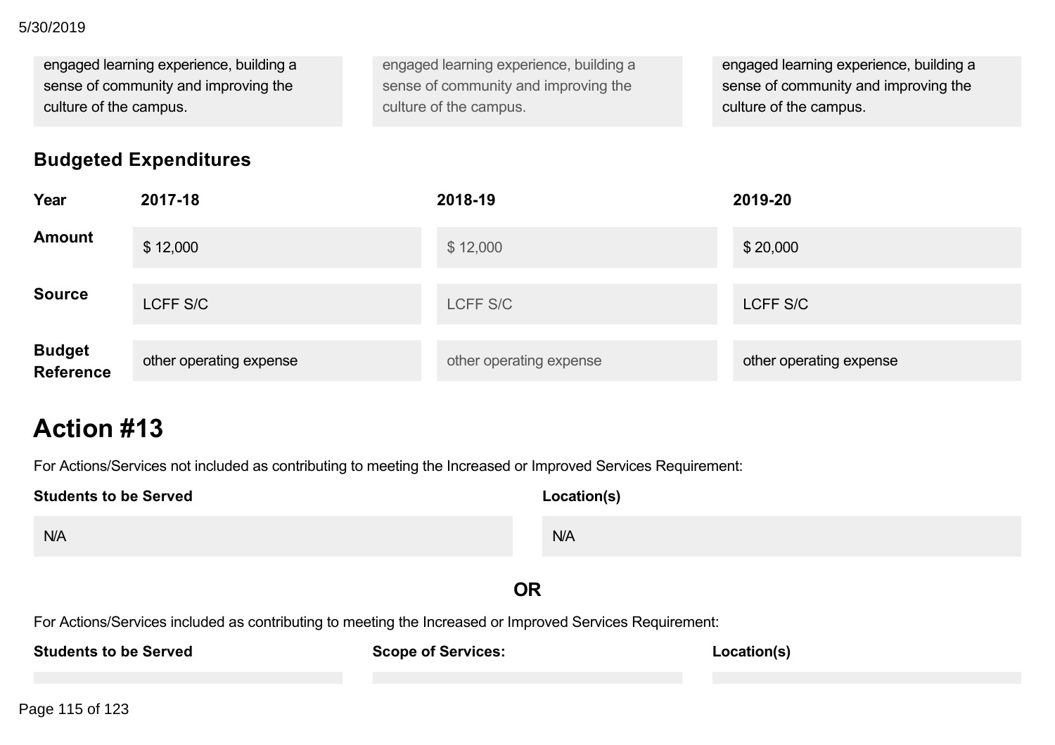| | | |
|---|---|---|
| engaged learning experience, building a sense of community and improving the culture of the campus. | engaged learning experience, building a sense of community and improving the culture of the campus. | engaged learning experience, building a sense of community and improving the culture of the campus. |

## Budgeted Expenditures

| Year | 2017-18 | 2018-19 | 2019-20 |
|---|---|---|---|
| **Amount** | $ 12,000 | $ 12,000 | $ 20,000 |
| **Source** | LCFF S/C | LCFF S/C | LCFF S/C |
| **Budget Reference** | other operating expense | other operating expense | other operating expense |

# Action #13

For Actions/Services not included as contributing to meeting the Increased or Improved Services Requirement:

| Students to be Served | Location(s) |
|---|---|
| N/A | N/A |

**OR**

For Actions/Services included as contributing to meeting the Increased or Improved Services Requirement:

| Students to be Served | Scope of Services: | Location(s) |
|---|---|---|
| | | |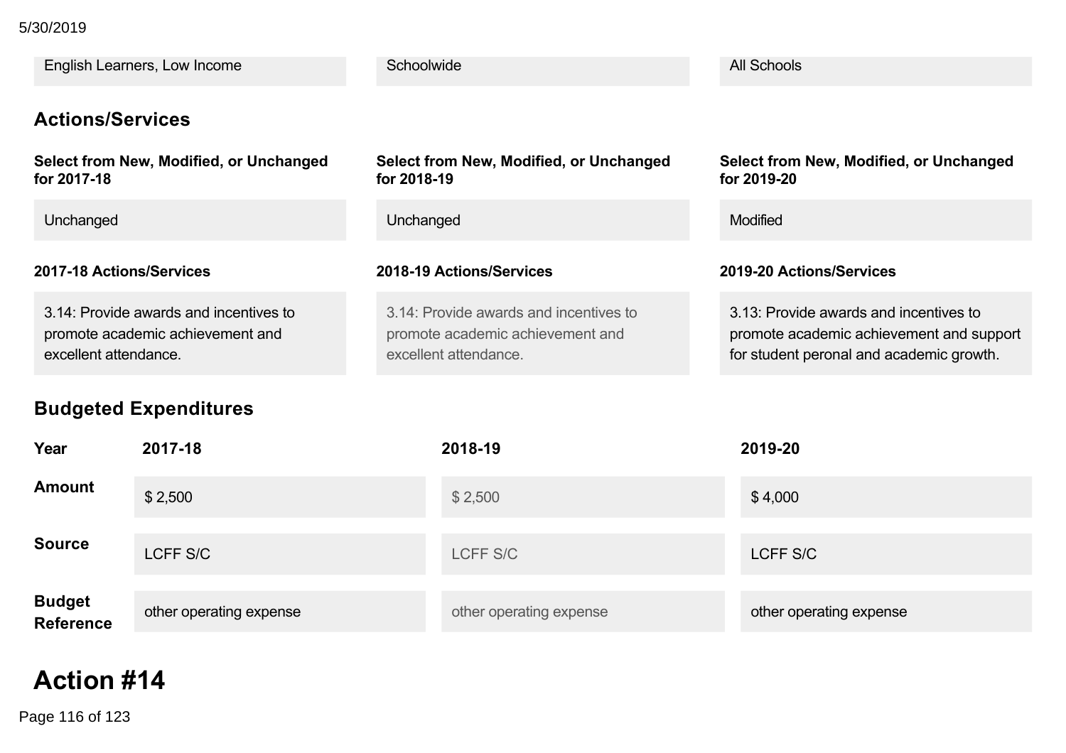| English Learners, Low Income | Schoolwide | All Schools |
| --- | --- | --- |

### Actions/Services

| Select from New, Modified, or Unchanged for 2017-18 | Select from New, Modified, or Unchanged for 2018-19 | Select from New, Modified, or Unchanged for 2019-20 |
| --- | --- | --- |
| Unchanged | Unchanged | Modified |

| 2017-18 Actions/Services | 2018-19 Actions/Services | 2019-20 Actions/Services |
| --- | --- | --- |
| 3.14: Provide awards and incentives to promote academic achievement and excellent attendance. | 3.14: Provide awards and incentives to promote academic achievement and excellent attendance. | 3.13: Provide awards and incentives to promote academic achievement and support for student peronal and academic growth. |

### Budgeted Expenditures

| Year | 2017-18 | 2018-19 | 2019-20 |
| --- | --- | --- | --- |
| Amount | $ 2,500 | $ 2,500 | $ 4,000 |
| Source | LCFF S/C | LCFF S/C | LCFF S/C |
| Budget Reference | other operating expense | other operating expense | other operating expense |

# Action #14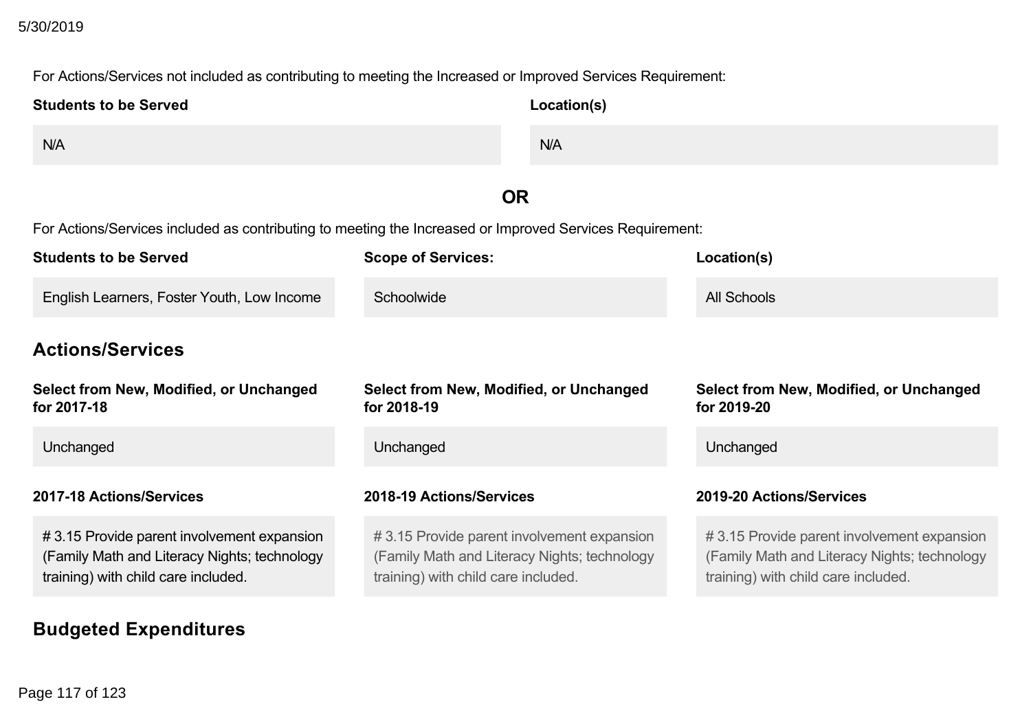For Actions/Services not included as contributing to meeting the Increased or Improved Services Requirement:

| Students to be Served | Location(s) |
| --- | --- |
| N/A | N/A |

**OR**

For Actions/Services included as contributing to meeting the Increased or Improved Services Requirement:

| Students to be Served | Scope of Services: | Location(s) |
| --- | --- | --- |
| English Learners, Foster Youth, Low Income | Schoolwide | All Schools |

## Actions/Services

| Select from New, Modified, or Unchanged for 2017-18 | Select from New, Modified, or Unchanged for 2018-19 | Select from New, Modified, or Unchanged for 2019-20 |
| --- | --- | --- |
| Unchanged | Unchanged | Unchanged |

| 2017-18 Actions/Services | 2018-19 Actions/Services | 2019-20 Actions/Services |
| --- | --- | --- |
| # 3.15 Provide parent involvement expansion (Family Math and Literacy Nights; technology training) with child care included. | # 3.15 Provide parent involvement expansion (Family Math and Literacy Nights; technology training) with child care included. | # 3.15 Provide parent involvement expansion (Family Math and Literacy Nights; technology training) with child care included. |

## Budgeted Expenditures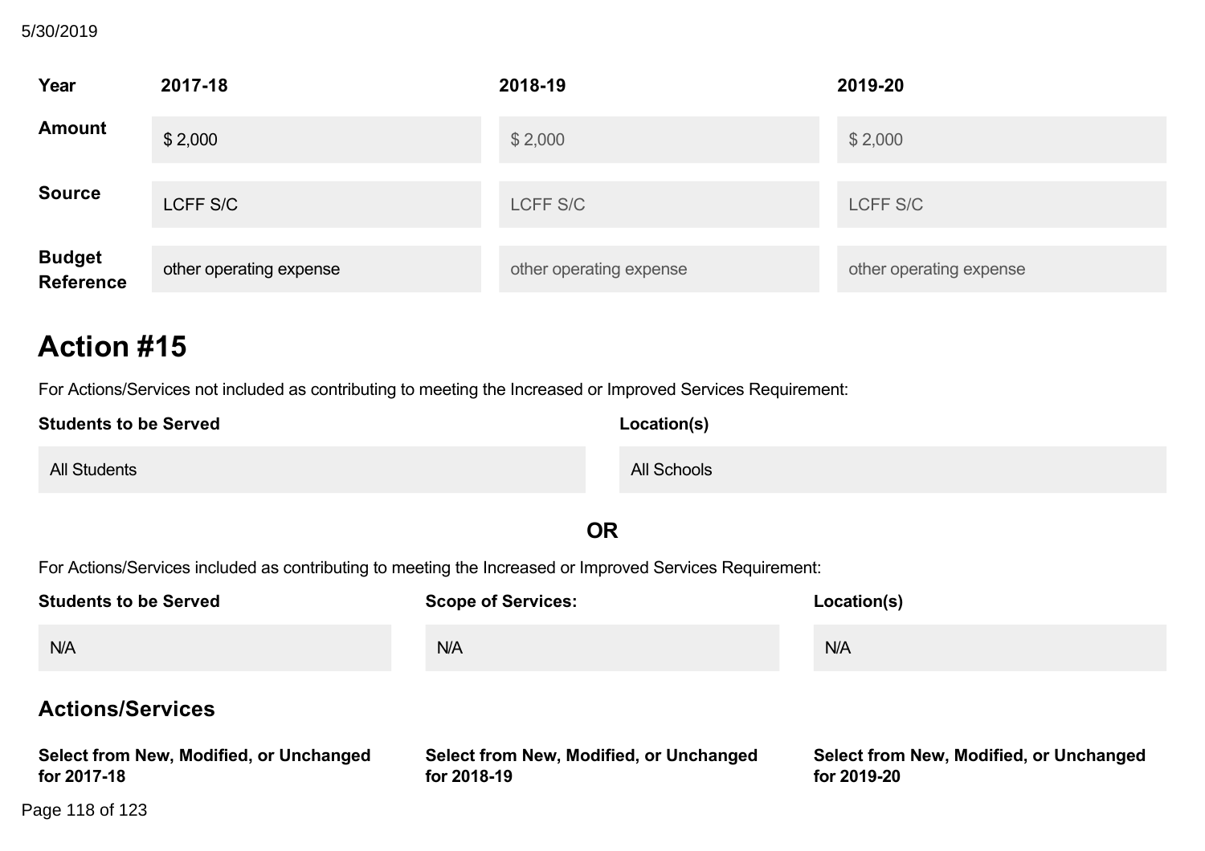| Year | 2017-18 | 2018-19 | 2019-20 |
|---|---|---|---|
| Amount | $ 2,000 | $ 2,000 | $ 2,000 |
| Source | LCFF S/C | LCFF S/C | LCFF S/C |
| Budget Reference | other operating expense | other operating expense | other operating expense |

## Action #15

For Actions/Services not included as contributing to meeting the Increased or Improved Services Requirement:

| Students to be Served | Location(s) |
|---|---|
| All Students | All Schools |

**OR**

For Actions/Services included as contributing to meeting the Increased or Improved Services Requirement:

| Students to be Served | Scope of Services: | Location(s) |
|---|---|---|
| N/A | N/A | N/A |

### Actions/Services

| Select from New, Modified, or Unchanged for 2017-18 | Select from New, Modified, or Unchanged for 2018-19 | Select from New, Modified, or Unchanged for 2019-20 |
|---|---|---|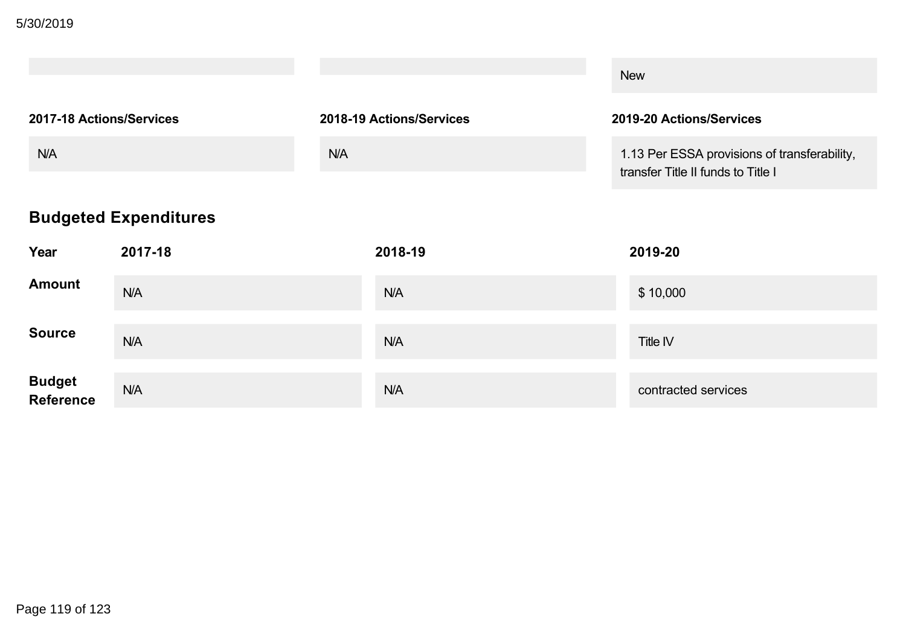| | | |
|---|---|---|
| | | New |

| 2017-18 Actions/Services | 2018-19 Actions/Services | 2019-20 Actions/Services |
|---|---|---|
| N/A | N/A | 1.13 Per ESSA provisions of transferability, transfer Title II funds to Title I |

## Budgeted Expenditures

| Year | 2017-18 | 2018-19 | 2019-20 |
|---|---|---|---|
| **Amount** | N/A | N/A | $ 10,000 |
| **Source** | N/A | N/A | Title IV |
| **Budget Reference** | N/A | N/A | contracted services |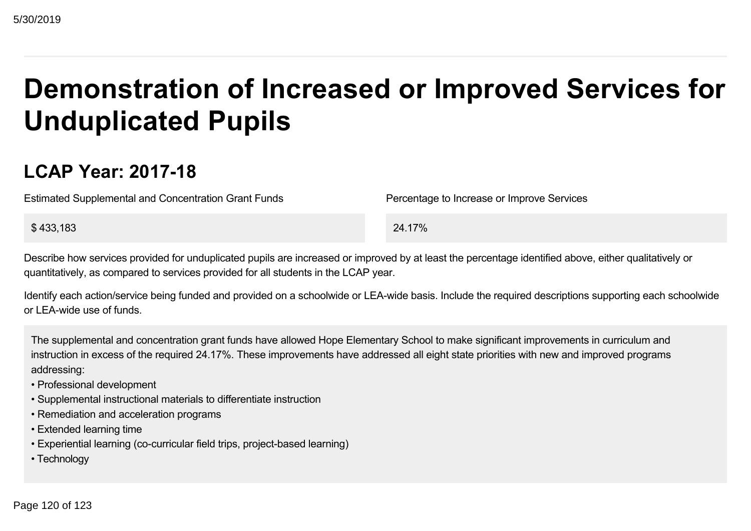# Demonstration of Increased or Improved Services for Unduplicated Pupils

## LCAP Year: 2017-18

| Estimated Supplemental and Concentration Grant Funds | Percentage to Increase or Improve Services |
| --- | --- |
| $ 433,183 | 24.17% |

Describe how services provided for unduplicated pupils are increased or improved by at least the percentage identified above, either qualitatively or quantitatively, as compared to services provided for all students in the LCAP year.

Identify each action/service being funded and provided on a schoolwide or LEA-wide basis. Include the required descriptions supporting each schoolwide or LEA-wide use of funds.

The supplemental and concentration grant funds have allowed Hope Elementary School to make significant improvements in curriculum and instruction in excess of the required 24.17%. These improvements have addressed all eight state priorities with new and improved programs addressing:

- Professional development
- Supplemental instructional materials to differentiate instruction
- Remediation and acceleration programs
- Extended learning time
- Experiential learning (co-curricular field trips, project-based learning)
- Technology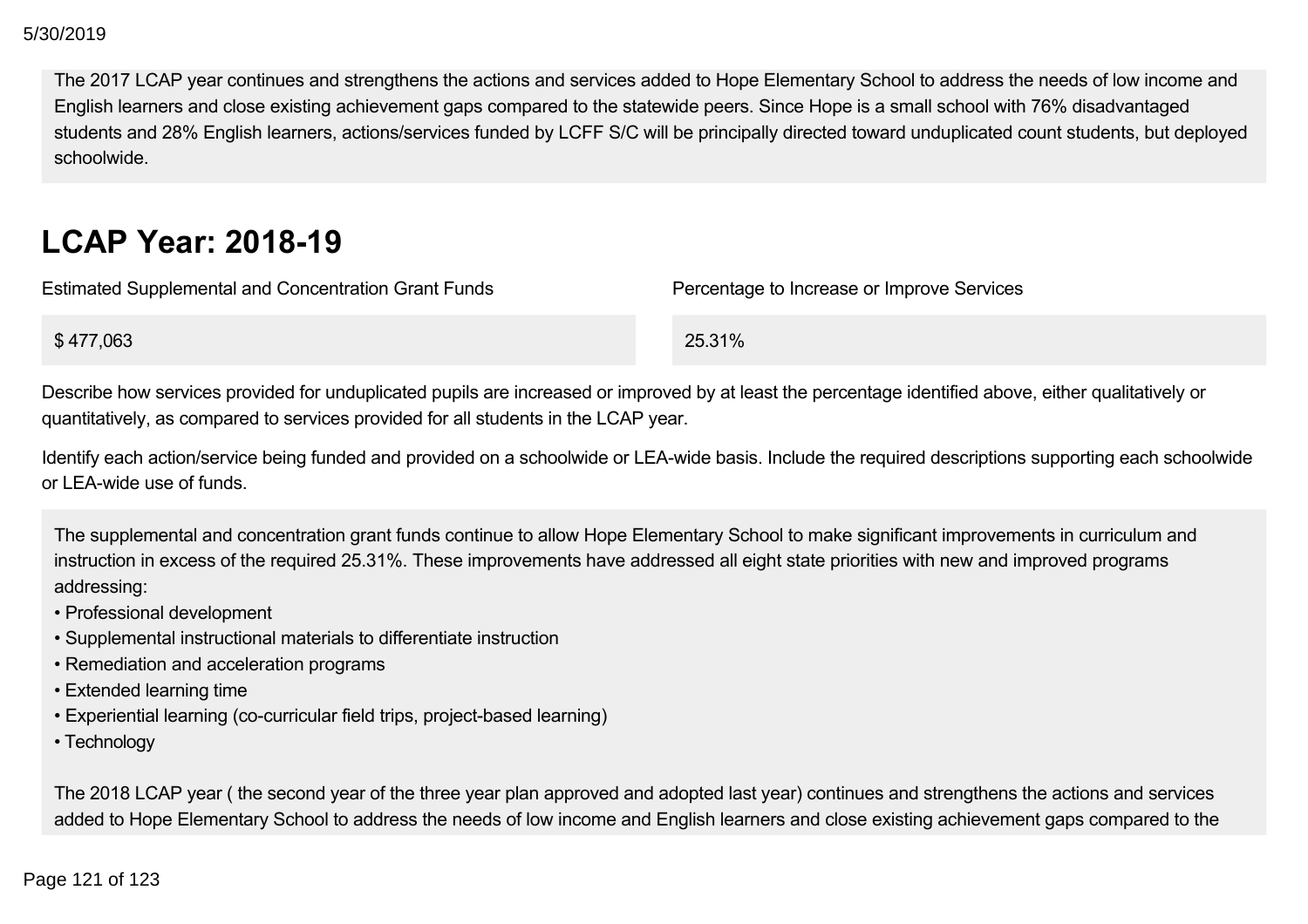The 2017 LCAP year continues and strengthens the actions and services added to Hope Elementary School to address the needs of low income and English learners and close existing achievement gaps compared to the statewide peers. Since Hope is a small school with 76% disadvantaged students and 28% English learners, actions/services funded by LCFF S/C will be principally directed toward unduplicated count students, but deployed schoolwide.

## LCAP Year: 2018-19

| Estimated Supplemental and Concentration Grant Funds | Percentage to Increase or Improve Services |
| --- | --- |
| $ 477,063 | 25.31% |

Describe how services provided for unduplicated pupils are increased or improved by at least the percentage identified above, either qualitatively or quantitatively, as compared to services provided for all students in the LCAP year.

Identify each action/service being funded and provided on a schoolwide or LEA-wide basis. Include the required descriptions supporting each schoolwide or LEA-wide use of funds.

The supplemental and concentration grant funds continue to allow Hope Elementary School to make significant improvements in curriculum and instruction in excess of the required 25.31%. These improvements have addressed all eight state priorities with new and improved programs addressing:

- Professional development
- Supplemental instructional materials to differentiate instruction
- Remediation and acceleration programs
- Extended learning time
- Experiential learning (co-curricular field trips, project-based learning)
- Technology

The 2018 LCAP year ( the second year of the three year plan approved and adopted last year) continues and strengthens the actions and services added to Hope Elementary School to address the needs of low income and English learners and close existing achievement gaps compared to the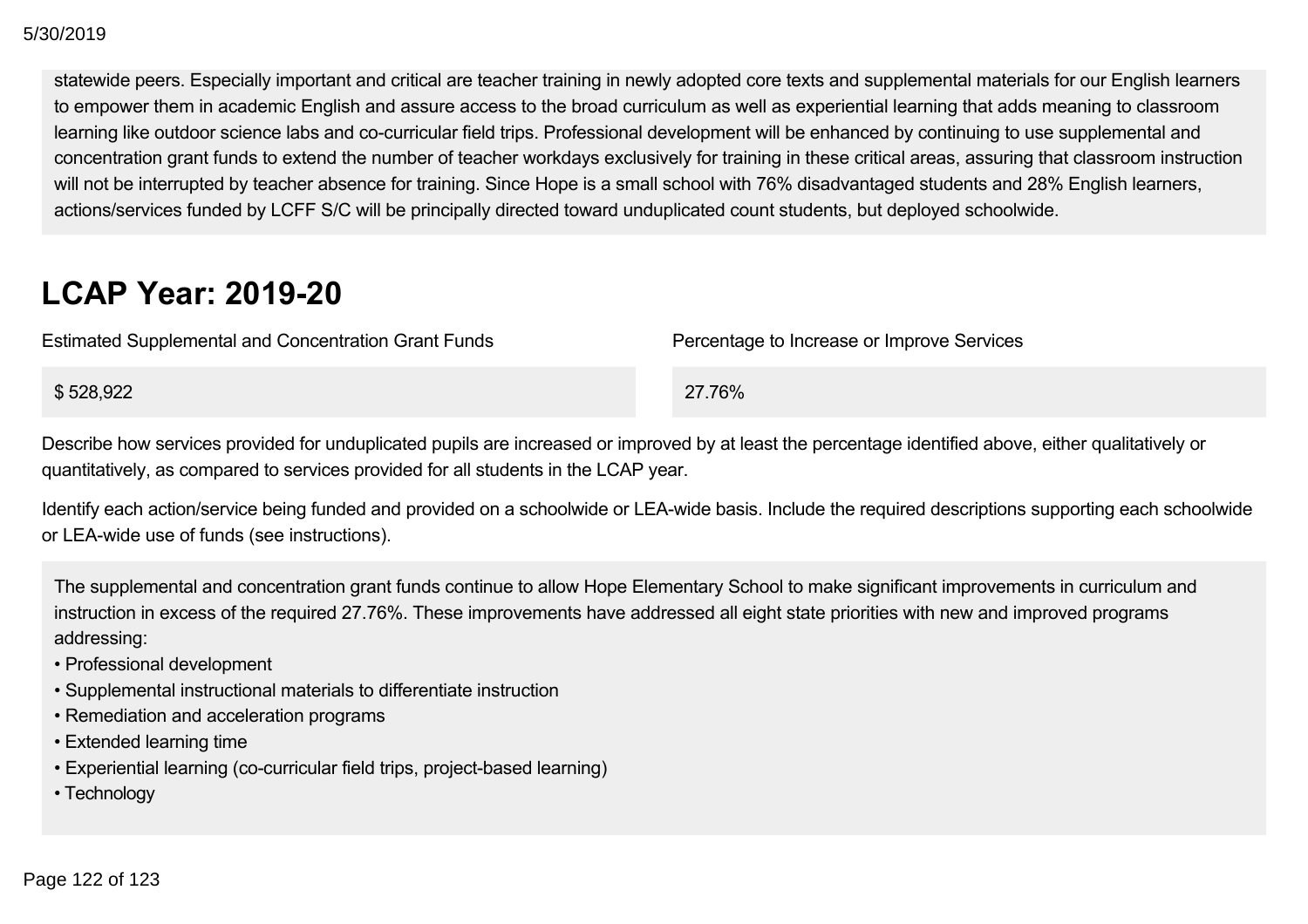statewide peers. Especially important and critical are teacher training in newly adopted core texts and supplemental materials for our English learners to empower them in academic English and assure access to the broad curriculum as well as experiential learning that adds meaning to classroom learning like outdoor science labs and co-curricular field trips. Professional development will be enhanced by continuing to use supplemental and concentration grant funds to extend the number of teacher workdays exclusively for training in these critical areas, assuring that classroom instruction will not be interrupted by teacher absence for training. Since Hope is a small school with 76% disadvantaged students and 28% English learners, actions/services funded by LCFF S/C will be principally directed toward unduplicated count students, but deployed schoolwide.

# LCAP Year: 2019-20

| Estimated Supplemental and Concentration Grant Funds | Percentage to Increase or Improve Services |
|---|---|
| $ 528,922 | 27.76% |

Describe how services provided for unduplicated pupils are increased or improved by at least the percentage identified above, either qualitatively or quantitatively, as compared to services provided for all students in the LCAP year.

Identify each action/service being funded and provided on a schoolwide or LEA-wide basis. Include the required descriptions supporting each schoolwide or LEA-wide use of funds (see instructions).

The supplemental and concentration grant funds continue to allow Hope Elementary School to make significant improvements in curriculum and instruction in excess of the required 27.76%. These improvements have addressed all eight state priorities with new and improved programs addressing:

- Professional development
- Supplemental instructional materials to differentiate instruction
- Remediation and acceleration programs
- Extended learning time
- Experiential learning (co-curricular field trips, project-based learning)
- Technology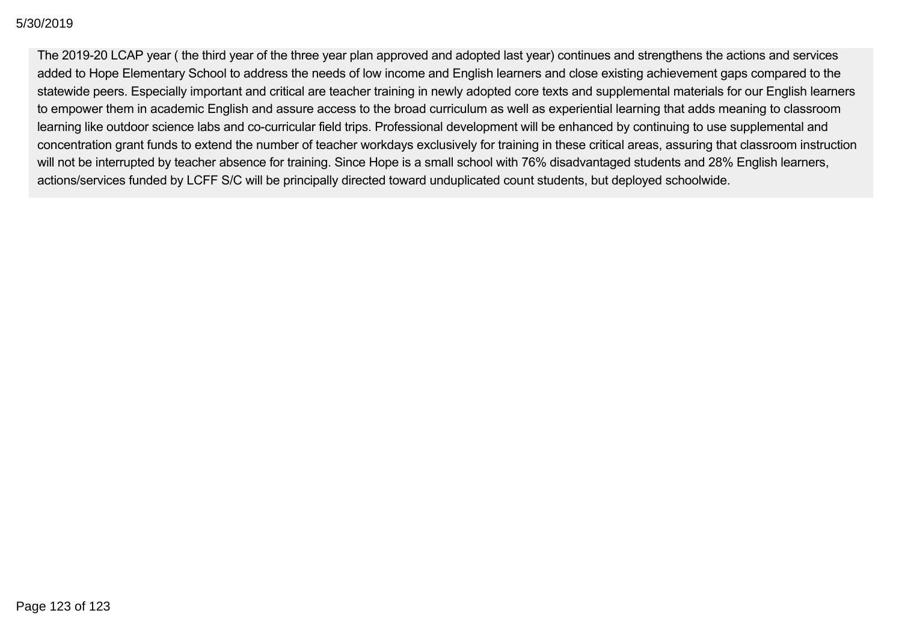The 2019-20 LCAP year ( the third year of the three year plan approved and adopted last year) continues and strengthens the actions and services added to Hope Elementary School to address the needs of low income and English learners and close existing achievement gaps compared to the statewide peers. Especially important and critical are teacher training in newly adopted core texts and supplemental materials for our English learners to empower them in academic English and assure access to the broad curriculum as well as experiential learning that adds meaning to classroom learning like outdoor science labs and co-curricular field trips. Professional development will be enhanced by continuing to use supplemental and concentration grant funds to extend the number of teacher workdays exclusively for training in these critical areas, assuring that classroom instruction will not be interrupted by teacher absence for training. Since Hope is a small school with 76% disadvantaged students and 28% English learners, actions/services funded by LCFF S/C will be principally directed toward unduplicated count students, but deployed schoolwide.